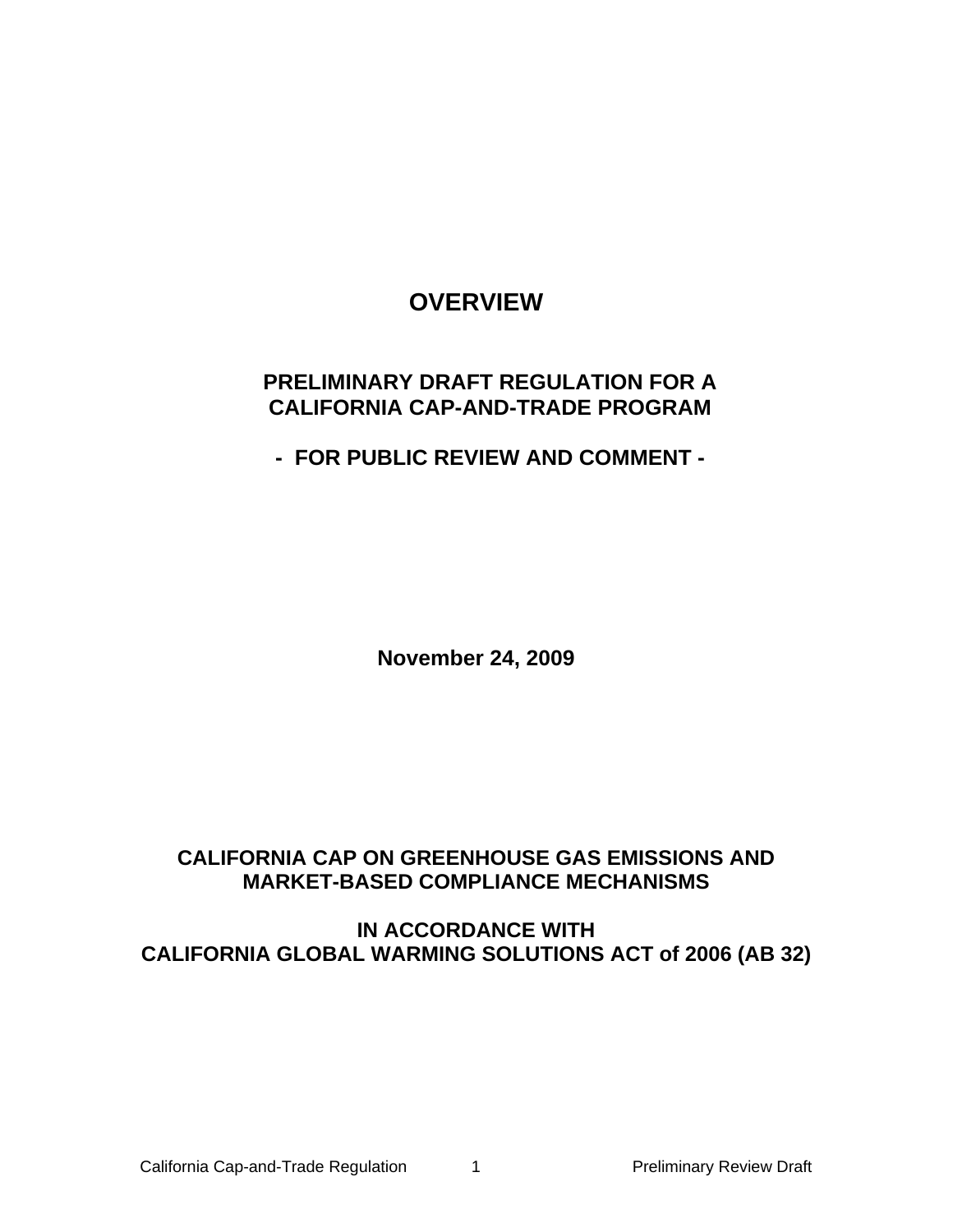# OVERVIEW

## PRELIMINARY DRAFT REGULATION FOR A CALIFORNIA CAP-AND-TRADE PROGRAM

**- FOR PUBLIC REVIEW AND COMMENT -**

**November 24, 2009**

**CALIFORNIA CAP ON GREENHOUSE GAS EMISSIONS AND MARKET-BASED COMPLIANCE MECHANISMS**

**IN ACCORDANCE WITH CALIFORNIA GLOBAL WARMING SOLUTIONS ACT of 2006 (AB 32)**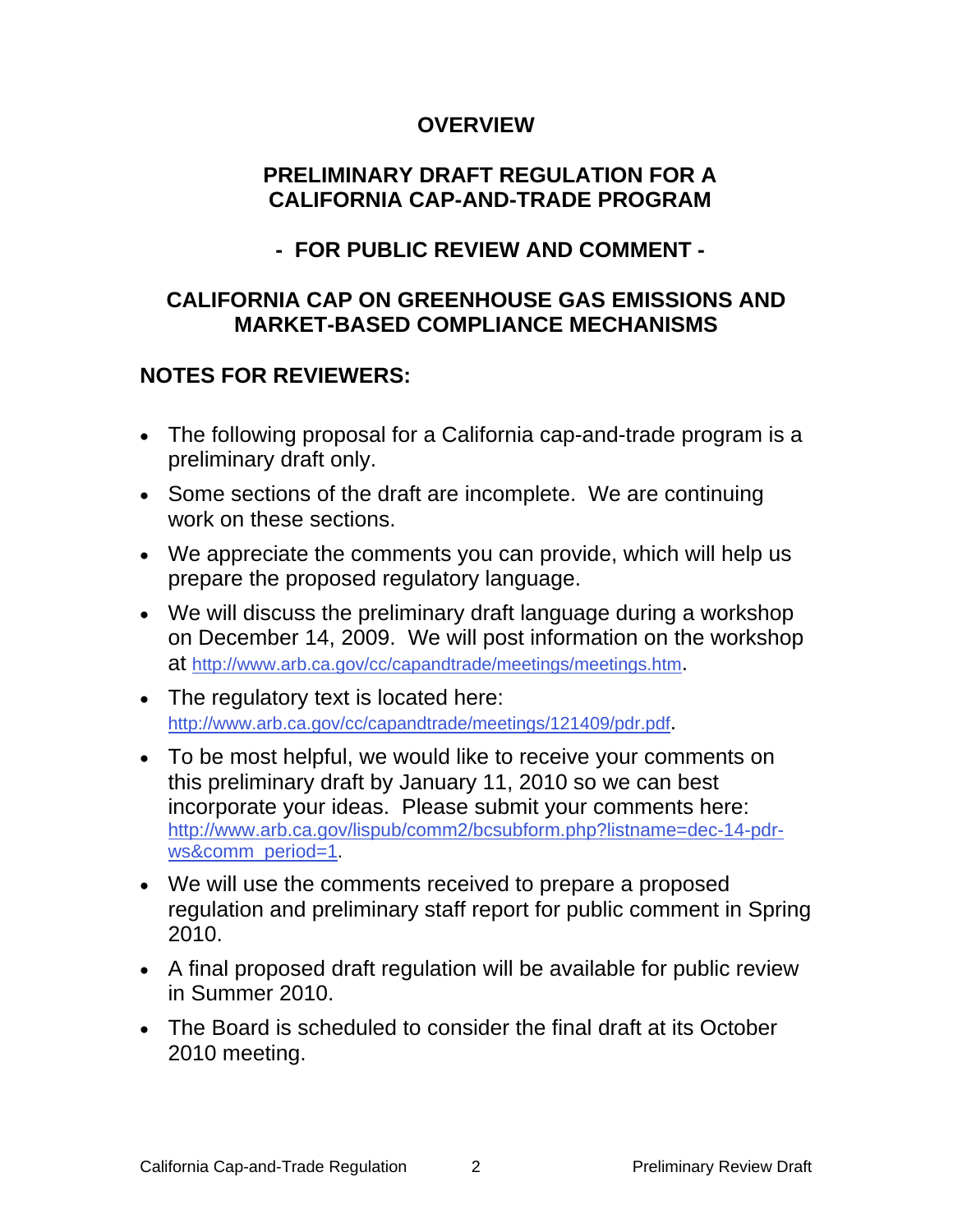# OVERVIEW

## PRELIMINARY DRAFT REGULATION FOR A CALIFORNIA CAP-AND-TRADE PROGRAM

## - FOR PUBLIC REVIEW AND COMMENT -

## CALIFORNIA CAP ON GREENHOUSE GAS EMISSIONS AND MARKET-BASED COMPLIANCE MECHANISMS

### NOTES FOR REVIEWERS:

- The following proposal for a California cap-and-trade program is a preliminary draft only.
- Some sections of the draft are incomplete. We are continuing work on these sections.
- We appreciate the comments you can provide, which will help us prepare the proposed regulatory language.
- We will discuss the preliminary draft language during a workshop on December 14, 2009. We will post information on the workshop at http://www.arb.ca.gov/cc/capandtrade/meetings/meetings.htm.
- The regulatory text is located here: http://www.arb.ca.gov/cc/capandtrade/meetings/121409/pdr.pdf.
- To be most helpful, we would like to receive your comments on this preliminary draft by January 11, 2010 so we can best incorporate your ideas. Please submit your comments here: http://www.arb.ca.gov/lispub/comm2/bcsubform.php?listname=dec-14-pdr-ws&comm_period=1.
- We will use the comments received to prepare a proposed regulation and preliminary staff report for public comment in Spring 2010.
- A final proposed draft regulation will be available for public review in Summer 2010.
- The Board is scheduled to consider the final draft at its October 2010 meeting.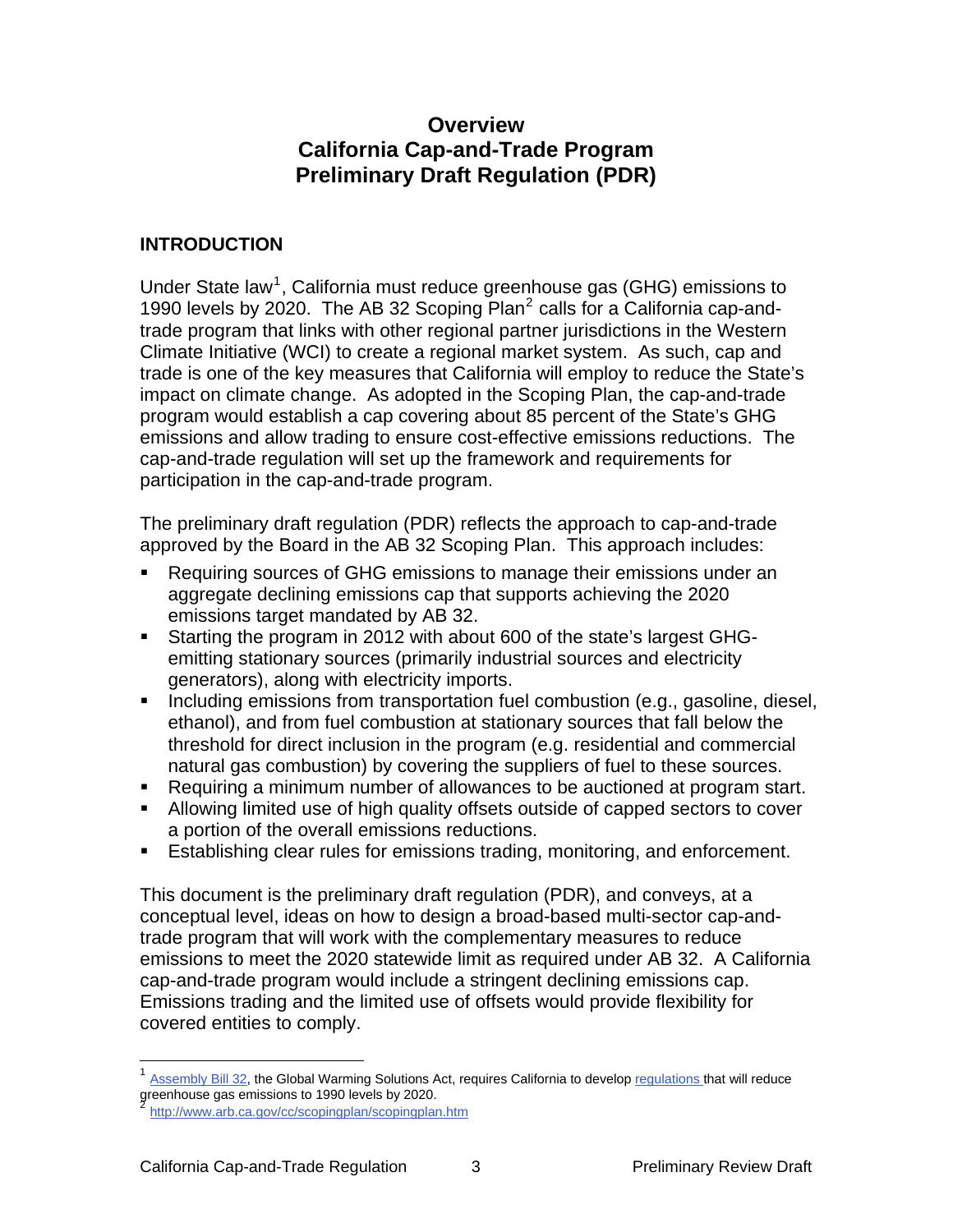# Overview
# California Cap-and-Trade Program
# Preliminary Draft Regulation (PDR)

## INTRODUCTION

Under State law[1], California must reduce greenhouse gas (GHG) emissions to 1990 levels by 2020. The AB 32 Scoping Plan[2] calls for a California cap-and-trade program that links with other regional partner jurisdictions in the Western Climate Initiative (WCI) to create a regional market system. As such, cap and trade is one of the key measures that California will employ to reduce the State's impact on climate change. As adopted in the Scoping Plan, the cap-and-trade program would establish a cap covering about 85 percent of the State's GHG emissions and allow trading to ensure cost-effective emissions reductions. The cap-and-trade regulation will set up the framework and requirements for participation in the cap-and-trade program.

The preliminary draft regulation (PDR) reflects the approach to cap-and-trade approved by the Board in the AB 32 Scoping Plan. This approach includes:

- Requiring sources of GHG emissions to manage their emissions under an aggregate declining emissions cap that supports achieving the 2020 emissions target mandated by AB 32.
- Starting the program in 2012 with about 600 of the state's largest GHG-emitting stationary sources (primarily industrial sources and electricity generators), along with electricity imports.
- Including emissions from transportation fuel combustion (e.g., gasoline, diesel, ethanol), and from fuel combustion at stationary sources that fall below the threshold for direct inclusion in the program (e.g. residential and commercial natural gas combustion) by covering the suppliers of fuel to these sources.
- Requiring a minimum number of allowances to be auctioned at program start.
- Allowing limited use of high quality offsets outside of capped sectors to cover a portion of the overall emissions reductions.
- Establishing clear rules for emissions trading, monitoring, and enforcement.

This document is the preliminary draft regulation (PDR), and conveys, at a conceptual level, ideas on how to design a broad-based multi-sector cap-and-trade program that will work with the complementary measures to reduce emissions to meet the 2020 statewide limit as required under AB 32. A California cap-and-trade program would include a stringent declining emissions cap. Emissions trading and the limited use of offsets would provide flexibility for covered entities to comply.

---

[1] Assembly Bill 32, the Global Warming Solutions Act, requires California to develop regulations that will reduce greenhouse gas emissions to 1990 levels by 2020.

[2] http://www.arb.ca.gov/cc/scopingplan/scopingplan.htm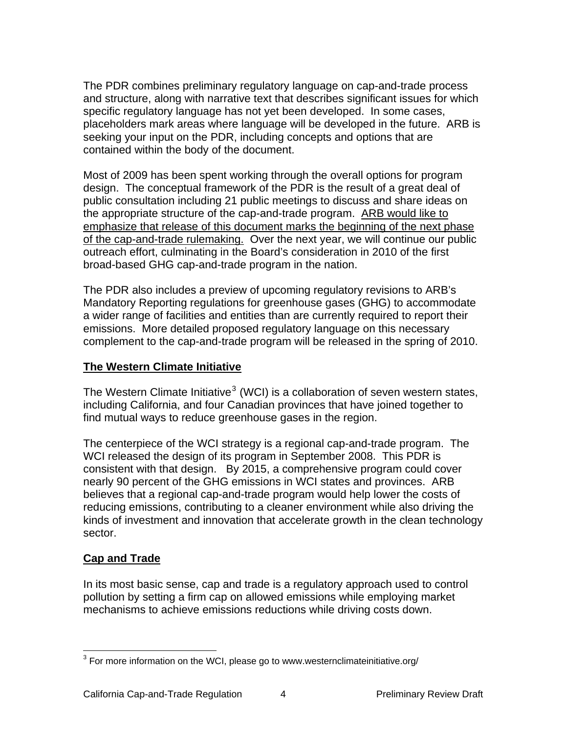The PDR combines preliminary regulatory language on cap-and-trade process and structure, along with narrative text that describes significant issues for which specific regulatory language has not yet been developed. In some cases, placeholders mark areas where language will be developed in the future. ARB is seeking your input on the PDR, including concepts and options that are contained within the body of the document.

Most of 2009 has been spent working through the overall options for program design. The conceptual framework of the PDR is the result of a great deal of public consultation including 21 public meetings to discuss and share ideas on the appropriate structure of the cap-and-trade program. ARB would like to emphasize that release of this document marks the beginning of the next phase of the cap-and-trade rulemaking. Over the next year, we will continue our public outreach effort, culminating in the Board's consideration in 2010 of the first broad-based GHG cap-and-trade program in the nation.

The PDR also includes a preview of upcoming regulatory revisions to ARB's Mandatory Reporting regulations for greenhouse gases (GHG) to accommodate a wider range of facilities and entities than are currently required to report their emissions. More detailed proposed regulatory language on this necessary complement to the cap-and-trade program will be released in the spring of 2010.

## The Western Climate Initiative

The Western Climate Initiative[3] (WCI) is a collaboration of seven western states, including California, and four Canadian provinces that have joined together to find mutual ways to reduce greenhouse gases in the region.

The centerpiece of the WCI strategy is a regional cap-and-trade program. The WCI released the design of its program in September 2008. This PDR is consistent with that design. By 2015, a comprehensive program could cover nearly 90 percent of the GHG emissions in WCI states and provinces. ARB believes that a regional cap-and-trade program would help lower the costs of reducing emissions, contributing to a cleaner environment while also driving the kinds of investment and innovation that accelerate growth in the clean technology sector.

## Cap and Trade

In its most basic sense, cap and trade is a regulatory approach used to control pollution by setting a firm cap on allowed emissions while employing market mechanisms to achieve emissions reductions while driving costs down.

[3] For more information on the WCI, please go to www.westernclimateinitiative.org/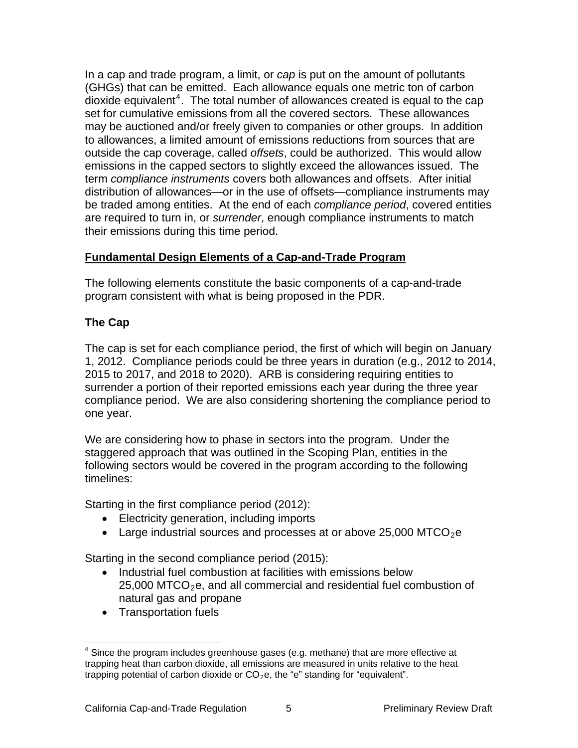In a cap and trade program, a limit, or *cap* is put on the amount of pollutants (GHGs) that can be emitted. Each allowance equals one metric ton of carbon dioxide equivalent[4]. The total number of allowances created is equal to the cap set for cumulative emissions from all the covered sectors. These allowances may be auctioned and/or freely given to companies or other groups. In addition to allowances, a limited amount of emissions reductions from sources that are outside the cap coverage, called *offsets*, could be authorized. This would allow emissions in the capped sectors to slightly exceed the allowances issued. The term *compliance instruments* covers both allowances and offsets. After initial distribution of allowances—or in the use of offsets—compliance instruments may be traded among entities. At the end of each *compliance period*, covered entities are required to turn in, or *surrender*, enough compliance instruments to match their emissions during this time period.

## Fundamental Design Elements of a Cap-and-Trade Program

The following elements constitute the basic components of a cap-and-trade program consistent with what is being proposed in the PDR.

### The Cap

The cap is set for each compliance period, the first of which will begin on January 1, 2012. Compliance periods could be three years in duration (e.g., 2012 to 2014, 2015 to 2017, and 2018 to 2020). ARB is considering requiring entities to surrender a portion of their reported emissions each year during the three year compliance period. We are also considering shortening the compliance period to one year.

We are considering how to phase in sectors into the program. Under the staggered approach that was outlined in the Scoping Plan, entities in the following sectors would be covered in the program according to the following timelines:

Starting in the first compliance period (2012):

- Electricity generation, including imports
- Large industrial sources and processes at or above 25,000 $MTCO_2e$

Starting in the second compliance period (2015):

- Industrial fuel combustion at facilities with emissions below 25,000 $MTCO_2e$, and all commercial and residential fuel combustion of natural gas and propane
- Transportation fuels

[4] Since the program includes greenhouse gases (e.g. methane) that are more effective at trapping heat than carbon dioxide, all emissions are measured in units relative to the heat trapping potential of carbon dioxide or $CO_2e$, the "e" standing for "equivalent".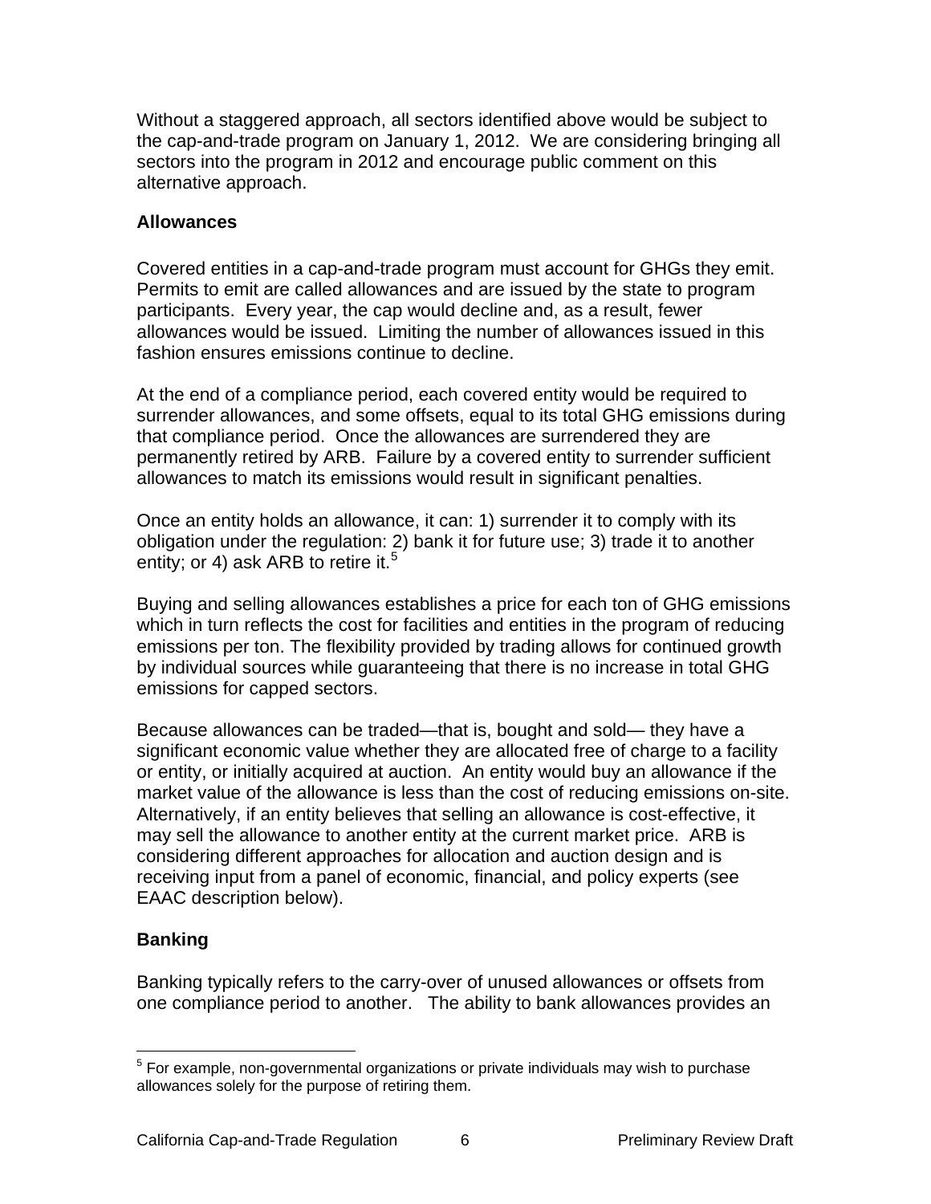Without a staggered approach, all sectors identified above would be subject to the cap-and-trade program on January 1, 2012. We are considering bringing all sectors into the program in 2012 and encourage public comment on this alternative approach.

**Allowances**

Covered entities in a cap-and-trade program must account for GHGs they emit. Permits to emit are called allowances and are issued by the state to program participants. Every year, the cap would decline and, as a result, fewer allowances would be issued. Limiting the number of allowances issued in this fashion ensures emissions continue to decline.

At the end of a compliance period, each covered entity would be required to surrender allowances, and some offsets, equal to its total GHG emissions during that compliance period. Once the allowances are surrendered they are permanently retired by ARB. Failure by a covered entity to surrender sufficient allowances to match its emissions would result in significant penalties.

Once an entity holds an allowance, it can: 1) surrender it to comply with its obligation under the regulation: 2) bank it for future use; 3) trade it to another entity; or 4) ask ARB to retire it.[5]

Buying and selling allowances establishes a price for each ton of GHG emissions which in turn reflects the cost for facilities and entities in the program of reducing emissions per ton. The flexibility provided by trading allows for continued growth by individual sources while guaranteeing that there is no increase in total GHG emissions for capped sectors.

Because allowances can be traded—that is, bought and sold— they have a significant economic value whether they are allocated free of charge to a facility or entity, or initially acquired at auction. An entity would buy an allowance if the market value of the allowance is less than the cost of reducing emissions on-site. Alternatively, if an entity believes that selling an allowance is cost-effective, it may sell the allowance to another entity at the current market price. ARB is considering different approaches for allocation and auction design and is receiving input from a panel of economic, financial, and policy experts (see EAAC description below).

**Banking**

Banking typically refers to the carry-over of unused allowances or offsets from one compliance period to another. The ability to bank allowances provides an

[5] For example, non-governmental organizations or private individuals may wish to purchase allowances solely for the purpose of retiring them.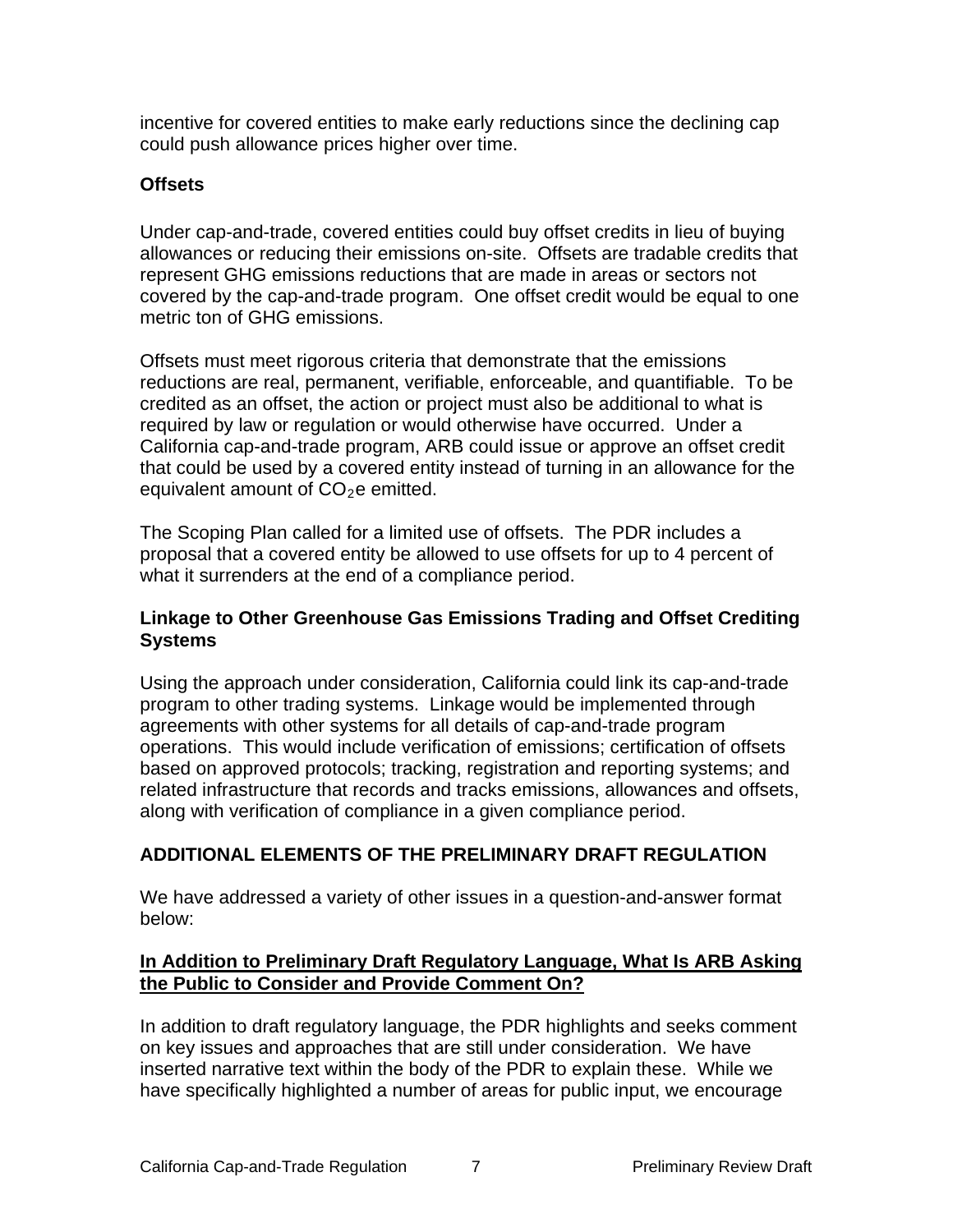incentive for covered entities to make early reductions since the declining cap could push allowance prices higher over time.

### Offsets

Under cap-and-trade, covered entities could buy offset credits in lieu of buying allowances or reducing their emissions on-site. Offsets are tradable credits that represent GHG emissions reductions that are made in areas or sectors not covered by the cap-and-trade program. One offset credit would be equal to one metric ton of GHG emissions.

Offsets must meet rigorous criteria that demonstrate that the emissions reductions are real, permanent, verifiable, enforceable, and quantifiable. To be credited as an offset, the action or project must also be additional to what is required by law or regulation or would otherwise have occurred. Under a California cap-and-trade program, ARB could issue or approve an offset credit that could be used by a covered entity instead of turning in an allowance for the equivalent amount of $CO_2e$ emitted.

The Scoping Plan called for a limited use of offsets. The PDR includes a proposal that a covered entity be allowed to use offsets for up to 4 percent of what it surrenders at the end of a compliance period.

### Linkage to Other Greenhouse Gas Emissions Trading and Offset Crediting Systems

Using the approach under consideration, California could link its cap-and-trade program to other trading systems. Linkage would be implemented through agreements with other systems for all details of cap-and-trade program operations. This would include verification of emissions; certification of offsets based on approved protocols; tracking, registration and reporting systems; and related infrastructure that records and tracks emissions, allowances and offsets, along with verification of compliance in a given compliance period.

## ADDITIONAL ELEMENTS OF THE PRELIMINARY DRAFT REGULATION

We have addressed a variety of other issues in a question-and-answer format below:

### <u>In Addition to Preliminary Draft Regulatory Language, What Is ARB Asking the Public to Consider and Provide Comment On?</u>

In addition to draft regulatory language, the PDR highlights and seeks comment on key issues and approaches that are still under consideration. We have inserted narrative text within the body of the PDR to explain these. While we have specifically highlighted a number of areas for public input, we encourage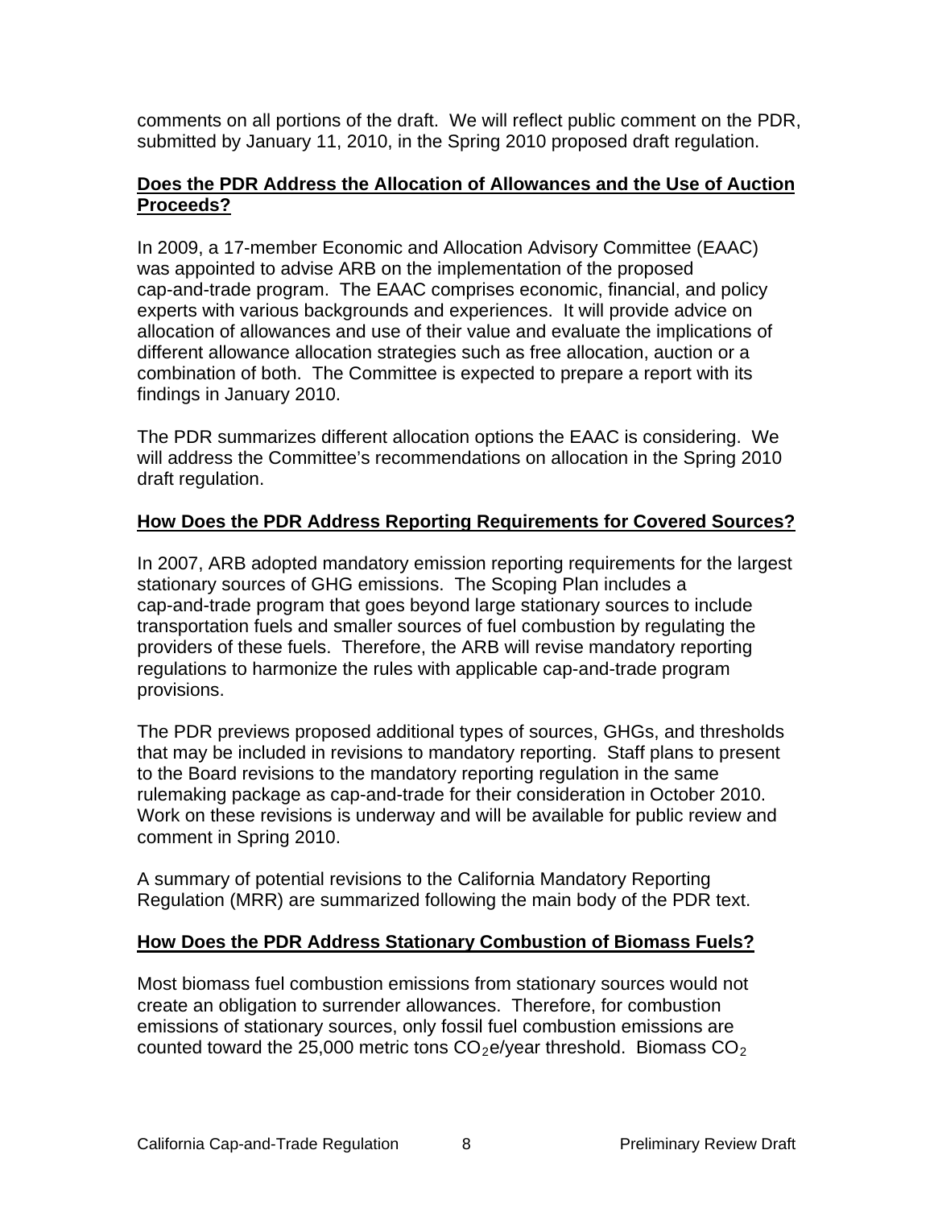comments on all portions of the draft. We will reflect public comment on the PDR, submitted by January 11, 2010, in the Spring 2010 proposed draft regulation.

**Does the PDR Address the Allocation of Allowances and the Use of Auction Proceeds?**

In 2009, a 17-member Economic and Allocation Advisory Committee (EAAC) was appointed to advise ARB on the implementation of the proposed cap-and-trade program. The EAAC comprises economic, financial, and policy experts with various backgrounds and experiences. It will provide advice on allocation of allowances and use of their value and evaluate the implications of different allowance allocation strategies such as free allocation, auction or a combination of both. The Committee is expected to prepare a report with its findings in January 2010.

The PDR summarizes different allocation options the EAAC is considering. We will address the Committee's recommendations on allocation in the Spring 2010 draft regulation.

**How Does the PDR Address Reporting Requirements for Covered Sources?**

In 2007, ARB adopted mandatory emission reporting requirements for the largest stationary sources of GHG emissions. The Scoping Plan includes a cap-and-trade program that goes beyond large stationary sources to include transportation fuels and smaller sources of fuel combustion by regulating the providers of these fuels. Therefore, the ARB will revise mandatory reporting regulations to harmonize the rules with applicable cap-and-trade program provisions.

The PDR previews proposed additional types of sources, GHGs, and thresholds that may be included in revisions to mandatory reporting. Staff plans to present to the Board revisions to the mandatory reporting regulation in the same rulemaking package as cap-and-trade for their consideration in October 2010. Work on these revisions is underway and will be available for public review and comment in Spring 2010.

A summary of potential revisions to the California Mandatory Reporting Regulation (MRR) are summarized following the main body of the PDR text.

**How Does the PDR Address Stationary Combustion of Biomass Fuels?**

Most biomass fuel combustion emissions from stationary sources would not create an obligation to surrender allowances. Therefore, for combustion emissions of stationary sources, only fossil fuel combustion emissions are counted toward the 25,000 metric tons $CO_2e$/year threshold. Biomass $CO_2$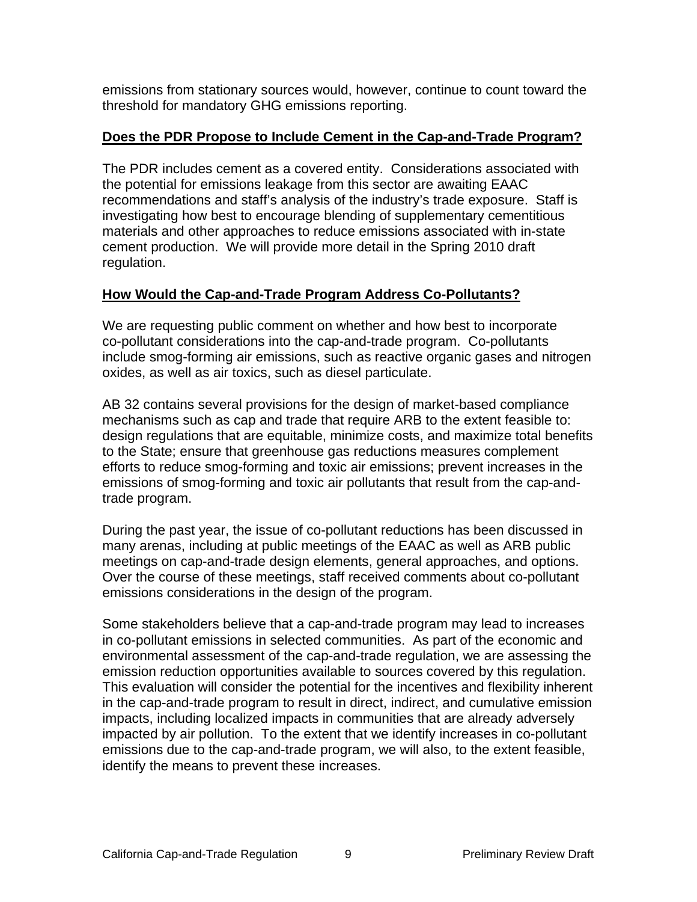emissions from stationary sources would, however, continue to count toward the threshold for mandatory GHG emissions reporting.

## Does the PDR Propose to Include Cement in the Cap-and-Trade Program?

The PDR includes cement as a covered entity. Considerations associated with the potential for emissions leakage from this sector are awaiting EAAC recommendations and staff's analysis of the industry's trade exposure. Staff is investigating how best to encourage blending of supplementary cementitious materials and other approaches to reduce emissions associated with in-state cement production. We will provide more detail in the Spring 2010 draft regulation.

## How Would the Cap-and-Trade Program Address Co-Pollutants?

We are requesting public comment on whether and how best to incorporate co-pollutant considerations into the cap-and-trade program. Co-pollutants include smog-forming air emissions, such as reactive organic gases and nitrogen oxides, as well as air toxics, such as diesel particulate.

AB 32 contains several provisions for the design of market-based compliance mechanisms such as cap and trade that require ARB to the extent feasible to: design regulations that are equitable, minimize costs, and maximize total benefits to the State; ensure that greenhouse gas reductions measures complement efforts to reduce smog-forming and toxic air emissions; prevent increases in the emissions of smog-forming and toxic air pollutants that result from the cap-and-trade program.

During the past year, the issue of co-pollutant reductions has been discussed in many arenas, including at public meetings of the EAAC as well as ARB public meetings on cap-and-trade design elements, general approaches, and options. Over the course of these meetings, staff received comments about co-pollutant emissions considerations in the design of the program.

Some stakeholders believe that a cap-and-trade program may lead to increases in co-pollutant emissions in selected communities. As part of the economic and environmental assessment of the cap-and-trade regulation, we are assessing the emission reduction opportunities available to sources covered by this regulation. This evaluation will consider the potential for the incentives and flexibility inherent in the cap-and-trade program to result in direct, indirect, and cumulative emission impacts, including localized impacts in communities that are already adversely impacted by air pollution. To the extent that we identify increases in co-pollutant emissions due to the cap-and-trade program, we will also, to the extent feasible, identify the means to prevent these increases.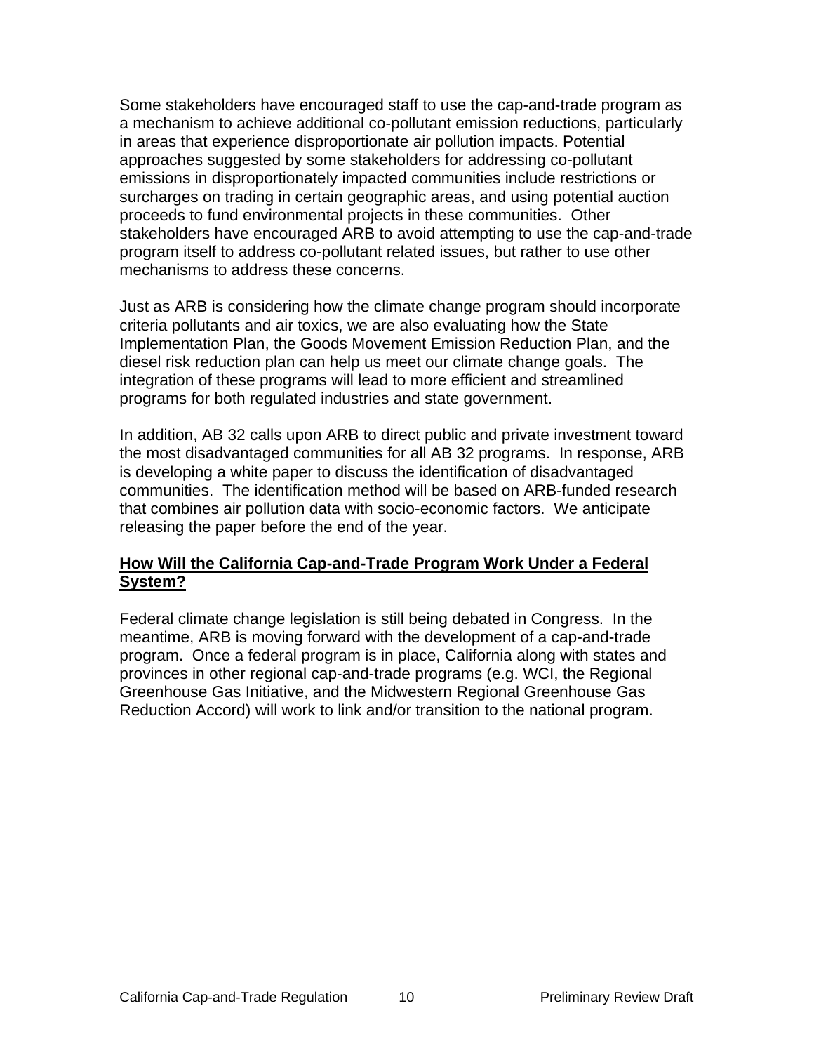Some stakeholders have encouraged staff to use the cap-and-trade program as a mechanism to achieve additional co-pollutant emission reductions, particularly in areas that experience disproportionate air pollution impacts. Potential approaches suggested by some stakeholders for addressing co-pollutant emissions in disproportionately impacted communities include restrictions or surcharges on trading in certain geographic areas, and using potential auction proceeds to fund environmental projects in these communities. Other stakeholders have encouraged ARB to avoid attempting to use the cap-and-trade program itself to address co-pollutant related issues, but rather to use other mechanisms to address these concerns.

Just as ARB is considering how the climate change program should incorporate criteria pollutants and air toxics, we are also evaluating how the State Implementation Plan, the Goods Movement Emission Reduction Plan, and the diesel risk reduction plan can help us meet our climate change goals. The integration of these programs will lead to more efficient and streamlined programs for both regulated industries and state government.

In addition, AB 32 calls upon ARB to direct public and private investment toward the most disadvantaged communities for all AB 32 programs. In response, ARB is developing a white paper to discuss the identification of disadvantaged communities. The identification method will be based on ARB-funded research that combines air pollution data with socio-economic factors. We anticipate releasing the paper before the end of the year.

## **How Will the California Cap-and-Trade Program Work Under a Federal System?**

Federal climate change legislation is still being debated in Congress. In the meantime, ARB is moving forward with the development of a cap-and-trade program. Once a federal program is in place, California along with states and provinces in other regional cap-and-trade programs (e.g. WCI, the Regional Greenhouse Gas Initiative, and the Midwestern Regional Greenhouse Gas Reduction Accord) will work to link and/or transition to the national program.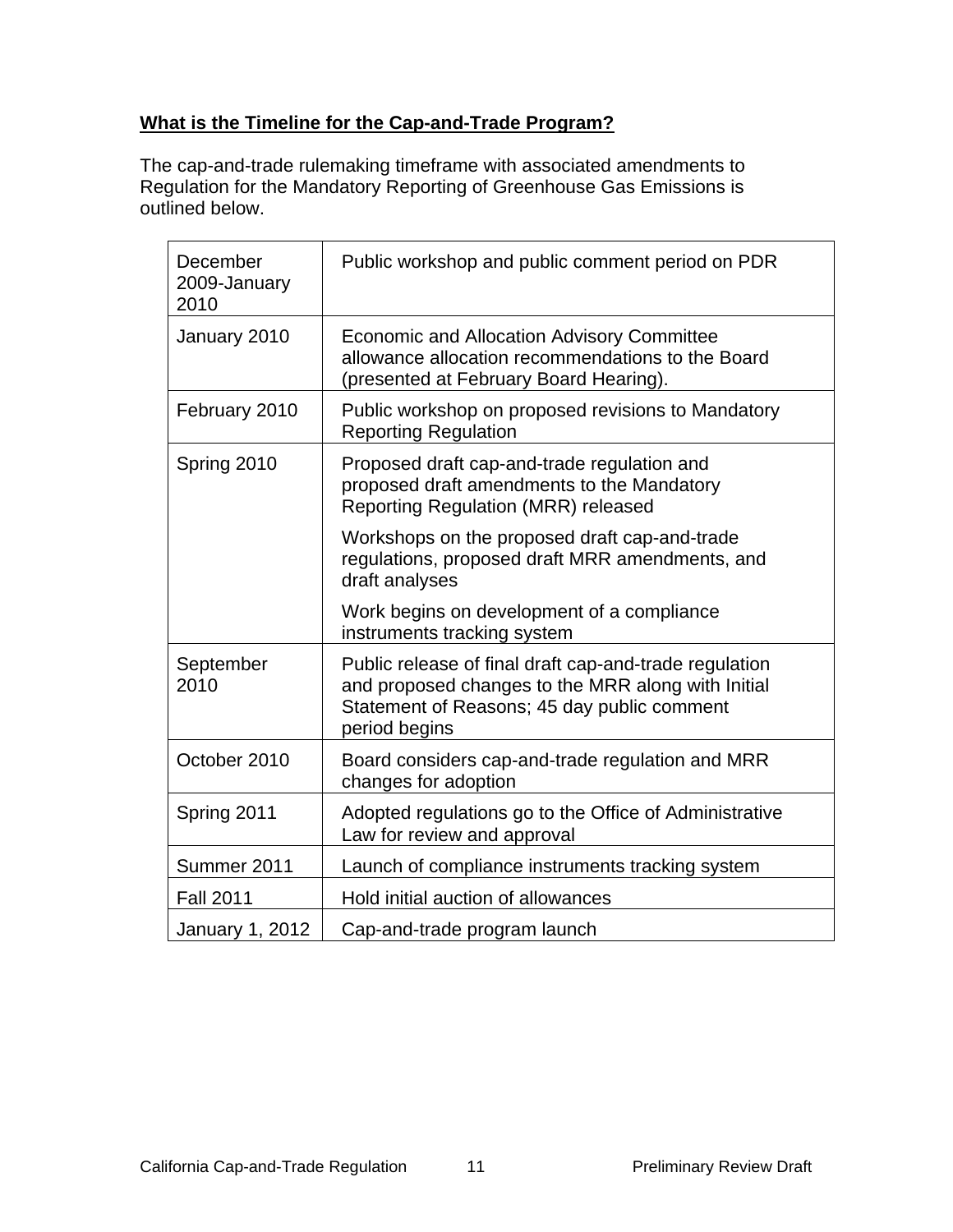**What is the Timeline for the Cap-and-Trade Program?**

The cap-and-trade rulemaking timeframe with associated amendments to Regulation for the Mandatory Reporting of Greenhouse Gas Emissions is outlined below.

| | |
|---|---|
| December 2009-January 2010 | Public workshop and public comment period on PDR |
| January 2010 | Economic and Allocation Advisory Committee allowance allocation recommendations to the Board (presented at February Board Hearing). |
| February 2010 | Public workshop on proposed revisions to Mandatory Reporting Regulation |
| Spring 2010 | Proposed draft cap-and-trade regulation and proposed draft amendments to the Mandatory Reporting Regulation (MRR) released<br><br>Workshops on the proposed draft cap-and-trade regulations, proposed draft MRR amendments, and draft analyses<br><br>Work begins on development of a compliance instruments tracking system |
| September 2010 | Public release of final draft cap-and-trade regulation and proposed changes to the MRR along with Initial Statement of Reasons; 45 day public comment period begins |
| October 2010 | Board considers cap-and-trade regulation and MRR changes for adoption |
| Spring 2011 | Adopted regulations go to the Office of Administrative Law for review and approval |
| Summer 2011 | Launch of compliance instruments tracking system |
| Fall 2011 | Hold initial auction of allowances |
| January 1, 2012 | Cap-and-trade program launch |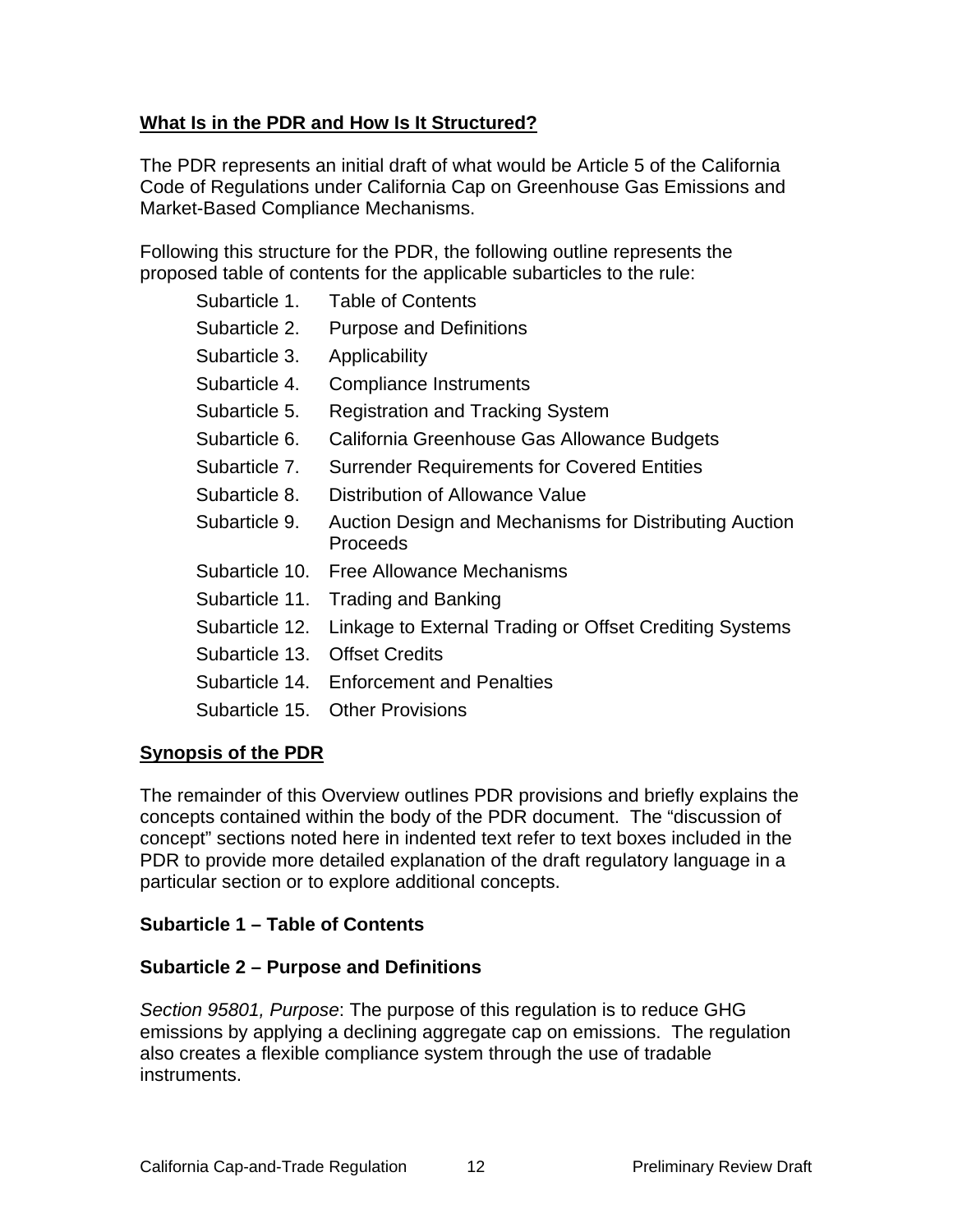**What Is in the PDR and How Is It Structured?**

The PDR represents an initial draft of what would be Article 5 of the California Code of Regulations under California Cap on Greenhouse Gas Emissions and Market-Based Compliance Mechanisms.

Following this structure for the PDR, the following outline represents the proposed table of contents for the applicable subarticles to the rule:

- Subarticle 1. Table of Contents
- Subarticle 2. Purpose and Definitions
- Subarticle 3. Applicability
- Subarticle 4. Compliance Instruments
- Subarticle 5. Registration and Tracking System
- Subarticle 6. California Greenhouse Gas Allowance Budgets
- Subarticle 7. Surrender Requirements for Covered Entities
- Subarticle 8. Distribution of Allowance Value
- Subarticle 9. Auction Design and Mechanisms for Distributing Auction Proceeds
- Subarticle 10. Free Allowance Mechanisms
- Subarticle 11. Trading and Banking
- Subarticle 12. Linkage to External Trading or Offset Crediting Systems
- Subarticle 13. Offset Credits
- Subarticle 14. Enforcement and Penalties
- Subarticle 15. Other Provisions

**Synopsis of the PDR**

The remainder of this Overview outlines PDR provisions and briefly explains the concepts contained within the body of the PDR document. The "discussion of concept" sections noted here in indented text refer to text boxes included in the PDR to provide more detailed explanation of the draft regulatory language in a particular section or to explore additional concepts.

**Subarticle 1 – Table of Contents**

**Subarticle 2 – Purpose and Definitions**

*Section 95801, Purpose*: The purpose of this regulation is to reduce GHG emissions by applying a declining aggregate cap on emissions. The regulation also creates a flexible compliance system through the use of tradable instruments.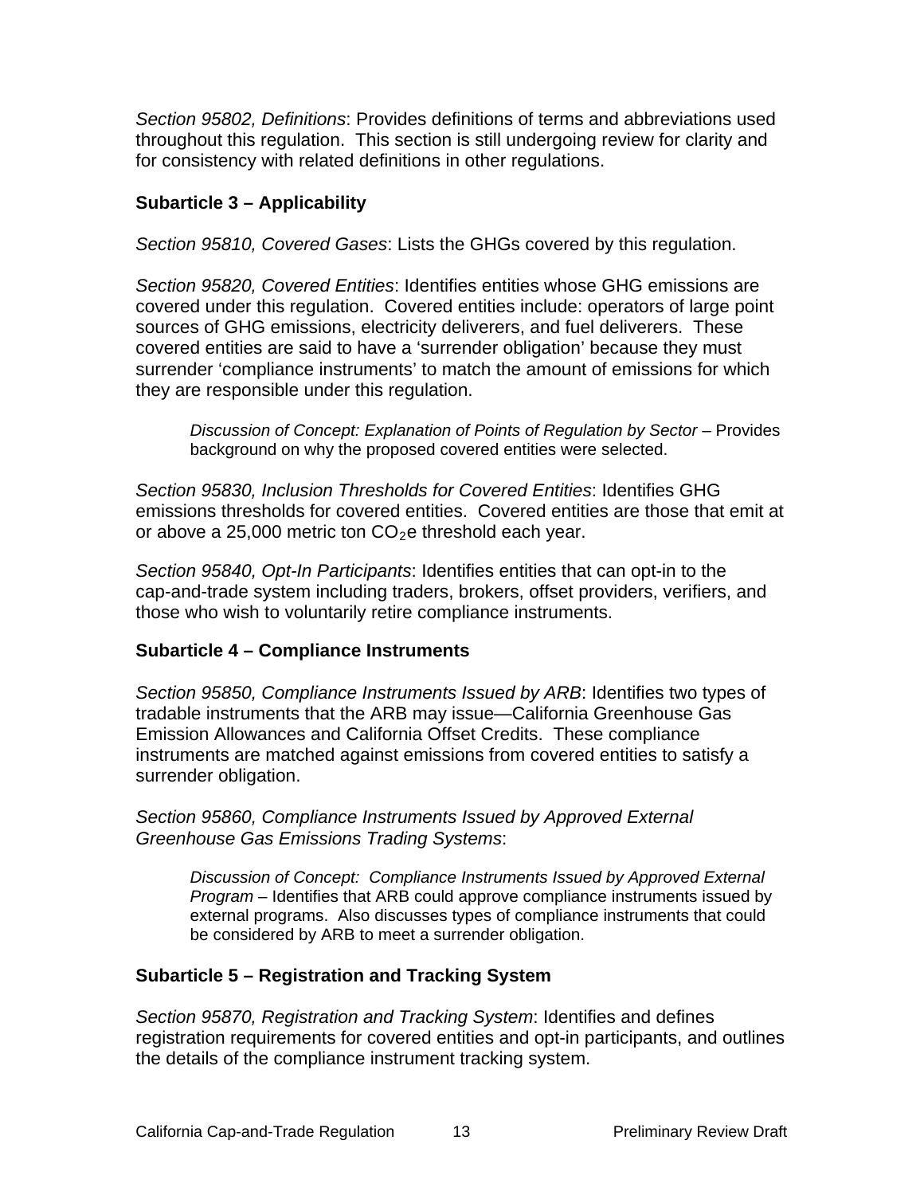*Section 95802, Definitions*: Provides definitions of terms and abbreviations used throughout this regulation. This section is still undergoing review for clarity and for consistency with related definitions in other regulations.

**Subarticle 3 – Applicability**

*Section 95810, Covered Gases*: Lists the GHGs covered by this regulation.

*Section 95820, Covered Entities*: Identifies entities whose GHG emissions are covered under this regulation. Covered entities include: operators of large point sources of GHG emissions, electricity deliverers, and fuel deliverers. These covered entities are said to have a 'surrender obligation' because they must surrender 'compliance instruments' to match the amount of emissions for which they are responsible under this regulation.

> *Discussion of Concept: Explanation of Points of Regulation by Sector* – Provides background on why the proposed covered entities were selected.

*Section 95830, Inclusion Thresholds for Covered Entities*: Identifies GHG emissions thresholds for covered entities. Covered entities are those that emit at or above a 25,000 metric ton $CO_2e$ threshold each year.

*Section 95840, Opt-In Participants*: Identifies entities that can opt-in to the cap-and-trade system including traders, brokers, offset providers, verifiers, and those who wish to voluntarily retire compliance instruments.

**Subarticle 4 – Compliance Instruments**

*Section 95850, Compliance Instruments Issued by ARB*: Identifies two types of tradable instruments that the ARB may issue—California Greenhouse Gas Emission Allowances and California Offset Credits. These compliance instruments are matched against emissions from covered entities to satisfy a surrender obligation.

*Section 95860, Compliance Instruments Issued by Approved External Greenhouse Gas Emissions Trading Systems*:

> *Discussion of Concept: Compliance Instruments Issued by Approved External Program* – Identifies that ARB could approve compliance instruments issued by external programs. Also discusses types of compliance instruments that could be considered by ARB to meet a surrender obligation.

**Subarticle 5 – Registration and Tracking System**

*Section 95870, Registration and Tracking System*: Identifies and defines registration requirements for covered entities and opt-in participants, and outlines the details of the compliance instrument tracking system.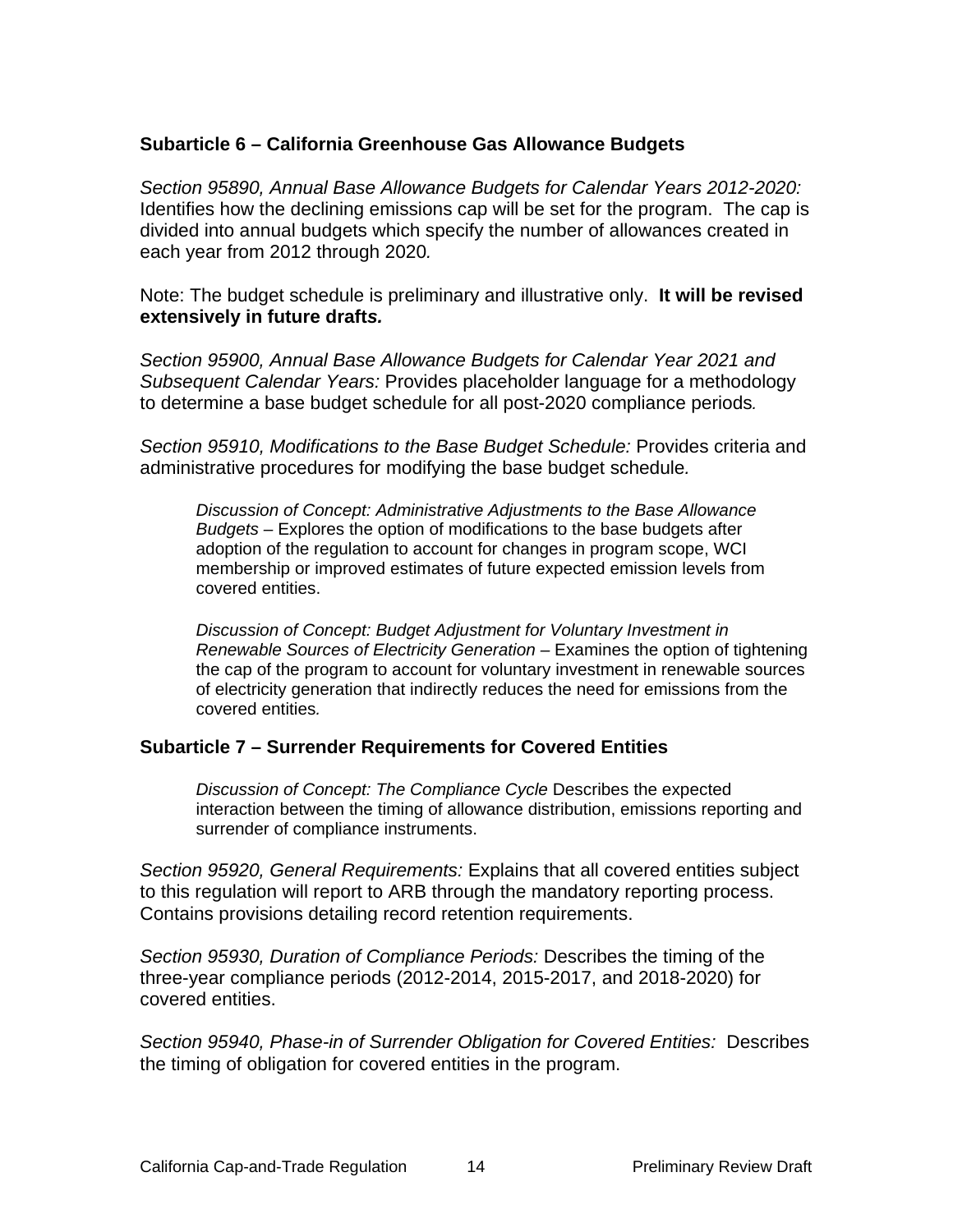### Subarticle 6 – California Greenhouse Gas Allowance Budgets

*Section 95890, Annual Base Allowance Budgets for Calendar Years 2012-2020:* Identifies how the declining emissions cap will be set for the program. The cap is divided into annual budgets which specify the number of allowances created in each year from 2012 through 2020*.*

Note: The budget schedule is preliminary and illustrative only. **It will be revised extensively in future drafts*.***

*Section 95900, Annual Base Allowance Budgets for Calendar Year 2021 and Subsequent Calendar Years:* Provides placeholder language for a methodology to determine a base budget schedule for all post-2020 compliance periods*.*

*Section 95910, Modifications to the Base Budget Schedule:* Provides criteria and administrative procedures for modifying the base budget schedule*.*

> *Discussion of Concept: Administrative Adjustments to the Base Allowance Budgets* – Explores the option of modifications to the base budgets after adoption of the regulation to account for changes in program scope, WCI membership or improved estimates of future expected emission levels from covered entities.
>
> *Discussion of Concept: Budget Adjustment for Voluntary Investment in Renewable Sources of Electricity Generation* – Examines the option of tightening the cap of the program to account for voluntary investment in renewable sources of electricity generation that indirectly reduces the need for emissions from the covered entities*.*

### Subarticle 7 – Surrender Requirements for Covered Entities

> *Discussion of Concept: The Compliance Cycle* Describes the expected interaction between the timing of allowance distribution, emissions reporting and surrender of compliance instruments.

*Section 95920, General Requirements:* Explains that all covered entities subject to this regulation will report to ARB through the mandatory reporting process. Contains provisions detailing record retention requirements.

*Section 95930, Duration of Compliance Periods:* Describes the timing of the three-year compliance periods (2012-2014, 2015-2017, and 2018-2020) for covered entities.

*Section 95940, Phase-in of Surrender Obligation for Covered Entities:* Describes the timing of obligation for covered entities in the program.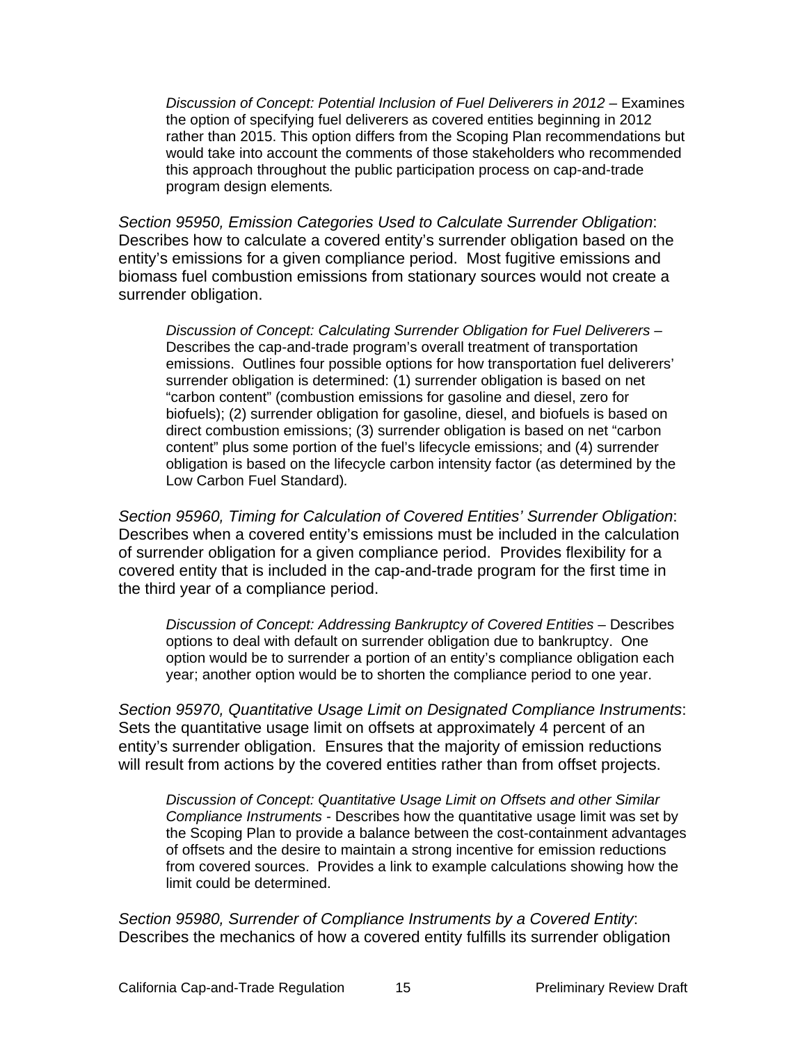*Discussion of Concept: Potential Inclusion of Fuel Deliverers in 2012* – Examines the option of specifying fuel deliverers as covered entities beginning in 2012 rather than 2015. This option differs from the Scoping Plan recommendations but would take into account the comments of those stakeholders who recommended this approach throughout the public participation process on cap-and-trade program design elements*.*

*Section 95950, Emission Categories Used to Calculate Surrender Obligation*: Describes how to calculate a covered entity's surrender obligation based on the entity's emissions for a given compliance period. Most fugitive emissions and biomass fuel combustion emissions from stationary sources would not create a surrender obligation.

*Discussion of Concept: Calculating Surrender Obligation for Fuel Deliverers* – Describes the cap-and-trade program's overall treatment of transportation emissions. Outlines four possible options for how transportation fuel deliverers' surrender obligation is determined: (1) surrender obligation is based on net "carbon content" (combustion emissions for gasoline and diesel, zero for biofuels); (2) surrender obligation for gasoline, diesel, and biofuels is based on direct combustion emissions; (3) surrender obligation is based on net "carbon content" plus some portion of the fuel's lifecycle emissions; and (4) surrender obligation is based on the lifecycle carbon intensity factor (as determined by the Low Carbon Fuel Standard)*.*

*Section 95960, Timing for Calculation of Covered Entities' Surrender Obligation*: Describes when a covered entity's emissions must be included in the calculation of surrender obligation for a given compliance period. Provides flexibility for a covered entity that is included in the cap-and-trade program for the first time in the third year of a compliance period.

*Discussion of Concept: Addressing Bankruptcy of Covered Entities* – Describes options to deal with default on surrender obligation due to bankruptcy. One option would be to surrender a portion of an entity's compliance obligation each year; another option would be to shorten the compliance period to one year.

*Section 95970, Quantitative Usage Limit on Designated Compliance Instruments*: Sets the quantitative usage limit on offsets at approximately 4 percent of an entity's surrender obligation. Ensures that the majority of emission reductions will result from actions by the covered entities rather than from offset projects.

*Discussion of Concept: Quantitative Usage Limit on Offsets and other Similar Compliance Instruments* - Describes how the quantitative usage limit was set by the Scoping Plan to provide a balance between the cost-containment advantages of offsets and the desire to maintain a strong incentive for emission reductions from covered sources. Provides a link to example calculations showing how the limit could be determined.

*Section 95980, Surrender of Compliance Instruments by a Covered Entity*: Describes the mechanics of how a covered entity fulfills its surrender obligation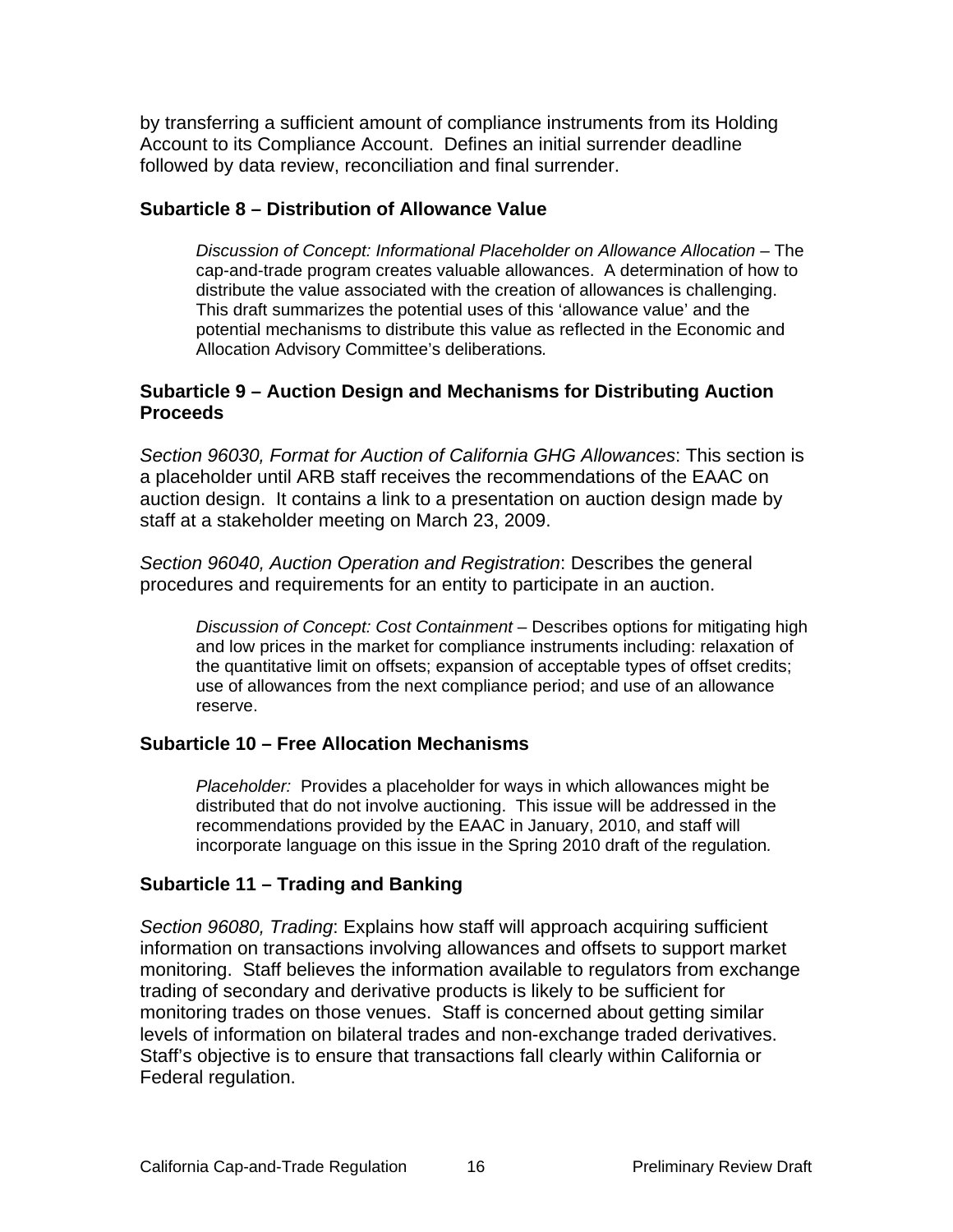by transferring a sufficient amount of compliance instruments from its Holding Account to its Compliance Account. Defines an initial surrender deadline followed by data review, reconciliation and final surrender.

### Subarticle 8 – Distribution of Allowance Value

> *Discussion of Concept: Informational Placeholder on Allowance Allocation* – The cap-and-trade program creates valuable allowances. A determination of how to distribute the value associated with the creation of allowances is challenging. This draft summarizes the potential uses of this 'allowance value' and the potential mechanisms to distribute this value as reflected in the Economic and Allocation Advisory Committee's deliberations*.*

### Subarticle 9 – Auction Design and Mechanisms for Distributing Auction Proceeds

*Section 96030, Format for Auction of California GHG Allowances*: This section is a placeholder until ARB staff receives the recommendations of the EAAC on auction design. It contains a link to a presentation on auction design made by staff at a stakeholder meeting on March 23, 2009.

*Section 96040, Auction Operation and Registration*: Describes the general procedures and requirements for an entity to participate in an auction.

> *Discussion of Concept: Cost Containment* – Describes options for mitigating high and low prices in the market for compliance instruments including: relaxation of the quantitative limit on offsets; expansion of acceptable types of offset credits; use of allowances from the next compliance period; and use of an allowance reserve.

### Subarticle 10 – Free Allocation Mechanisms

> *Placeholder:* Provides a placeholder for ways in which allowances might be distributed that do not involve auctioning. This issue will be addressed in the recommendations provided by the EAAC in January, 2010, and staff will incorporate language on this issue in the Spring 2010 draft of the regulation*.*

### Subarticle 11 – Trading and Banking

*Section 96080, Trading*: Explains how staff will approach acquiring sufficient information on transactions involving allowances and offsets to support market monitoring. Staff believes the information available to regulators from exchange trading of secondary and derivative products is likely to be sufficient for monitoring trades on those venues. Staff is concerned about getting similar levels of information on bilateral trades and non-exchange traded derivatives. Staff's objective is to ensure that transactions fall clearly within California or Federal regulation.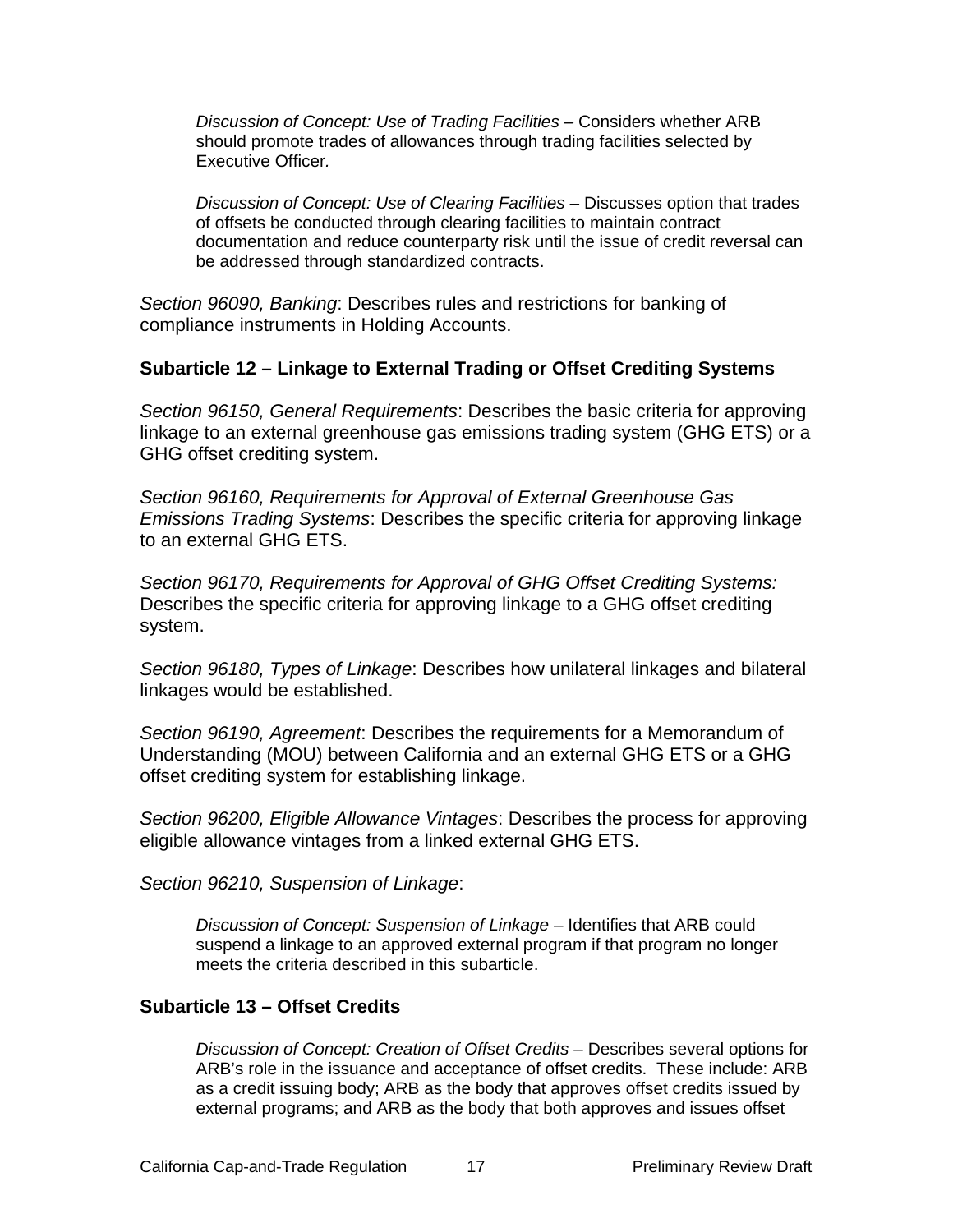*Discussion of Concept: Use of Trading Facilities* – Considers whether ARB should promote trades of allowances through trading facilities selected by Executive Officer.

*Discussion of Concept: Use of Clearing Facilities* – Discusses option that trades of offsets be conducted through clearing facilities to maintain contract documentation and reduce counterparty risk until the issue of credit reversal can be addressed through standardized contracts.

*Section 96090, Banking*: Describes rules and restrictions for banking of compliance instruments in Holding Accounts.

**Subarticle 12 – Linkage to External Trading or Offset Crediting Systems**

*Section 96150, General Requirements*: Describes the basic criteria for approving linkage to an external greenhouse gas emissions trading system (GHG ETS) or a GHG offset crediting system.

*Section 96160, Requirements for Approval of External Greenhouse Gas Emissions Trading Systems*: Describes the specific criteria for approving linkage to an external GHG ETS.

*Section 96170, Requirements for Approval of GHG Offset Crediting Systems:* Describes the specific criteria for approving linkage to a GHG offset crediting system.

*Section 96180, Types of Linkage*: Describes how unilateral linkages and bilateral linkages would be established.

*Section 96190, Agreement*: Describes the requirements for a Memorandum of Understanding (MOU) between California and an external GHG ETS or a GHG offset crediting system for establishing linkage.

*Section 96200, Eligible Allowance Vintages*: Describes the process for approving eligible allowance vintages from a linked external GHG ETS.

*Section 96210, Suspension of Linkage*:

*Discussion of Concept: Suspension of Linkage* – Identifies that ARB could suspend a linkage to an approved external program if that program no longer meets the criteria described in this subarticle.

**Subarticle 13 – Offset Credits**

*Discussion of Concept: Creation of Offset Credits* – Describes several options for ARB's role in the issuance and acceptance of offset credits. These include: ARB as a credit issuing body; ARB as the body that approves offset credits issued by external programs; and ARB as the body that both approves and issues offset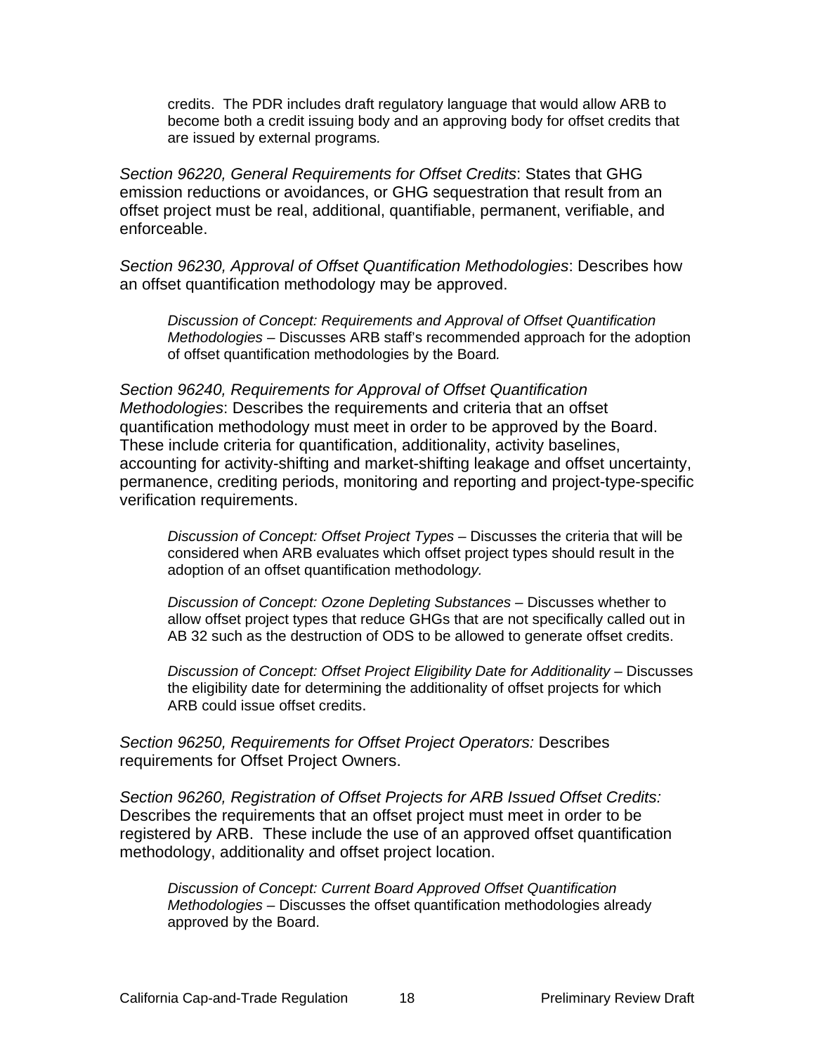credits. The PDR includes draft regulatory language that would allow ARB to become both a credit issuing body and an approving body for offset credits that are issued by external programs.

*Section 96220, General Requirements for Offset Credits*: States that GHG emission reductions or avoidances, or GHG sequestration that result from an offset project must be real, additional, quantifiable, permanent, verifiable, and enforceable.

*Section 96230, Approval of Offset Quantification Methodologies*: Describes how an offset quantification methodology may be approved.

> *Discussion of Concept: Requirements and Approval of Offset Quantification Methodologies* – Discusses ARB staff's recommended approach for the adoption of offset quantification methodologies by the Board.

*Section 96240, Requirements for Approval of Offset Quantification Methodologies*: Describes the requirements and criteria that an offset quantification methodology must meet in order to be approved by the Board. These include criteria for quantification, additionality, activity baselines, accounting for activity-shifting and market-shifting leakage and offset uncertainty, permanence, crediting periods, monitoring and reporting and project-type-specific verification requirements.

> *Discussion of Concept: Offset Project Types* – Discusses the criteria that will be considered when ARB evaluates which offset project types should result in the adoption of an offset quantification methodology.

> *Discussion of Concept: Ozone Depleting Substances* – Discusses whether to allow offset project types that reduce GHGs that are not specifically called out in AB 32 such as the destruction of ODS to be allowed to generate offset credits.

> *Discussion of Concept: Offset Project Eligibility Date for Additionality* – Discusses the eligibility date for determining the additionality of offset projects for which ARB could issue offset credits.

*Section 96250, Requirements for Offset Project Operators:* Describes requirements for Offset Project Owners.

*Section 96260, Registration of Offset Projects for ARB Issued Offset Credits:* Describes the requirements that an offset project must meet in order to be registered by ARB. These include the use of an approved offset quantification methodology, additionality and offset project location.

> *Discussion of Concept: Current Board Approved Offset Quantification Methodologies* – Discusses the offset quantification methodologies already approved by the Board.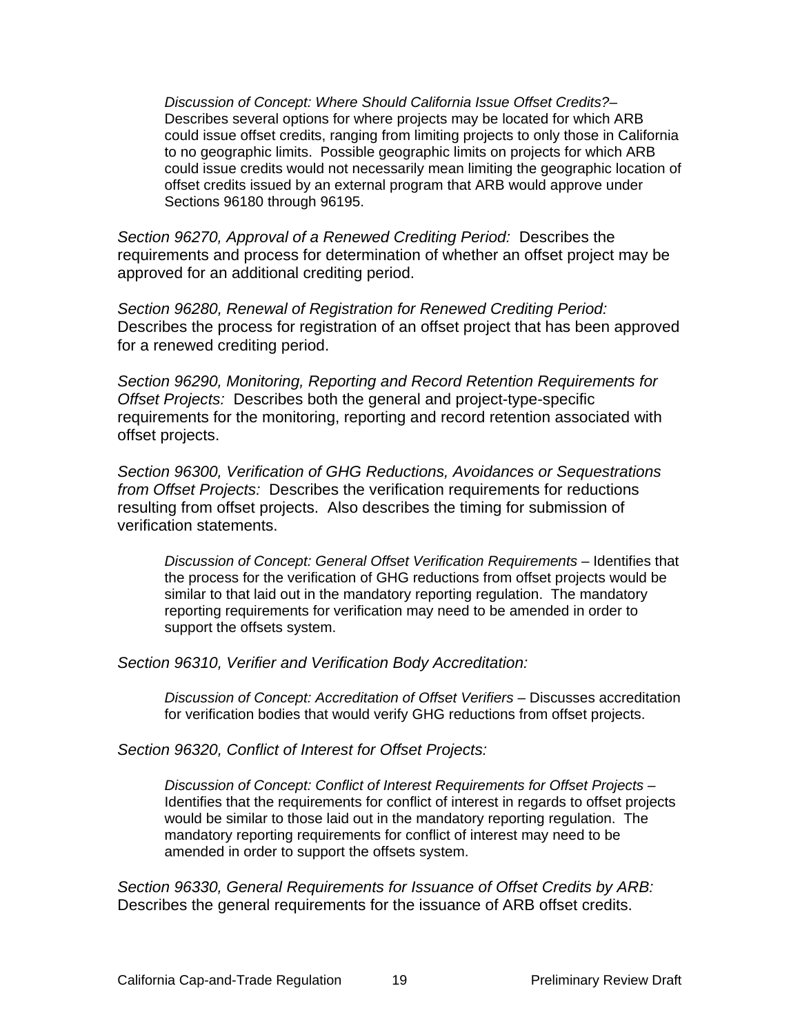> *Discussion of Concept: Where Should California Issue Offset Credits?*– Describes several options for where projects may be located for which ARB could issue offset credits, ranging from limiting projects to only those in California to no geographic limits. Possible geographic limits on projects for which ARB could issue credits would not necessarily mean limiting the geographic location of offset credits issued by an external program that ARB would approve under Sections 96180 through 96195.

*Section 96270, Approval of a Renewed Crediting Period:* Describes the requirements and process for determination of whether an offset project may be approved for an additional crediting period.

*Section 96280, Renewal of Registration for Renewed Crediting Period:* Describes the process for registration of an offset project that has been approved for a renewed crediting period.

*Section 96290, Monitoring, Reporting and Record Retention Requirements for Offset Projects:* Describes both the general and project-type-specific requirements for the monitoring, reporting and record retention associated with offset projects.

*Section 96300, Verification of GHG Reductions, Avoidances or Sequestrations from Offset Projects:* Describes the verification requirements for reductions resulting from offset projects. Also describes the timing for submission of verification statements.

> *Discussion of Concept: General Offset Verification Requirements* – Identifies that the process for the verification of GHG reductions from offset projects would be similar to that laid out in the mandatory reporting regulation. The mandatory reporting requirements for verification may need to be amended in order to support the offsets system.

*Section 96310, Verifier and Verification Body Accreditation:*

> *Discussion of Concept: Accreditation of Offset Verifiers* – Discusses accreditation for verification bodies that would verify GHG reductions from offset projects.

*Section 96320, Conflict of Interest for Offset Projects:*

> *Discussion of Concept: Conflict of Interest Requirements for Offset Projects* – Identifies that the requirements for conflict of interest in regards to offset projects would be similar to those laid out in the mandatory reporting regulation. The mandatory reporting requirements for conflict of interest may need to be amended in order to support the offsets system.

*Section 96330, General Requirements for Issuance of Offset Credits by ARB:* Describes the general requirements for the issuance of ARB offset credits.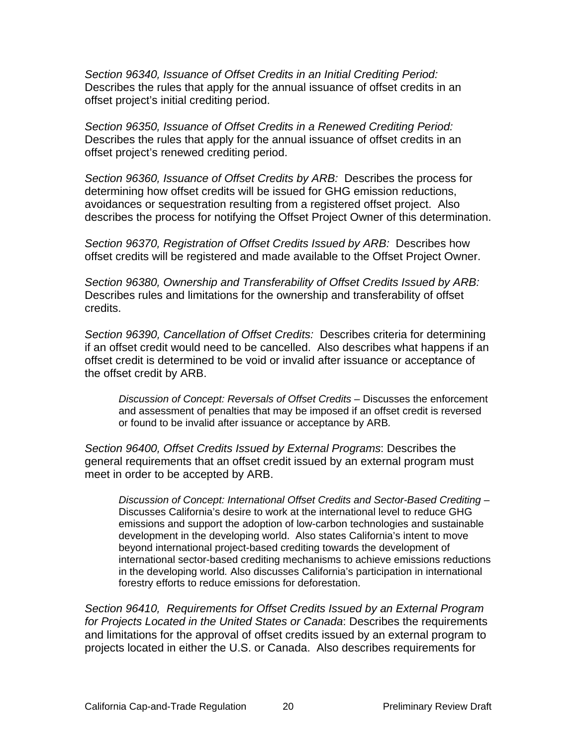*Section 96340, Issuance of Offset Credits in an Initial Crediting Period:* Describes the rules that apply for the annual issuance of offset credits in an offset project's initial crediting period.

*Section 96350, Issuance of Offset Credits in a Renewed Crediting Period:* Describes the rules that apply for the annual issuance of offset credits in an offset project's renewed crediting period.

*Section 96360, Issuance of Offset Credits by ARB:* Describes the process for determining how offset credits will be issued for GHG emission reductions, avoidances or sequestration resulting from a registered offset project. Also describes the process for notifying the Offset Project Owner of this determination.

*Section 96370, Registration of Offset Credits Issued by ARB:* Describes how offset credits will be registered and made available to the Offset Project Owner.

*Section 96380, Ownership and Transferability of Offset Credits Issued by ARB:* Describes rules and limitations for the ownership and transferability of offset credits.

*Section 96390, Cancellation of Offset Credits:* Describes criteria for determining if an offset credit would need to be cancelled. Also describes what happens if an offset credit is determined to be void or invalid after issuance or acceptance of the offset credit by ARB.

> *Discussion of Concept: Reversals of Offset Credits* – Discusses the enforcement and assessment of penalties that may be imposed if an offset credit is reversed or found to be invalid after issuance or acceptance by ARB.

*Section 96400, Offset Credits Issued by External Programs*: Describes the general requirements that an offset credit issued by an external program must meet in order to be accepted by ARB.

> *Discussion of Concept: International Offset Credits and Sector-Based Crediting* – Discusses California's desire to work at the international level to reduce GHG emissions and support the adoption of low-carbon technologies and sustainable development in the developing world. Also states California's intent to move beyond international project-based crediting towards the development of international sector-based crediting mechanisms to achieve emissions reductions in the developing world. Also discusses California's participation in international forestry efforts to reduce emissions for deforestation.

*Section 96410, Requirements for Offset Credits Issued by an External Program for Projects Located in the United States or Canada*: Describes the requirements and limitations for the approval of offset credits issued by an external program to projects located in either the U.S. or Canada. Also describes requirements for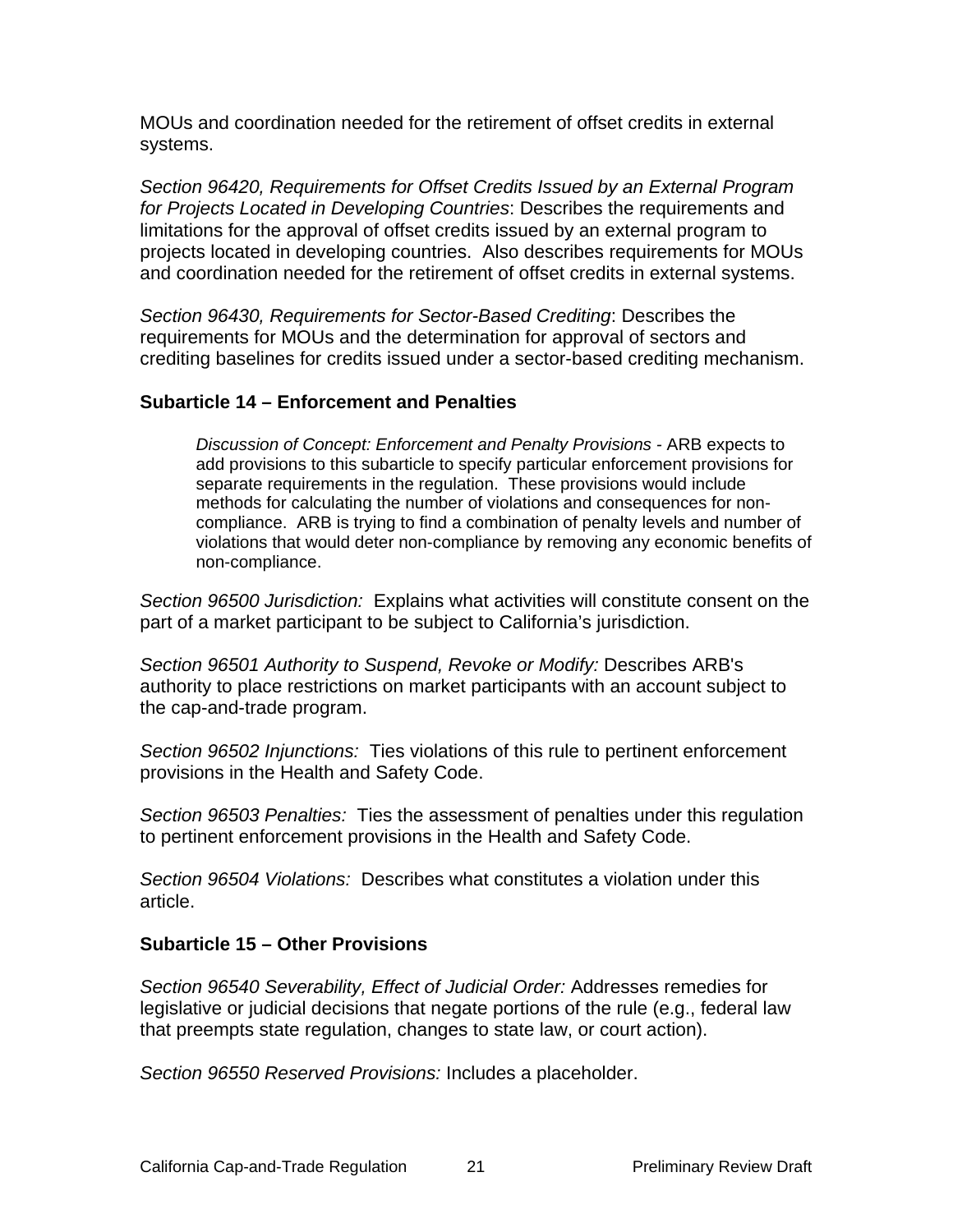MOUs and coordination needed for the retirement of offset credits in external systems.

*Section 96420, Requirements for Offset Credits Issued by an External Program for Projects Located in Developing Countries*: Describes the requirements and limitations for the approval of offset credits issued by an external program to projects located in developing countries. Also describes requirements for MOUs and coordination needed for the retirement of offset credits in external systems.

*Section 96430, Requirements for Sector-Based Crediting*: Describes the requirements for MOUs and the determination for approval of sectors and crediting baselines for credits issued under a sector-based crediting mechanism.

**Subarticle 14 – Enforcement and Penalties**

> *Discussion of Concept: Enforcement and Penalty Provisions* - ARB expects to add provisions to this subarticle to specify particular enforcement provisions for separate requirements in the regulation. These provisions would include methods for calculating the number of violations and consequences for non-compliance. ARB is trying to find a combination of penalty levels and number of violations that would deter non-compliance by removing any economic benefits of non-compliance.

*Section 96500 Jurisdiction:* Explains what activities will constitute consent on the part of a market participant to be subject to California's jurisdiction.

*Section 96501 Authority to Suspend, Revoke or Modify:* Describes ARB's authority to place restrictions on market participants with an account subject to the cap-and-trade program.

*Section 96502 Injunctions:* Ties violations of this rule to pertinent enforcement provisions in the Health and Safety Code.

*Section 96503 Penalties:* Ties the assessment of penalties under this regulation to pertinent enforcement provisions in the Health and Safety Code.

*Section 96504 Violations:* Describes what constitutes a violation under this article.

**Subarticle 15 – Other Provisions**

*Section 96540 Severability, Effect of Judicial Order:* Addresses remedies for legislative or judicial decisions that negate portions of the rule (e.g., federal law that preempts state regulation, changes to state law, or court action).

*Section 96550 Reserved Provisions:* Includes a placeholder.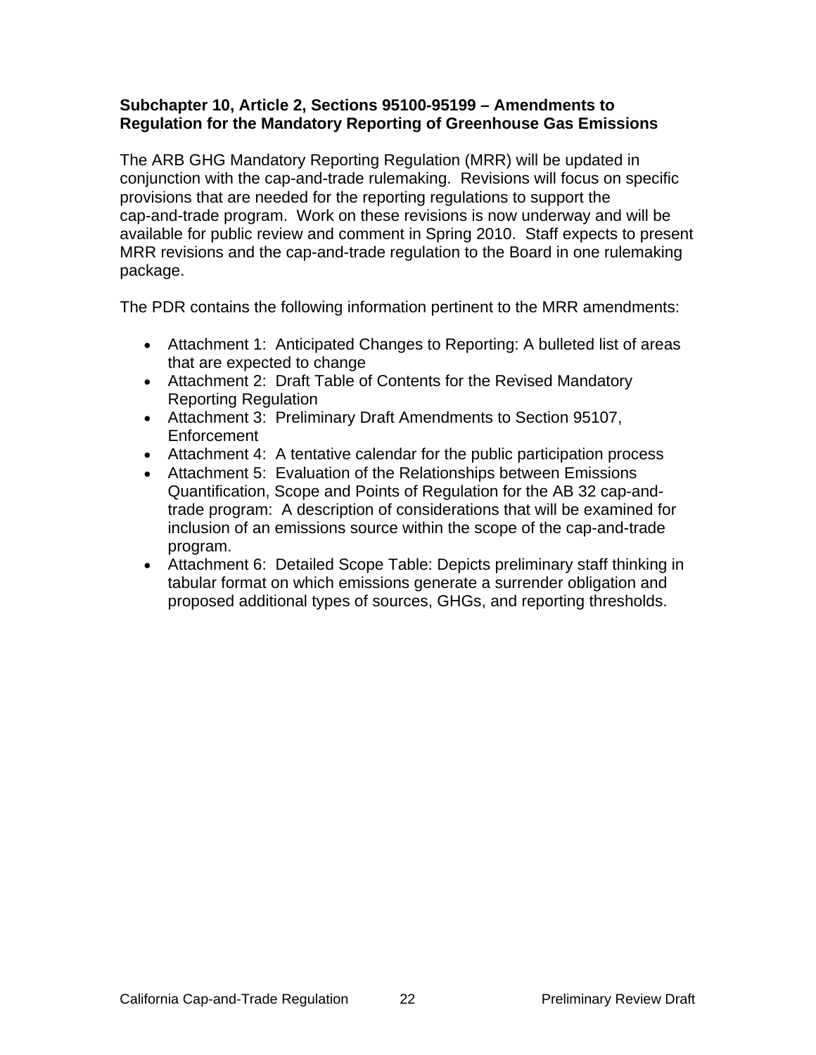**Subchapter 10, Article 2, Sections 95100-95199 – Amendments to Regulation for the Mandatory Reporting of Greenhouse Gas Emissions**

The ARB GHG Mandatory Reporting Regulation (MRR) will be updated in conjunction with the cap-and-trade rulemaking. Revisions will focus on specific provisions that are needed for the reporting regulations to support the cap-and-trade program. Work on these revisions is now underway and will be available for public review and comment in Spring 2010. Staff expects to present MRR revisions and the cap-and-trade regulation to the Board in one rulemaking package.

The PDR contains the following information pertinent to the MRR amendments:

- Attachment 1: Anticipated Changes to Reporting: A bulleted list of areas that are expected to change
- Attachment 2: Draft Table of Contents for the Revised Mandatory Reporting Regulation
- Attachment 3: Preliminary Draft Amendments to Section 95107, Enforcement
- Attachment 4: A tentative calendar for the public participation process
- Attachment 5: Evaluation of the Relationships between Emissions Quantification, Scope and Points of Regulation for the AB 32 cap-and-trade program: A description of considerations that will be examined for inclusion of an emissions source within the scope of the cap-and-trade program.
- Attachment 6: Detailed Scope Table: Depicts preliminary staff thinking in tabular format on which emissions generate a surrender obligation and proposed additional types of sources, GHGs, and reporting thresholds.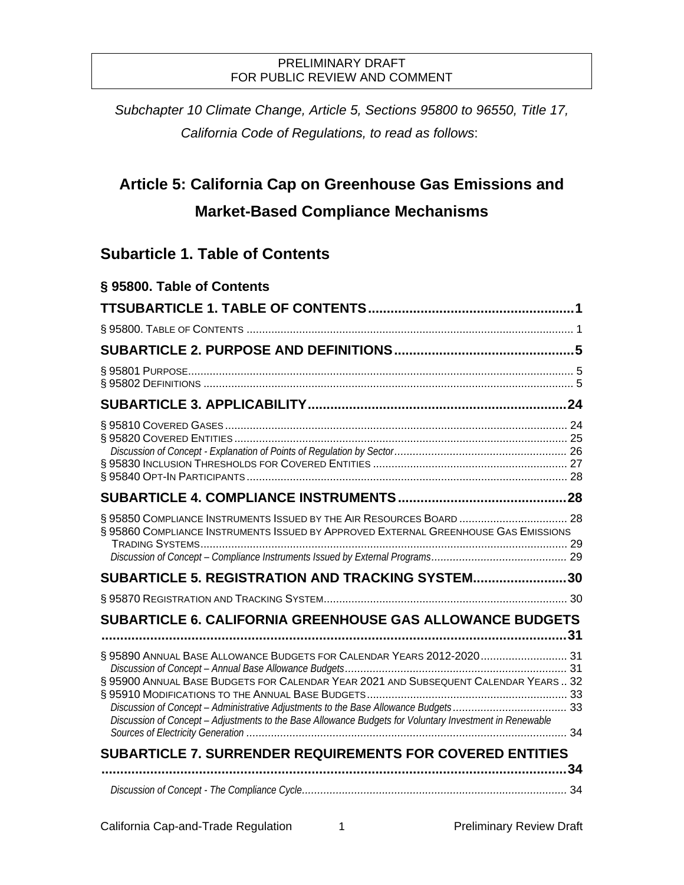PRELIMINARY DRAFT
FOR PUBLIC REVIEW AND COMMENT

*Subchapter 10 Climate Change, Article 5, Sections 95800 to 96550, Title 17, California Code of Regulations, to read as follows*:

# Article 5: California Cap on Greenhouse Gas Emissions and Market-Based Compliance Mechanisms

## Subarticle 1. Table of Contents

### § 95800. Table of Contents

**TTSUBARTICLE 1. TABLE OF CONTENTS....................................................1**

§ 95800. TABLE OF CONTENTS ........................................................................................ 1

**SUBARTICLE 2. PURPOSE AND DEFINITIONS...............................................5**

§ 95801 PURPOSE........................................................................................................... 5
§ 95802 DEFINITIONS ...................................................................................................... 5

**SUBARTICLE 3. APPLICABILITY....................................................................24**

§ 95810 COVERED GASES ............................................................................................. 24
§ 95820 COVERED ENTITIES .......................................................................................... 25
*Discussion of Concept - Explanation of Points of Regulation by Sector........................................................ 26*
§ 95830 INCLUSION THRESHOLDS FOR COVERED ENTITIES .............................................................. 27
§ 95840 OPT-IN PARTICIPANTS ....................................................................................... 28

**SUBARTICLE 4. COMPLIANCE INSTRUMENTS............................................28**

§ 95850 COMPLIANCE INSTRUMENTS ISSUED BY THE AIR RESOURCES BOARD .................................. 28
§ 95860 COMPLIANCE INSTRUMENTS ISSUED BY APPROVED EXTERNAL GREENHOUSE GAS EMISSIONS TRADING SYSTEMS...................................................................................................... 29
*Discussion of Concept – Compliance Instruments Issued by External Programs............................................ 29*

**SUBARTICLE 5. REGISTRATION AND TRACKING SYSTEM........................30**

§ 95870 REGISTRATION AND TRACKING SYSTEM.............................................................................. 30

**SUBARTICLE 6. CALIFORNIA GREENHOUSE GAS ALLOWANCE BUDGETS ...........................................................................................................31**

§ 95890 ANNUAL BASE ALLOWANCE BUDGETS FOR CALENDAR YEARS 2012-2020............................ 31
*Discussion of Concept – Annual Base Allowance Budgets........................................................................ 31*
§ 95900 ANNUAL BASE BUDGETS FOR CALENDAR YEAR 2021 AND SUBSEQUENT CALENDAR YEARS .. 32
§ 95910 MODIFICATIONS TO THE ANNUAL BASE BUDGETS................................................................ 33
*Discussion of Concept – Administrative Adjustments to the Base Allowance Budgets..................................... 33*
*Discussion of Concept – Adjustments to the Base Allowance Budgets for Voluntary Investment in Renewable Sources of Electricity Generation ....................................................................................................... 34*

**SUBARTICLE 7. SURRENDER REQUIREMENTS FOR COVERED ENTITIES ...........................................................................................................34**

*Discussion of Concept - The Compliance Cycle..................................................................................... 34*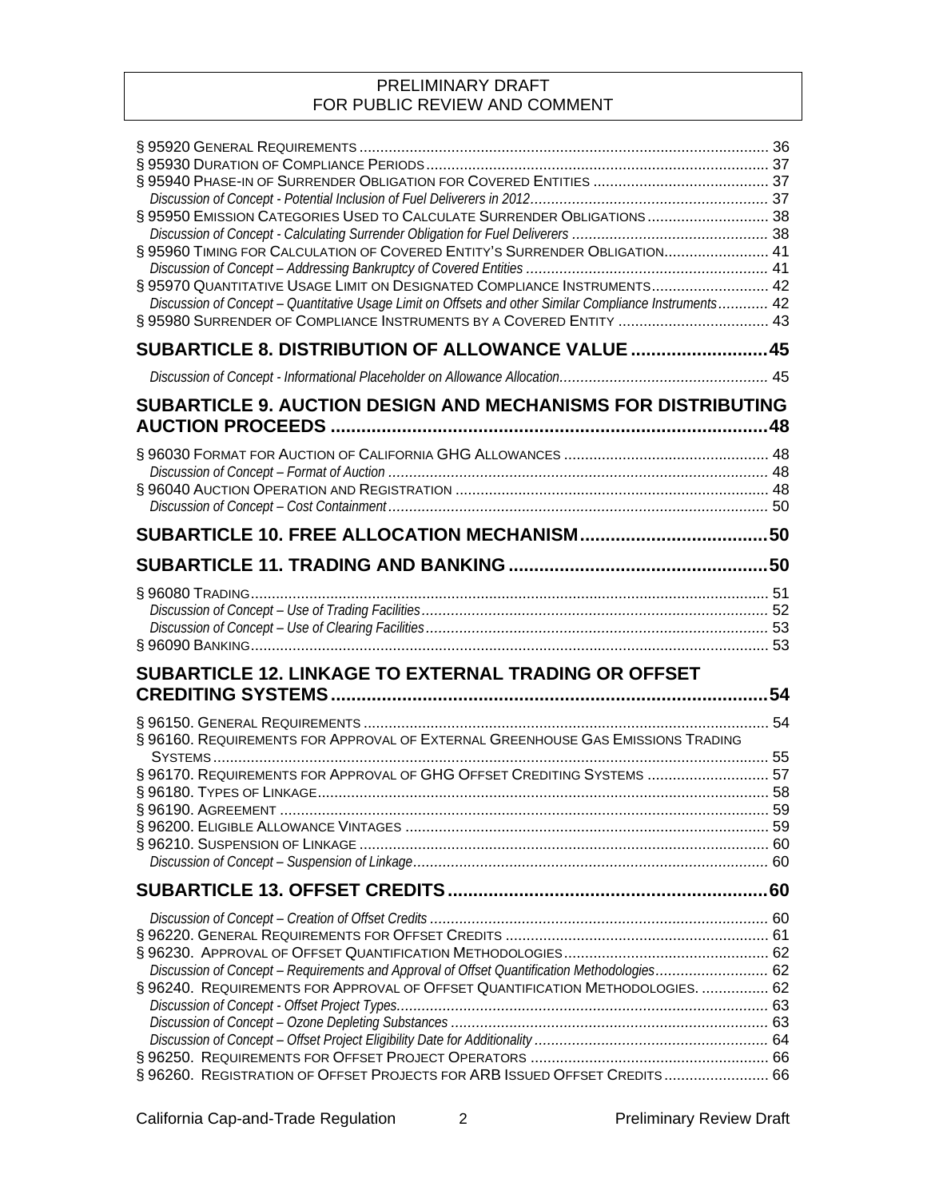PRELIMINARY DRAFT
FOR PUBLIC REVIEW AND COMMENT

§ 95920 General Requirements ..... 36
§ 95930 Duration of Compliance Periods ..... 37
§ 95940 Phase-in of Surrender Obligation for Covered Entities ..... 37
*Discussion of Concept - Potential Inclusion of Fuel Deliverers in 2012* ..... 37
§ 95950 Emission Categories Used to Calculate Surrender Obligations ..... 38
*Discussion of Concept - Calculating Surrender Obligation for Fuel Deliverers* ..... 38
§ 95960 Timing for Calculation of Covered Entity's Surrender Obligation ..... 41
*Discussion of Concept – Addressing Bankruptcy of Covered Entities* ..... 41
§ 95970 Quantitative Usage Limit on Designated Compliance Instruments ..... 42
*Discussion of Concept – Quantitative Usage Limit on Offsets and other Similar Compliance Instruments* ..... 42
§ 95980 Surrender of Compliance Instruments by a Covered Entity ..... 43

## SUBARTICLE 8. DISTRIBUTION OF ALLOWANCE VALUE ..... 45

*Discussion of Concept - Informational Placeholder on Allowance Allocation* ..... 45

## SUBARTICLE 9. AUCTION DESIGN AND MECHANISMS FOR DISTRIBUTING AUCTION PROCEEDS ..... 48

§ 96030 Format for Auction of California GHG Allowances ..... 48
*Discussion of Concept – Format of Auction* ..... 48
§ 96040 Auction Operation and Registration ..... 48
*Discussion of Concept – Cost Containment* ..... 50

## SUBARTICLE 10. FREE ALLOCATION MECHANISM ..... 50

## SUBARTICLE 11. TRADING AND BANKING ..... 50

§ 96080 Trading ..... 51
*Discussion of Concept – Use of Trading Facilities* ..... 52
*Discussion of Concept – Use of Clearing Facilities* ..... 53
§ 96090 Banking ..... 53

## SUBARTICLE 12. LINKAGE TO EXTERNAL TRADING OR OFFSET CREDITING SYSTEMS ..... 54

§ 96150. General Requirements ..... 54
§ 96160. Requirements for Approval of External Greenhouse Gas Emissions Trading Systems ..... 55
§ 96170. Requirements for Approval of GHG Offset Crediting Systems ..... 57
§ 96180. Types of Linkage ..... 58
§ 96190. Agreement ..... 59
§ 96200. Eligible Allowance Vintages ..... 59
§ 96210. Suspension of Linkage ..... 60
*Discussion of Concept – Suspension of Linkage* ..... 60

## SUBARTICLE 13. OFFSET CREDITS ..... 60

*Discussion of Concept – Creation of Offset Credits* ..... 60
§ 96220. General Requirements for Offset Credits ..... 61
§ 96230. Approval of Offset Quantification Methodologies ..... 62
*Discussion of Concept – Requirements and Approval of Offset Quantification Methodologies* ..... 62
§ 96240. Requirements for Approval of Offset Quantification Methodologies. ..... 62
*Discussion of Concept - Offset Project Types* ..... 63
*Discussion of Concept – Ozone Depleting Substances* ..... 63
*Discussion of Concept – Offset Project Eligibility Date for Additionality* ..... 64
§ 96250. Requirements for Offset Project Operators ..... 66
§ 96260. Registration of Offset Projects for ARB Issued Offset Credits ..... 66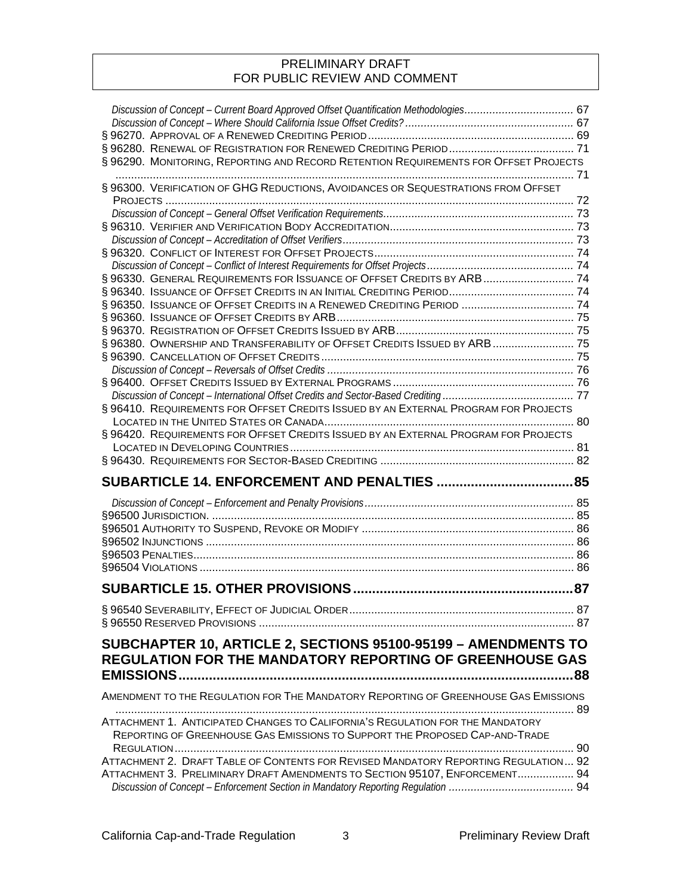PRELIMINARY DRAFT
FOR PUBLIC REVIEW AND COMMENT

*Discussion of Concept – Current Board Approved Offset Quantification Methodologies* ... 67
*Discussion of Concept – Where Should California Issue Offset Credits?* ... 67
§ 96270. APPROVAL OF A RENEWED CREDITING PERIOD ... 69
§ 96280. RENEWAL OF REGISTRATION FOR RENEWED CREDITING PERIOD ... 71
§ 96290. MONITORING, REPORTING AND RECORD RETENTION REQUIREMENTS FOR OFFSET PROJECTS ... 71
§ 96300. VERIFICATION OF GHG REDUCTIONS, AVOIDANCES OR SEQUESTRATIONS FROM OFFSET PROJECTS ... 72
*Discussion of Concept – General Offset Verification Requirements* ... 73
§ 96310. VERIFIER AND VERIFICATION BODY ACCREDITATION ... 73
*Discussion of Concept – Accreditation of Offset Verifiers* ... 73
§ 96320. CONFLICT OF INTEREST FOR OFFSET PROJECTS ... 74
*Discussion of Concept – Conflict of Interest Requirements for Offset Projects* ... 74
§ 96330. GENERAL REQUIREMENTS FOR ISSUANCE OF OFFSET CREDITS BY ARB ... 74
§ 96340. ISSUANCE OF OFFSET CREDITS IN AN INITIAL CREDITING PERIOD ... 74
§ 96350. ISSUANCE OF OFFSET CREDITS IN A RENEWED CREDITING PERIOD ... 74
§ 96360. ISSUANCE OF OFFSET CREDITS BY ARB ... 75
§ 96370. REGISTRATION OF OFFSET CREDITS ISSUED BY ARB ... 75
§ 96380. OWNERSHIP AND TRANSFERABILITY OF OFFSET CREDITS ISSUED BY ARB ... 75
§ 96390. CANCELLATION OF OFFSET CREDITS ... 75
*Discussion of Concept – Reversals of Offset Credits* ... 76
§ 96400. OFFSET CREDITS ISSUED BY EXTERNAL PROGRAMS ... 76
*Discussion of Concept – International Offset Credits and Sector-Based Crediting* ... 77
§ 96410. REQUIREMENTS FOR OFFSET CREDITS ISSUED BY AN EXTERNAL PROGRAM FOR PROJECTS LOCATED IN THE UNITED STATES OR CANADA ... 80
§ 96420. REQUIREMENTS FOR OFFSET CREDITS ISSUED BY AN EXTERNAL PROGRAM FOR PROJECTS LOCATED IN DEVELOPING COUNTRIES ... 81
§ 96430. REQUIREMENTS FOR SECTOR-BASED CREDITING ... 82

## SUBARTICLE 14. ENFORCEMENT AND PENALTIES ... 85

*Discussion of Concept – Enforcement and Penalty Provisions* ... 85
§96500 JURISDICTION. ... 85
§96501 AUTHORITY TO SUSPEND, REVOKE OR MODIFY ... 86
§96502 INJUNCTIONS ... 86
§96503 PENALTIES ... 86
§96504 VIOLATIONS ... 86

## SUBARTICLE 15. OTHER PROVISIONS ... 87

§ 96540 SEVERABILITY, EFFECT OF JUDICIAL ORDER ... 87
§ 96550 RESERVED PROVISIONS ... 87

## SUBCHAPTER 10, ARTICLE 2, SECTIONS 95100-95199 – AMENDMENTS TO REGULATION FOR THE MANDATORY REPORTING OF GREENHOUSE GAS EMISSIONS ... 88

AMENDMENT TO THE REGULATION FOR THE MANDATORY REPORTING OF GREENHOUSE GAS EMISSIONS ... 89
ATTACHMENT 1. ANTICIPATED CHANGES TO CALIFORNIA'S REGULATION FOR THE MANDATORY REPORTING OF GREENHOUSE GAS EMISSIONS TO SUPPORT THE PROPOSED CAP-AND-TRADE REGULATION ... 90
ATTACHMENT 2. DRAFT TABLE OF CONTENTS FOR REVISED MANDATORY REPORTING REGULATION ... 92
ATTACHMENT 3. PRELIMINARY DRAFT AMENDMENTS TO SECTION 95107, ENFORCEMENT ... 94
*Discussion of Concept – Enforcement Section in Mandatory Reporting Regulation* ... 94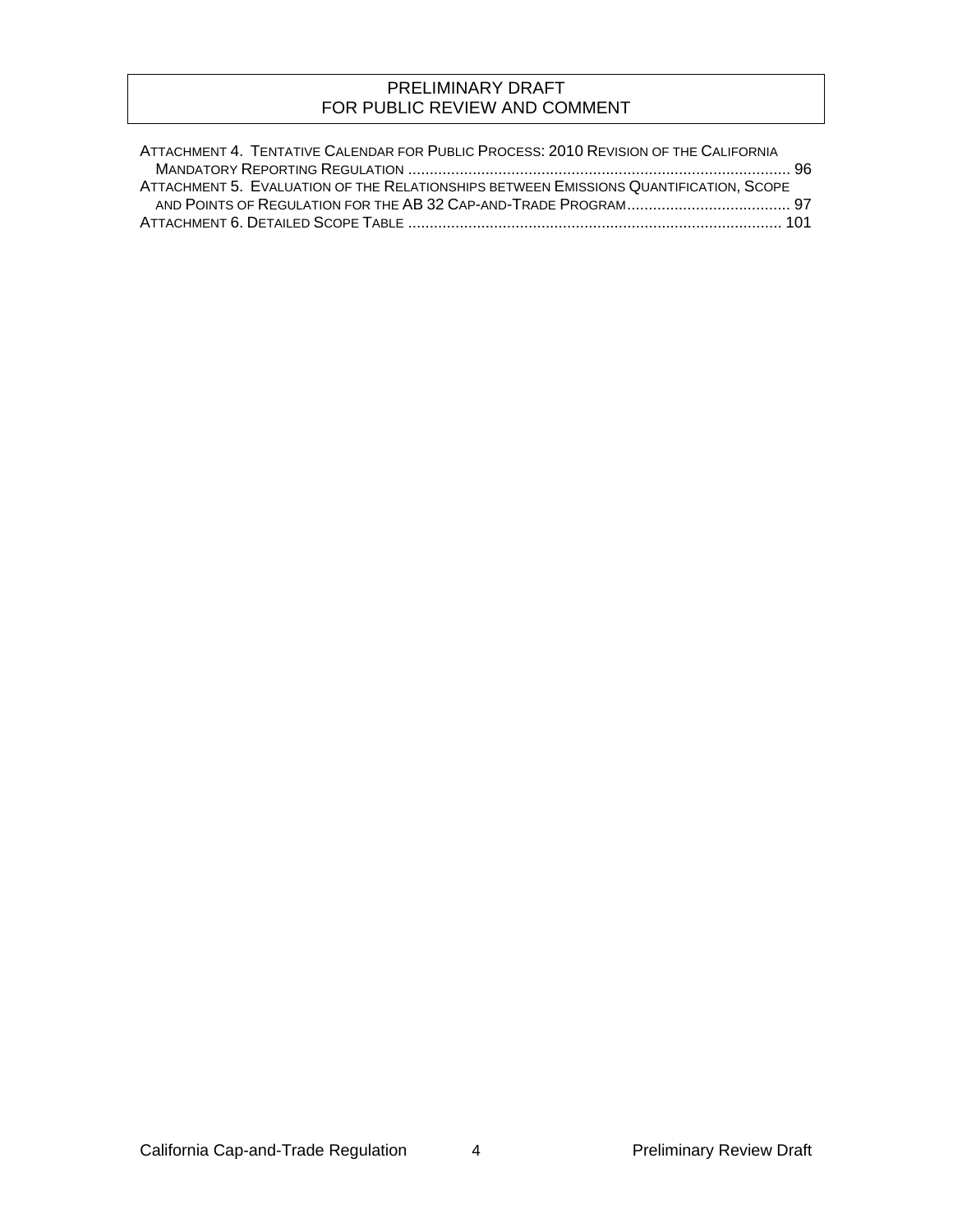Attachment 4. Tentative Calendar for Public Process: 2010 Revision of the California Mandatory Reporting Regulation ........................................................................................ 96

Attachment 5. Evaluation of the Relationships between Emissions Quantification, Scope and Points of Regulation for the AB 32 Cap-and-Trade Program...................................... 97

Attachment 6. Detailed Scope Table ...................................................................................... 101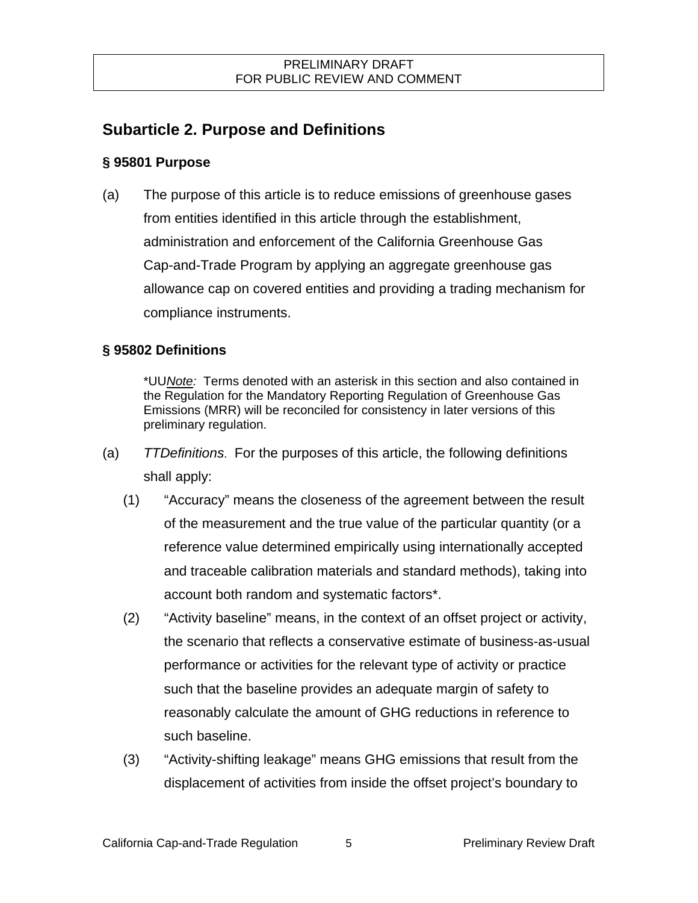## Subarticle 2. Purpose and Definitions

### § 95801 Purpose

(a) The purpose of this article is to reduce emissions of greenhouse gases from entities identified in this article through the establishment, administration and enforcement of the California Greenhouse Gas Cap-and-Trade Program by applying an aggregate greenhouse gas allowance cap on covered entities and providing a trading mechanism for compliance instruments.

### § 95802 Definitions

*UU*Note:* Terms denoted with an asterisk in this section and also contained in the Regulation for the Mandatory Reporting Regulation of Greenhouse Gas Emissions (MRR) will be reconciled for consistency in later versions of this preliminary regulation.

(a) *TTDefinitions*. For the purposes of this article, the following definitions shall apply:

(1) "Accuracy" means the closeness of the agreement between the result of the measurement and the true value of the particular quantity (or a reference value determined empirically using internationally accepted and traceable calibration materials and standard methods), taking into account both random and systematic factors*.

(2) "Activity baseline" means, in the context of an offset project or activity, the scenario that reflects a conservative estimate of business-as-usual performance or activities for the relevant type of activity or practice such that the baseline provides an adequate margin of safety to reasonably calculate the amount of GHG reductions in reference to such baseline.

(3) "Activity-shifting leakage" means GHG emissions that result from the displacement of activities from inside the offset project's boundary to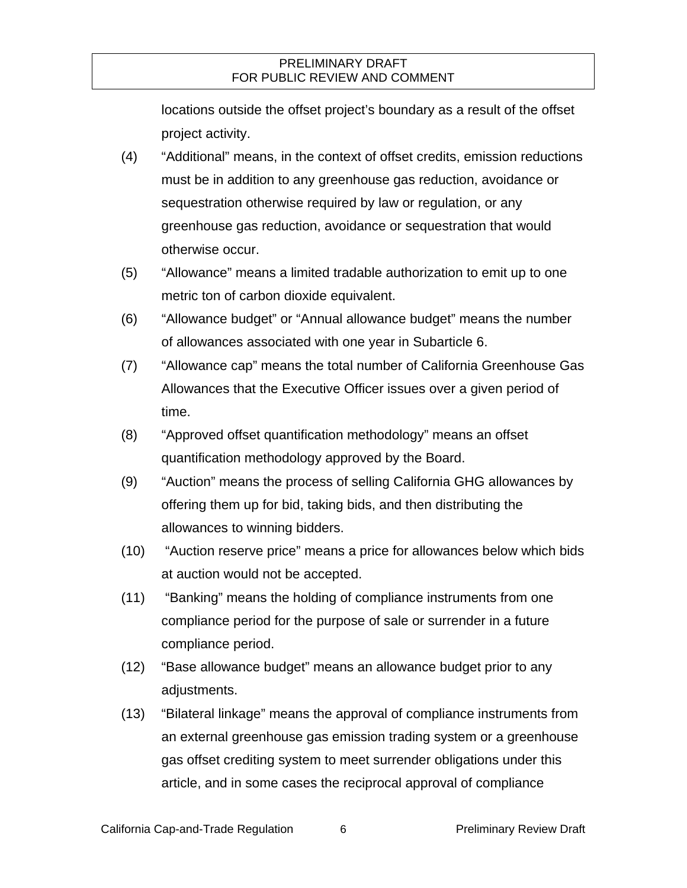locations outside the offset project's boundary as a result of the offset project activity.

(4) "Additional" means, in the context of offset credits, emission reductions must be in addition to any greenhouse gas reduction, avoidance or sequestration otherwise required by law or regulation, or any greenhouse gas reduction, avoidance or sequestration that would otherwise occur.

(5) "Allowance" means a limited tradable authorization to emit up to one metric ton of carbon dioxide equivalent.

(6) "Allowance budget" or "Annual allowance budget" means the number of allowances associated with one year in Subarticle 6.

(7) "Allowance cap" means the total number of California Greenhouse Gas Allowances that the Executive Officer issues over a given period of time.

(8) "Approved offset quantification methodology" means an offset quantification methodology approved by the Board.

(9) "Auction" means the process of selling California GHG allowances by offering them up for bid, taking bids, and then distributing the allowances to winning bidders.

(10) "Auction reserve price" means a price for allowances below which bids at auction would not be accepted.

(11) "Banking" means the holding of compliance instruments from one compliance period for the purpose of sale or surrender in a future compliance period.

(12) "Base allowance budget" means an allowance budget prior to any adjustments.

(13) "Bilateral linkage" means the approval of compliance instruments from an external greenhouse gas emission trading system or a greenhouse gas offset crediting system to meet surrender obligations under this article, and in some cases the reciprocal approval of compliance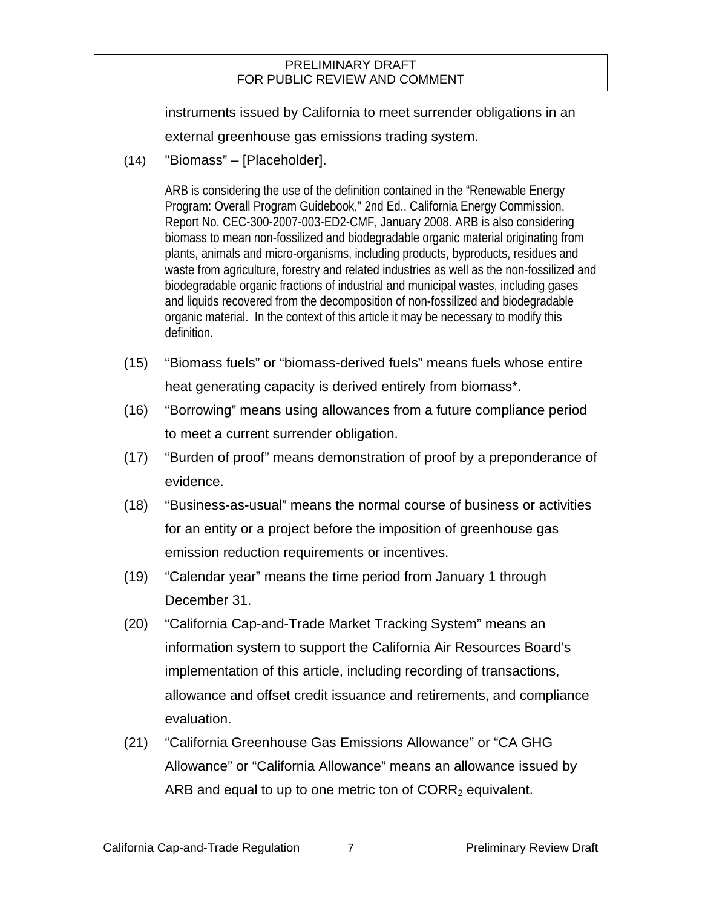instruments issued by California to meet surrender obligations in an external greenhouse gas emissions trading system.

(14) "Biomass" – [Placeholder].

ARB is considering the use of the definition contained in the "Renewable Energy Program: Overall Program Guidebook," 2nd Ed., California Energy Commission, Report No. CEC-300-2007-003-ED2-CMF, January 2008. ARB is also considering biomass to mean non-fossilized and biodegradable organic material originating from plants, animals and micro-organisms, including products, byproducts, residues and waste from agriculture, forestry and related industries as well as the non-fossilized and biodegradable organic fractions of industrial and municipal wastes, including gases and liquids recovered from the decomposition of non-fossilized and biodegradable organic material. In the context of this article it may be necessary to modify this definition.

(15) "Biomass fuels" or "biomass-derived fuels" means fuels whose entire heat generating capacity is derived entirely from biomass*.

(16) "Borrowing" means using allowances from a future compliance period to meet a current surrender obligation.

(17) "Burden of proof" means demonstration of proof by a preponderance of evidence.

(18) "Business-as-usual" means the normal course of business or activities for an entity or a project before the imposition of greenhouse gas emission reduction requirements or incentives.

(19) "Calendar year" means the time period from January 1 through December 31.

(20) "California Cap-and-Trade Market Tracking System" means an information system to support the California Air Resources Board's implementation of this article, including recording of transactions, allowance and offset credit issuance and retirements, and compliance evaluation.

(21) "California Greenhouse Gas Emissions Allowance" or "CA GHG Allowance" or "California Allowance" means an allowance issued by ARB and equal to up to one metric ton of $CORR_2$ equivalent.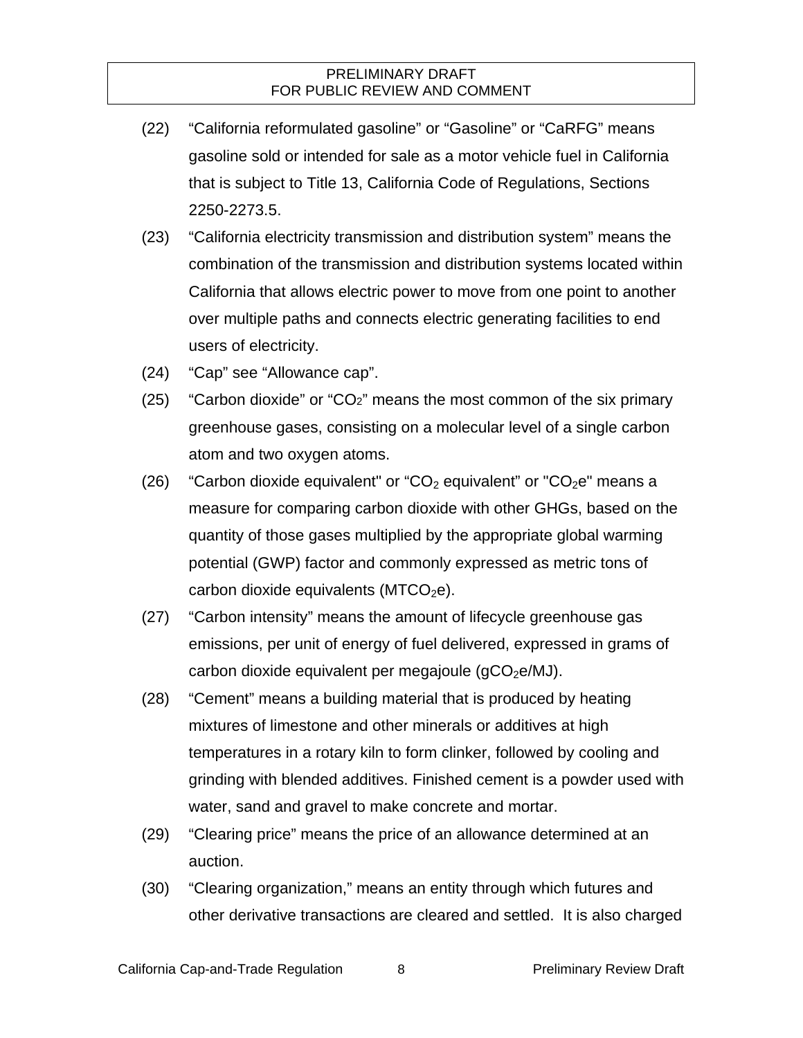(22) "California reformulated gasoline" or "Gasoline" or "CaRFG" means gasoline sold or intended for sale as a motor vehicle fuel in California that is subject to Title 13, California Code of Regulations, Sections 2250-2273.5.

(23) "California electricity transmission and distribution system" means the combination of the transmission and distribution systems located within California that allows electric power to move from one point to another over multiple paths and connects electric generating facilities to end users of electricity.

(24) "Cap" see "Allowance cap".

(25) "Carbon dioxide" or "$CO_2$" means the most common of the six primary greenhouse gases, consisting on a molecular level of a single carbon atom and two oxygen atoms.

(26) "Carbon dioxide equivalent" or "$CO_2$ equivalent" or "$CO_2e$" means a measure for comparing carbon dioxide with other GHGs, based on the quantity of those gases multiplied by the appropriate global warming potential (GWP) factor and commonly expressed as metric tons of carbon dioxide equivalents ($MTCO_2e$).

(27) "Carbon intensity" means the amount of lifecycle greenhouse gas emissions, per unit of energy of fuel delivered, expressed in grams of carbon dioxide equivalent per megajoule ($gCO_2e/MJ$).

(28) "Cement" means a building material that is produced by heating mixtures of limestone and other minerals or additives at high temperatures in a rotary kiln to form clinker, followed by cooling and grinding with blended additives. Finished cement is a powder used with water, sand and gravel to make concrete and mortar.

(29) "Clearing price" means the price of an allowance determined at an auction.

(30) "Clearing organization," means an entity through which futures and other derivative transactions are cleared and settled. It is also charged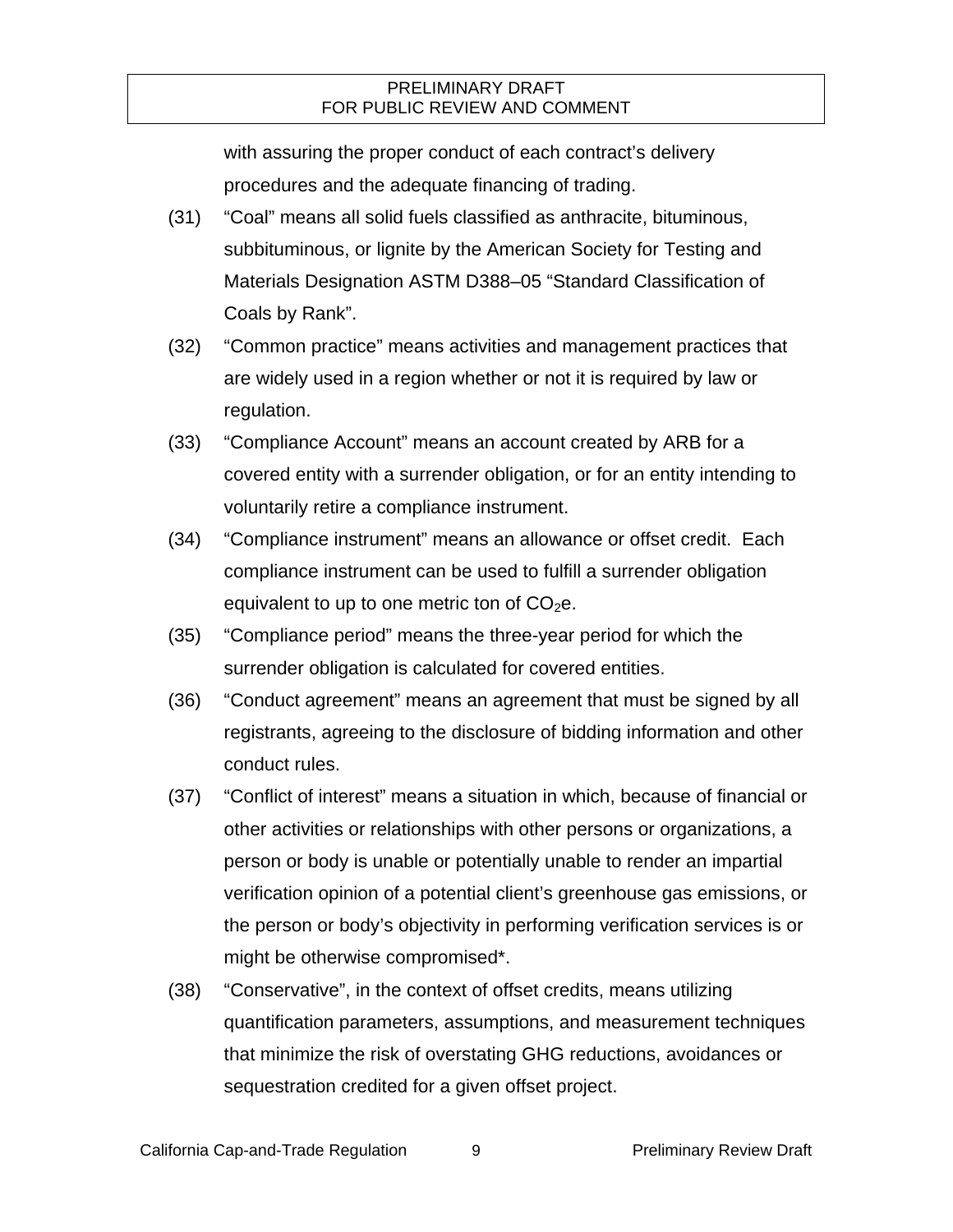with assuring the proper conduct of each contract's delivery procedures and the adequate financing of trading.

(31) "Coal" means all solid fuels classified as anthracite, bituminous, subbituminous, or lignite by the American Society for Testing and Materials Designation ASTM D388–05 "Standard Classification of Coals by Rank".

(32) "Common practice" means activities and management practices that are widely used in a region whether or not it is required by law or regulation.

(33) "Compliance Account" means an account created by ARB for a covered entity with a surrender obligation, or for an entity intending to voluntarily retire a compliance instrument.

(34) "Compliance instrument" means an allowance or offset credit. Each compliance instrument can be used to fulfill a surrender obligation equivalent to up to one metric ton of $CO_2e$.

(35) "Compliance period" means the three-year period for which the surrender obligation is calculated for covered entities.

(36) "Conduct agreement" means an agreement that must be signed by all registrants, agreeing to the disclosure of bidding information and other conduct rules.

(37) "Conflict of interest" means a situation in which, because of financial or other activities or relationships with other persons or organizations, a person or body is unable or potentially unable to render an impartial verification opinion of a potential client's greenhouse gas emissions, or the person or body's objectivity in performing verification services is or might be otherwise compromised*.

(38) "Conservative", in the context of offset credits, means utilizing quantification parameters, assumptions, and measurement techniques that minimize the risk of overstating GHG reductions, avoidances or sequestration credited for a given offset project.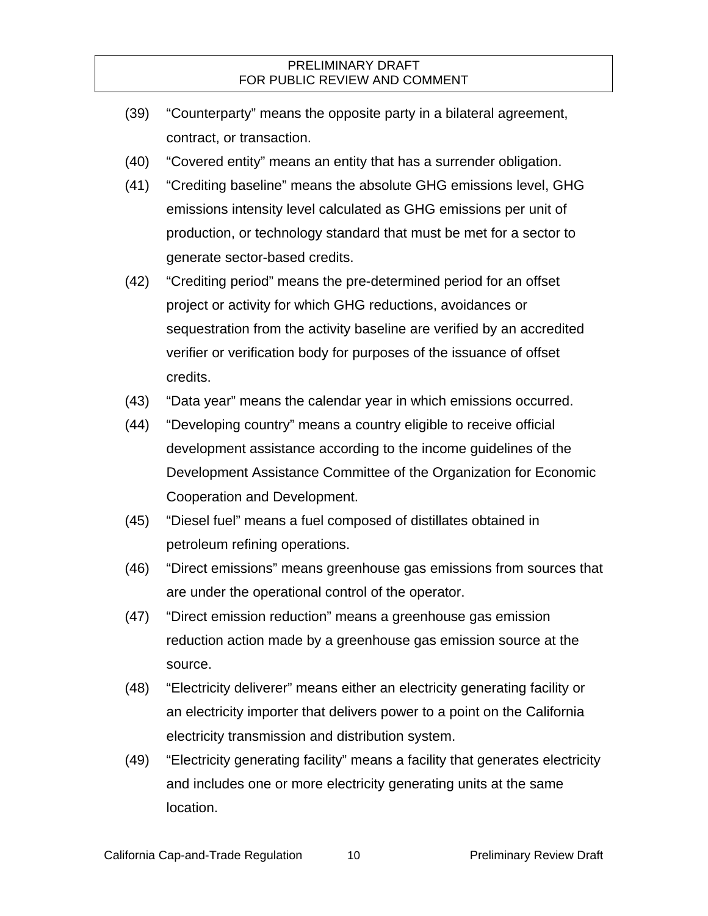(39) "Counterparty" means the opposite party in a bilateral agreement, contract, or transaction.

(40) "Covered entity" means an entity that has a surrender obligation.

(41) "Crediting baseline" means the absolute GHG emissions level, GHG emissions intensity level calculated as GHG emissions per unit of production, or technology standard that must be met for a sector to generate sector-based credits.

(42) "Crediting period" means the pre-determined period for an offset project or activity for which GHG reductions, avoidances or sequestration from the activity baseline are verified by an accredited verifier or verification body for purposes of the issuance of offset credits.

(43) "Data year" means the calendar year in which emissions occurred.

(44) "Developing country" means a country eligible to receive official development assistance according to the income guidelines of the Development Assistance Committee of the Organization for Economic Cooperation and Development.

(45) "Diesel fuel" means a fuel composed of distillates obtained in petroleum refining operations.

(46) "Direct emissions" means greenhouse gas emissions from sources that are under the operational control of the operator.

(47) "Direct emission reduction" means a greenhouse gas emission reduction action made by a greenhouse gas emission source at the source.

(48) "Electricity deliverer" means either an electricity generating facility or an electricity importer that delivers power to a point on the California electricity transmission and distribution system.

(49) "Electricity generating facility" means a facility that generates electricity and includes one or more electricity generating units at the same location.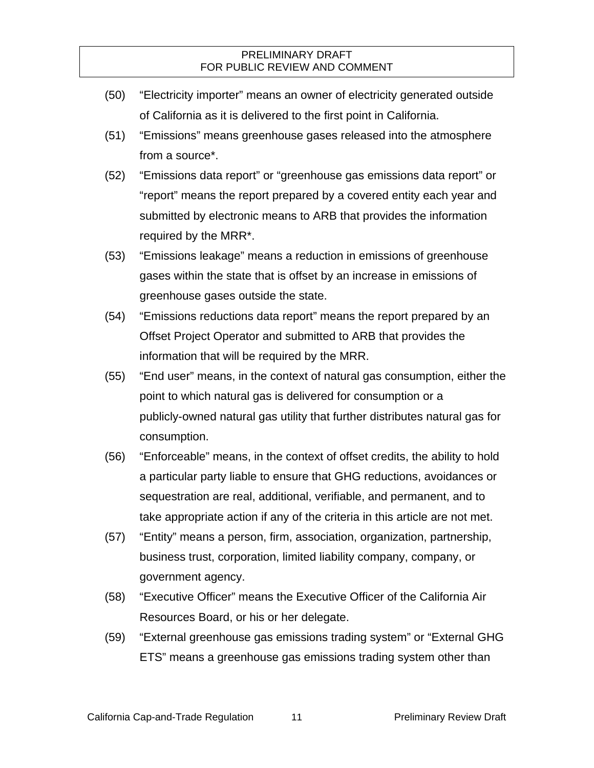(50) “Electricity importer” means an owner of electricity generated outside of California as it is delivered to the first point in California.

(51) “Emissions” means greenhouse gases released into the atmosphere from a source*.

(52) “Emissions data report” or “greenhouse gas emissions data report” or “report” means the report prepared by a covered entity each year and submitted by electronic means to ARB that provides the information required by the MRR*.

(53) “Emissions leakage” means a reduction in emissions of greenhouse gases within the state that is offset by an increase in emissions of greenhouse gases outside the state.

(54) “Emissions reductions data report” means the report prepared by an Offset Project Operator and submitted to ARB that provides the information that will be required by the MRR.

(55) “End user” means, in the context of natural gas consumption, either the point to which natural gas is delivered for consumption or a publicly-owned natural gas utility that further distributes natural gas for consumption.

(56) “Enforceable” means, in the context of offset credits, the ability to hold a particular party liable to ensure that GHG reductions, avoidances or sequestration are real, additional, verifiable, and permanent, and to take appropriate action if any of the criteria in this article are not met.

(57) “Entity” means a person, firm, association, organization, partnership, business trust, corporation, limited liability company, company, or government agency.

(58) “Executive Officer” means the Executive Officer of the California Air Resources Board, or his or her delegate.

(59) “External greenhouse gas emissions trading system” or “External GHG ETS” means a greenhouse gas emissions trading system other than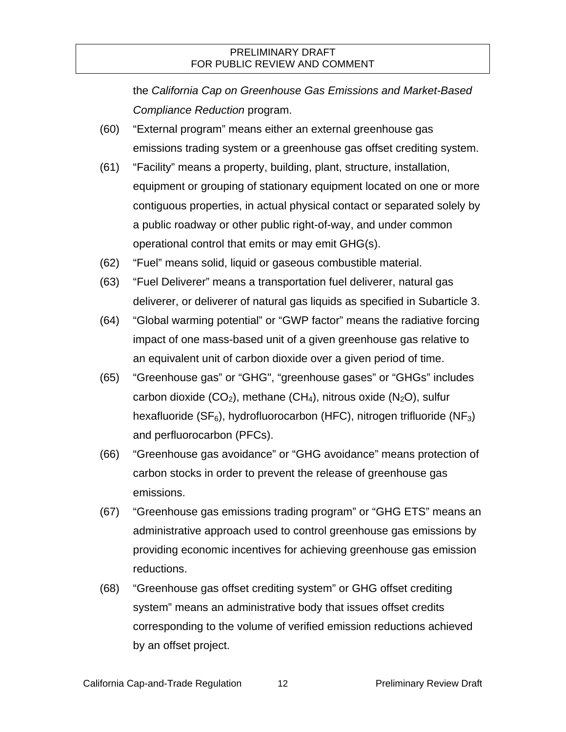the *California Cap on Greenhouse Gas Emissions and Market-Based Compliance Reduction* program.

(60) "External program" means either an external greenhouse gas emissions trading system or a greenhouse gas offset crediting system.

(61) "Facility" means a property, building, plant, structure, installation, equipment or grouping of stationary equipment located on one or more contiguous properties, in actual physical contact or separated solely by a public roadway or other public right-of-way, and under common operational control that emits or may emit GHG(s).

(62) "Fuel" means solid, liquid or gaseous combustible material.

(63) "Fuel Deliverer" means a transportation fuel deliverer, natural gas deliverer, or deliverer of natural gas liquids as specified in Subarticle 3.

(64) "Global warming potential" or "GWP factor" means the radiative forcing impact of one mass-based unit of a given greenhouse gas relative to an equivalent unit of carbon dioxide over a given period of time.

(65) "Greenhouse gas" or "GHG", "greenhouse gases" or "GHGs" includes carbon dioxide ($CO_2$), methane ($CH_4$), nitrous oxide ($N_2O$), sulfur hexafluoride ($SF_6$), hydrofluorocarbon (HFC), nitrogen trifluoride ($NF_3$) and perfluorocarbon (PFCs).

(66) "Greenhouse gas avoidance" or "GHG avoidance" means protection of carbon stocks in order to prevent the release of greenhouse gas emissions.

(67) "Greenhouse gas emissions trading program" or "GHG ETS" means an administrative approach used to control greenhouse gas emissions by providing economic incentives for achieving greenhouse gas emission reductions.

(68) "Greenhouse gas offset crediting system" or GHG offset crediting system" means an administrative body that issues offset credits corresponding to the volume of verified emission reductions achieved by an offset project.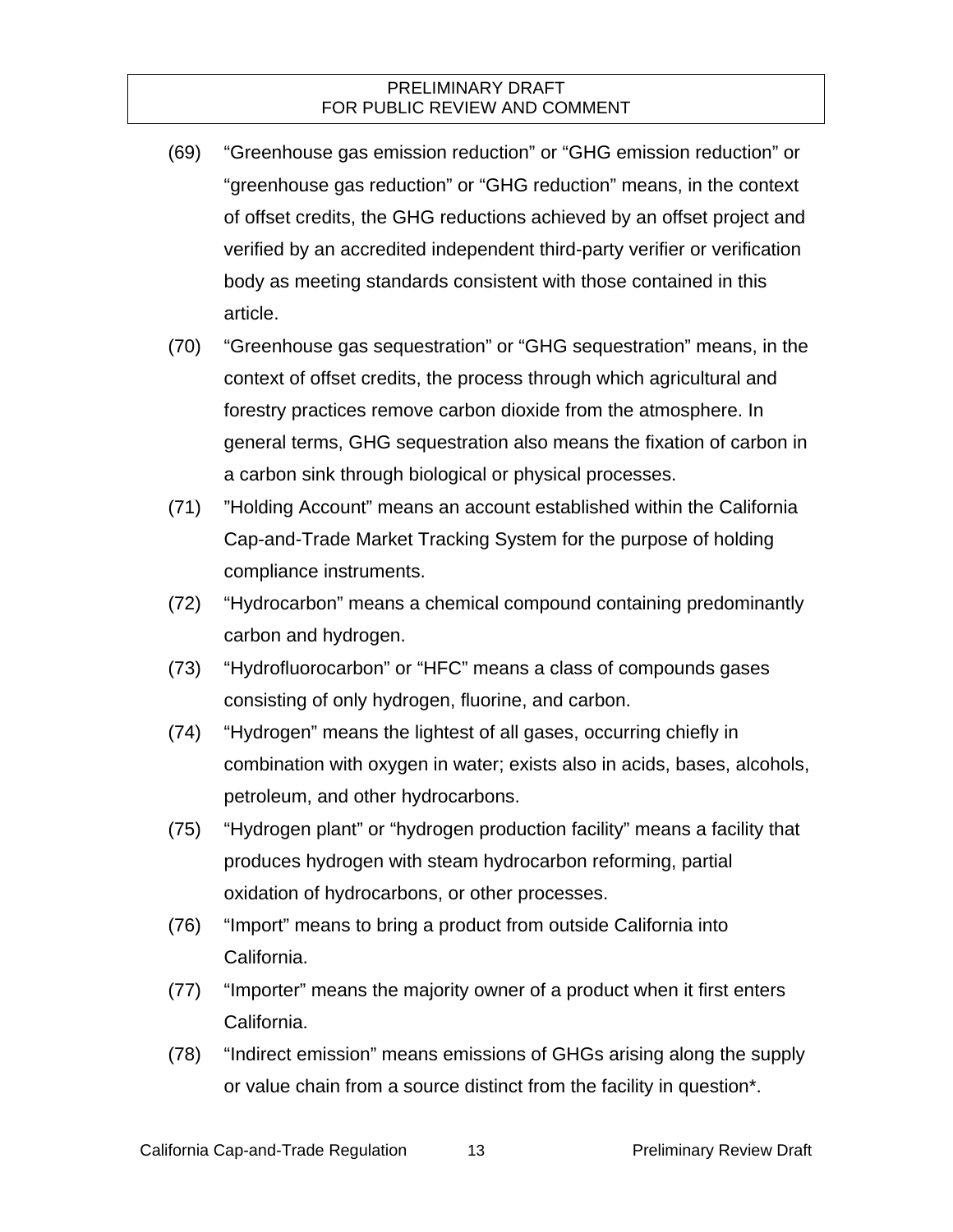(69) “Greenhouse gas emission reduction” or “GHG emission reduction” or “greenhouse gas reduction” or “GHG reduction” means, in the context of offset credits, the GHG reductions achieved by an offset project and verified by an accredited independent third-party verifier or verification body as meeting standards consistent with those contained in this article.

(70) “Greenhouse gas sequestration” or “GHG sequestration” means, in the context of offset credits, the process through which agricultural and forestry practices remove carbon dioxide from the atmosphere. In general terms, GHG sequestration also means the fixation of carbon in a carbon sink through biological or physical processes.

(71) ”Holding Account” means an account established within the California Cap-and-Trade Market Tracking System for the purpose of holding compliance instruments.

(72) “Hydrocarbon” means a chemical compound containing predominantly carbon and hydrogen.

(73) “Hydrofluorocarbon” or “HFC” means a class of compounds gases consisting of only hydrogen, fluorine, and carbon.

(74) “Hydrogen” means the lightest of all gases, occurring chiefly in combination with oxygen in water; exists also in acids, bases, alcohols, petroleum, and other hydrocarbons.

(75) “Hydrogen plant” or “hydrogen production facility” means a facility that produces hydrogen with steam hydrocarbon reforming, partial oxidation of hydrocarbons, or other processes.

(76) “Import” means to bring a product from outside California into California.

(77) “Importer” means the majority owner of a product when it first enters California.

(78) “Indirect emission” means emissions of GHGs arising along the supply or value chain from a source distinct from the facility in question*.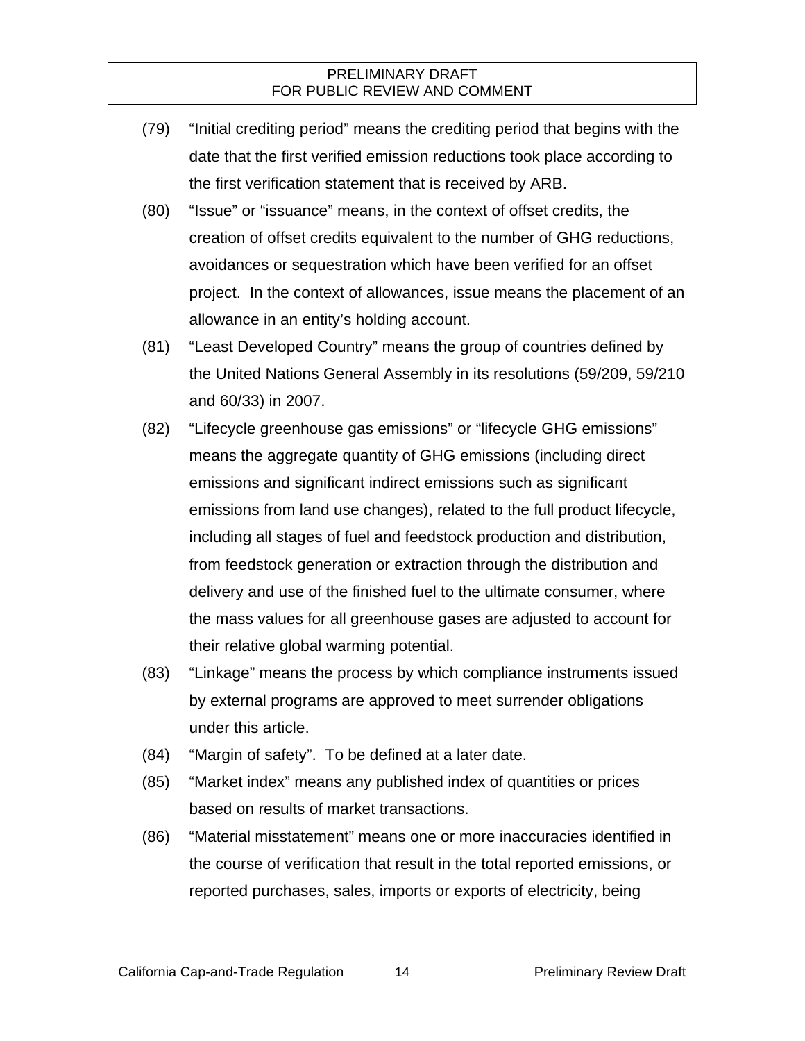(79) "Initial crediting period" means the crediting period that begins with the date that the first verified emission reductions took place according to the first verification statement that is received by ARB.

(80) "Issue" or "issuance" means, in the context of offset credits, the creation of offset credits equivalent to the number of GHG reductions, avoidances or sequestration which have been verified for an offset project. In the context of allowances, issue means the placement of an allowance in an entity's holding account.

(81) "Least Developed Country" means the group of countries defined by the United Nations General Assembly in its resolutions (59/209, 59/210 and 60/33) in 2007.

(82) "Lifecycle greenhouse gas emissions" or "lifecycle GHG emissions" means the aggregate quantity of GHG emissions (including direct emissions and significant indirect emissions such as significant emissions from land use changes), related to the full product lifecycle, including all stages of fuel and feedstock production and distribution, from feedstock generation or extraction through the distribution and delivery and use of the finished fuel to the ultimate consumer, where the mass values for all greenhouse gases are adjusted to account for their relative global warming potential.

(83) "Linkage" means the process by which compliance instruments issued by external programs are approved to meet surrender obligations under this article.

(84) "Margin of safety". To be defined at a later date.

(85) "Market index" means any published index of quantities or prices based on results of market transactions.

(86) "Material misstatement" means one or more inaccuracies identified in the course of verification that result in the total reported emissions, or reported purchases, sales, imports or exports of electricity, being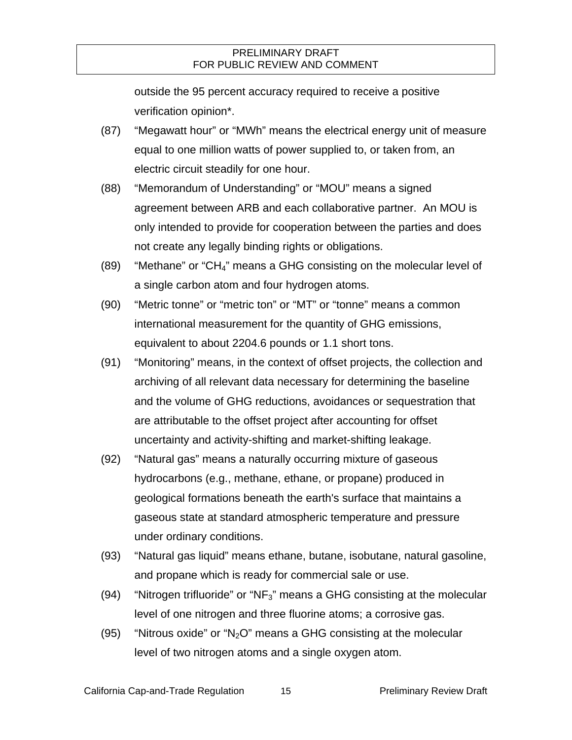outside the 95 percent accuracy required to receive a positive verification opinion*.

(87) "Megawatt hour" or "MWh" means the electrical energy unit of measure equal to one million watts of power supplied to, or taken from, an electric circuit steadily for one hour.

(88) "Memorandum of Understanding" or "MOU" means a signed agreement between ARB and each collaborative partner. An MOU is only intended to provide for cooperation between the parties and does not create any legally binding rights or obligations.

(89) "Methane" or "$CH_4$" means a GHG consisting on the molecular level of a single carbon atom and four hydrogen atoms.

(90) "Metric tonne" or "metric ton" or "MT" or "tonne" means a common international measurement for the quantity of GHG emissions, equivalent to about 2204.6 pounds or 1.1 short tons.

(91) "Monitoring" means, in the context of offset projects, the collection and archiving of all relevant data necessary for determining the baseline and the volume of GHG reductions, avoidances or sequestration that are attributable to the offset project after accounting for offset uncertainty and activity-shifting and market-shifting leakage.

(92) "Natural gas" means a naturally occurring mixture of gaseous hydrocarbons (e.g., methane, ethane, or propane) produced in geological formations beneath the earth's surface that maintains a gaseous state at standard atmospheric temperature and pressure under ordinary conditions.

(93) "Natural gas liquid" means ethane, butane, isobutane, natural gasoline, and propane which is ready for commercial sale or use.

(94) "Nitrogen trifluoride" or "$NF_3$" means a GHG consisting at the molecular level of one nitrogen and three fluorine atoms; a corrosive gas.

(95) "Nitrous oxide" or "$N_2O$" means a GHG consisting at the molecular level of two nitrogen atoms and a single oxygen atom.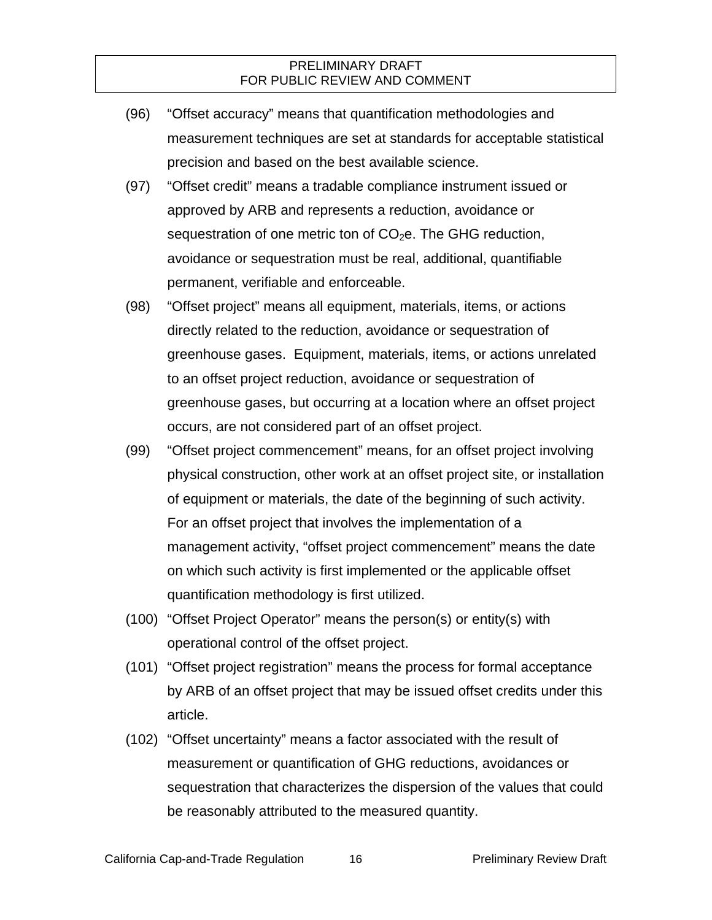(96) "Offset accuracy" means that quantification methodologies and measurement techniques are set at standards for acceptable statistical precision and based on the best available science.

(97) "Offset credit" means a tradable compliance instrument issued or approved by ARB and represents a reduction, avoidance or sequestration of one metric ton of $CO_2$e. The GHG reduction, avoidance or sequestration must be real, additional, quantifiable permanent, verifiable and enforceable.

(98) "Offset project" means all equipment, materials, items, or actions directly related to the reduction, avoidance or sequestration of greenhouse gases. Equipment, materials, items, or actions unrelated to an offset project reduction, avoidance or sequestration of greenhouse gases, but occurring at a location where an offset project occurs, are not considered part of an offset project.

(99) "Offset project commencement" means, for an offset project involving physical construction, other work at an offset project site, or installation of equipment or materials, the date of the beginning of such activity. For an offset project that involves the implementation of a management activity, "offset project commencement" means the date on which such activity is first implemented or the applicable offset quantification methodology is first utilized.

(100) "Offset Project Operator" means the person(s) or entity(s) with operational control of the offset project.

(101) "Offset project registration" means the process for formal acceptance by ARB of an offset project that may be issued offset credits under this article.

(102) "Offset uncertainty" means a factor associated with the result of measurement or quantification of GHG reductions, avoidances or sequestration that characterizes the dispersion of the values that could be reasonably attributed to the measured quantity.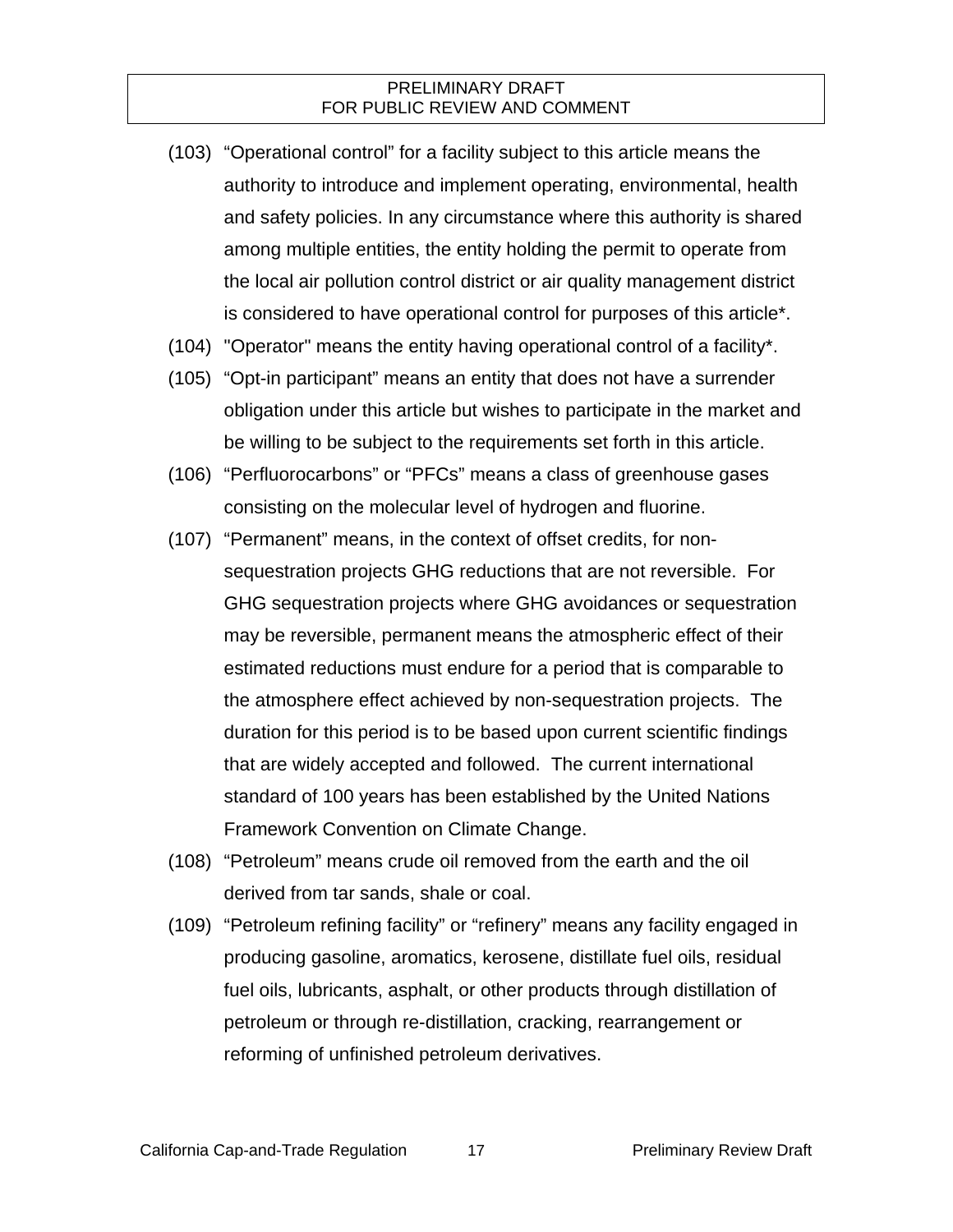(103) “Operational control” for a facility subject to this article means the authority to introduce and implement operating, environmental, health and safety policies. In any circumstance where this authority is shared among multiple entities, the entity holding the permit to operate from the local air pollution control district or air quality management district is considered to have operational control for purposes of this article*.

(104) "Operator" means the entity having operational control of a facility*.

(105) “Opt-in participant” means an entity that does not have a surrender obligation under this article but wishes to participate in the market and be willing to be subject to the requirements set forth in this article.

(106) “Perfluorocarbons” or “PFCs” means a class of greenhouse gases consisting on the molecular level of hydrogen and fluorine.

(107) “Permanent” means, in the context of offset credits, for non-sequestration projects GHG reductions that are not reversible. For GHG sequestration projects where GHG avoidances or sequestration may be reversible, permanent means the atmospheric effect of their estimated reductions must endure for a period that is comparable to the atmosphere effect achieved by non-sequestration projects. The duration for this period is to be based upon current scientific findings that are widely accepted and followed. The current international standard of 100 years has been established by the United Nations Framework Convention on Climate Change.

(108) “Petroleum” means crude oil removed from the earth and the oil derived from tar sands, shale or coal.

(109) “Petroleum refining facility” or “refinery” means any facility engaged in producing gasoline, aromatics, kerosene, distillate fuel oils, residual fuel oils, lubricants, asphalt, or other products through distillation of petroleum or through re-distillation, cracking, rearrangement or reforming of unfinished petroleum derivatives.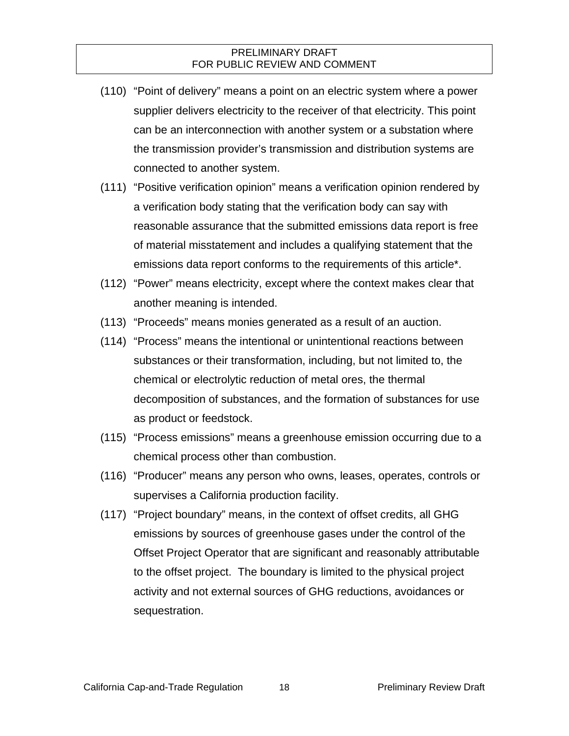(110) "Point of delivery" means a point on an electric system where a power supplier delivers electricity to the receiver of that electricity. This point can be an interconnection with another system or a substation where the transmission provider's transmission and distribution systems are connected to another system.

(111) "Positive verification opinion" means a verification opinion rendered by a verification body stating that the verification body can say with reasonable assurance that the submitted emissions data report is free of material misstatement and includes a qualifying statement that the emissions data report conforms to the requirements of this article*.

(112) "Power" means electricity, except where the context makes clear that another meaning is intended.

(113) "Proceeds" means monies generated as a result of an auction.

(114) "Process" means the intentional or unintentional reactions between substances or their transformation, including, but not limited to, the chemical or electrolytic reduction of metal ores, the thermal decomposition of substances, and the formation of substances for use as product or feedstock.

(115) "Process emissions" means a greenhouse emission occurring due to a chemical process other than combustion.

(116) "Producer" means any person who owns, leases, operates, controls or supervises a California production facility.

(117) "Project boundary" means, in the context of offset credits, all GHG emissions by sources of greenhouse gases under the control of the Offset Project Operator that are significant and reasonably attributable to the offset project. The boundary is limited to the physical project activity and not external sources of GHG reductions, avoidances or sequestration.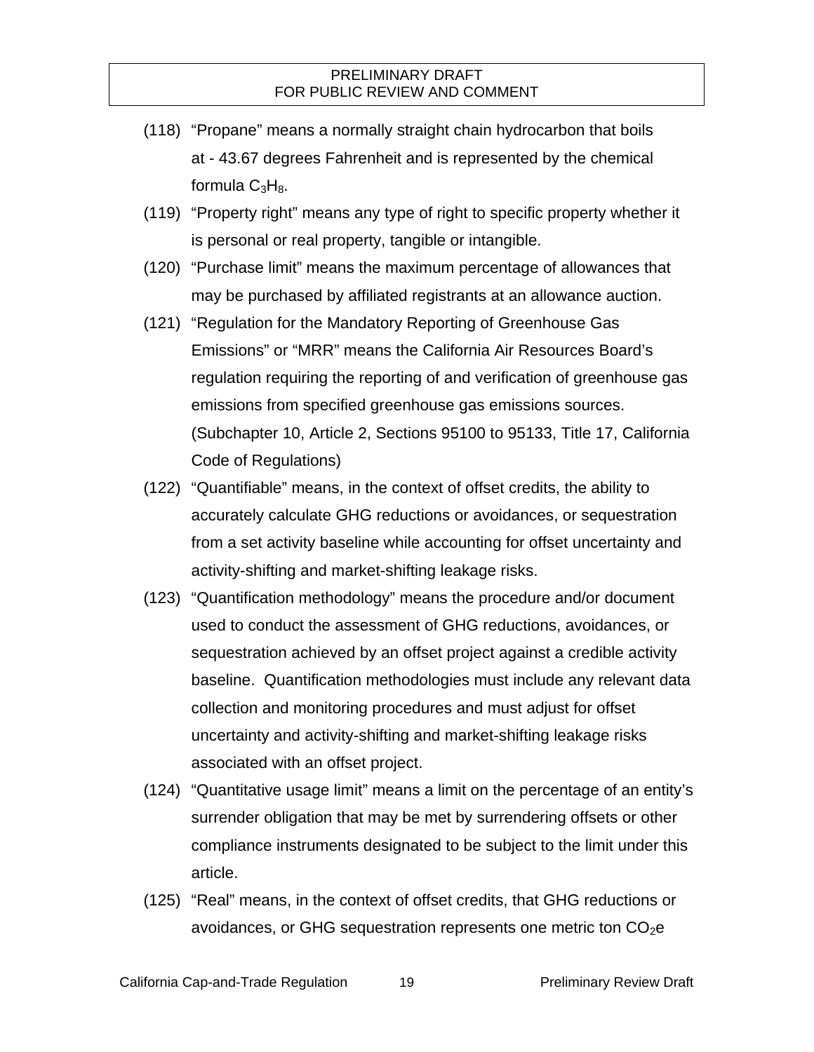(118) “Propane” means a normally straight chain hydrocarbon that boils at - 43.67 degrees Fahrenheit and is represented by the chemical formula $C_3H_8$.

(119) “Property right” means any type of right to specific property whether it is personal or real property, tangible or intangible.

(120) “Purchase limit” means the maximum percentage of allowances that may be purchased by affiliated registrants at an allowance auction.

(121) “Regulation for the Mandatory Reporting of Greenhouse Gas Emissions” or “MRR” means the California Air Resources Board’s regulation requiring the reporting of and verification of greenhouse gas emissions from specified greenhouse gas emissions sources. (Subchapter 10, Article 2, Sections 95100 to 95133, Title 17, California Code of Regulations)

(122) “Quantifiable” means, in the context of offset credits, the ability to accurately calculate GHG reductions or avoidances, or sequestration from a set activity baseline while accounting for offset uncertainty and activity-shifting and market-shifting leakage risks.

(123) “Quantification methodology” means the procedure and/or document used to conduct the assessment of GHG reductions, avoidances, or sequestration achieved by an offset project against a credible activity baseline. Quantification methodologies must include any relevant data collection and monitoring procedures and must adjust for offset uncertainty and activity-shifting and market-shifting leakage risks associated with an offset project.

(124) “Quantitative usage limit” means a limit on the percentage of an entity’s surrender obligation that may be met by surrendering offsets or other compliance instruments designated to be subject to the limit under this article.

(125) “Real” means, in the context of offset credits, that GHG reductions or avoidances, or GHG sequestration represents one metric ton $CO_2e$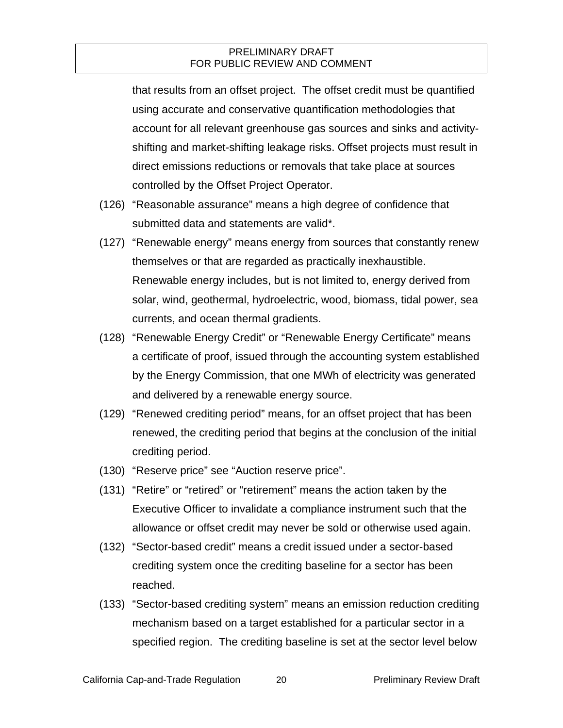that results from an offset project. The offset credit must be quantified using accurate and conservative quantification methodologies that account for all relevant greenhouse gas sources and sinks and activity-shifting and market-shifting leakage risks. Offset projects must result in direct emissions reductions or removals that take place at sources controlled by the Offset Project Operator.

(126) "Reasonable assurance" means a high degree of confidence that submitted data and statements are valid*.

(127) "Renewable energy" means energy from sources that constantly renew themselves or that are regarded as practically inexhaustible. Renewable energy includes, but is not limited to, energy derived from solar, wind, geothermal, hydroelectric, wood, biomass, tidal power, sea currents, and ocean thermal gradients.

(128) "Renewable Energy Credit" or "Renewable Energy Certificate" means a certificate of proof, issued through the accounting system established by the Energy Commission, that one MWh of electricity was generated and delivered by a renewable energy source.

(129) "Renewed crediting period" means, for an offset project that has been renewed, the crediting period that begins at the conclusion of the initial crediting period.

(130) "Reserve price" see "Auction reserve price".

(131) "Retire" or "retired" or "retirement" means the action taken by the Executive Officer to invalidate a compliance instrument such that the allowance or offset credit may never be sold or otherwise used again.

(132) "Sector-based credit" means a credit issued under a sector-based crediting system once the crediting baseline for a sector has been reached.

(133) "Sector-based crediting system" means an emission reduction crediting mechanism based on a target established for a particular sector in a specified region. The crediting baseline is set at the sector level below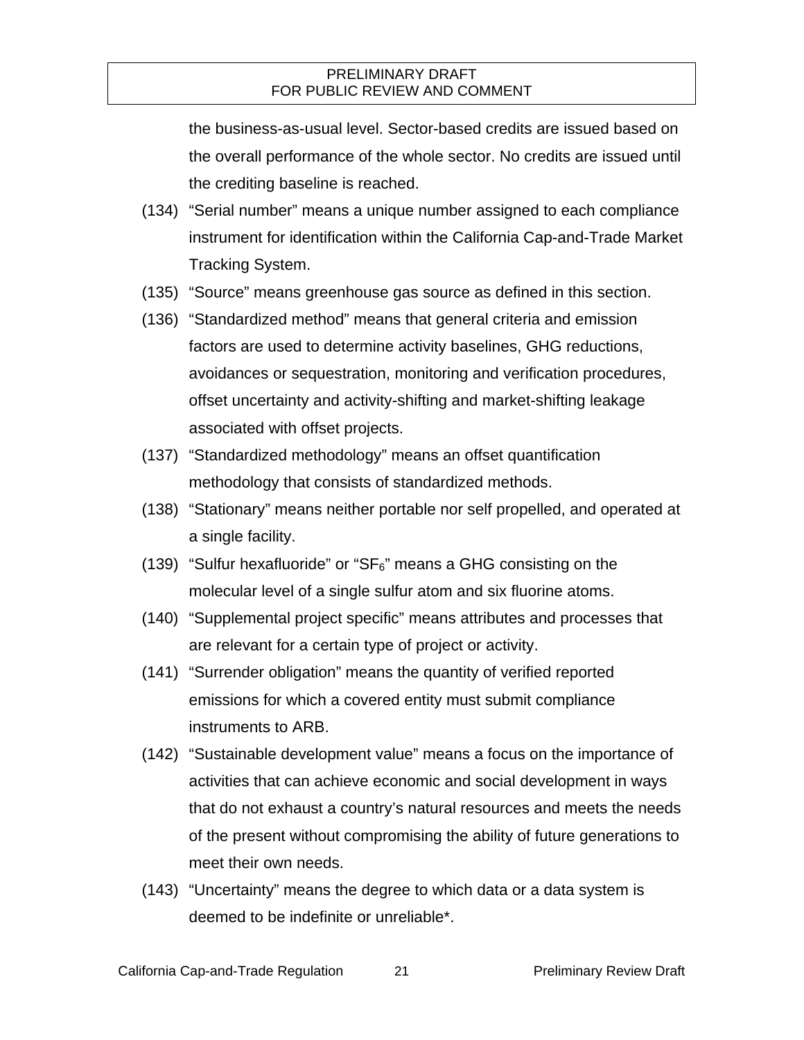the business-as-usual level. Sector-based credits are issued based on the overall performance of the whole sector. No credits are issued until the crediting baseline is reached.

(134) "Serial number" means a unique number assigned to each compliance instrument for identification within the California Cap-and-Trade Market Tracking System.

(135) "Source" means greenhouse gas source as defined in this section.

(136) "Standardized method" means that general criteria and emission factors are used to determine activity baselines, GHG reductions, avoidances or sequestration, monitoring and verification procedures, offset uncertainty and activity-shifting and market-shifting leakage associated with offset projects.

(137) "Standardized methodology" means an offset quantification methodology that consists of standardized methods.

(138) "Stationary" means neither portable nor self propelled, and operated at a single facility.

(139) "Sulfur hexafluoride" or "$SF_6$" means a GHG consisting on the molecular level of a single sulfur atom and six fluorine atoms.

(140) "Supplemental project specific" means attributes and processes that are relevant for a certain type of project or activity.

(141) "Surrender obligation" means the quantity of verified reported emissions for which a covered entity must submit compliance instruments to ARB.

(142) "Sustainable development value" means a focus on the importance of activities that can achieve economic and social development in ways that do not exhaust a country's natural resources and meets the needs of the present without compromising the ability of future generations to meet their own needs.

(143) "Uncertainty" means the degree to which data or a data system is deemed to be indefinite or unreliable*.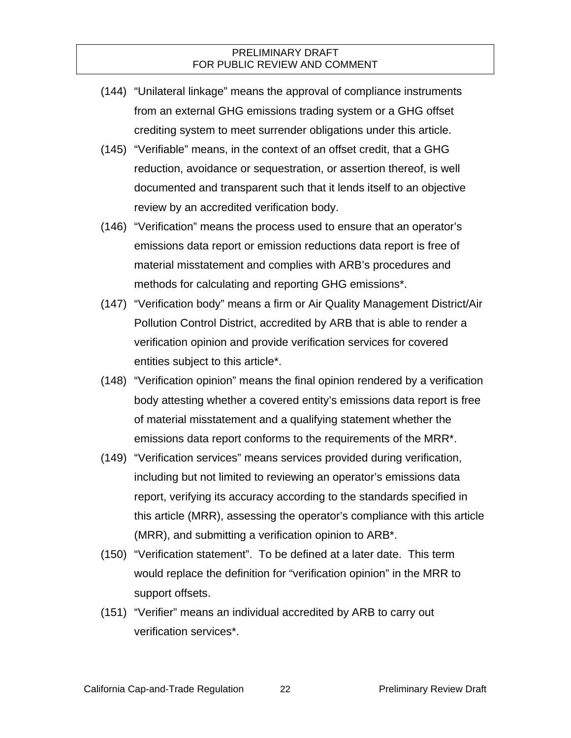(144) “Unilateral linkage” means the approval of compliance instruments from an external GHG emissions trading system or a GHG offset crediting system to meet surrender obligations under this article.

(145) “Verifiable” means, in the context of an offset credit, that a GHG reduction, avoidance or sequestration, or assertion thereof, is well documented and transparent such that it lends itself to an objective review by an accredited verification body.

(146) “Verification” means the process used to ensure that an operator’s emissions data report or emission reductions data report is free of material misstatement and complies with ARB’s procedures and methods for calculating and reporting GHG emissions*.

(147) “Verification body” means a firm or Air Quality Management District/Air Pollution Control District, accredited by ARB that is able to render a verification opinion and provide verification services for covered entities subject to this article*.

(148) “Verification opinion” means the final opinion rendered by a verification body attesting whether a covered entity’s emissions data report is free of material misstatement and a qualifying statement whether the emissions data report conforms to the requirements of the MRR*.

(149) “Verification services” means services provided during verification, including but not limited to reviewing an operator’s emissions data report, verifying its accuracy according to the standards specified in this article (MRR), assessing the operator’s compliance with this article (MRR), and submitting a verification opinion to ARB*.

(150) “Verification statement”. To be defined at a later date. This term would replace the definition for “verification opinion” in the MRR to support offsets.

(151) “Verifier” means an individual accredited by ARB to carry out verification services*.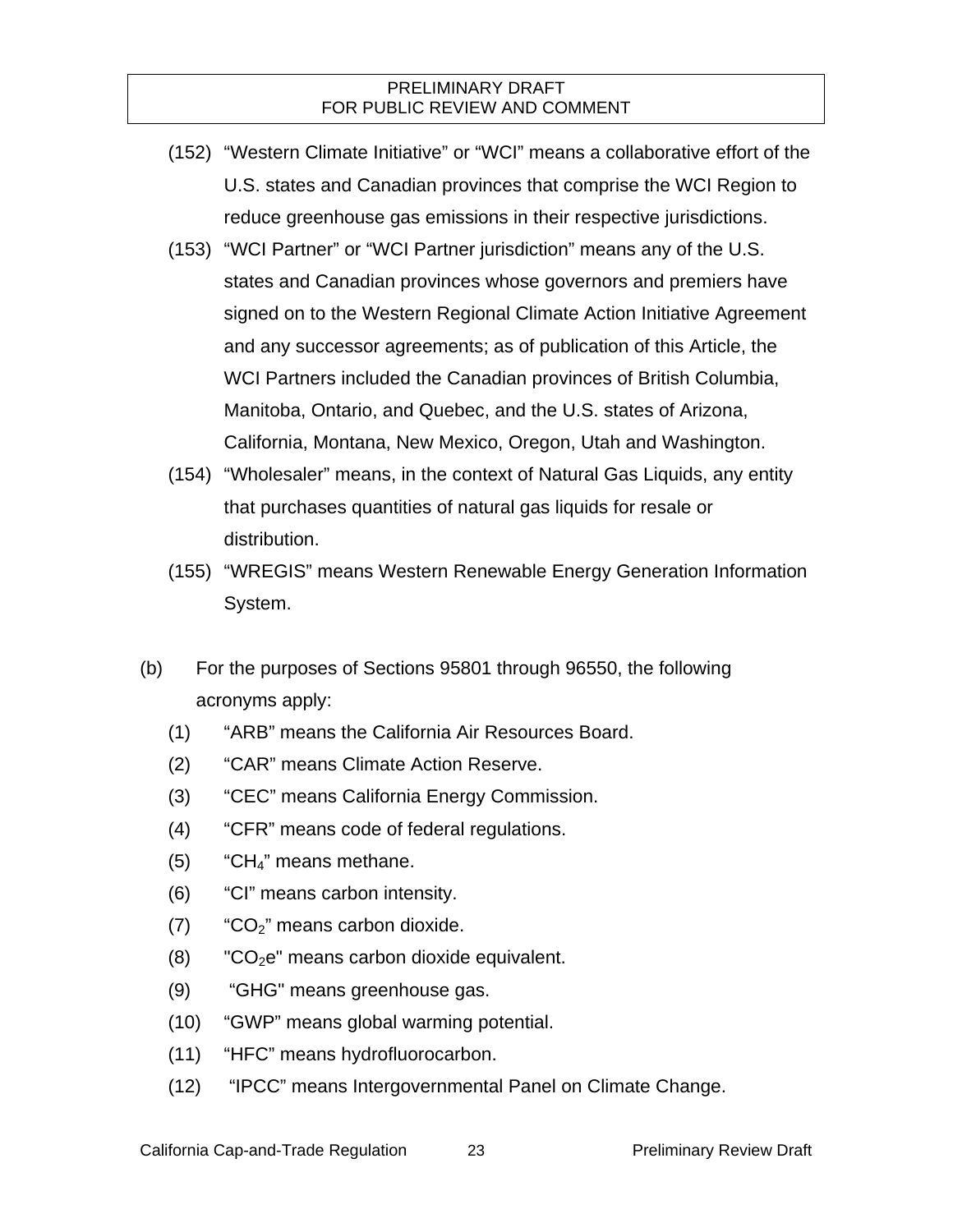(152) “Western Climate Initiative” or “WCI” means a collaborative effort of the U.S. states and Canadian provinces that comprise the WCI Region to reduce greenhouse gas emissions in their respective jurisdictions.

(153) “WCI Partner” or “WCI Partner jurisdiction” means any of the U.S. states and Canadian provinces whose governors and premiers have signed on to the Western Regional Climate Action Initiative Agreement and any successor agreements; as of publication of this Article, the WCI Partners included the Canadian provinces of British Columbia, Manitoba, Ontario, and Quebec, and the U.S. states of Arizona, California, Montana, New Mexico, Oregon, Utah and Washington.

(154) “Wholesaler” means, in the context of Natural Gas Liquids, any entity that purchases quantities of natural gas liquids for resale or distribution.

(155) “WREGIS” means Western Renewable Energy Generation Information System.

(b) For the purposes of Sections 95801 through 96550, the following acronyms apply:

(1) “ARB” means the California Air Resources Board.

(2) “CAR” means Climate Action Reserve.

(3) “CEC” means California Energy Commission.

(4) “CFR” means code of federal regulations.

(5) “$CH_4$” means methane.

(6) “CI” means carbon intensity.

(7) “$CO_2$” means carbon dioxide.

(8) "$CO_2e$" means carbon dioxide equivalent.

(9) “GHG" means greenhouse gas.

(10) “GWP” means global warming potential.

(11) “HFC” means hydrofluorocarbon.

(12) “IPCC” means Intergovernmental Panel on Climate Change.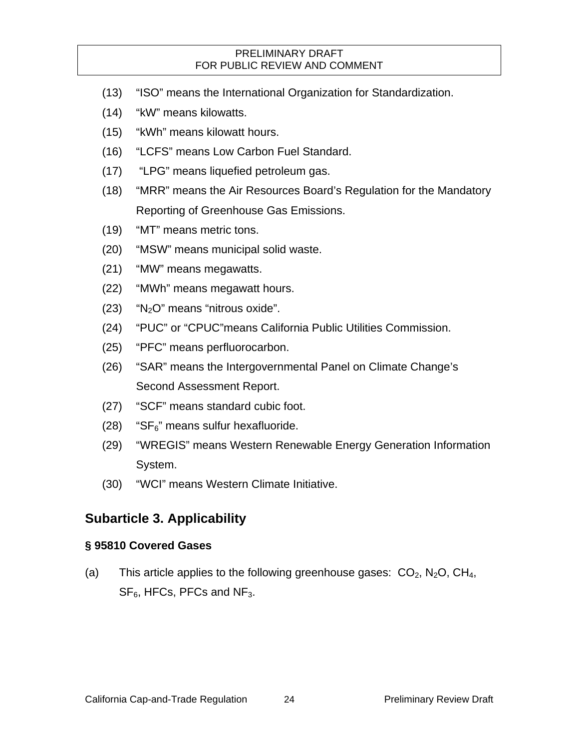(13) "ISO" means the International Organization for Standardization.

(14) "kW" means kilowatts.

(15) "kWh" means kilowatt hours.

(16) "LCFS" means Low Carbon Fuel Standard.

(17) "LPG" means liquefied petroleum gas.

(18) "MRR" means the Air Resources Board's Regulation for the Mandatory Reporting of Greenhouse Gas Emissions.

(19) "MT" means metric tons.

(20) "MSW" means municipal solid waste.

(21) "MW" means megawatts.

(22) "MWh" means megawatt hours.

(23) "$N_2O$" means "nitrous oxide".

(24) "PUC" or "CPUC"means California Public Utilities Commission.

(25) "PFC" means perfluorocarbon.

(26) "SAR" means the Intergovernmental Panel on Climate Change's Second Assessment Report.

(27) "SCF" means standard cubic foot.

(28) "$SF_6$" means sulfur hexafluoride.

(29) "WREGIS" means Western Renewable Energy Generation Information System.

(30) "WCI" means Western Climate Initiative.

## Subarticle 3. Applicability

### § 95810 Covered Gases

(a) This article applies to the following greenhouse gases: $CO_2$, $N_2O$, $CH_4$, $SF_6$, HFCs, PFCs and $NF_3$.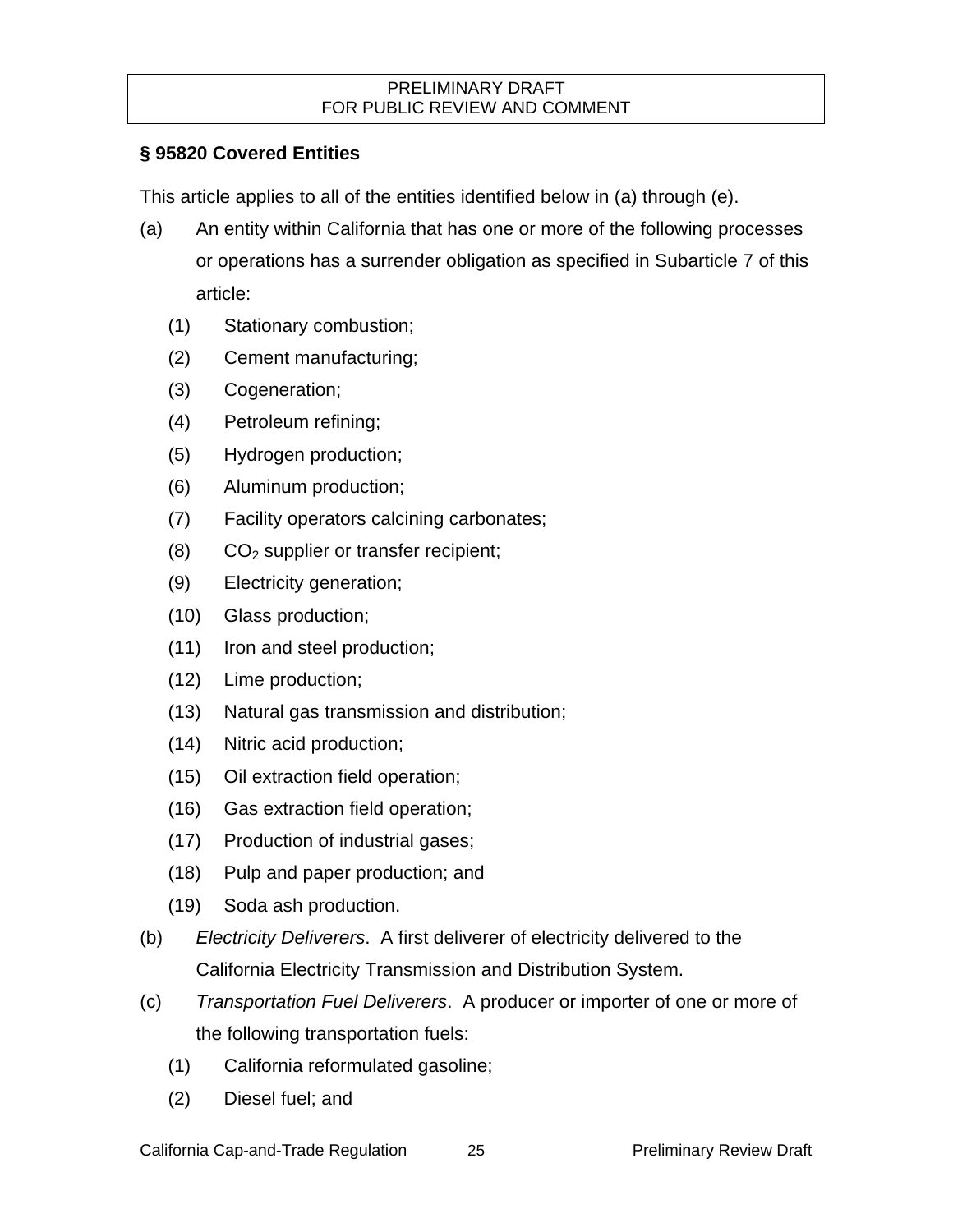PRELIMINARY DRAFT
FOR PUBLIC REVIEW AND COMMENT

## § 95820 Covered Entities

This article applies to all of the entities identified below in (a) through (e).

(a) An entity within California that has one or more of the following processes or operations has a surrender obligation as specified in Subarticle 7 of this article:

  (1) Stationary combustion;
  (2) Cement manufacturing;
  (3) Cogeneration;
  (4) Petroleum refining;
  (5) Hydrogen production;
  (6) Aluminum production;
  (7) Facility operators calcining carbonates;
  (8) $CO_2$ supplier or transfer recipient;
  (9) Electricity generation;
  (10) Glass production;
  (11) Iron and steel production;
  (12) Lime production;
  (13) Natural gas transmission and distribution;
  (14) Nitric acid production;
  (15) Oil extraction field operation;
  (16) Gas extraction field operation;
  (17) Production of industrial gases;
  (18) Pulp and paper production; and
  (19) Soda ash production.

(b) *Electricity Deliverers*. A first deliverer of electricity delivered to the California Electricity Transmission and Distribution System.

(c) *Transportation Fuel Deliverers*. A producer or importer of one or more of the following transportation fuels:

  (1) California reformulated gasoline;
  (2) Diesel fuel; and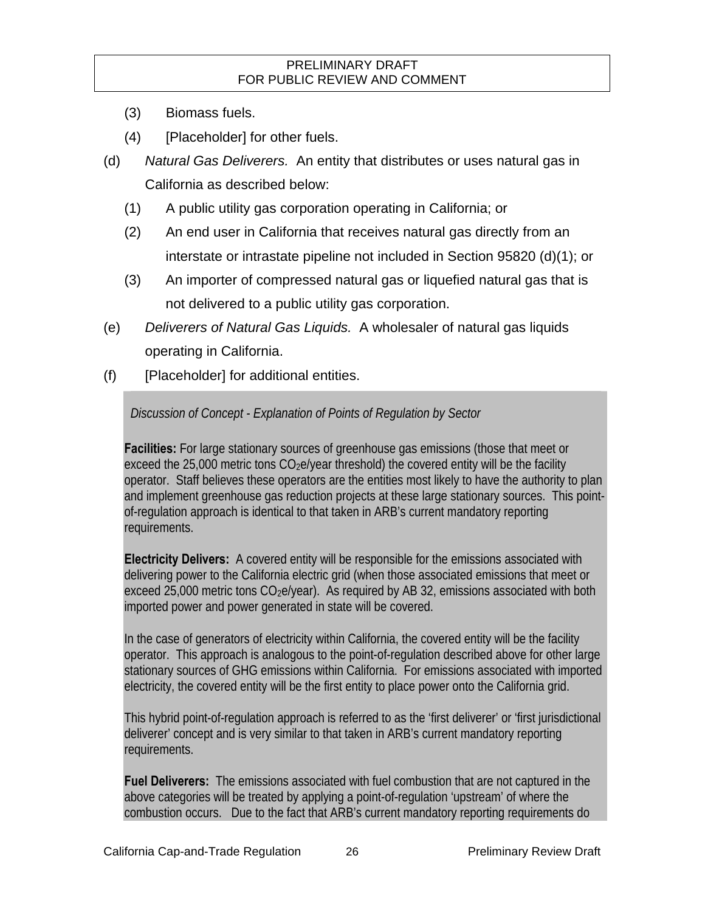(3) Biomass fuels.

(4) [Placeholder] for other fuels.

(d) *Natural Gas Deliverers.* An entity that distributes or uses natural gas in California as described below:

(1) A public utility gas corporation operating in California; or

(2) An end user in California that receives natural gas directly from an interstate or intrastate pipeline not included in Section 95820 (d)(1); or

(3) An importer of compressed natural gas or liquefied natural gas that is not delivered to a public utility gas corporation.

(e) *Deliverers of Natural Gas Liquids.* A wholesaler of natural gas liquids operating in California.

(f) [Placeholder] for additional entities.

*Discussion of Concept - Explanation of Points of Regulation by Sector*

**Facilities:** For large stationary sources of greenhouse gas emissions (those that meet or exceed the 25,000 metric tons $CO_2$e/year threshold) the covered entity will be the facility operator. Staff believes these operators are the entities most likely to have the authority to plan and implement greenhouse gas reduction projects at these large stationary sources. This point-of-regulation approach is identical to that taken in ARB's current mandatory reporting requirements.

**Electricity Delivers:** A covered entity will be responsible for the emissions associated with delivering power to the California electric grid (when those associated emissions that meet or exceed 25,000 metric tons $CO_2$e/year). As required by AB 32, emissions associated with both imported power and power generated in state will be covered.

In the case of generators of electricity within California, the covered entity will be the facility operator. This approach is analogous to the point-of-regulation described above for other large stationary sources of GHG emissions within California. For emissions associated with imported electricity, the covered entity will be the first entity to place power onto the California grid.

This hybrid point-of-regulation approach is referred to as the 'first deliverer' or 'first jurisdictional deliverer' concept and is very similar to that taken in ARB's current mandatory reporting requirements.

**Fuel Deliverers:** The emissions associated with fuel combustion that are not captured in the above categories will be treated by applying a point-of-regulation 'upstream' of where the combustion occurs. Due to the fact that ARB's current mandatory reporting requirements do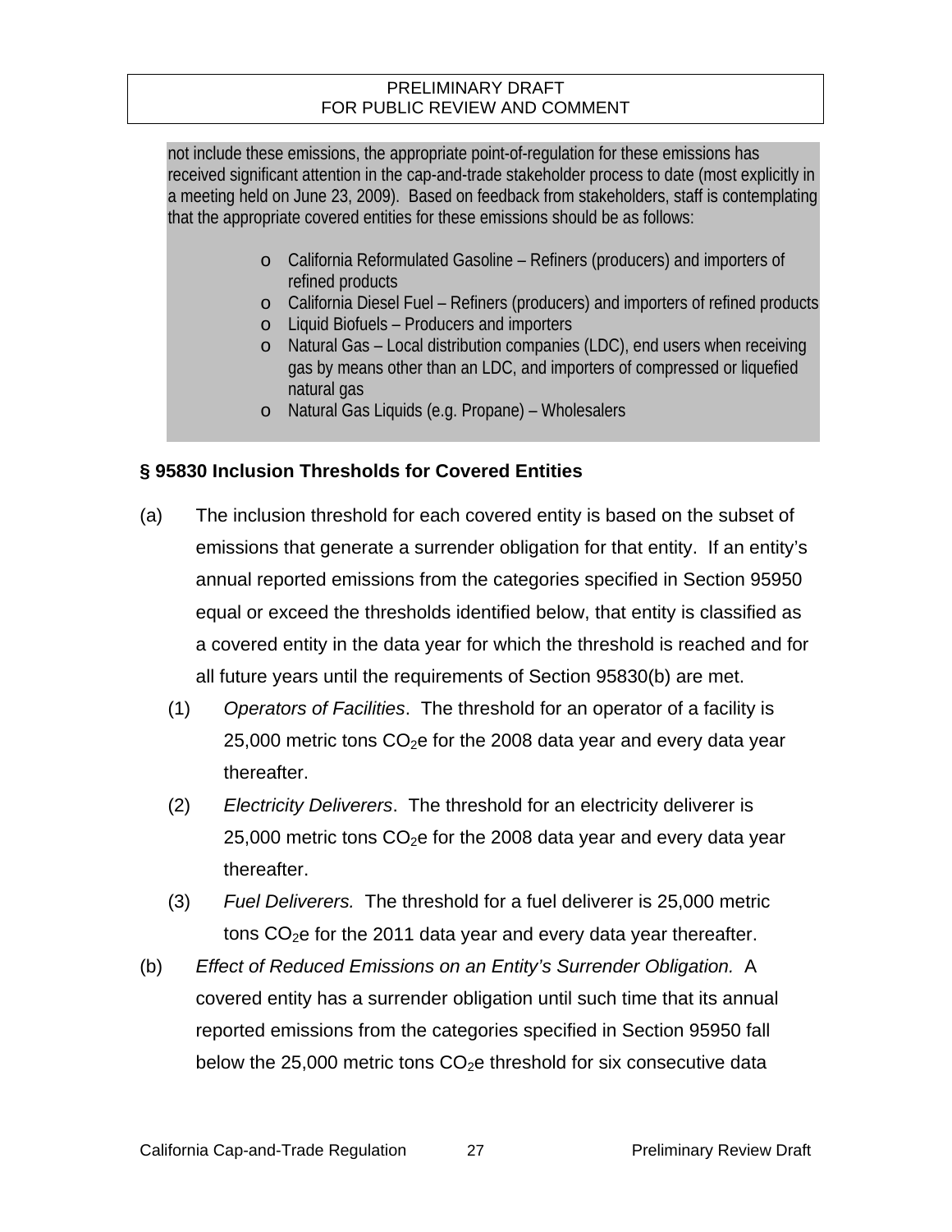not include these emissions, the appropriate point-of-regulation for these emissions has received significant attention in the cap-and-trade stakeholder process to date (most explicitly in a meeting held on June 23, 2009). Based on feedback from stakeholders, staff is contemplating that the appropriate covered entities for these emissions should be as follows:

- California Reformulated Gasoline – Refiners (producers) and importers of refined products
- California Diesel Fuel – Refiners (producers) and importers of refined products
- Liquid Biofuels – Producers and importers
- Natural Gas – Local distribution companies (LDC), end users when receiving gas by means other than an LDC, and importers of compressed or liquefied natural gas
- Natural Gas Liquids (e.g. Propane) – Wholesalers

### § 95830 Inclusion Thresholds for Covered Entities

(a) The inclusion threshold for each covered entity is based on the subset of emissions that generate a surrender obligation for that entity. If an entity's annual reported emissions from the categories specified in Section 95950 equal or exceed the thresholds identified below, that entity is classified as a covered entity in the data year for which the threshold is reached and for all future years until the requirements of Section 95830(b) are met.

(1) *Operators of Facilities*. The threshold for an operator of a facility is 25,000 metric tons $CO_2$e for the 2008 data year and every data year thereafter.

(2) *Electricity Deliverers*. The threshold for an electricity deliverer is 25,000 metric tons $CO_2$e for the 2008 data year and every data year thereafter.

(3) *Fuel Deliverers.* The threshold for a fuel deliverer is 25,000 metric tons $CO_2$e for the 2011 data year and every data year thereafter.

(b) *Effect of Reduced Emissions on an Entity's Surrender Obligation.* A covered entity has a surrender obligation until such time that its annual reported emissions from the categories specified in Section 95950 fall below the 25,000 metric tons $CO_2$e threshold for six consecutive data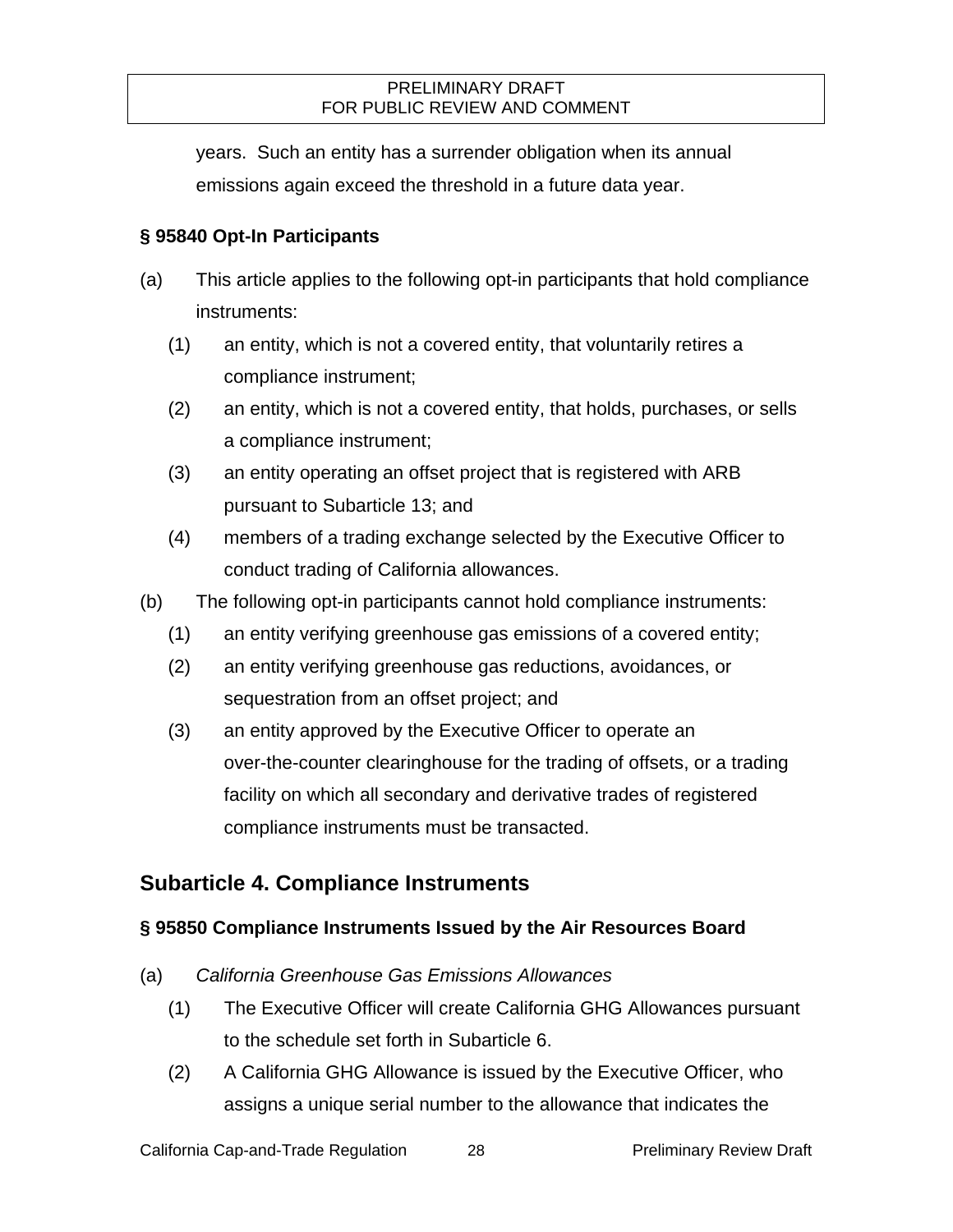years. Such an entity has a surrender obligation when its annual emissions again exceed the threshold in a future data year.

### § 95840 Opt-In Participants

(a) This article applies to the following opt-in participants that hold compliance instruments:

(1) an entity, which is not a covered entity, that voluntarily retires a compliance instrument;

(2) an entity, which is not a covered entity, that holds, purchases, or sells a compliance instrument;

(3) an entity operating an offset project that is registered with ARB pursuant to Subarticle 13; and

(4) members of a trading exchange selected by the Executive Officer to conduct trading of California allowances.

(b) The following opt-in participants cannot hold compliance instruments:

(1) an entity verifying greenhouse gas emissions of a covered entity;

(2) an entity verifying greenhouse gas reductions, avoidances, or sequestration from an offset project; and

(3) an entity approved by the Executive Officer to operate an over-the-counter clearinghouse for the trading of offsets, or a trading facility on which all secondary and derivative trades of registered compliance instruments must be transacted.

## Subarticle 4. Compliance Instruments

### § 95850 Compliance Instruments Issued by the Air Resources Board

(a) *California Greenhouse Gas Emissions Allowances*

(1) The Executive Officer will create California GHG Allowances pursuant to the schedule set forth in Subarticle 6.

(2) A California GHG Allowance is issued by the Executive Officer, who assigns a unique serial number to the allowance that indicates the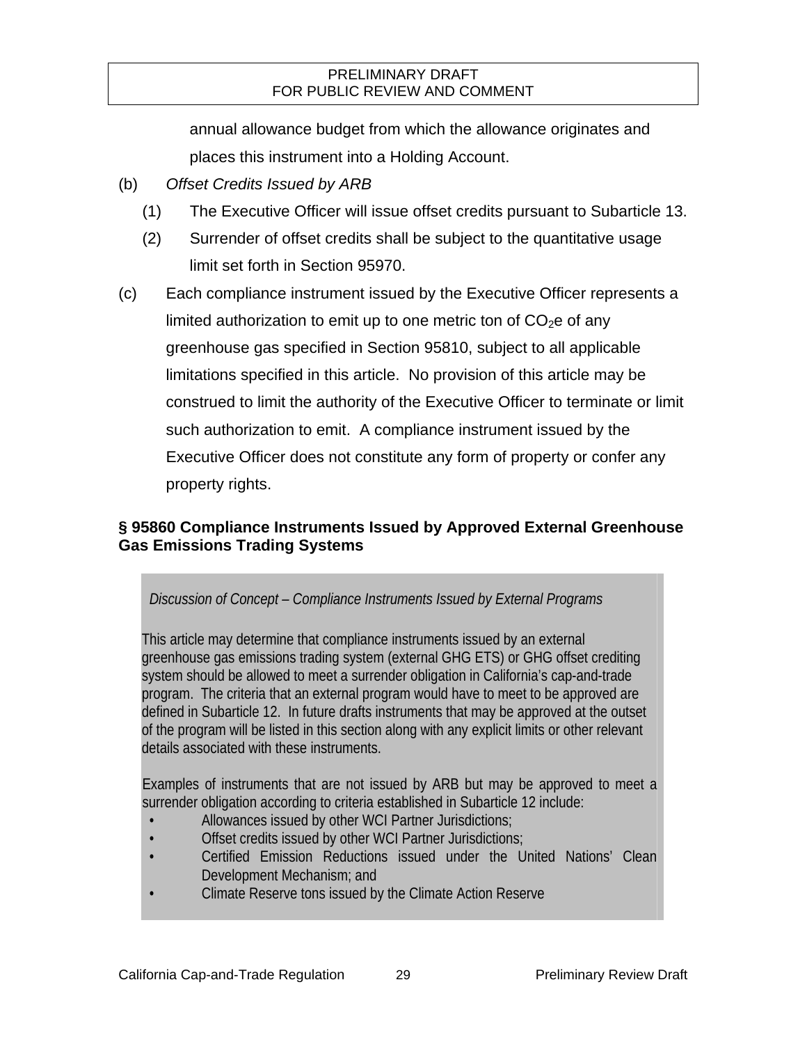annual allowance budget from which the allowance originates and places this instrument into a Holding Account.

(b) *Offset Credits Issued by ARB*

(1) The Executive Officer will issue offset credits pursuant to Subarticle 13.

(2) Surrender of offset credits shall be subject to the quantitative usage limit set forth in Section 95970.

(c) Each compliance instrument issued by the Executive Officer represents a limited authorization to emit up to one metric ton of $CO_2$e of any greenhouse gas specified in Section 95810, subject to all applicable limitations specified in this article. No provision of this article may be construed to limit the authority of the Executive Officer to terminate or limit such authorization to emit. A compliance instrument issued by the Executive Officer does not constitute any form of property or confer any property rights.

**§ 95860 Compliance Instruments Issued by Approved External Greenhouse Gas Emissions Trading Systems**

*Discussion of Concept – Compliance Instruments Issued by External Programs*

This article may determine that compliance instruments issued by an external greenhouse gas emissions trading system (external GHG ETS) or GHG offset crediting system should be allowed to meet a surrender obligation in California's cap-and-trade program. The criteria that an external program would have to meet to be approved are defined in Subarticle 12. In future drafts instruments that may be approved at the outset of the program will be listed in this section along with any explicit limits or other relevant details associated with these instruments.

Examples of instruments that are not issued by ARB but may be approved to meet a surrender obligation according to criteria established in Subarticle 12 include:

- Allowances issued by other WCI Partner Jurisdictions;
- Offset credits issued by other WCI Partner Jurisdictions;
- Certified Emission Reductions issued under the United Nations' Clean Development Mechanism; and
- Climate Reserve tons issued by the Climate Action Reserve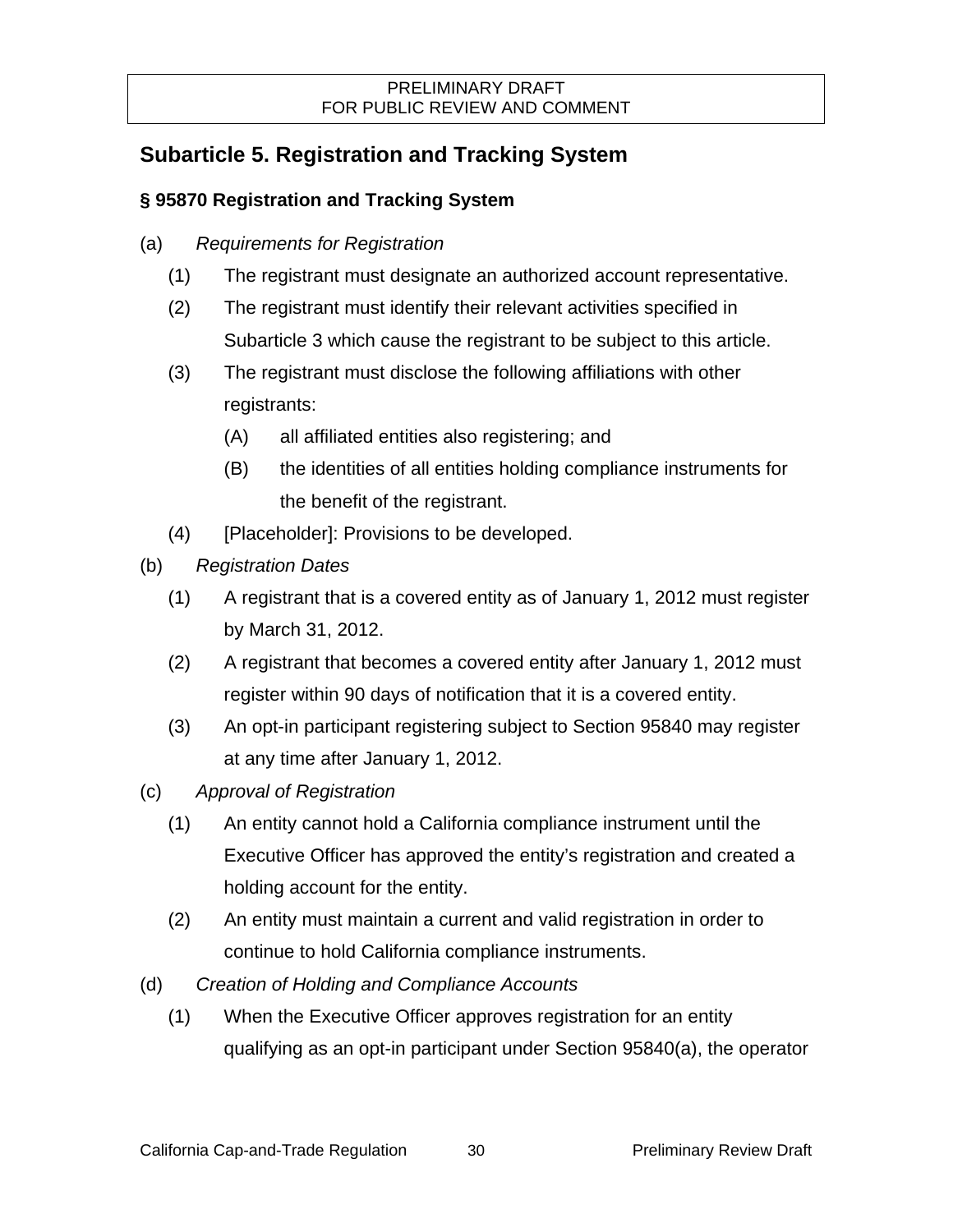PRELIMINARY DRAFT
FOR PUBLIC REVIEW AND COMMENT

## Subarticle 5. Registration and Tracking System

### § 95870 Registration and Tracking System

(a) *Requirements for Registration*

(1) The registrant must designate an authorized account representative.

(2) The registrant must identify their relevant activities specified in Subarticle 3 which cause the registrant to be subject to this article.

(3) The registrant must disclose the following affiliations with other registrants:

(A) all affiliated entities also registering; and

(B) the identities of all entities holding compliance instruments for the benefit of the registrant.

(4) [Placeholder]: Provisions to be developed.

(b) *Registration Dates*

(1) A registrant that is a covered entity as of January 1, 2012 must register by March 31, 2012.

(2) A registrant that becomes a covered entity after January 1, 2012 must register within 90 days of notification that it is a covered entity.

(3) An opt-in participant registering subject to Section 95840 may register at any time after January 1, 2012.

(c) *Approval of Registration*

(1) An entity cannot hold a California compliance instrument until the Executive Officer has approved the entity's registration and created a holding account for the entity.

(2) An entity must maintain a current and valid registration in order to continue to hold California compliance instruments.

(d) *Creation of Holding and Compliance Accounts*

(1) When the Executive Officer approves registration for an entity qualifying as an opt-in participant under Section 95840(a), the operator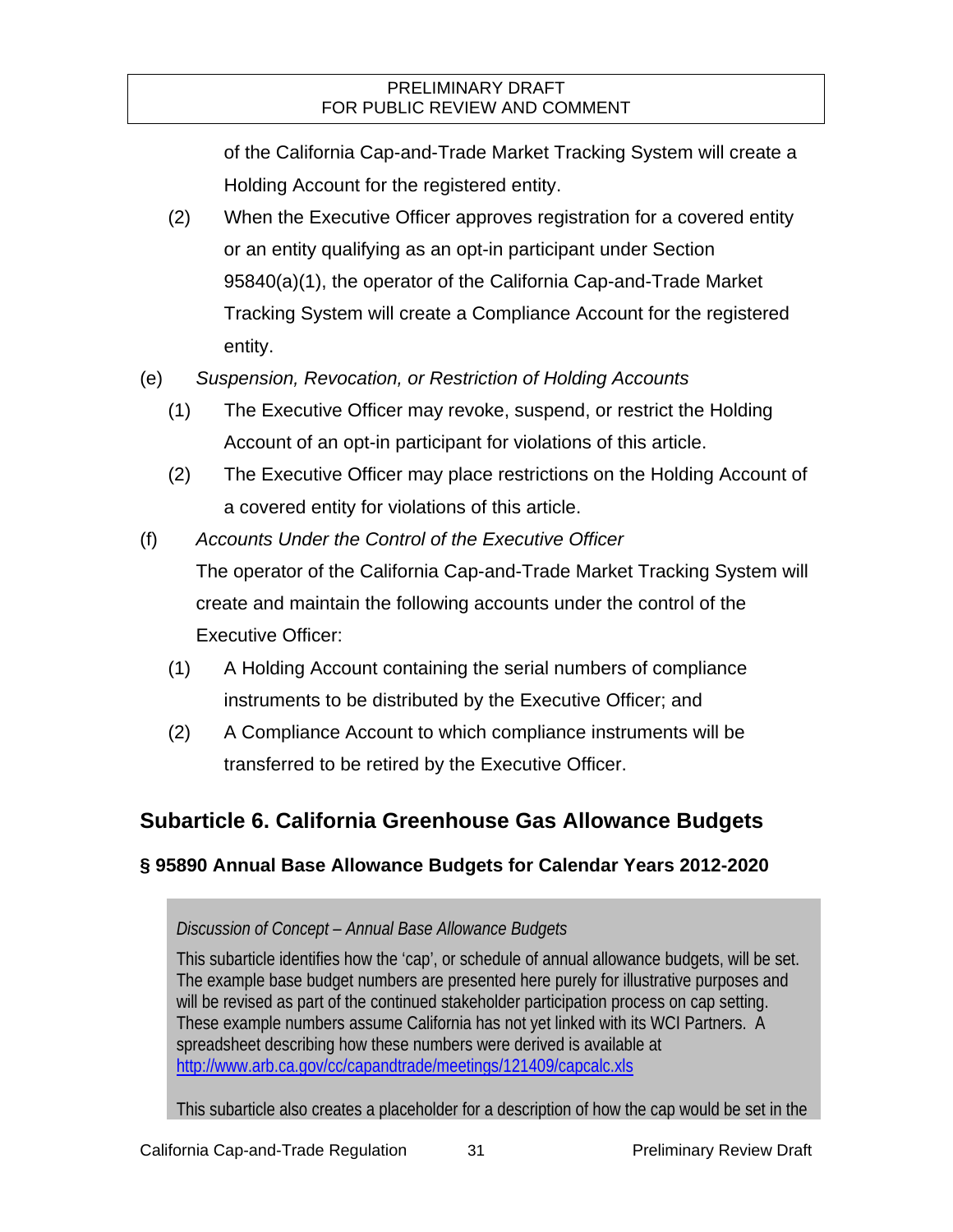of the California Cap-and-Trade Market Tracking System will create a Holding Account for the registered entity.

(2) When the Executive Officer approves registration for a covered entity or an entity qualifying as an opt-in participant under Section 95840(a)(1), the operator of the California Cap-and-Trade Market Tracking System will create a Compliance Account for the registered entity.

(e) *Suspension, Revocation, or Restriction of Holding Accounts*

(1) The Executive Officer may revoke, suspend, or restrict the Holding Account of an opt-in participant for violations of this article.

(2) The Executive Officer may place restrictions on the Holding Account of a covered entity for violations of this article.

(f) *Accounts Under the Control of the Executive Officer*

The operator of the California Cap-and-Trade Market Tracking System will create and maintain the following accounts under the control of the Executive Officer:

(1) A Holding Account containing the serial numbers of compliance instruments to be distributed by the Executive Officer; and

(2) A Compliance Account to which compliance instruments will be transferred to be retired by the Executive Officer.

## Subarticle 6. California Greenhouse Gas Allowance Budgets

### § 95890 Annual Base Allowance Budgets for Calendar Years 2012-2020

> *Discussion of Concept – Annual Base Allowance Budgets*
>
> This subarticle identifies how the 'cap', or schedule of annual allowance budgets, will be set. The example base budget numbers are presented here purely for illustrative purposes and will be revised as part of the continued stakeholder participation process on cap setting. These example numbers assume California has not yet linked with its WCI Partners. A spreadsheet describing how these numbers were derived is available at http://www.arb.ca.gov/cc/capandtrade/meetings/121409/capcalc.xls
>
> This subarticle also creates a placeholder for a description of how the cap would be set in the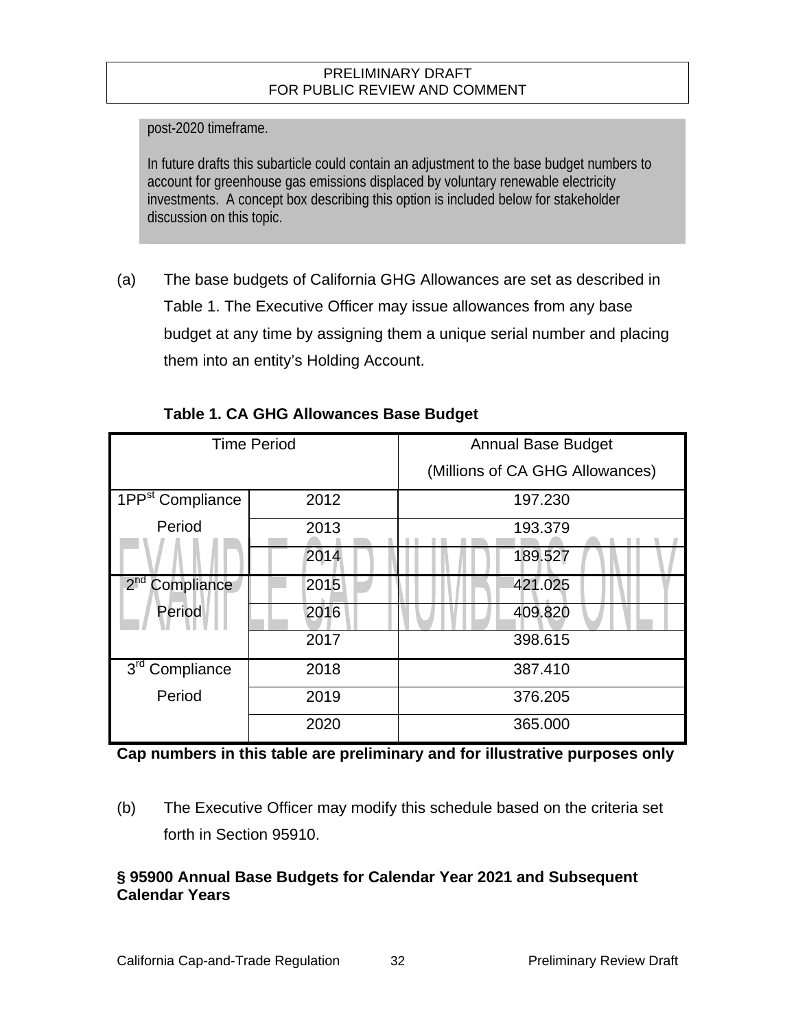post-2020 timeframe.

In future drafts this subarticle could contain an adjustment to the base budget numbers to account for greenhouse gas emissions displaced by voluntary renewable electricity investments. A concept box describing this option is included below for stakeholder discussion on this topic.

(a) The base budgets of California GHG Allowances are set as described in Table 1. The Executive Officer may issue allowances from any base budget at any time by assigning them a unique serial number and placing them into an entity's Holding Account.

**Table 1. CA GHG Allowances Base Budget**

| Time Period | | Annual Base Budget (Millions of CA GHG Allowances) |
|---|---|---|
| 1PP[st] Compliance Period | 2012 | 197.230 |
| | 2013 | 193.379 |
| | 2014 | 189.527 |
| 2[nd] Compliance Period | 2015 | 421.025 |
| | 2016 | 409.820 |
| | 2017 | 398.615 |
| 3[rd] Compliance Period | 2018 | 387.410 |
| | 2019 | 376.205 |
| | 2020 | 365.000 |

EXAMPLE CAP NUMBERS ONLY

**Cap numbers in this table are preliminary and for illustrative purposes only**

(b) The Executive Officer may modify this schedule based on the criteria set forth in Section 95910.

### § 95900 Annual Base Budgets for Calendar Year 2021 and Subsequent Calendar Years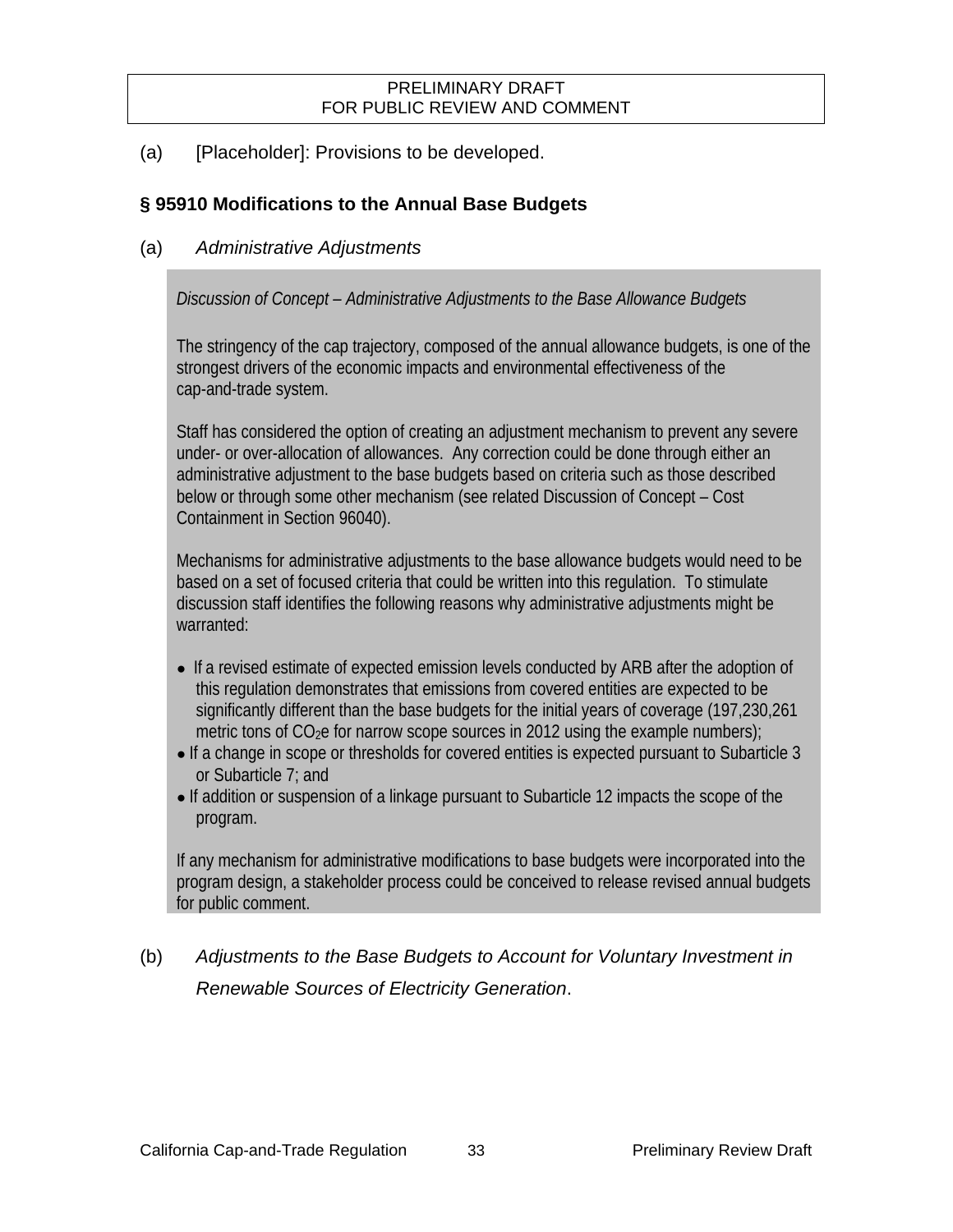PRELIMINARY DRAFT
FOR PUBLIC REVIEW AND COMMENT

(a) [Placeholder]: Provisions to be developed.

## § 95910 Modifications to the Annual Base Budgets

(a) *Administrative Adjustments*

> *Discussion of Concept – Administrative Adjustments to the Base Allowance Budgets*
>
> The stringency of the cap trajectory, composed of the annual allowance budgets, is one of the strongest drivers of the economic impacts and environmental effectiveness of the cap-and-trade system.
>
> Staff has considered the option of creating an adjustment mechanism to prevent any severe under- or over-allocation of allowances. Any correction could be done through either an administrative adjustment to the base budgets based on criteria such as those described below or through some other mechanism (see related Discussion of Concept – Cost Containment in Section 96040).
>
> Mechanisms for administrative adjustments to the base allowance budgets would need to be based on a set of focused criteria that could be written into this regulation. To stimulate discussion staff identifies the following reasons why administrative adjustments might be warranted:
>
> - If a revised estimate of expected emission levels conducted by ARB after the adoption of this regulation demonstrates that emissions from covered entities are expected to be significantly different than the base budgets for the initial years of coverage (197,230,261 metric tons of $CO_2e$ for narrow scope sources in 2012 using the example numbers);
> - If a change in scope or thresholds for covered entities is expected pursuant to Subarticle 3 or Subarticle 7; and
> - If addition or suspension of a linkage pursuant to Subarticle 12 impacts the scope of the program.
>
> If any mechanism for administrative modifications to base budgets were incorporated into the program design, a stakeholder process could be conceived to release revised annual budgets for public comment.

(b) *Adjustments to the Base Budgets to Account for Voluntary Investment in Renewable Sources of Electricity Generation*.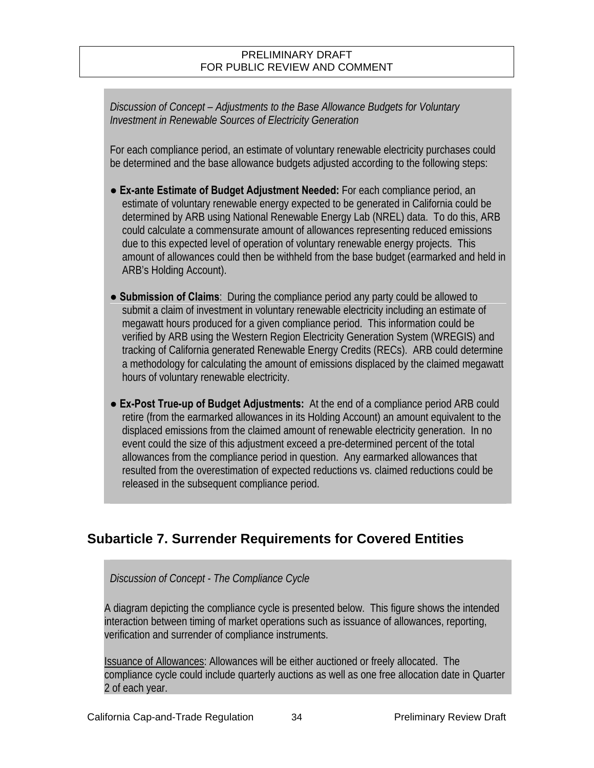*Discussion of Concept – Adjustments to the Base Allowance Budgets for Voluntary Investment in Renewable Sources of Electricity Generation*

For each compliance period, an estimate of voluntary renewable electricity purchases could be determined and the base allowance budgets adjusted according to the following steps:

- **Ex-ante Estimate of Budget Adjustment Needed:** For each compliance period, an estimate of voluntary renewable energy expected to be generated in California could be determined by ARB using National Renewable Energy Lab (NREL) data. To do this, ARB could calculate a commensurate amount of allowances representing reduced emissions due to this expected level of operation of voluntary renewable energy projects. This amount of allowances could then be withheld from the base budget (earmarked and held in ARB's Holding Account).
- **Submission of Claims**: During the compliance period any party could be allowed to submit a claim of investment in voluntary renewable electricity including an estimate of megawatt hours produced for a given compliance period. This information could be verified by ARB using the Western Region Electricity Generation System (WREGIS) and tracking of California generated Renewable Energy Credits (RECs). ARB could determine a methodology for calculating the amount of emissions displaced by the claimed megawatt hours of voluntary renewable electricity.
- **Ex-Post True-up of Budget Adjustments:** At the end of a compliance period ARB could retire (from the earmarked allowances in its Holding Account) an amount equivalent to the displaced emissions from the claimed amount of renewable electricity generation. In no event could the size of this adjustment exceed a pre-determined percent of the total allowances from the compliance period in question. Any earmarked allowances that resulted from the overestimation of expected reductions vs. claimed reductions could be released in the subsequent compliance period.

## Subarticle 7. Surrender Requirements for Covered Entities

*Discussion of Concept - The Compliance Cycle*

A diagram depicting the compliance cycle is presented below. This figure shows the intended interaction between timing of market operations such as issuance of allowances, reporting, verification and surrender of compliance instruments.

Issuance of Allowances: Allowances will be either auctioned or freely allocated. The compliance cycle could include quarterly auctions as well as one free allocation date in Quarter 2 of each year.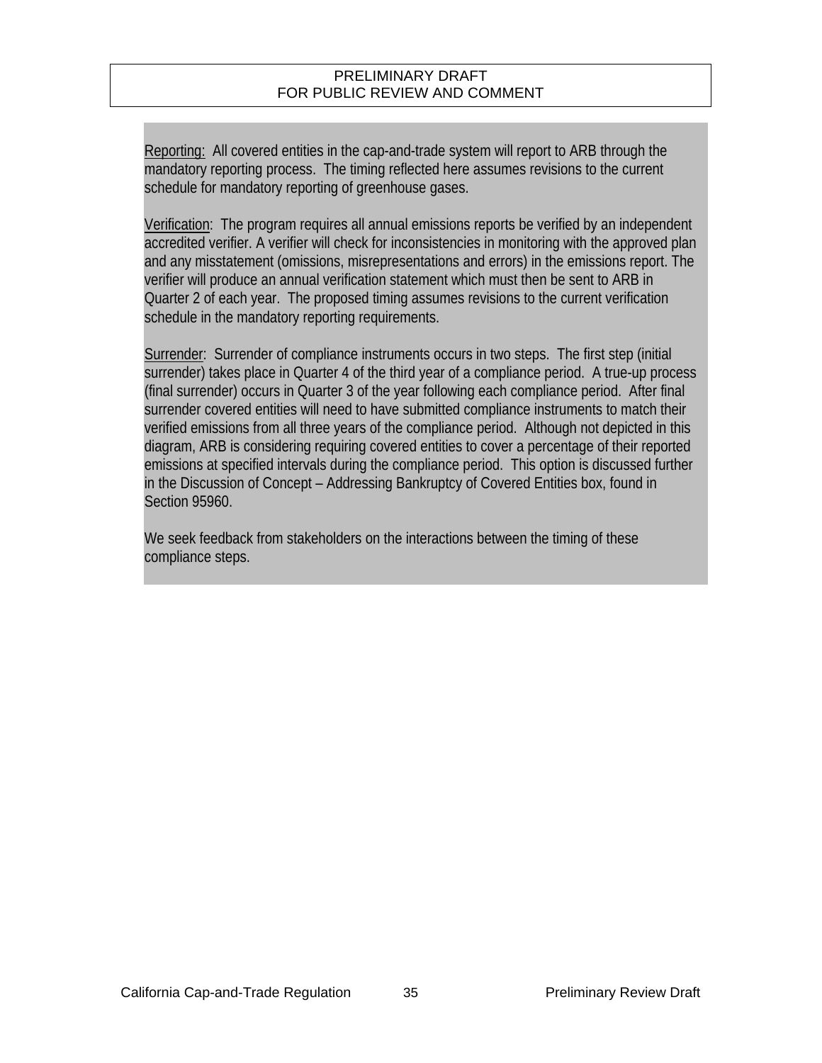Reporting: All covered entities in the cap-and-trade system will report to ARB through the mandatory reporting process. The timing reflected here assumes revisions to the current schedule for mandatory reporting of greenhouse gases.

Verification: The program requires all annual emissions reports be verified by an independent accredited verifier. A verifier will check for inconsistencies in monitoring with the approved plan and any misstatement (omissions, misrepresentations and errors) in the emissions report. The verifier will produce an annual verification statement which must then be sent to ARB in Quarter 2 of each year. The proposed timing assumes revisions to the current verification schedule in the mandatory reporting requirements.

Surrender: Surrender of compliance instruments occurs in two steps. The first step (initial surrender) takes place in Quarter 4 of the third year of a compliance period. A true-up process (final surrender) occurs in Quarter 3 of the year following each compliance period. After final surrender covered entities will need to have submitted compliance instruments to match their verified emissions from all three years of the compliance period. Although not depicted in this diagram, ARB is considering requiring covered entities to cover a percentage of their reported emissions at specified intervals during the compliance period. This option is discussed further in the Discussion of Concept – Addressing Bankruptcy of Covered Entities box, found in Section 95960.

We seek feedback from stakeholders on the interactions between the timing of these compliance steps.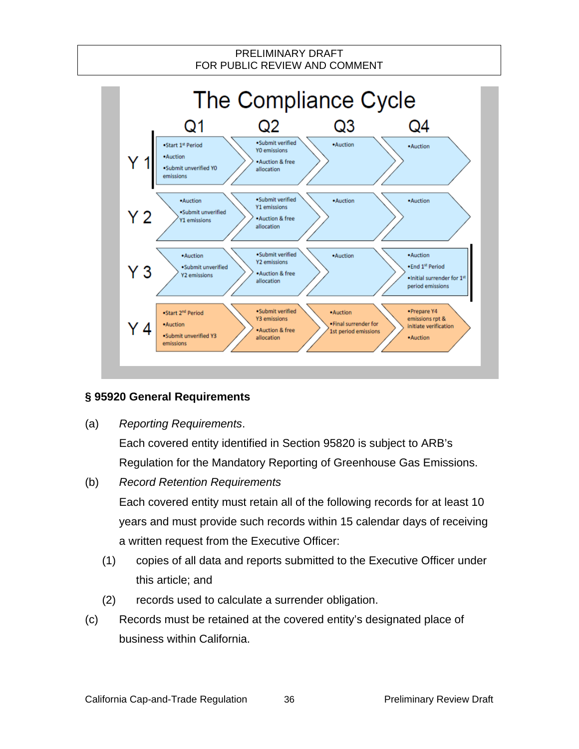## The Compliance Cycle

| | Q1 | Q2 | Q3 | Q4 |
|---|---|---|---|---|
| Y 1 | •Start 1st Period •Auction •Submit unverified Y0 emissions | •Submit verified Y0 emissions •Auction & free allocation | •Auction | •Auction |
| Y 2 | •Auction •Submit unverified Y1 emissions | •Submit verified Y1 emissions •Auction & free allocation | •Auction | •Auction |
| Y 3 | •Auction •Submit unverified Y2 emissions | •Submit verified Y2 emissions •Auction & free allocation | •Auction | •Auction •End 1st Period •Initial surrender for 1st period emissions |
| Y 4 | •Start 2nd Period •Auction •Submit unverified Y3 emissions | •Submit verified Y3 emissions •Auction & free allocation | •Auction •Final surrender for 1st period emissions | •Prepare Y4 emissions rpt & initiate verification •Auction |

### § 95920 General Requirements

(a) *Reporting Requirements*.

Each covered entity identified in Section 95820 is subject to ARB's Regulation for the Mandatory Reporting of Greenhouse Gas Emissions.

(b) *Record Retention Requirements*

Each covered entity must retain all of the following records for at least 10 years and must provide such records within 15 calendar days of receiving a written request from the Executive Officer:

(1) copies of all data and reports submitted to the Executive Officer under this article; and

(2) records used to calculate a surrender obligation.

(c) Records must be retained at the covered entity's designated place of business within California.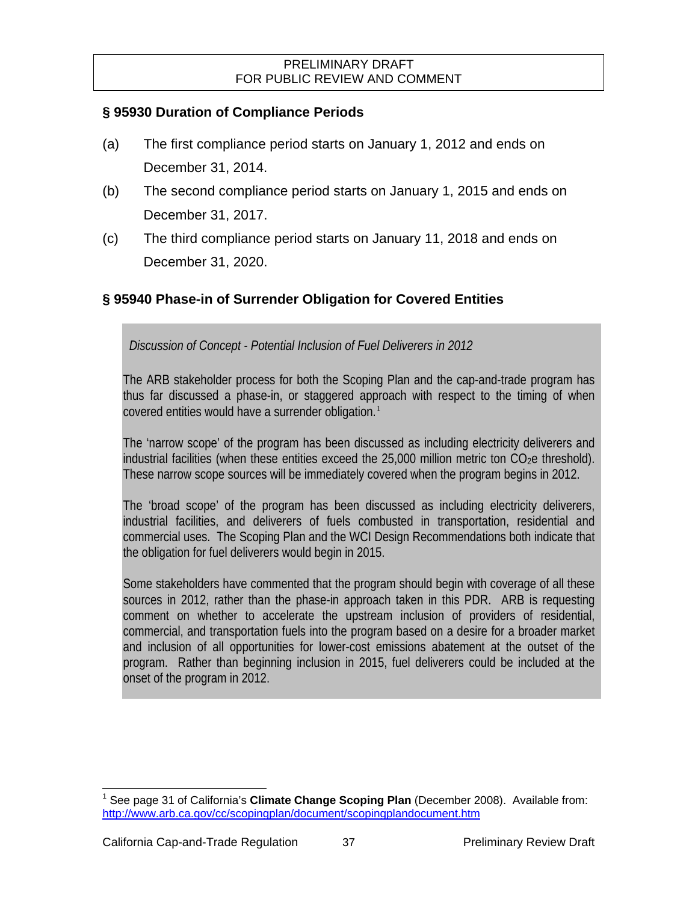PRELIMINARY DRAFT
FOR PUBLIC REVIEW AND COMMENT

## § 95930 Duration of Compliance Periods

(a) The first compliance period starts on January 1, 2012 and ends on December 31, 2014.

(b) The second compliance period starts on January 1, 2015 and ends on December 31, 2017.

(c) The third compliance period starts on January 11, 2018 and ends on December 31, 2020.

## § 95940 Phase-in of Surrender Obligation for Covered Entities

*Discussion of Concept - Potential Inclusion of Fuel Deliverers in 2012*

The ARB stakeholder process for both the Scoping Plan and the cap-and-trade program has thus far discussed a phase-in, or staggered approach with respect to the timing of when covered entities would have a surrender obligation.[1]

The 'narrow scope' of the program has been discussed as including electricity deliverers and industrial facilities (when these entities exceed the 25,000 million metric ton $CO_2e$ threshold). These narrow scope sources will be immediately covered when the program begins in 2012.

The 'broad scope' of the program has been discussed as including electricity deliverers, industrial facilities, and deliverers of fuels combusted in transportation, residential and commercial uses. The Scoping Plan and the WCI Design Recommendations both indicate that the obligation for fuel deliverers would begin in 2015.

Some stakeholders have commented that the program should begin with coverage of all these sources in 2012, rather than the phase-in approach taken in this PDR. ARB is requesting comment on whether to accelerate the upstream inclusion of providers of residential, commercial, and transportation fuels into the program based on a desire for a broader market and inclusion of all opportunities for lower-cost emissions abatement at the outset of the program. Rather than beginning inclusion in 2015, fuel deliverers could be included at the onset of the program in 2012.

---

[1] See page 31 of California's **Climate Change Scoping Plan** (December 2008). Available from: http://www.arb.ca.gov/cc/scopingplan/document/scopingplandocument.htm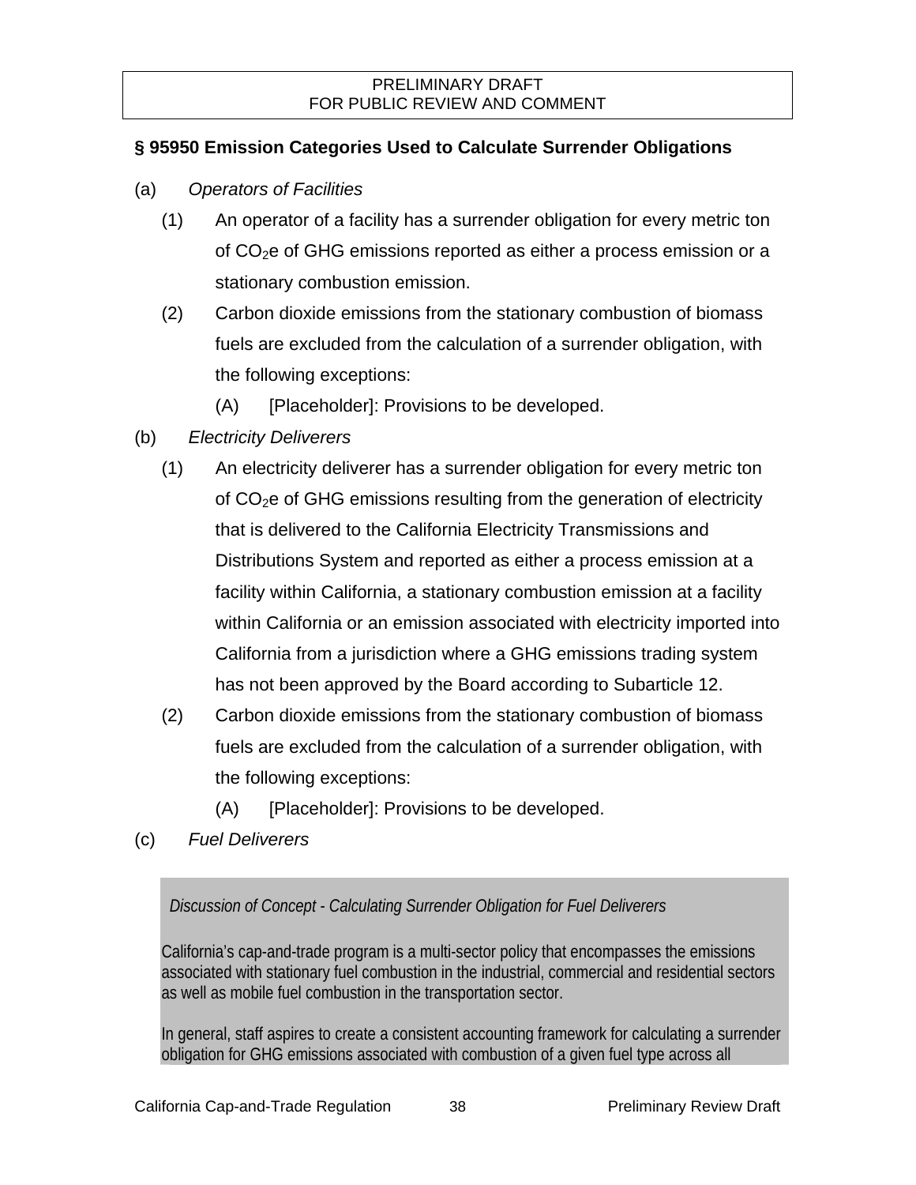PRELIMINARY DRAFT
FOR PUBLIC REVIEW AND COMMENT

## § 95950 Emission Categories Used to Calculate Surrender Obligations

(a) *Operators of Facilities*

(1) An operator of a facility has a surrender obligation for every metric ton of $CO_2$e of GHG emissions reported as either a process emission or a stationary combustion emission.

(2) Carbon dioxide emissions from the stationary combustion of biomass fuels are excluded from the calculation of a surrender obligation, with the following exceptions:

(A) [Placeholder]: Provisions to be developed.

(b) *Electricity Deliverers*

(1) An electricity deliverer has a surrender obligation for every metric ton of $CO_2$e of GHG emissions resulting from the generation of electricity that is delivered to the California Electricity Transmissions and Distributions System and reported as either a process emission at a facility within California, a stationary combustion emission at a facility within California or an emission associated with electricity imported into California from a jurisdiction where a GHG emissions trading system has not been approved by the Board according to Subarticle 12.

(2) Carbon dioxide emissions from the stationary combustion of biomass fuels are excluded from the calculation of a surrender obligation, with the following exceptions:

(A) [Placeholder]: Provisions to be developed.

(c) *Fuel Deliverers*

*Discussion of Concept - Calculating Surrender Obligation for Fuel Deliverers*

California's cap-and-trade program is a multi-sector policy that encompasses the emissions associated with stationary fuel combustion in the industrial, commercial and residential sectors as well as mobile fuel combustion in the transportation sector.

In general, staff aspires to create a consistent accounting framework for calculating a surrender obligation for GHG emissions associated with combustion of a given fuel type across all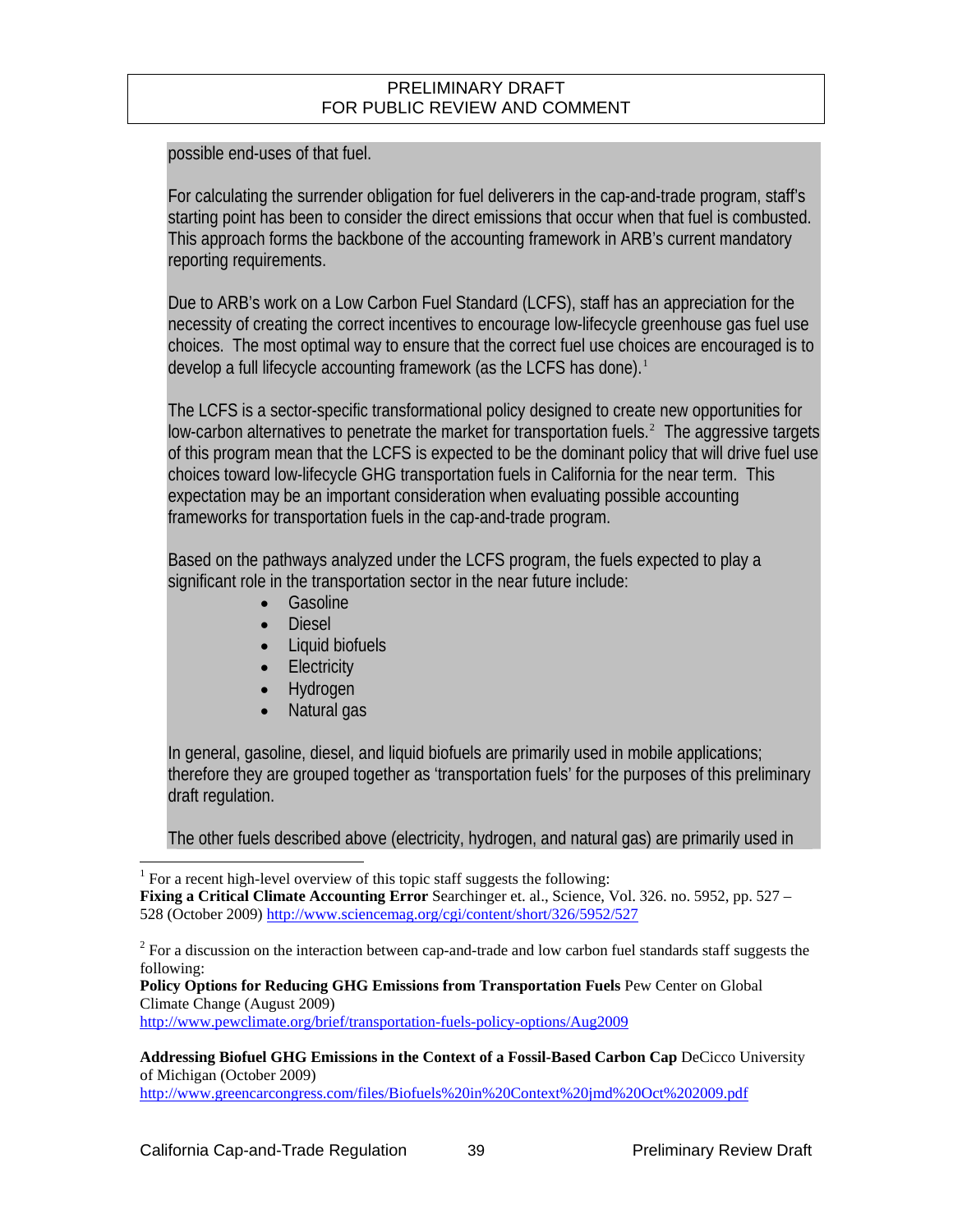possible end-uses of that fuel.

For calculating the surrender obligation for fuel deliverers in the cap-and-trade program, staff's starting point has been to consider the direct emissions that occur when that fuel is combusted. This approach forms the backbone of the accounting framework in ARB's current mandatory reporting requirements.

Due to ARB's work on a Low Carbon Fuel Standard (LCFS), staff has an appreciation for the necessity of creating the correct incentives to encourage low-lifecycle greenhouse gas fuel use choices. The most optimal way to ensure that the correct fuel use choices are encouraged is to develop a full lifecycle accounting framework (as the LCFS has done).[1]

The LCFS is a sector-specific transformational policy designed to create new opportunities for low-carbon alternatives to penetrate the market for transportation fuels.[2] The aggressive targets of this program mean that the LCFS is expected to be the dominant policy that will drive fuel use choices toward low-lifecycle GHG transportation fuels in California for the near term. This expectation may be an important consideration when evaluating possible accounting frameworks for transportation fuels in the cap-and-trade program.

Based on the pathways analyzed under the LCFS program, the fuels expected to play a significant role in the transportation sector in the near future include:

- Gasoline
- Diesel
- Liquid biofuels
- Electricity
- Hydrogen
- Natural gas

In general, gasoline, diesel, and liquid biofuels are primarily used in mobile applications; therefore they are grouped together as 'transportation fuels' for the purposes of this preliminary draft regulation.

The other fuels described above (electricity, hydrogen, and natural gas) are primarily used in

---

[1] For a recent high-level overview of this topic staff suggests the following:
**Fixing a Critical Climate Accounting Error** Searchinger et. al., Science, Vol. 326. no. 5952, pp. 527 – 528 (October 2009) http://www.sciencemag.org/cgi/content/short/326/5952/527

[2] For a discussion on the interaction between cap-and-trade and low carbon fuel standards staff suggests the following:
**Policy Options for Reducing GHG Emissions from Transportation Fuels** Pew Center on Global Climate Change (August 2009)
http://www.pewclimate.org/brief/transportation-fuels-policy-options/Aug2009

**Addressing Biofuel GHG Emissions in the Context of a Fossil-Based Carbon Cap** DeCicco University of Michigan (October 2009)
http://www.greencarcongress.com/files/Biofuels%20in%20Context%20jmd%20Oct%202009.pdf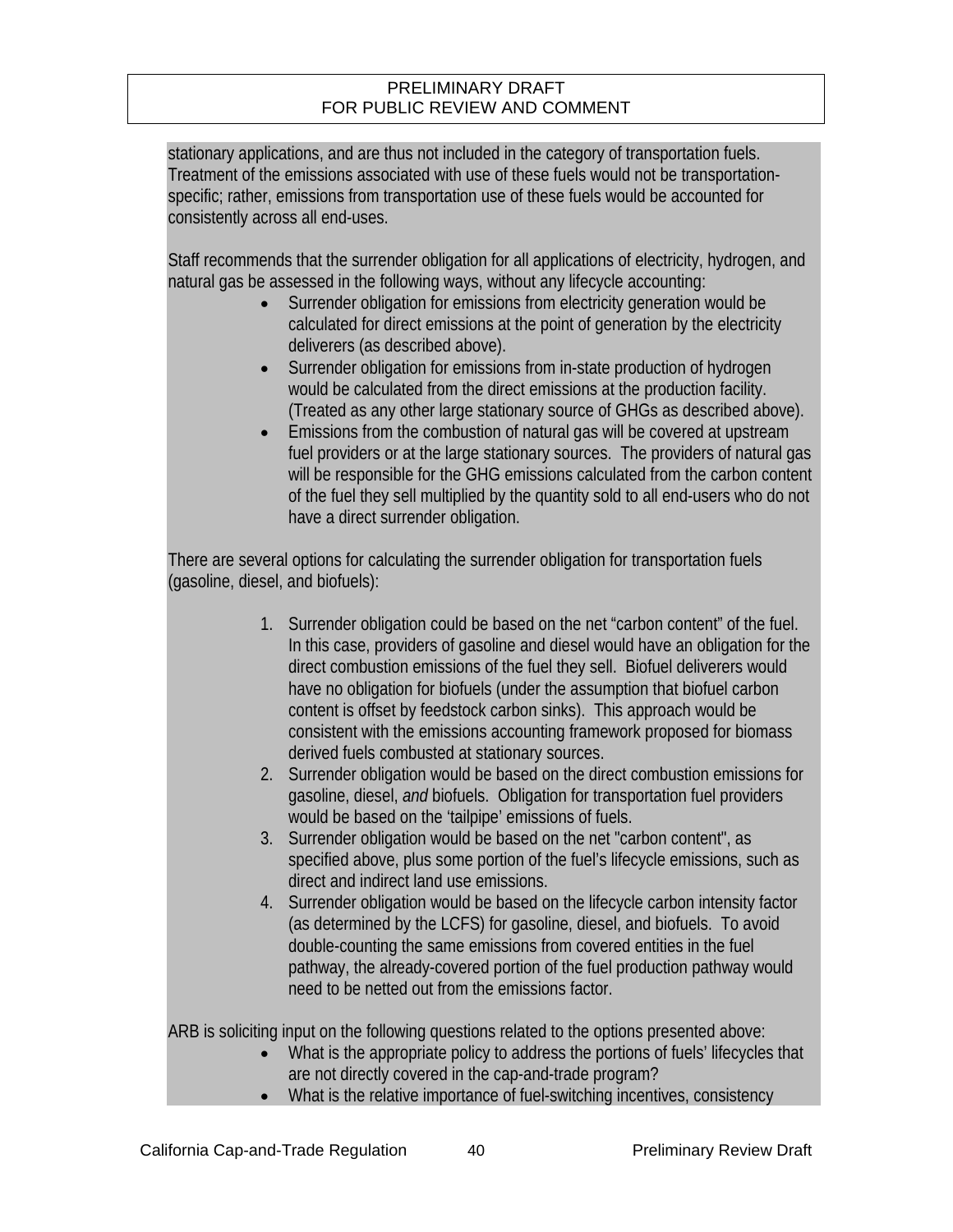stationary applications, and are thus not included in the category of transportation fuels. Treatment of the emissions associated with use of these fuels would not be transportation-specific; rather, emissions from transportation use of these fuels would be accounted for consistently across all end-uses.

Staff recommends that the surrender obligation for all applications of electricity, hydrogen, and natural gas be assessed in the following ways, without any lifecycle accounting:

- Surrender obligation for emissions from electricity generation would be calculated for direct emissions at the point of generation by the electricity deliverers (as described above).
- Surrender obligation for emissions from in-state production of hydrogen would be calculated from the direct emissions at the production facility. (Treated as any other large stationary source of GHGs as described above).
- Emissions from the combustion of natural gas will be covered at upstream fuel providers or at the large stationary sources. The providers of natural gas will be responsible for the GHG emissions calculated from the carbon content of the fuel they sell multiplied by the quantity sold to all end-users who do not have a direct surrender obligation.

There are several options for calculating the surrender obligation for transportation fuels (gasoline, diesel, and biofuels):

1. Surrender obligation could be based on the net "carbon content" of the fuel. In this case, providers of gasoline and diesel would have an obligation for the direct combustion emissions of the fuel they sell. Biofuel deliverers would have no obligation for biofuels (under the assumption that biofuel carbon content is offset by feedstock carbon sinks). This approach would be consistent with the emissions accounting framework proposed for biomass derived fuels combusted at stationary sources.
2. Surrender obligation would be based on the direct combustion emissions for gasoline, diesel, *and* biofuels. Obligation for transportation fuel providers would be based on the 'tailpipe' emissions of fuels.
3. Surrender obligation would be based on the net "carbon content", as specified above, plus some portion of the fuel's lifecycle emissions, such as direct and indirect land use emissions.
4. Surrender obligation would be based on the lifecycle carbon intensity factor (as determined by the LCFS) for gasoline, diesel, and biofuels. To avoid double-counting the same emissions from covered entities in the fuel pathway, the already-covered portion of the fuel production pathway would need to be netted out from the emissions factor.

ARB is soliciting input on the following questions related to the options presented above:

- What is the appropriate policy to address the portions of fuels' lifecycles that are not directly covered in the cap-and-trade program?
- What is the relative importance of fuel-switching incentives, consistency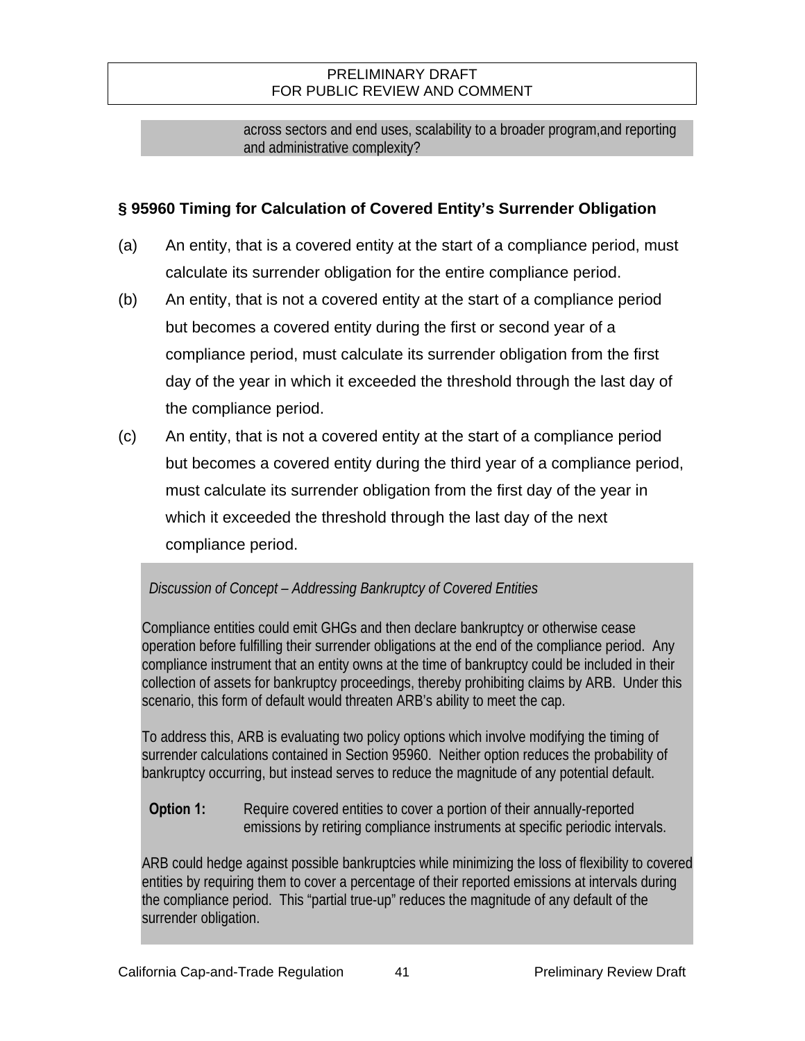across sectors and end uses, scalability to a broader program,and reporting and administrative complexity?

## § 95960 Timing for Calculation of Covered Entity's Surrender Obligation

(a) An entity, that is a covered entity at the start of a compliance period, must calculate its surrender obligation for the entire compliance period.

(b) An entity, that is not a covered entity at the start of a compliance period but becomes a covered entity during the first or second year of a compliance period, must calculate its surrender obligation from the first day of the year in which it exceeded the threshold through the last day of the compliance period.

(c) An entity, that is not a covered entity at the start of a compliance period but becomes a covered entity during the third year of a compliance period, must calculate its surrender obligation from the first day of the year in which it exceeded the threshold through the last day of the next compliance period.

*Discussion of Concept – Addressing Bankruptcy of Covered Entities*

Compliance entities could emit GHGs and then declare bankruptcy or otherwise cease operation before fulfilling their surrender obligations at the end of the compliance period. Any compliance instrument that an entity owns at the time of bankruptcy could be included in their collection of assets for bankruptcy proceedings, thereby prohibiting claims by ARB. Under this scenario, this form of default would threaten ARB's ability to meet the cap.

To address this, ARB is evaluating two policy options which involve modifying the timing of surrender calculations contained in Section 95960. Neither option reduces the probability of bankruptcy occurring, but instead serves to reduce the magnitude of any potential default.

**Option 1:** Require covered entities to cover a portion of their annually-reported emissions by retiring compliance instruments at specific periodic intervals.

ARB could hedge against possible bankruptcies while minimizing the loss of flexibility to covered entities by requiring them to cover a percentage of their reported emissions at intervals during the compliance period. This "partial true-up" reduces the magnitude of any default of the surrender obligation.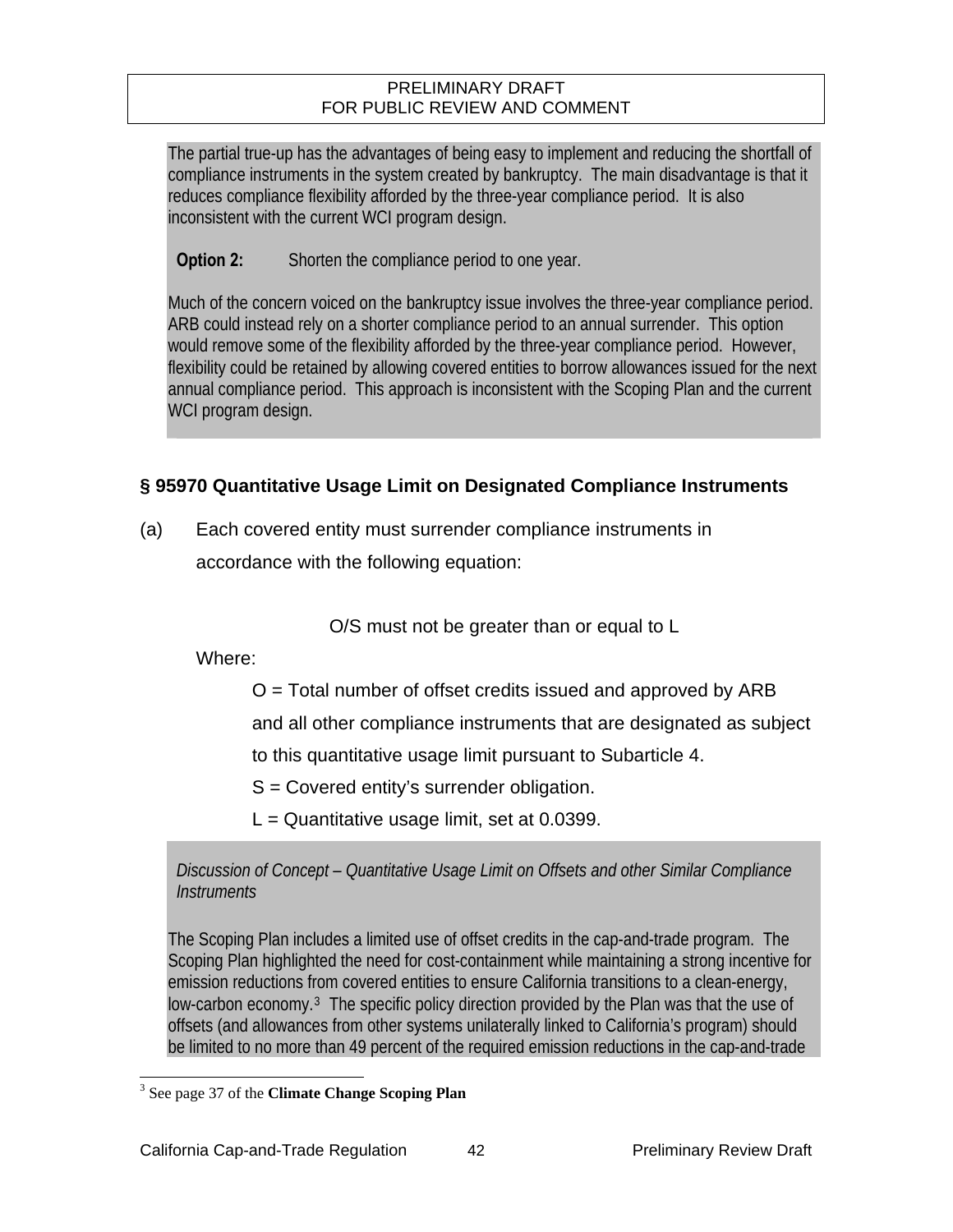The partial true-up has the advantages of being easy to implement and reducing the shortfall of compliance instruments in the system created by bankruptcy. The main disadvantage is that it reduces compliance flexibility afforded by the three-year compliance period. It is also inconsistent with the current WCI program design.

**Option 2:** Shorten the compliance period to one year.

Much of the concern voiced on the bankruptcy issue involves the three-year compliance period. ARB could instead rely on a shorter compliance period to an annual surrender. This option would remove some of the flexibility afforded by the three-year compliance period. However, flexibility could be retained by allowing covered entities to borrow allowances issued for the next annual compliance period. This approach is inconsistent with the Scoping Plan and the current WCI program design.

### § 95970 Quantitative Usage Limit on Designated Compliance Instruments

(a) Each covered entity must surrender compliance instruments in accordance with the following equation:

$$O/S \text{ must not be greater than or equal to } L$$

Where:

O = Total number of offset credits issued and approved by ARB and all other compliance instruments that are designated as subject to this quantitative usage limit pursuant to Subarticle 4.

S = Covered entity's surrender obligation.

L = Quantitative usage limit, set at 0.0399.

*Discussion of Concept – Quantitative Usage Limit on Offsets and other Similar Compliance Instruments*

The Scoping Plan includes a limited use of offset credits in the cap-and-trade program. The Scoping Plan highlighted the need for cost-containment while maintaining a strong incentive for emission reductions from covered entities to ensure California transitions to a clean-energy, low-carbon economy.[3] The specific policy direction provided by the Plan was that the use of offsets (and allowances from other systems unilaterally linked to California's program) should be limited to no more than 49 percent of the required emission reductions in the cap-and-trade

[3] See page 37 of the **Climate Change Scoping Plan**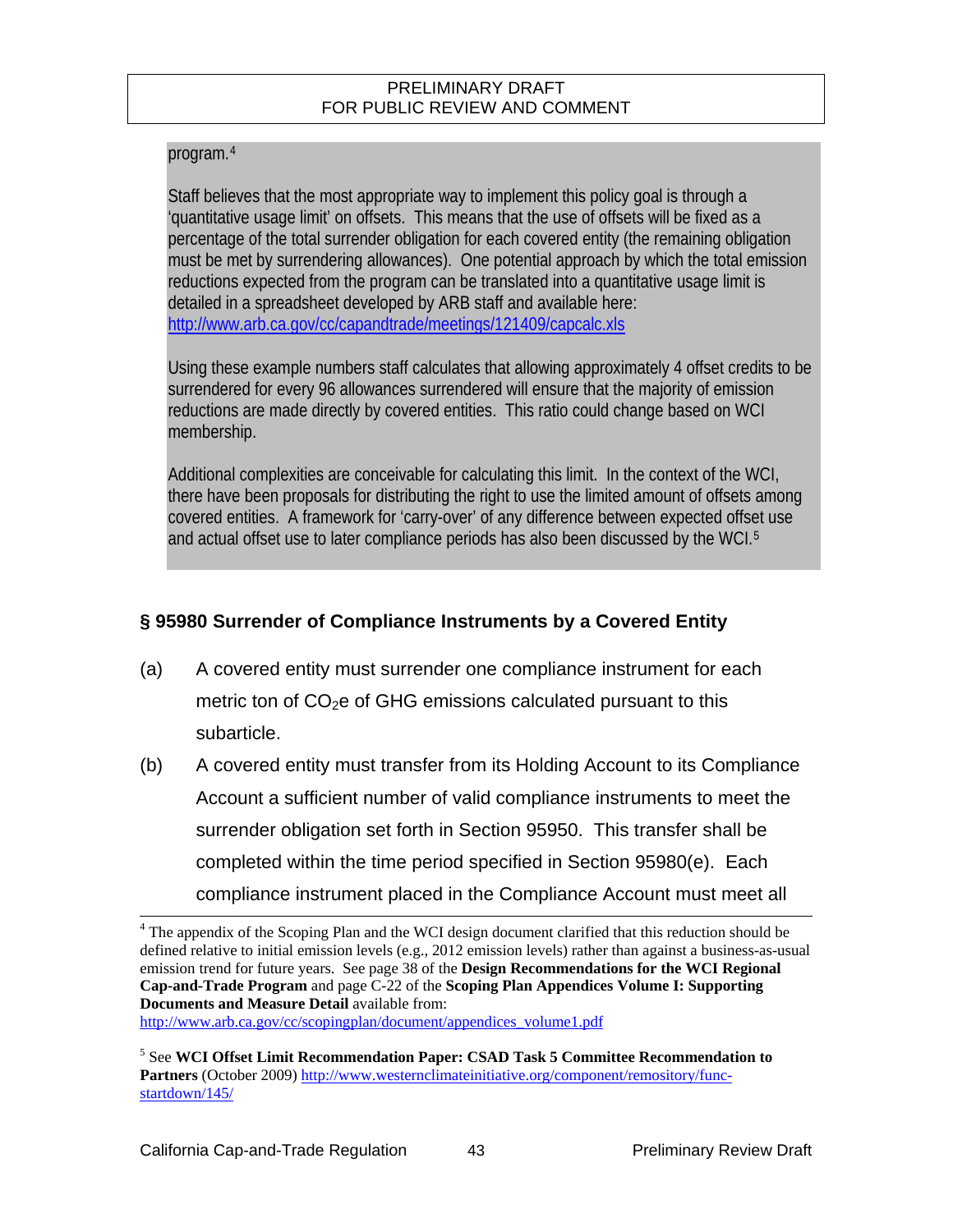program.[4]

Staff believes that the most appropriate way to implement this policy goal is through a 'quantitative usage limit' on offsets. This means that the use of offsets will be fixed as a percentage of the total surrender obligation for each covered entity (the remaining obligation must be met by surrendering allowances). One potential approach by which the total emission reductions expected from the program can be translated into a quantitative usage limit is detailed in a spreadsheet developed by ARB staff and available here: http://www.arb.ca.gov/cc/capandtrade/meetings/121409/capcalc.xls

Using these example numbers staff calculates that allowing approximately 4 offset credits to be surrendered for every 96 allowances surrendered will ensure that the majority of emission reductions are made directly by covered entities. This ratio could change based on WCI membership.

Additional complexities are conceivable for calculating this limit. In the context of the WCI, there have been proposals for distributing the right to use the limited amount of offsets among covered entities. A framework for 'carry-over' of any difference between expected offset use and actual offset use to later compliance periods has also been discussed by the WCI.[5]

## § 95980 Surrender of Compliance Instruments by a Covered Entity

(a) A covered entity must surrender one compliance instrument for each metric ton of $CO_2$e of GHG emissions calculated pursuant to this subarticle.

(b) A covered entity must transfer from its Holding Account to its Compliance Account a sufficient number of valid compliance instruments to meet the surrender obligation set forth in Section 95950. This transfer shall be completed within the time period specified in Section 95980(e). Each compliance instrument placed in the Compliance Account must meet all

---

[4] The appendix of the Scoping Plan and the WCI design document clarified that this reduction should be defined relative to initial emission levels (e.g., 2012 emission levels) rather than against a business-as-usual emission trend for future years. See page 38 of the **Design Recommendations for the WCI Regional Cap-and-Trade Program** and page C-22 of the **Scoping Plan Appendices Volume I: Supporting Documents and Measure Detail** available from: http://www.arb.ca.gov/cc/scopingplan/document/appendices_volume1.pdf

[5] See **WCI Offset Limit Recommendation Paper: CSAD Task 5 Committee Recommendation to Partners** (October 2009) http://www.westernclimateinitiative.org/component/remository/func-startdown/145/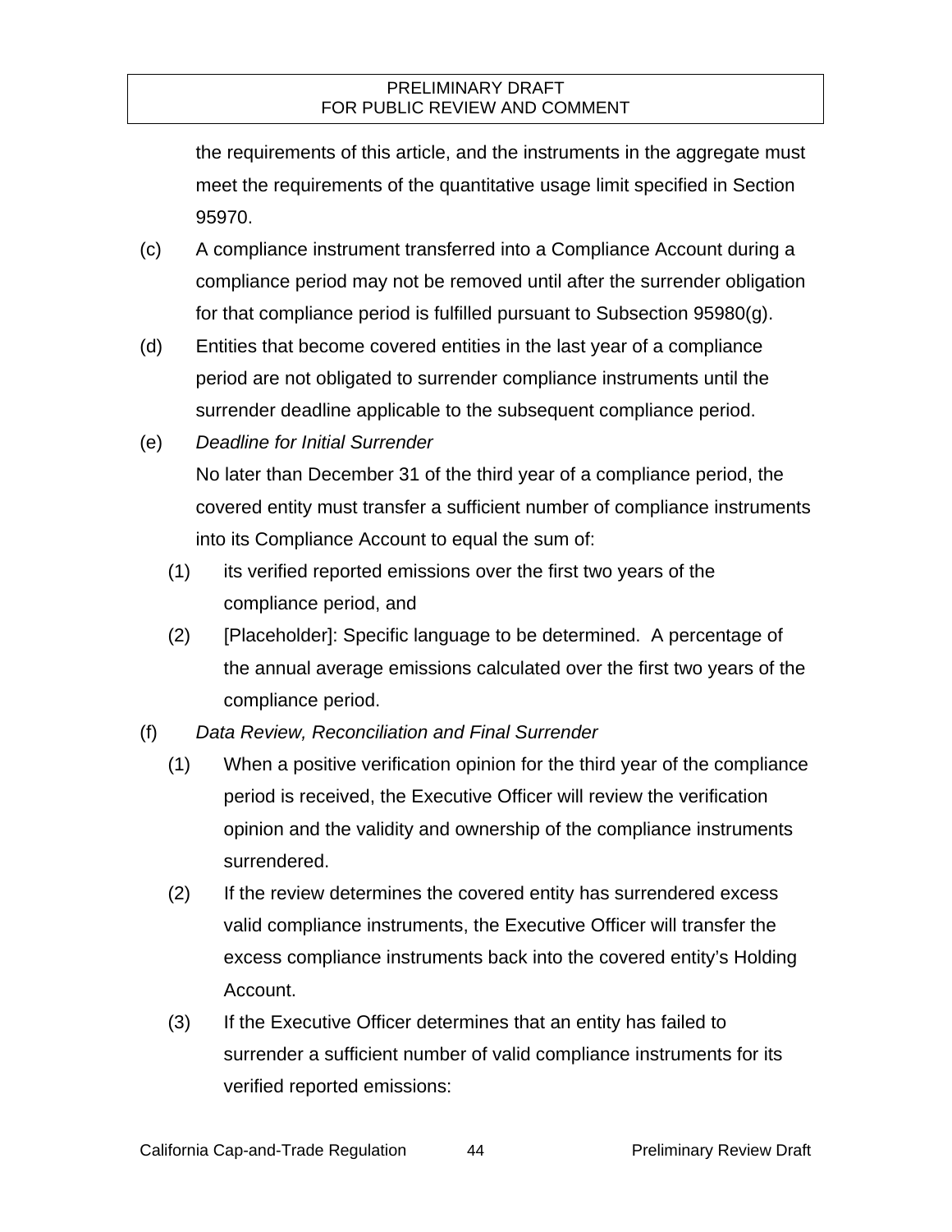the requirements of this article, and the instruments in the aggregate must meet the requirements of the quantitative usage limit specified in Section 95970.

(c) A compliance instrument transferred into a Compliance Account during a compliance period may not be removed until after the surrender obligation for that compliance period is fulfilled pursuant to Subsection 95980(g).

(d) Entities that become covered entities in the last year of a compliance period are not obligated to surrender compliance instruments until the surrender deadline applicable to the subsequent compliance period.

(e) *Deadline for Initial Surrender*

No later than December 31 of the third year of a compliance period, the covered entity must transfer a sufficient number of compliance instruments into its Compliance Account to equal the sum of:

(1) its verified reported emissions over the first two years of the compliance period, and

(2) [Placeholder]: Specific language to be determined. A percentage of the annual average emissions calculated over the first two years of the compliance period.

(f) *Data Review, Reconciliation and Final Surrender*

(1) When a positive verification opinion for the third year of the compliance period is received, the Executive Officer will review the verification opinion and the validity and ownership of the compliance instruments surrendered.

(2) If the review determines the covered entity has surrendered excess valid compliance instruments, the Executive Officer will transfer the excess compliance instruments back into the covered entity's Holding Account.

(3) If the Executive Officer determines that an entity has failed to surrender a sufficient number of valid compliance instruments for its verified reported emissions: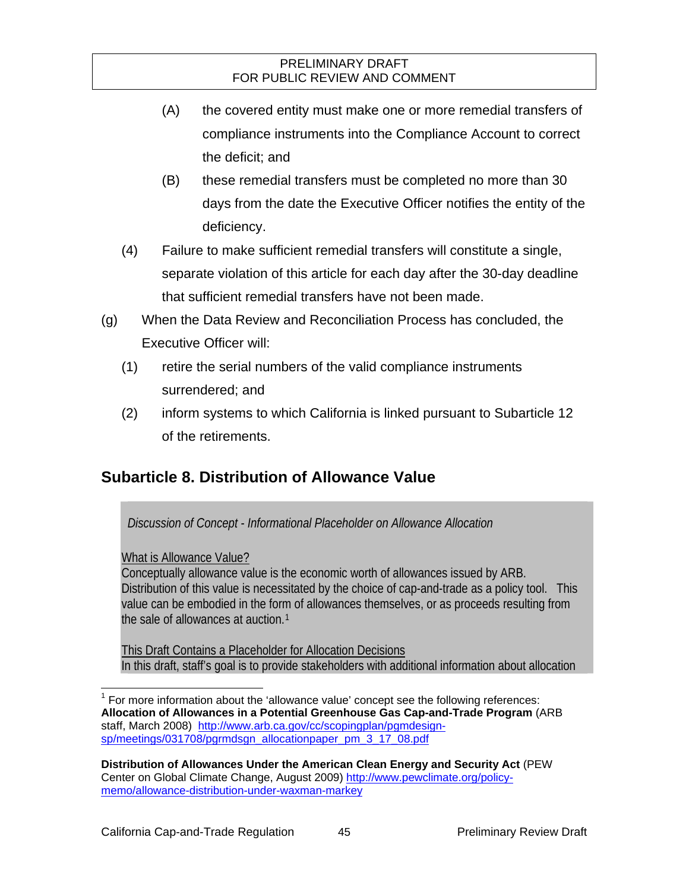(A) the covered entity must make one or more remedial transfers of compliance instruments into the Compliance Account to correct the deficit; and

(B) these remedial transfers must be completed no more than 30 days from the date the Executive Officer notifies the entity of the deficiency.

(4) Failure to make sufficient remedial transfers will constitute a single, separate violation of this article for each day after the 30-day deadline that sufficient remedial transfers have not been made.

(g) When the Data Review and Reconciliation Process has concluded, the Executive Officer will:

(1) retire the serial numbers of the valid compliance instruments surrendered; and

(2) inform systems to which California is linked pursuant to Subarticle 12 of the retirements.

## Subarticle 8. Distribution of Allowance Value

*Discussion of Concept - Informational Placeholder on Allowance Allocation*

What is Allowance Value?

Conceptually allowance value is the economic worth of allowances issued by ARB. Distribution of this value is necessitated by the choice of cap-and-trade as a policy tool. This value can be embodied in the form of allowances themselves, or as proceeds resulting from the sale of allowances at auction.[1]

This Draft Contains a Placeholder for Allocation Decisions

In this draft, staff's goal is to provide stakeholders with additional information about allocation

---

[1] For more information about the 'allowance value' concept see the following references: **Allocation of Allowances in a Potential Greenhouse Gas Cap-and-Trade Program** (ARB staff, March 2008) http://www.arb.ca.gov/cc/scopingplan/pgmdesign-sp/meetings/031708/pgrmdsgn_allocationpaper_pm_3_17_08.pdf

**Distribution of Allowances Under the American Clean Energy and Security Act** (PEW Center on Global Climate Change, August 2009) http://www.pewclimate.org/policy-memo/allowance-distribution-under-waxman-markey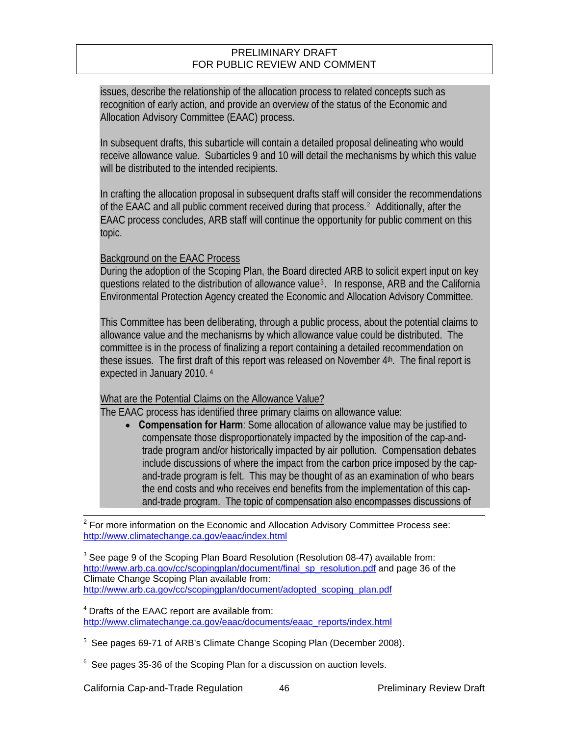issues, describe the relationship of the allocation process to related concepts such as recognition of early action, and provide an overview of the status of the Economic and Allocation Advisory Committee (EAAC) process.

In subsequent drafts, this subarticle will contain a detailed proposal delineating who would receive allowance value. Subarticles 9 and 10 will detail the mechanisms by which this value will be distributed to the intended recipients.

In crafting the allocation proposal in subsequent drafts staff will consider the recommendations of the EAAC and all public comment received during that process.[2] Additionally, after the EAAC process concludes, ARB staff will continue the opportunity for public comment on this topic.

Background on the EAAC Process

During the adoption of the Scoping Plan, the Board directed ARB to solicit expert input on key questions related to the distribution of allowance value[3]. In response, ARB and the California Environmental Protection Agency created the Economic and Allocation Advisory Committee.

This Committee has been deliberating, through a public process, about the potential claims to allowance value and the mechanisms by which allowance value could be distributed. The committee is in the process of finalizing a report containing a detailed recommendation on these issues. The first draft of this report was released on November 4th. The final report is expected in January 2010. [4]

What are the Potential Claims on the Allowance Value?

The EAAC process has identified three primary claims on allowance value:

- **Compensation for Harm**: Some allocation of allowance value may be justified to compensate those disproportionately impacted by the imposition of the cap-and-trade program and/or historically impacted by air pollution. Compensation debates include discussions of where the impact from the carbon price imposed by the cap-and-trade program is felt. This may be thought of as an examination of who bears the end costs and who receives end benefits from the implementation of this cap-and-trade program. The topic of compensation also encompasses discussions of

---

[2] For more information on the Economic and Allocation Advisory Committee Process see: http://www.climatechange.ca.gov/eaac/index.html

[3] See page 9 of the Scoping Plan Board Resolution (Resolution 08-47) available from: http://www.arb.ca.gov/cc/scopingplan/document/final_sp_resolution.pdf and page 36 of the Climate Change Scoping Plan available from: http://www.arb.ca.gov/cc/scopingplan/document/adopted_scoping_plan.pdf

[4] Drafts of the EAAC report are available from: http://www.climatechange.ca.gov/eaac/documents/eaac_reports/index.html

[5] See pages 69-71 of ARB's Climate Change Scoping Plan (December 2008).

[6] See pages 35-36 of the Scoping Plan for a discussion on auction levels.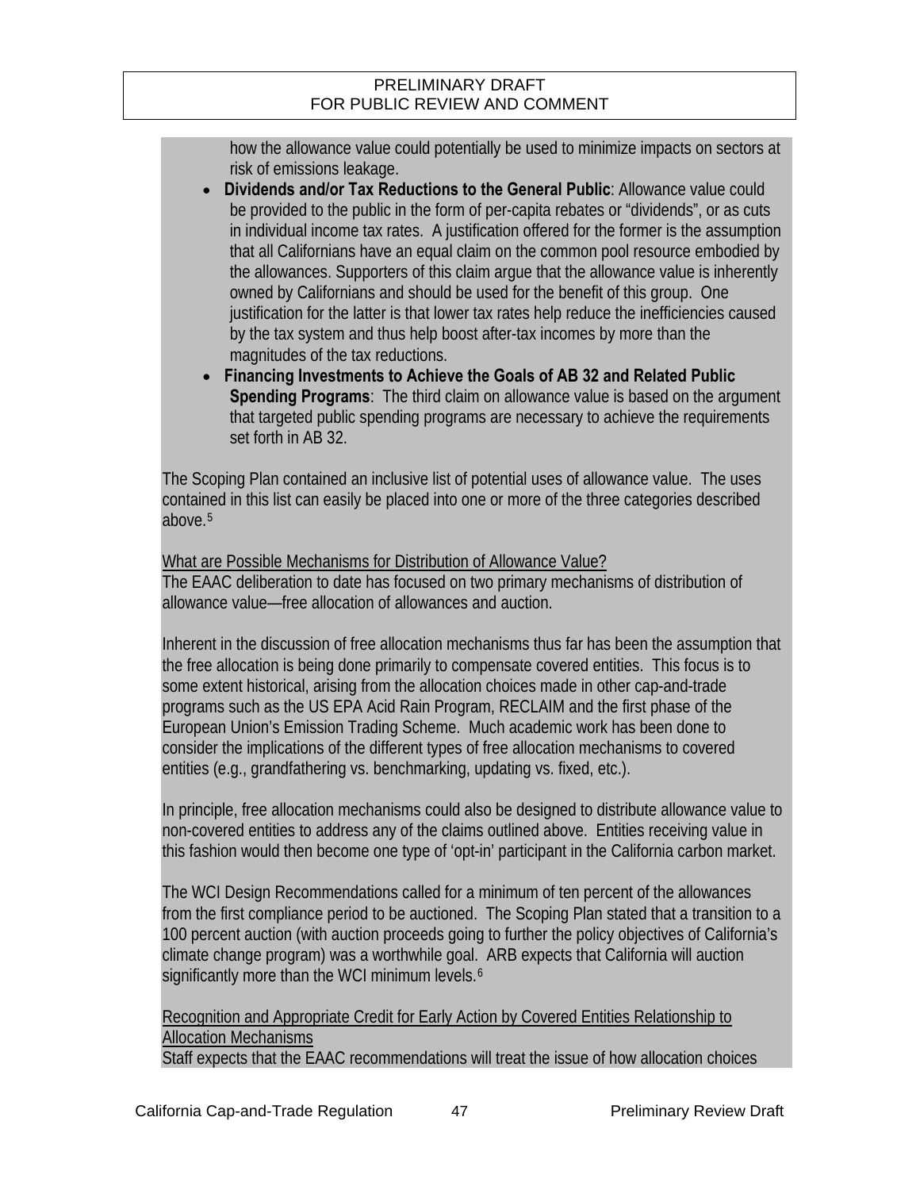how the allowance value could potentially be used to minimize impacts on sectors at risk of emissions leakage.

- **Dividends and/or Tax Reductions to the General Public**: Allowance value could be provided to the public in the form of per-capita rebates or "dividends", or as cuts in individual income tax rates. A justification offered for the former is the assumption that all Californians have an equal claim on the common pool resource embodied by the allowances. Supporters of this claim argue that the allowance value is inherently owned by Californians and should be used for the benefit of this group. One justification for the latter is that lower tax rates help reduce the inefficiencies caused by the tax system and thus help boost after-tax incomes by more than the magnitudes of the tax reductions.
- **Financing Investments to Achieve the Goals of AB 32 and Related Public Spending Programs**: The third claim on allowance value is based on the argument that targeted public spending programs are necessary to achieve the requirements set forth in AB 32.

The Scoping Plan contained an inclusive list of potential uses of allowance value. The uses contained in this list can easily be placed into one or more of the three categories described above.[5]

<u>What are Possible Mechanisms for Distribution of Allowance Value?</u>

The EAAC deliberation to date has focused on two primary mechanisms of distribution of allowance value—free allocation of allowances and auction.

Inherent in the discussion of free allocation mechanisms thus far has been the assumption that the free allocation is being done primarily to compensate covered entities. This focus is to some extent historical, arising from the allocation choices made in other cap-and-trade programs such as the US EPA Acid Rain Program, RECLAIM and the first phase of the European Union's Emission Trading Scheme. Much academic work has been done to consider the implications of the different types of free allocation mechanisms to covered entities (e.g., grandfathering vs. benchmarking, updating vs. fixed, etc.).

In principle, free allocation mechanisms could also be designed to distribute allowance value to non-covered entities to address any of the claims outlined above. Entities receiving value in this fashion would then become one type of 'opt-in' participant in the California carbon market.

The WCI Design Recommendations called for a minimum of ten percent of the allowances from the first compliance period to be auctioned. The Scoping Plan stated that a transition to a 100 percent auction (with auction proceeds going to further the policy objectives of California's climate change program) was a worthwhile goal. ARB expects that California will auction significantly more than the WCI minimum levels.[6]

<u>Recognition and Appropriate Credit for Early Action by Covered Entities Relationship to Allocation Mechanisms</u>

Staff expects that the EAAC recommendations will treat the issue of how allocation choices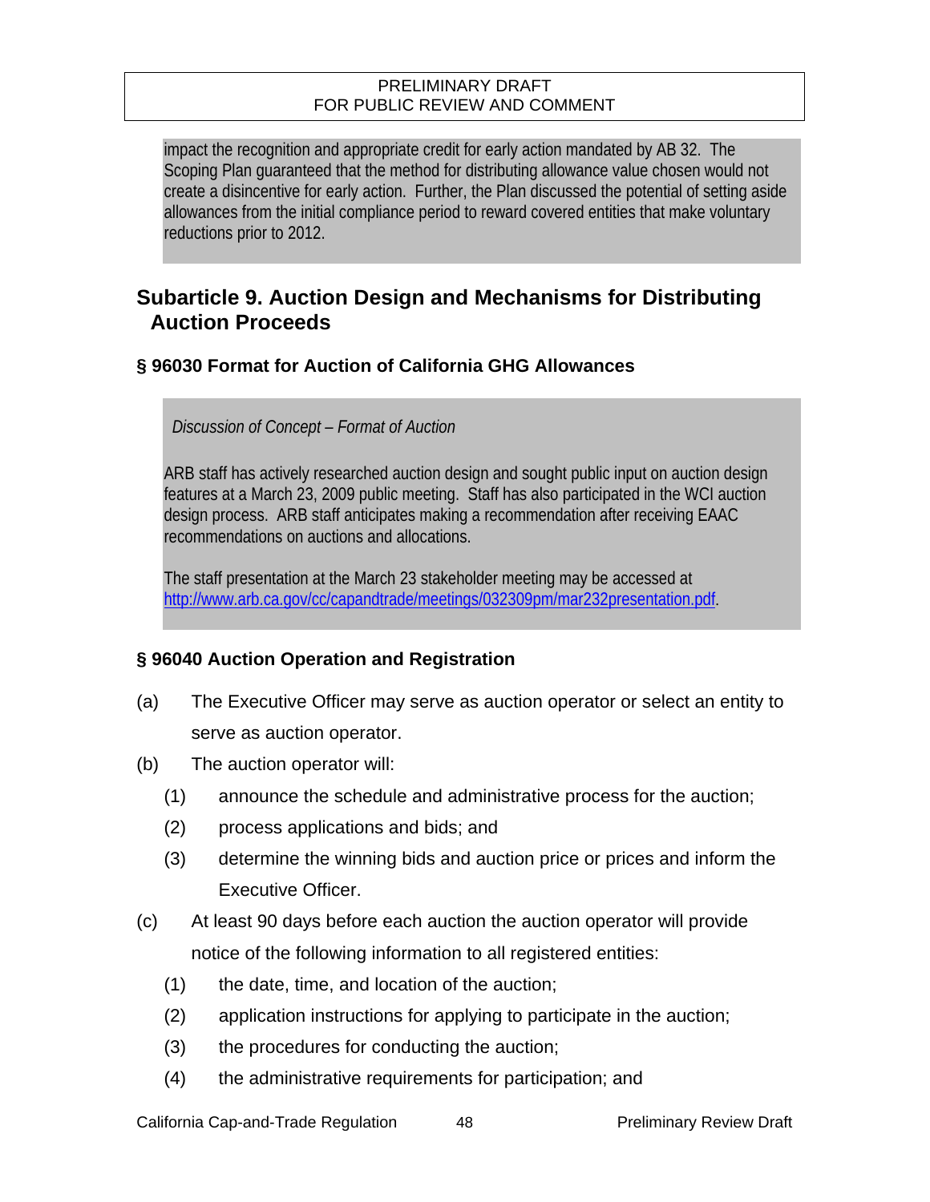impact the recognition and appropriate credit for early action mandated by AB 32. The Scoping Plan guaranteed that the method for distributing allowance value chosen would not create a disincentive for early action. Further, the Plan discussed the potential of setting aside allowances from the initial compliance period to reward covered entities that make voluntary reductions prior to 2012.

## Subarticle 9. Auction Design and Mechanisms for Distributing Auction Proceeds

### § 96030 Format for Auction of California GHG Allowances

*Discussion of Concept – Format of Auction*

ARB staff has actively researched auction design and sought public input on auction design features at a March 23, 2009 public meeting. Staff has also participated in the WCI auction design process. ARB staff anticipates making a recommendation after receiving EAAC recommendations on auctions and allocations.

The staff presentation at the March 23 stakeholder meeting may be accessed at http://www.arb.ca.gov/cc/capandtrade/meetings/032309pm/mar232presentation.pdf.

### § 96040 Auction Operation and Registration

(a) The Executive Officer may serve as auction operator or select an entity to serve as auction operator.

(b) The auction operator will:

  (1) announce the schedule and administrative process for the auction;

  (2) process applications and bids; and

  (3) determine the winning bids and auction price or prices and inform the Executive Officer.

(c) At least 90 days before each auction the auction operator will provide notice of the following information to all registered entities:

  (1) the date, time, and location of the auction;

  (2) application instructions for applying to participate in the auction;

  (3) the procedures for conducting the auction;

  (4) the administrative requirements for participation; and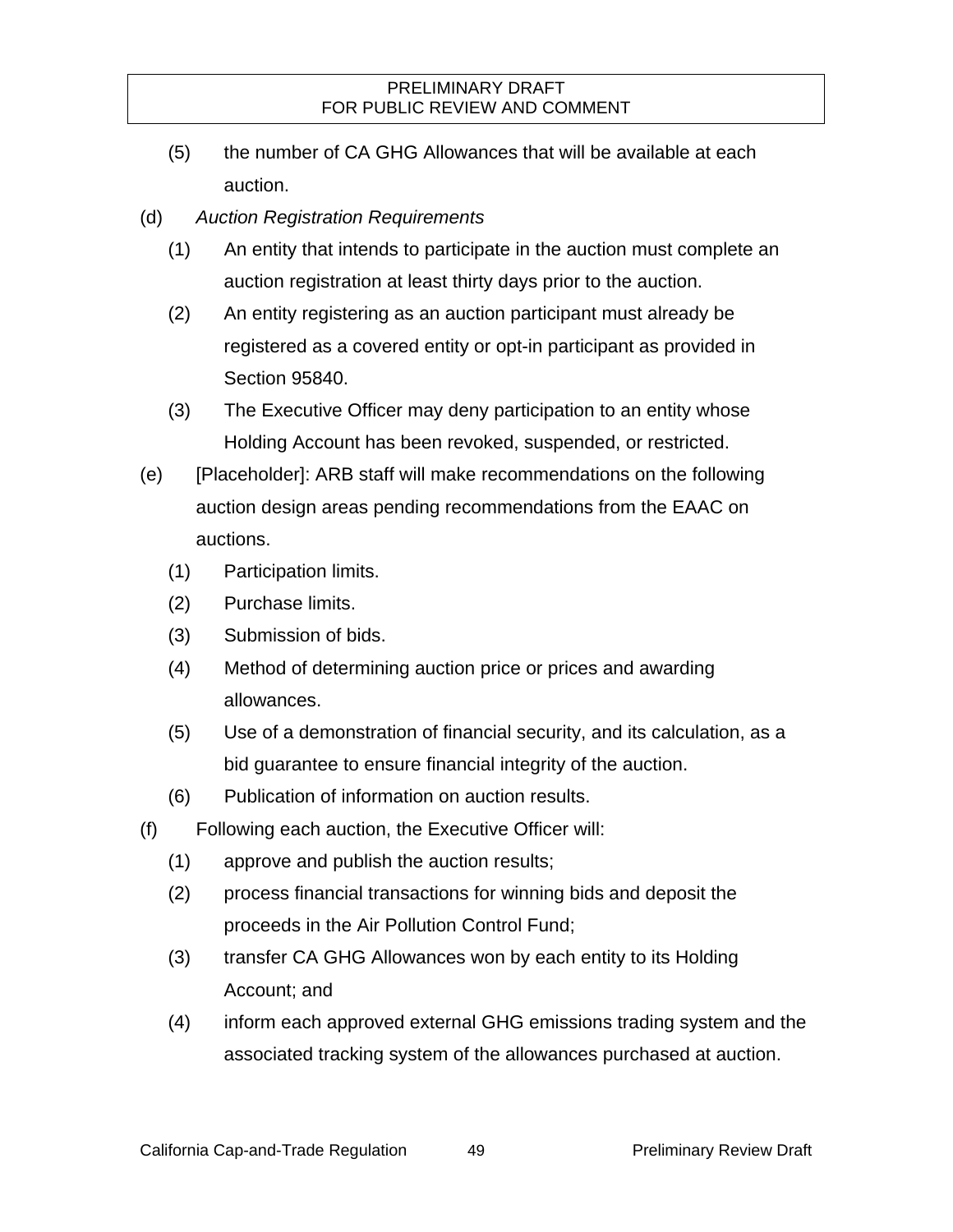(5) the number of CA GHG Allowances that will be available at each auction.

(d) *Auction Registration Requirements*

(1) An entity that intends to participate in the auction must complete an auction registration at least thirty days prior to the auction.

(2) An entity registering as an auction participant must already be registered as a covered entity or opt-in participant as provided in Section 95840.

(3) The Executive Officer may deny participation to an entity whose Holding Account has been revoked, suspended, or restricted.

(e) [Placeholder]: ARB staff will make recommendations on the following auction design areas pending recommendations from the EAAC on auctions.

(1) Participation limits.

(2) Purchase limits.

(3) Submission of bids.

(4) Method of determining auction price or prices and awarding allowances.

(5) Use of a demonstration of financial security, and its calculation, as a bid guarantee to ensure financial integrity of the auction.

(6) Publication of information on auction results.

(f) Following each auction, the Executive Officer will:

(1) approve and publish the auction results;

(2) process financial transactions for winning bids and deposit the proceeds in the Air Pollution Control Fund;

(3) transfer CA GHG Allowances won by each entity to its Holding Account; and

(4) inform each approved external GHG emissions trading system and the associated tracking system of the allowances purchased at auction.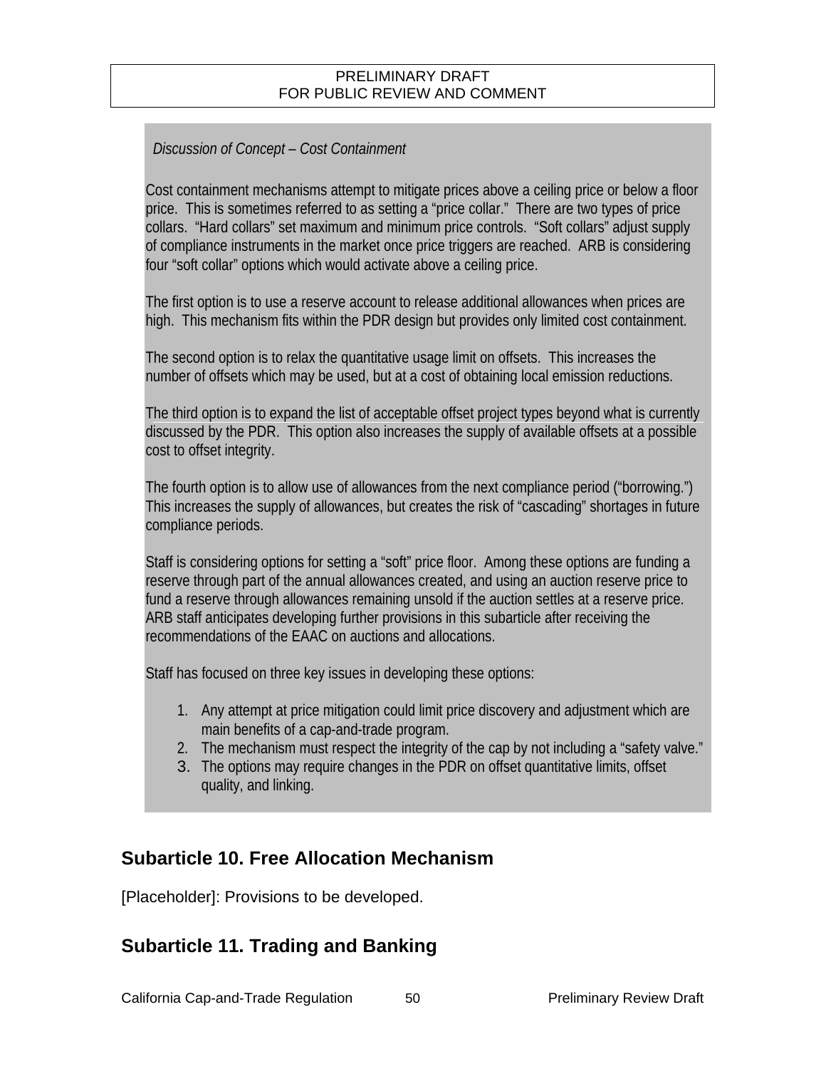*Discussion of Concept – Cost Containment*

Cost containment mechanisms attempt to mitigate prices above a ceiling price or below a floor price. This is sometimes referred to as setting a "price collar." There are two types of price collars. "Hard collars" set maximum and minimum price controls. "Soft collars" adjust supply of compliance instruments in the market once price triggers are reached. ARB is considering four "soft collar" options which would activate above a ceiling price.

The first option is to use a reserve account to release additional allowances when prices are high. This mechanism fits within the PDR design but provides only limited cost containment.

The second option is to relax the quantitative usage limit on offsets. This increases the number of offsets which may be used, but at a cost of obtaining local emission reductions.

The third option is to expand the list of acceptable offset project types beyond what is currently discussed by the PDR. This option also increases the supply of available offsets at a possible cost to offset integrity.

The fourth option is to allow use of allowances from the next compliance period ("borrowing.") This increases the supply of allowances, but creates the risk of "cascading" shortages in future compliance periods.

Staff is considering options for setting a "soft" price floor. Among these options are funding a reserve through part of the annual allowances created, and using an auction reserve price to fund a reserve through allowances remaining unsold if the auction settles at a reserve price. ARB staff anticipates developing further provisions in this subarticle after receiving the recommendations of the EAAC on auctions and allocations.

Staff has focused on three key issues in developing these options:

1. Any attempt at price mitigation could limit price discovery and adjustment which are main benefits of a cap-and-trade program.
2. The mechanism must respect the integrity of the cap by not including a "safety valve."
3. The options may require changes in the PDR on offset quantitative limits, offset quality, and linking.

## Subarticle 10. Free Allocation Mechanism

[Placeholder]: Provisions to be developed.

## Subarticle 11. Trading and Banking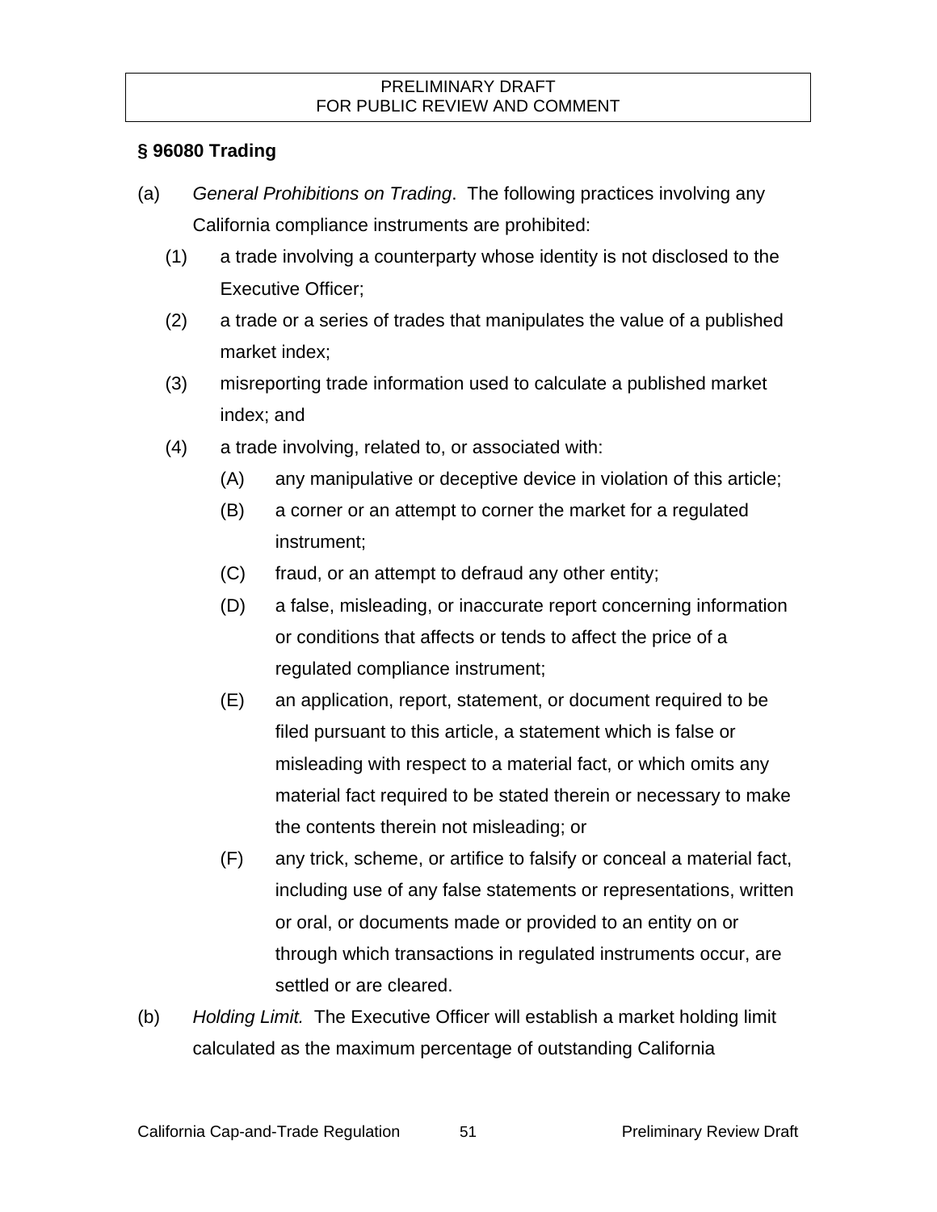PRELIMINARY DRAFT
FOR PUBLIC REVIEW AND COMMENT

**§ 96080 Trading**

(a) *General Prohibitions on Trading*. The following practices involving any California compliance instruments are prohibited:

(1) a trade involving a counterparty whose identity is not disclosed to the Executive Officer;

(2) a trade or a series of trades that manipulates the value of a published market index;

(3) misreporting trade information used to calculate a published market index; and

(4) a trade involving, related to, or associated with:

(A) any manipulative or deceptive device in violation of this article;

(B) a corner or an attempt to corner the market for a regulated instrument;

(C) fraud, or an attempt to defraud any other entity;

(D) a false, misleading, or inaccurate report concerning information or conditions that affects or tends to affect the price of a regulated compliance instrument;

(E) an application, report, statement, or document required to be filed pursuant to this article, a statement which is false or misleading with respect to a material fact, or which omits any material fact required to be stated therein or necessary to make the contents therein not misleading; or

(F) any trick, scheme, or artifice to falsify or conceal a material fact, including use of any false statements or representations, written or oral, or documents made or provided to an entity on or through which transactions in regulated instruments occur, are settled or are cleared.

(b) *Holding Limit.* The Executive Officer will establish a market holding limit calculated as the maximum percentage of outstanding California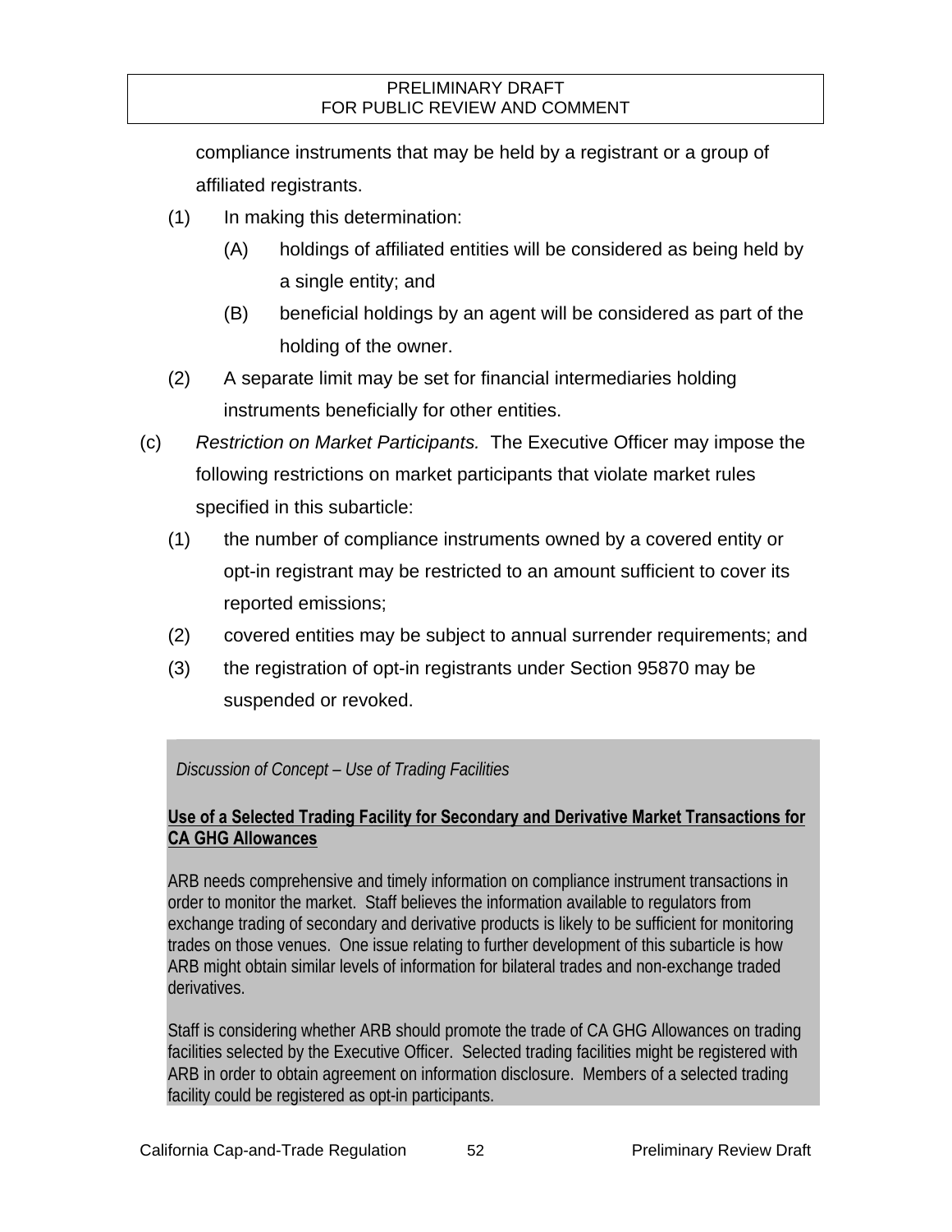compliance instruments that may be held by a registrant or a group of affiliated registrants.

(1) In making this determination:

(A) holdings of affiliated entities will be considered as being held by a single entity; and

(B) beneficial holdings by an agent will be considered as part of the holding of the owner.

(2) A separate limit may be set for financial intermediaries holding instruments beneficially for other entities.

(c) *Restriction on Market Participants.* The Executive Officer may impose the following restrictions on market participants that violate market rules specified in this subarticle:

(1) the number of compliance instruments owned by a covered entity or opt-in registrant may be restricted to an amount sufficient to cover its reported emissions;

(2) covered entities may be subject to annual surrender requirements; and

(3) the registration of opt-in registrants under Section 95870 may be suspended or revoked.

> *Discussion of Concept – Use of Trading Facilities*
>
> **Use of a Selected Trading Facility for Secondary and Derivative Market Transactions for CA GHG Allowances**
>
> ARB needs comprehensive and timely information on compliance instrument transactions in order to monitor the market. Staff believes the information available to regulators from exchange trading of secondary and derivative products is likely to be sufficient for monitoring trades on those venues. One issue relating to further development of this subarticle is how ARB might obtain similar levels of information for bilateral trades and non-exchange traded derivatives.
>
> Staff is considering whether ARB should promote the trade of CA GHG Allowances on trading facilities selected by the Executive Officer. Selected trading facilities might be registered with ARB in order to obtain agreement on information disclosure. Members of a selected trading facility could be registered as opt-in participants.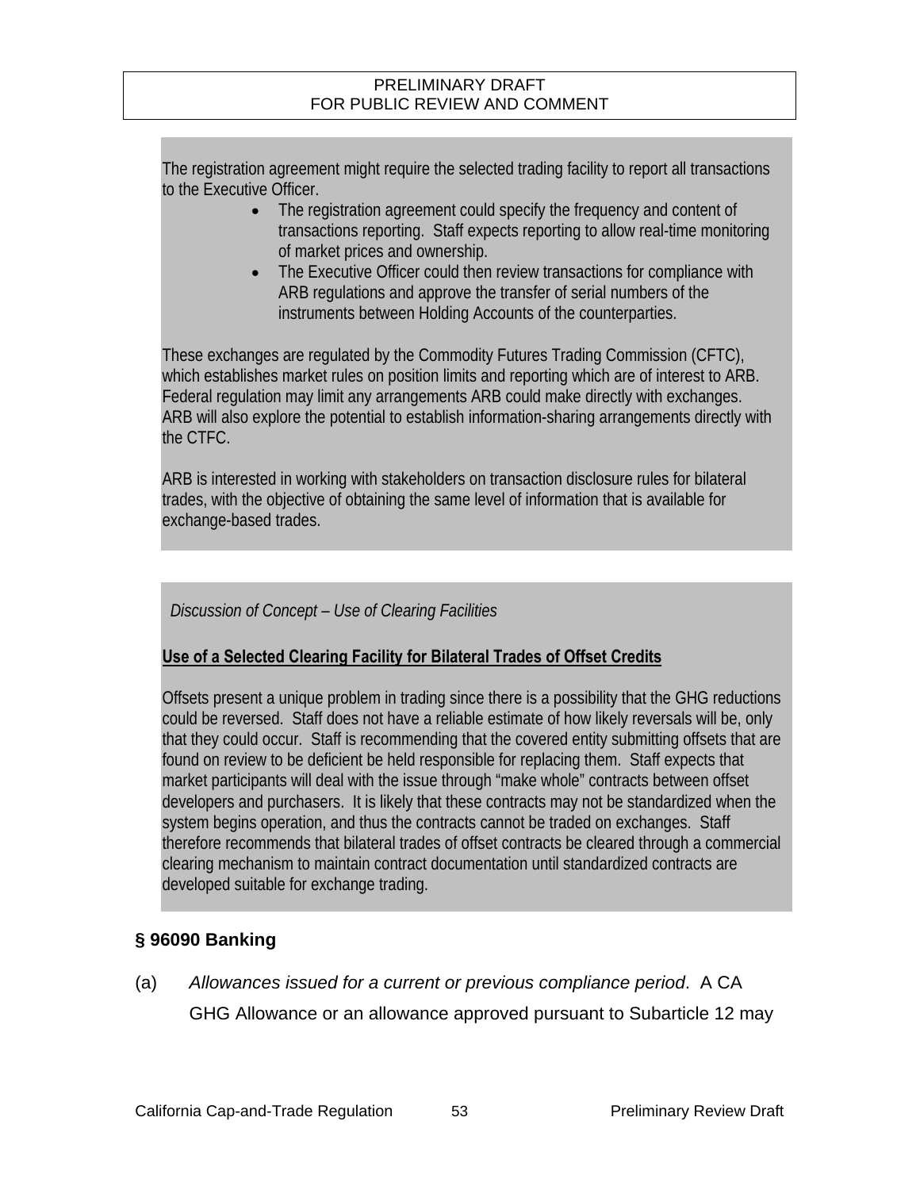The registration agreement might require the selected trading facility to report all transactions to the Executive Officer.

- The registration agreement could specify the frequency and content of transactions reporting. Staff expects reporting to allow real-time monitoring of market prices and ownership.
- The Executive Officer could then review transactions for compliance with ARB regulations and approve the transfer of serial numbers of the instruments between Holding Accounts of the counterparties.

These exchanges are regulated by the Commodity Futures Trading Commission (CFTC), which establishes market rules on position limits and reporting which are of interest to ARB. Federal regulation may limit any arrangements ARB could make directly with exchanges. ARB will also explore the potential to establish information-sharing arrangements directly with the CTFC.

ARB is interested in working with stakeholders on transaction disclosure rules for bilateral trades, with the objective of obtaining the same level of information that is available for exchange-based trades.

*Discussion of Concept – Use of Clearing Facilities*

**Use of a Selected Clearing Facility for Bilateral Trades of Offset Credits**

Offsets present a unique problem in trading since there is a possibility that the GHG reductions could be reversed. Staff does not have a reliable estimate of how likely reversals will be, only that they could occur. Staff is recommending that the covered entity submitting offsets that are found on review to be deficient be held responsible for replacing them. Staff expects that market participants will deal with the issue through "make whole" contracts between offset developers and purchasers. It is likely that these contracts may not be standardized when the system begins operation, and thus the contracts cannot be traded on exchanges. Staff therefore recommends that bilateral trades of offset contracts be cleared through a commercial clearing mechanism to maintain contract documentation until standardized contracts are developed suitable for exchange trading.

## § 96090 Banking

(a) *Allowances issued for a current or previous compliance period*. A CA GHG Allowance or an allowance approved pursuant to Subarticle 12 may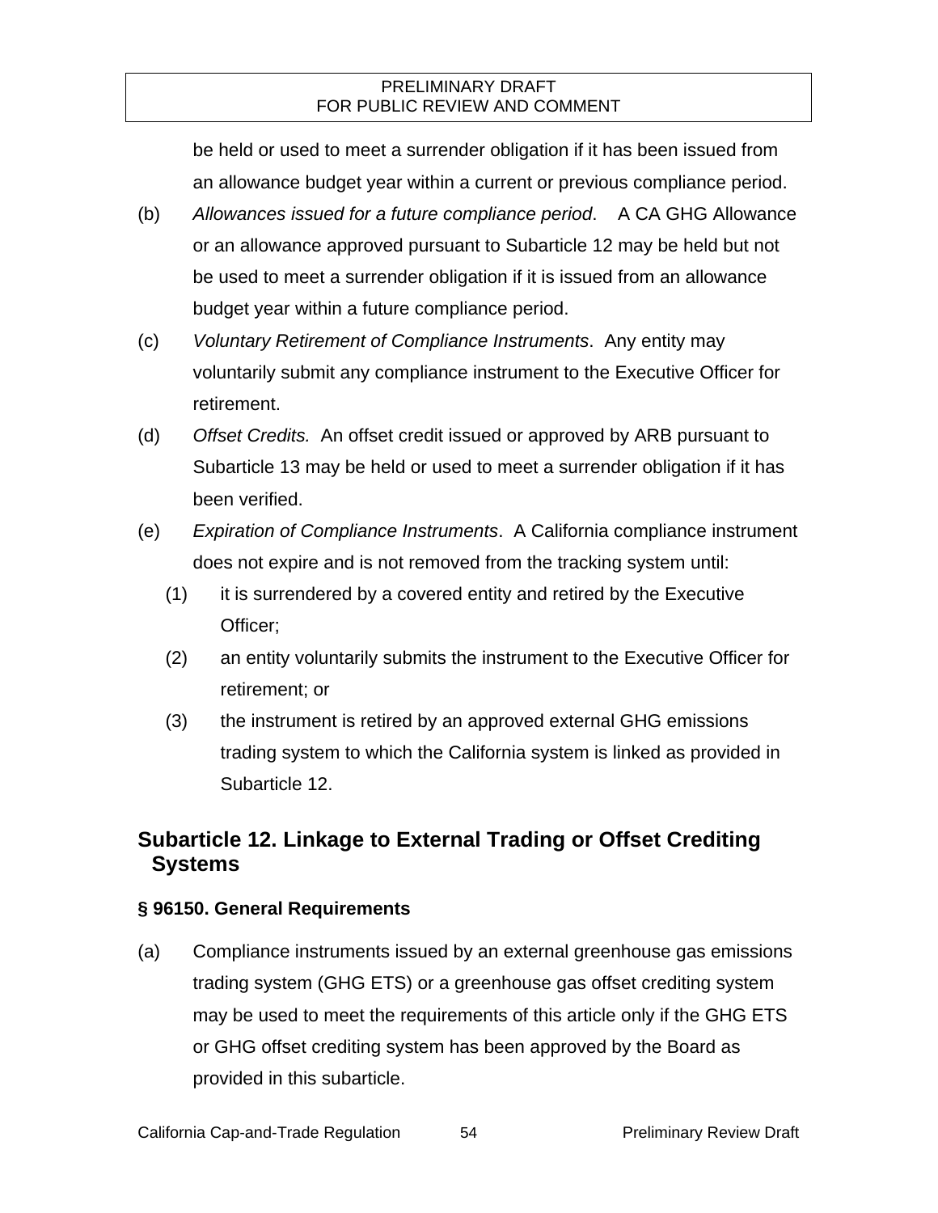be held or used to meet a surrender obligation if it has been issued from an allowance budget year within a current or previous compliance period.

(b) *Allowances issued for a future compliance period*. A CA GHG Allowance or an allowance approved pursuant to Subarticle 12 may be held but not be used to meet a surrender obligation if it is issued from an allowance budget year within a future compliance period.

(c) *Voluntary Retirement of Compliance Instruments*. Any entity may voluntarily submit any compliance instrument to the Executive Officer for retirement.

(d) *Offset Credits.* An offset credit issued or approved by ARB pursuant to Subarticle 13 may be held or used to meet a surrender obligation if it has been verified.

(e) *Expiration of Compliance Instruments*. A California compliance instrument does not expire and is not removed from the tracking system until:

  (1) it is surrendered by a covered entity and retired by the Executive Officer;

  (2) an entity voluntarily submits the instrument to the Executive Officer for retirement; or

  (3) the instrument is retired by an approved external GHG emissions trading system to which the California system is linked as provided in Subarticle 12.

## Subarticle 12. Linkage to External Trading or Offset Crediting Systems

### § 96150. General Requirements

(a) Compliance instruments issued by an external greenhouse gas emissions trading system (GHG ETS) or a greenhouse gas offset crediting system may be used to meet the requirements of this article only if the GHG ETS or GHG offset crediting system has been approved by the Board as provided in this subarticle.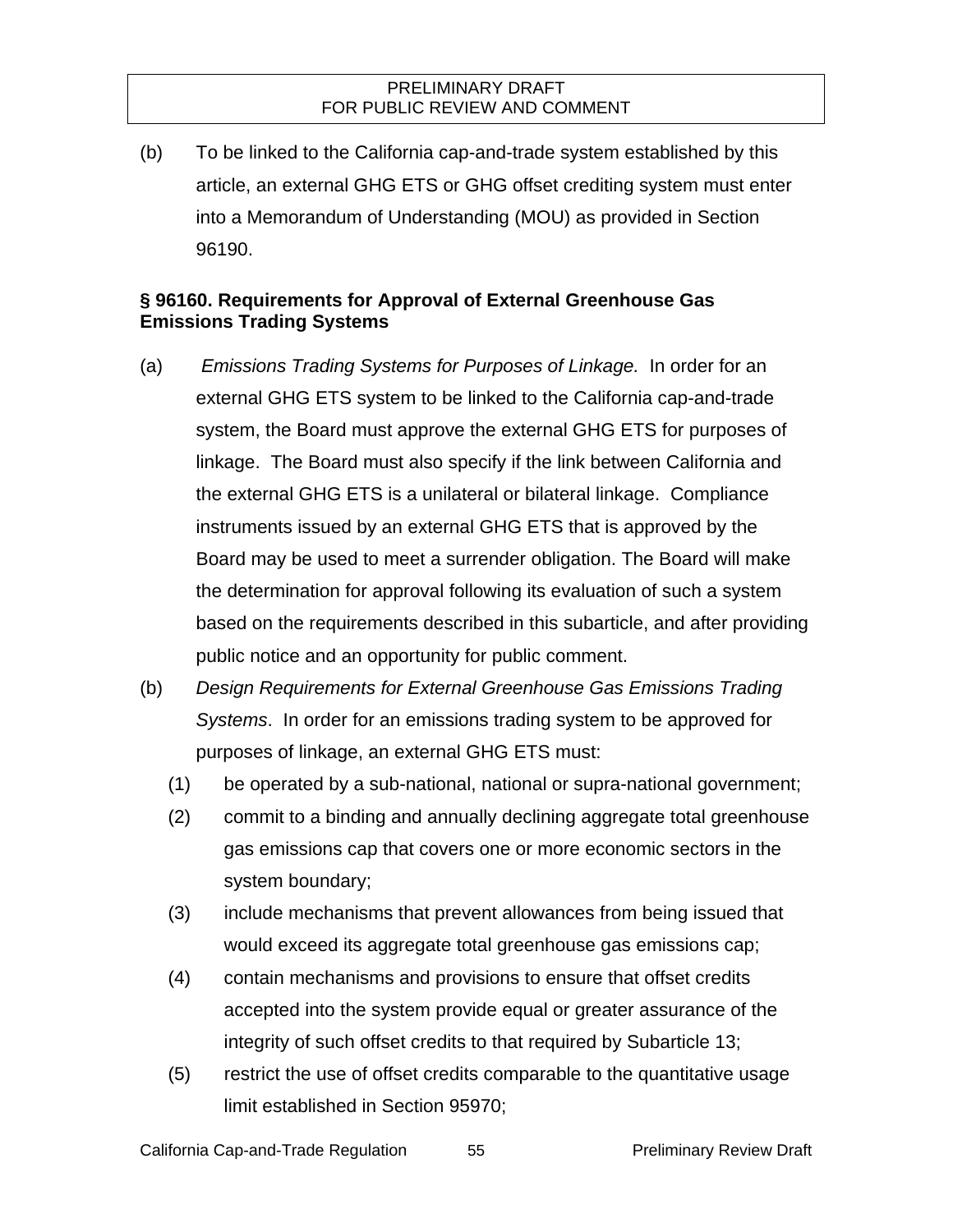(b) To be linked to the California cap-and-trade system established by this article, an external GHG ETS or GHG offset crediting system must enter into a Memorandum of Understanding (MOU) as provided in Section 96190.

### § 96160. Requirements for Approval of External Greenhouse Gas Emissions Trading Systems

(a) *Emissions Trading Systems for Purposes of Linkage.* In order for an external GHG ETS system to be linked to the California cap-and-trade system, the Board must approve the external GHG ETS for purposes of linkage. The Board must also specify if the link between California and the external GHG ETS is a unilateral or bilateral linkage. Compliance instruments issued by an external GHG ETS that is approved by the Board may be used to meet a surrender obligation. The Board will make the determination for approval following its evaluation of such a system based on the requirements described in this subarticle, and after providing public notice and an opportunity for public comment.

(b) *Design Requirements for External Greenhouse Gas Emissions Trading Systems*. In order for an emissions trading system to be approved for purposes of linkage, an external GHG ETS must:

(1) be operated by a sub-national, national or supra-national government;

(2) commit to a binding and annually declining aggregate total greenhouse gas emissions cap that covers one or more economic sectors in the system boundary;

(3) include mechanisms that prevent allowances from being issued that would exceed its aggregate total greenhouse gas emissions cap;

(4) contain mechanisms and provisions to ensure that offset credits accepted into the system provide equal or greater assurance of the integrity of such offset credits to that required by Subarticle 13;

(5) restrict the use of offset credits comparable to the quantitative usage limit established in Section 95970;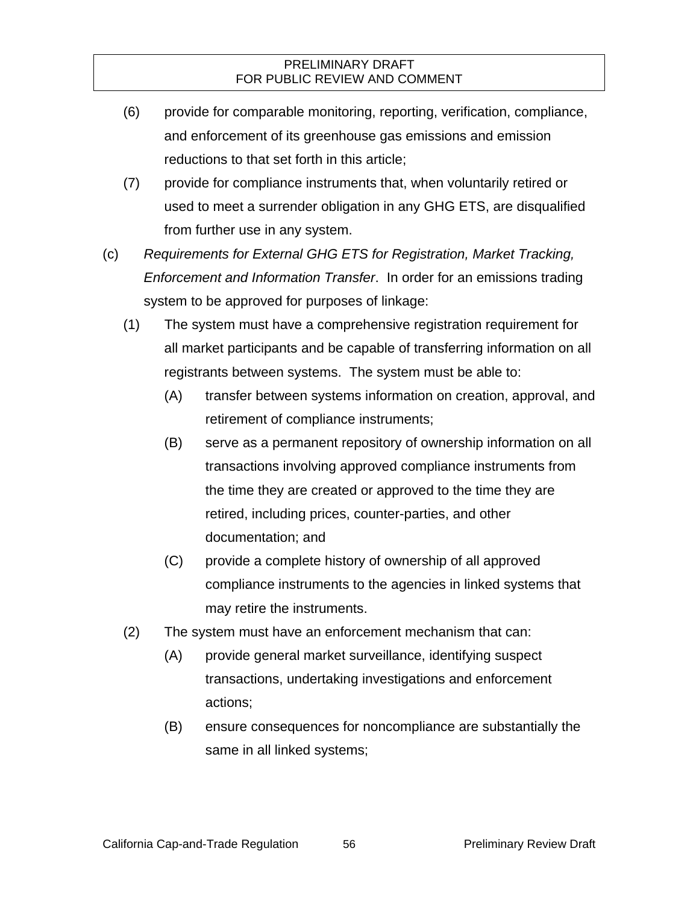(6) provide for comparable monitoring, reporting, verification, compliance, and enforcement of its greenhouse gas emissions and emission reductions to that set forth in this article;

(7) provide for compliance instruments that, when voluntarily retired or used to meet a surrender obligation in any GHG ETS, are disqualified from further use in any system.

(c) *Requirements for External GHG ETS for Registration, Market Tracking, Enforcement and Information Transfer*. In order for an emissions trading system to be approved for purposes of linkage:

(1) The system must have a comprehensive registration requirement for all market participants and be capable of transferring information on all registrants between systems. The system must be able to:

(A) transfer between systems information on creation, approval, and retirement of compliance instruments;

(B) serve as a permanent repository of ownership information on all transactions involving approved compliance instruments from the time they are created or approved to the time they are retired, including prices, counter-parties, and other documentation; and

(C) provide a complete history of ownership of all approved compliance instruments to the agencies in linked systems that may retire the instruments.

(2) The system must have an enforcement mechanism that can:

(A) provide general market surveillance, identifying suspect transactions, undertaking investigations and enforcement actions;

(B) ensure consequences for noncompliance are substantially the same in all linked systems;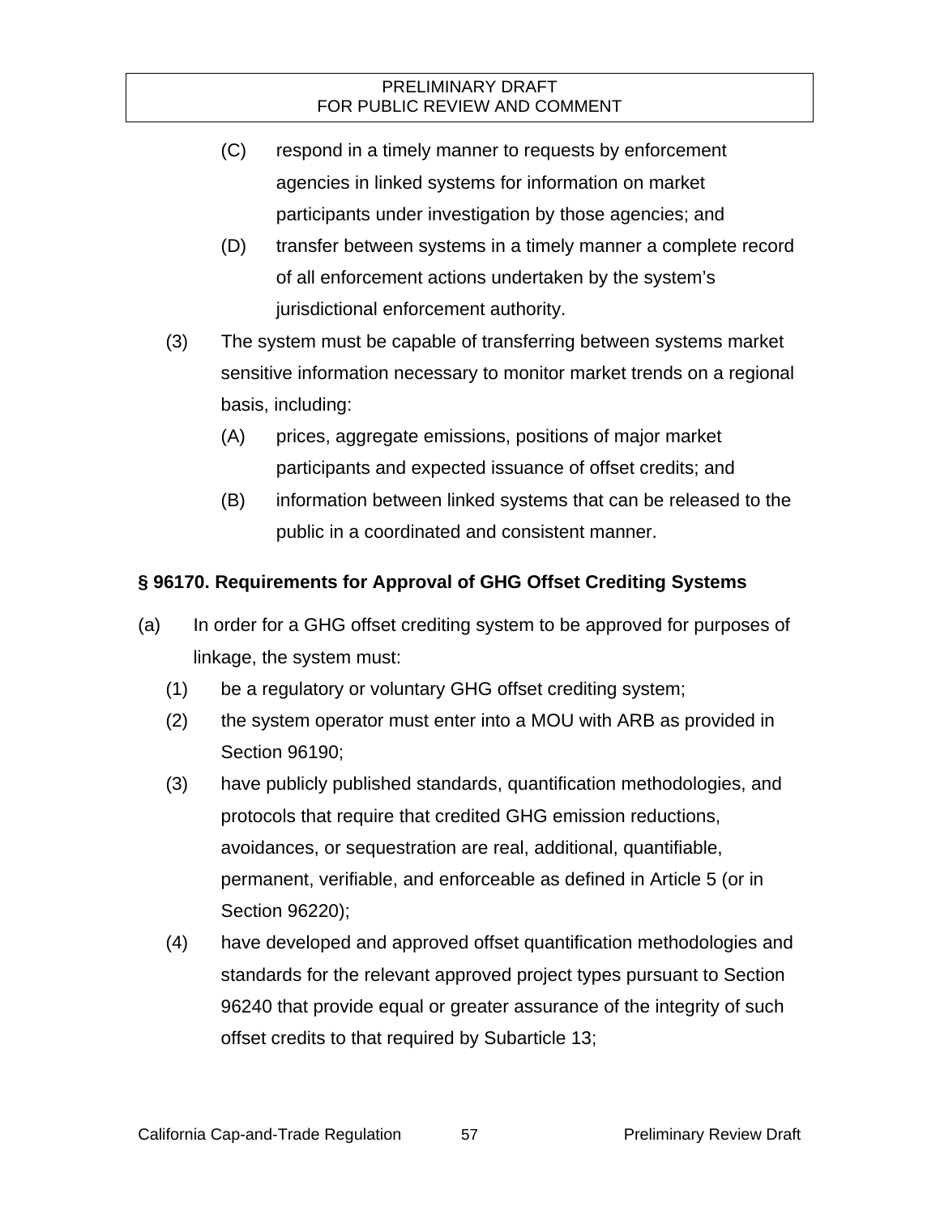(C) respond in a timely manner to requests by enforcement agencies in linked systems for information on market participants under investigation by those agencies; and

(D) transfer between systems in a timely manner a complete record of all enforcement actions undertaken by the system's jurisdictional enforcement authority.

(3) The system must be capable of transferring between systems market sensitive information necessary to monitor market trends on a regional basis, including:

(A) prices, aggregate emissions, positions of major market participants and expected issuance of offset credits; and

(B) information between linked systems that can be released to the public in a coordinated and consistent manner.

**§ 96170. Requirements for Approval of GHG Offset Crediting Systems**

(a) In order for a GHG offset crediting system to be approved for purposes of linkage, the system must:

(1) be a regulatory or voluntary GHG offset crediting system;

(2) the system operator must enter into a MOU with ARB as provided in Section 96190;

(3) have publicly published standards, quantification methodologies, and protocols that require that credited GHG emission reductions, avoidances, or sequestration are real, additional, quantifiable, permanent, verifiable, and enforceable as defined in Article 5 (or in Section 96220);

(4) have developed and approved offset quantification methodologies and standards for the relevant approved project types pursuant to Section 96240 that provide equal or greater assurance of the integrity of such offset credits to that required by Subarticle 13;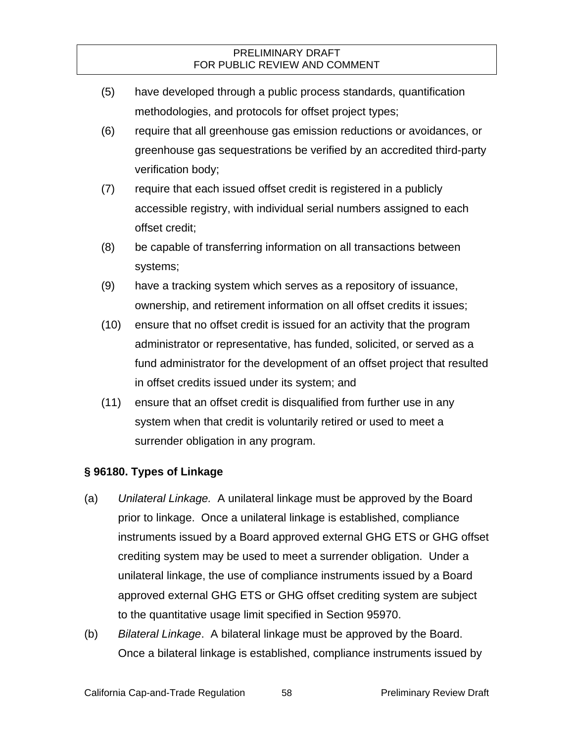(5) have developed through a public process standards, quantification methodologies, and protocols for offset project types;

(6) require that all greenhouse gas emission reductions or avoidances, or greenhouse gas sequestrations be verified by an accredited third-party verification body;

(7) require that each issued offset credit is registered in a publicly accessible registry, with individual serial numbers assigned to each offset credit;

(8) be capable of transferring information on all transactions between systems;

(9) have a tracking system which serves as a repository of issuance, ownership, and retirement information on all offset credits it issues;

(10) ensure that no offset credit is issued for an activity that the program administrator or representative, has funded, solicited, or served as a fund administrator for the development of an offset project that resulted in offset credits issued under its system; and

(11) ensure that an offset credit is disqualified from further use in any system when that credit is voluntarily retired or used to meet a surrender obligation in any program.

**§ 96180. Types of Linkage**

(a) *Unilateral Linkage.* A unilateral linkage must be approved by the Board prior to linkage. Once a unilateral linkage is established, compliance instruments issued by a Board approved external GHG ETS or GHG offset crediting system may be used to meet a surrender obligation. Under a unilateral linkage, the use of compliance instruments issued by a Board approved external GHG ETS or GHG offset crediting system are subject to the quantitative usage limit specified in Section 95970.

(b) *Bilateral Linkage*. A bilateral linkage must be approved by the Board. Once a bilateral linkage is established, compliance instruments issued by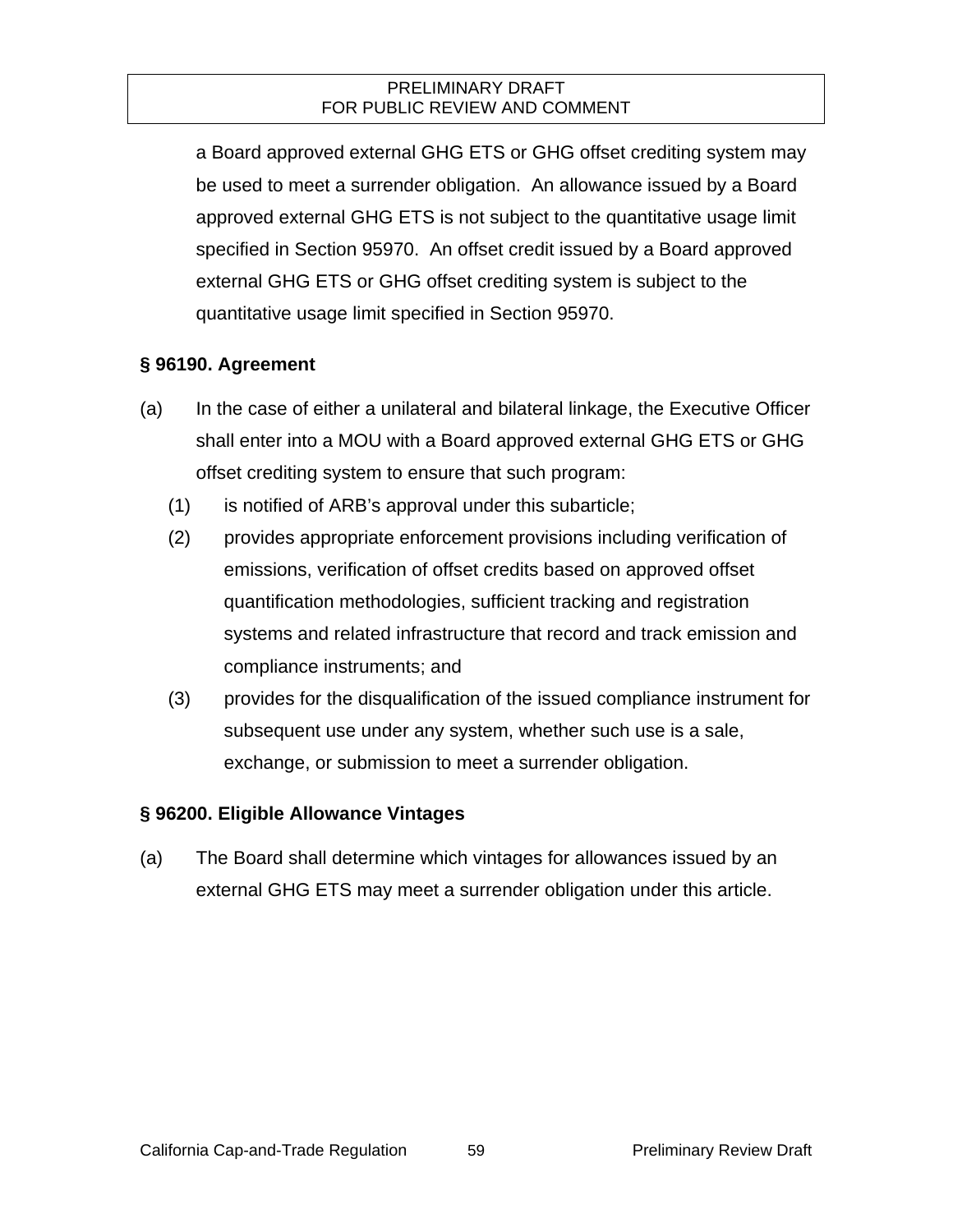a Board approved external GHG ETS or GHG offset crediting system may be used to meet a surrender obligation. An allowance issued by a Board approved external GHG ETS is not subject to the quantitative usage limit specified in Section 95970. An offset credit issued by a Board approved external GHG ETS or GHG offset crediting system is subject to the quantitative usage limit specified in Section 95970.

**§ 96190. Agreement**

(a) In the case of either a unilateral and bilateral linkage, the Executive Officer shall enter into a MOU with a Board approved external GHG ETS or GHG offset crediting system to ensure that such program:

  (1) is notified of ARB's approval under this subarticle;

  (2) provides appropriate enforcement provisions including verification of emissions, verification of offset credits based on approved offset quantification methodologies, sufficient tracking and registration systems and related infrastructure that record and track emission and compliance instruments; and

  (3) provides for the disqualification of the issued compliance instrument for subsequent use under any system, whether such use is a sale, exchange, or submission to meet a surrender obligation.

**§ 96200. Eligible Allowance Vintages**

(a) The Board shall determine which vintages for allowances issued by an external GHG ETS may meet a surrender obligation under this article.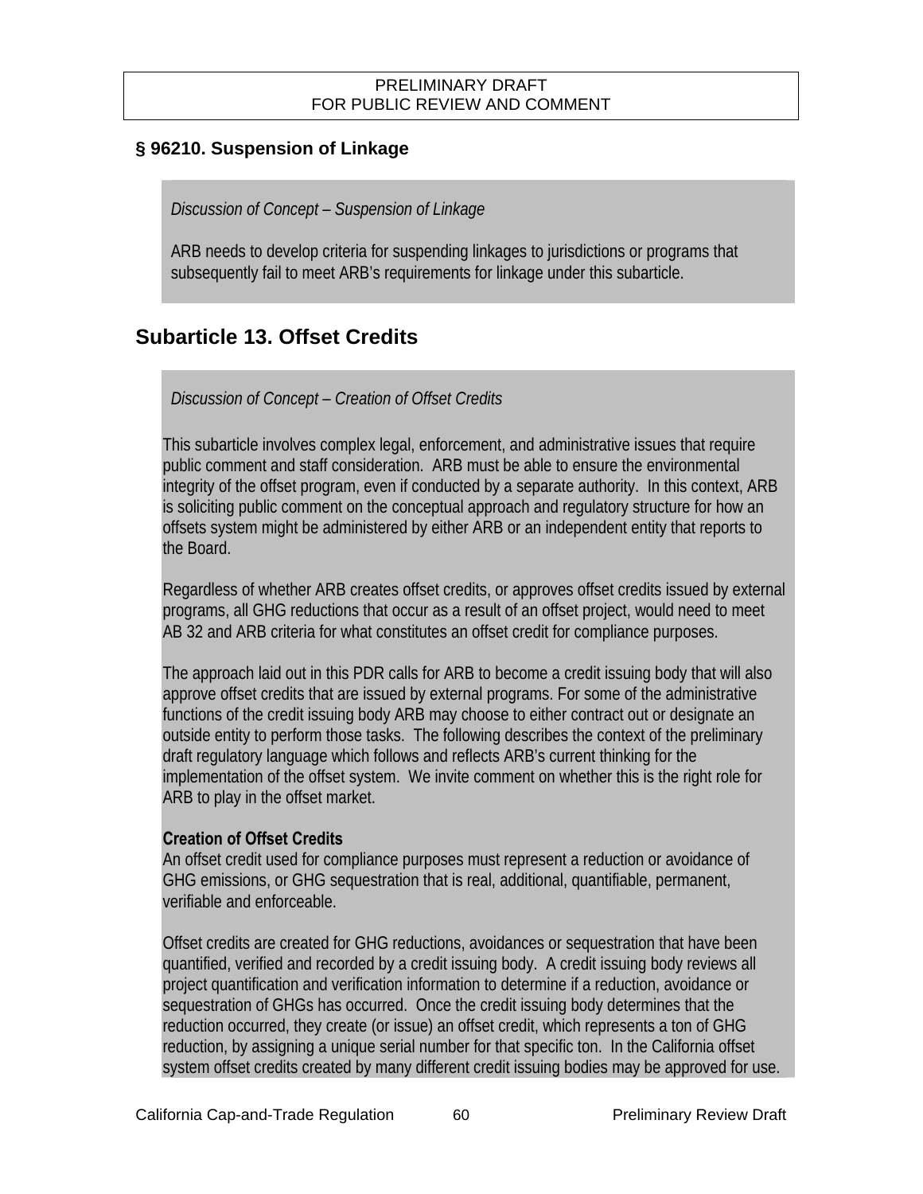### § 96210. Suspension of Linkage

*Discussion of Concept – Suspension of Linkage*

ARB needs to develop criteria for suspending linkages to jurisdictions or programs that subsequently fail to meet ARB's requirements for linkage under this subarticle.

## Subarticle 13. Offset Credits

*Discussion of Concept – Creation of Offset Credits*

This subarticle involves complex legal, enforcement, and administrative issues that require public comment and staff consideration. ARB must be able to ensure the environmental integrity of the offset program, even if conducted by a separate authority. In this context, ARB is soliciting public comment on the conceptual approach and regulatory structure for how an offsets system might be administered by either ARB or an independent entity that reports to the Board.

Regardless of whether ARB creates offset credits, or approves offset credits issued by external programs, all GHG reductions that occur as a result of an offset project, would need to meet AB 32 and ARB criteria for what constitutes an offset credit for compliance purposes.

The approach laid out in this PDR calls for ARB to become a credit issuing body that will also approve offset credits that are issued by external programs. For some of the administrative functions of the credit issuing body ARB may choose to either contract out or designate an outside entity to perform those tasks. The following describes the context of the preliminary draft regulatory language which follows and reflects ARB's current thinking for the implementation of the offset system. We invite comment on whether this is the right role for ARB to play in the offset market.

**Creation of Offset Credits**
An offset credit used for compliance purposes must represent a reduction or avoidance of GHG emissions, or GHG sequestration that is real, additional, quantifiable, permanent, verifiable and enforceable.

Offset credits are created for GHG reductions, avoidances or sequestration that have been quantified, verified and recorded by a credit issuing body. A credit issuing body reviews all project quantification and verification information to determine if a reduction, avoidance or sequestration of GHGs has occurred. Once the credit issuing body determines that the reduction occurred, they create (or issue) an offset credit, which represents a ton of GHG reduction, by assigning a unique serial number for that specific ton. In the California offset system offset credits created by many different credit issuing bodies may be approved for use.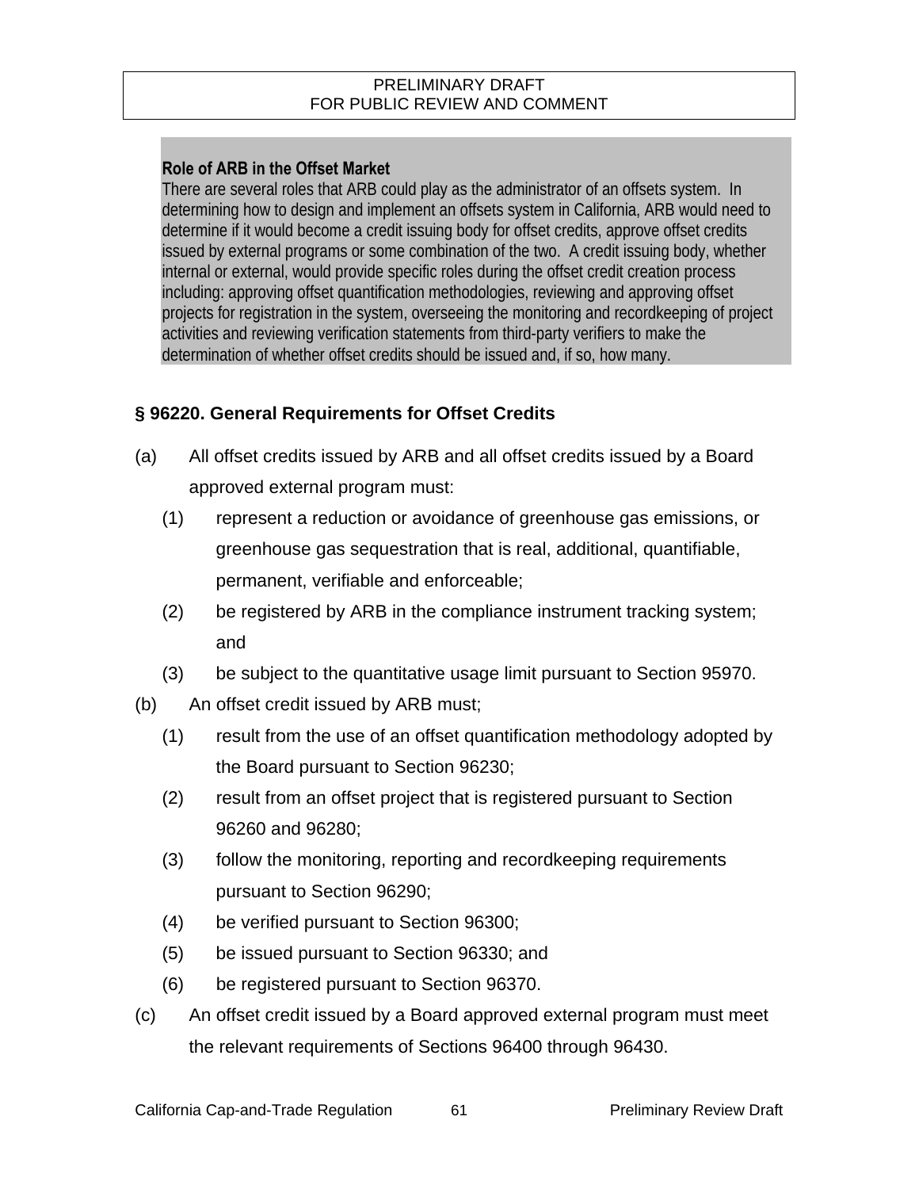**Role of ARB in the Offset Market**

There are several roles that ARB could play as the administrator of an offsets system. In determining how to design and implement an offsets system in California, ARB would need to determine if it would become a credit issuing body for offset credits, approve offset credits issued by external programs or some combination of the two. A credit issuing body, whether internal or external, would provide specific roles during the offset credit creation process including: approving offset quantification methodologies, reviewing and approving offset projects for registration in the system, overseeing the monitoring and recordkeeping of project activities and reviewing verification statements from third-party verifiers to make the determination of whether offset credits should be issued and, if so, how many.

### § 96220. General Requirements for Offset Credits

(a) All offset credits issued by ARB and all offset credits issued by a Board approved external program must:

- (1) represent a reduction or avoidance of greenhouse gas emissions, or greenhouse gas sequestration that is real, additional, quantifiable, permanent, verifiable and enforceable;
- (2) be registered by ARB in the compliance instrument tracking system; and
- (3) be subject to the quantitative usage limit pursuant to Section 95970.

(b) An offset credit issued by ARB must;

- (1) result from the use of an offset quantification methodology adopted by the Board pursuant to Section 96230;
- (2) result from an offset project that is registered pursuant to Section 96260 and 96280;
- (3) follow the monitoring, reporting and recordkeeping requirements pursuant to Section 96290;
- (4) be verified pursuant to Section 96300;
- (5) be issued pursuant to Section 96330; and
- (6) be registered pursuant to Section 96370.

(c) An offset credit issued by a Board approved external program must meet the relevant requirements of Sections 96400 through 96430.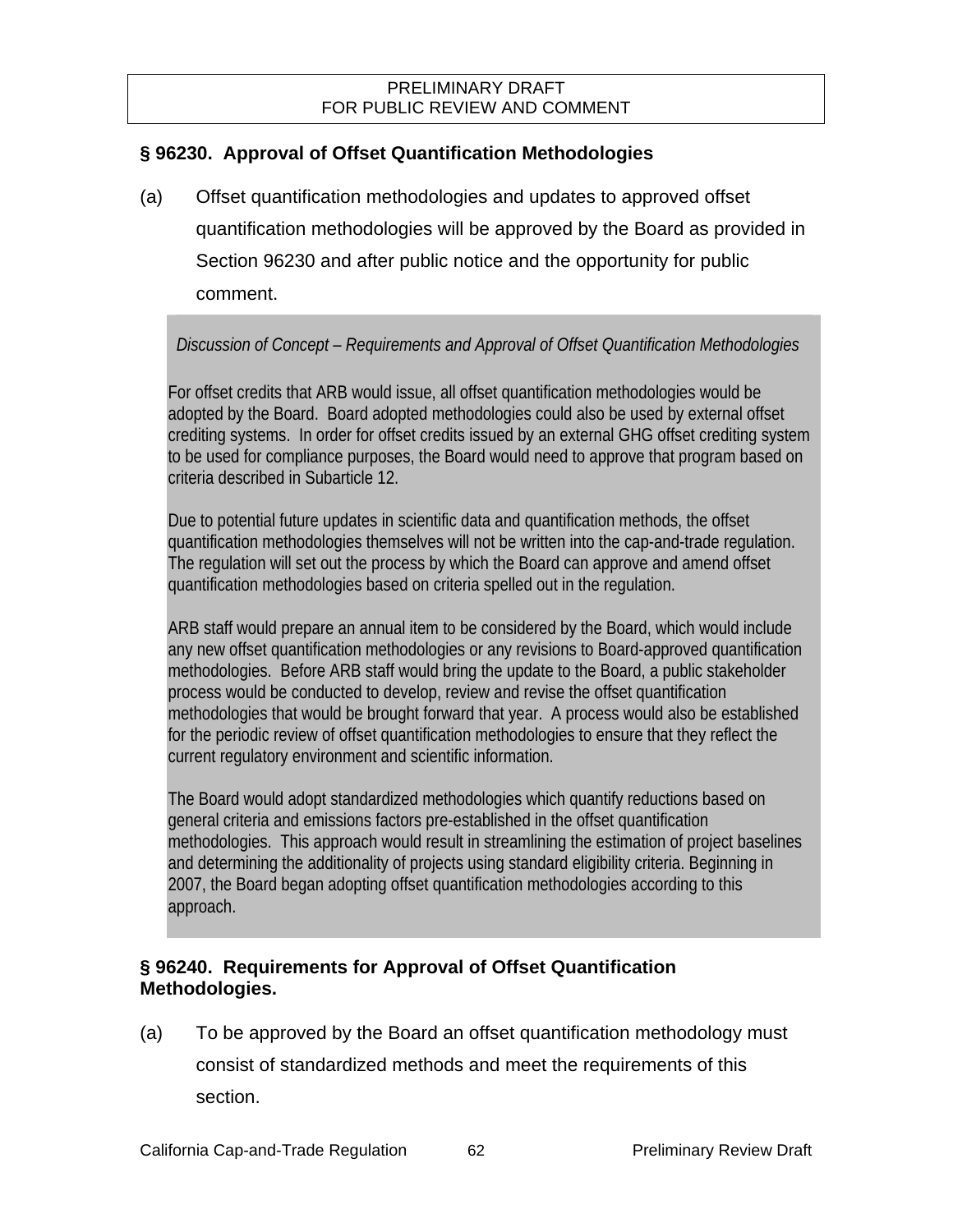PRELIMINARY DRAFT
FOR PUBLIC REVIEW AND COMMENT

## § 96230. Approval of Offset Quantification Methodologies

(a) Offset quantification methodologies and updates to approved offset quantification methodologies will be approved by the Board as provided in Section 96230 and after public notice and the opportunity for public comment.

> *Discussion of Concept – Requirements and Approval of Offset Quantification Methodologies*
>
> For offset credits that ARB would issue, all offset quantification methodologies would be adopted by the Board. Board adopted methodologies could also be used by external offset crediting systems. In order for offset credits issued by an external GHG offset crediting system to be used for compliance purposes, the Board would need to approve that program based on criteria described in Subarticle 12.
>
> Due to potential future updates in scientific data and quantification methods, the offset quantification methodologies themselves will not be written into the cap-and-trade regulation. The regulation will set out the process by which the Board can approve and amend offset quantification methodologies based on criteria spelled out in the regulation.
>
> ARB staff would prepare an annual item to be considered by the Board, which would include any new offset quantification methodologies or any revisions to Board-approved quantification methodologies. Before ARB staff would bring the update to the Board, a public stakeholder process would be conducted to develop, review and revise the offset quantification methodologies that would be brought forward that year. A process would also be established for the periodic review of offset quantification methodologies to ensure that they reflect the current regulatory environment and scientific information.
>
> The Board would adopt standardized methodologies which quantify reductions based on general criteria and emissions factors pre-established in the offset quantification methodologies. This approach would result in streamlining the estimation of project baselines and determining the additionality of projects using standard eligibility criteria. Beginning in 2007, the Board began adopting offset quantification methodologies according to this approach.

## § 96240. Requirements for Approval of Offset Quantification Methodologies.

(a) To be approved by the Board an offset quantification methodology must consist of standardized methods and meet the requirements of this section.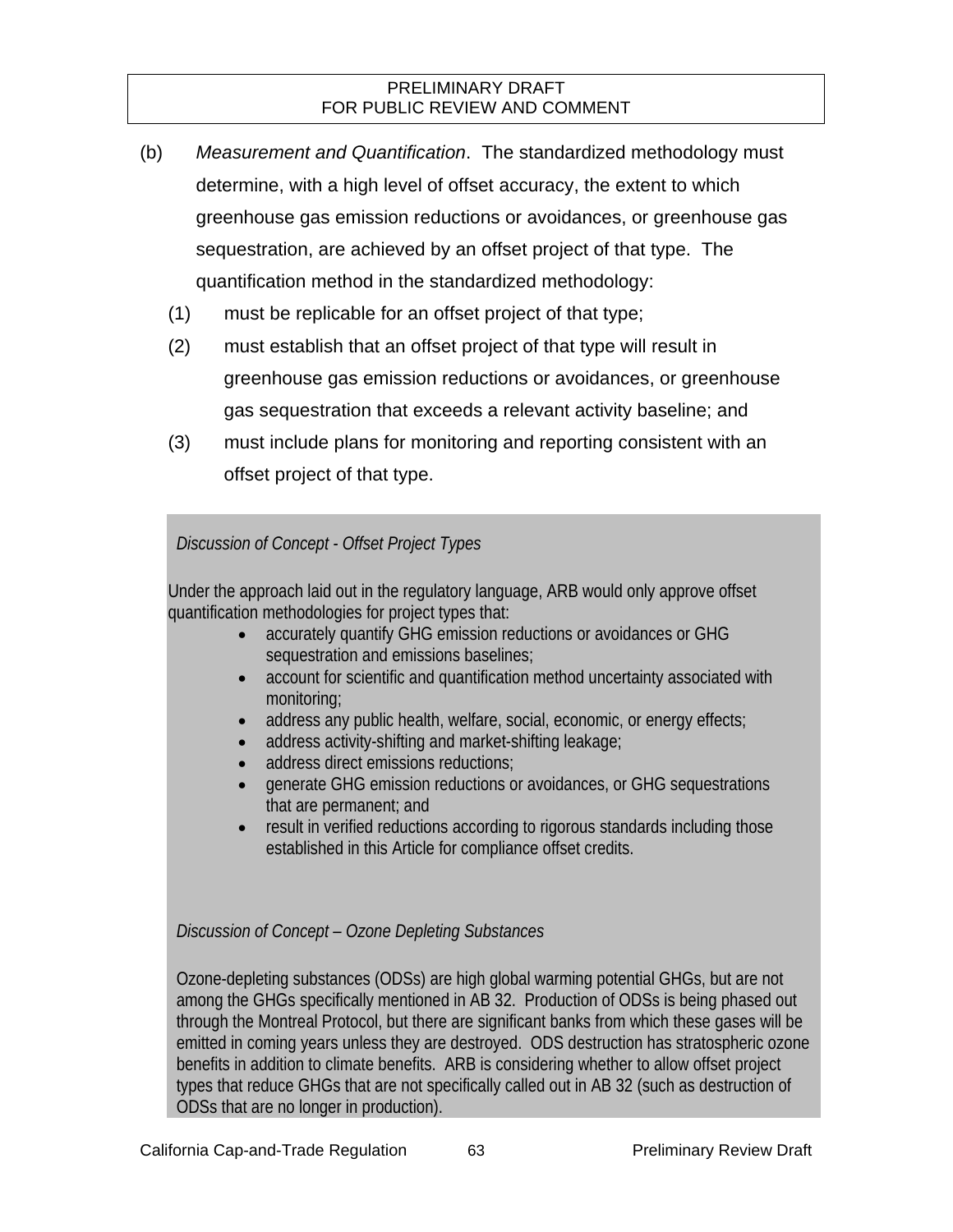(b) *Measurement and Quantification*. The standardized methodology must determine, with a high level of offset accuracy, the extent to which greenhouse gas emission reductions or avoidances, or greenhouse gas sequestration, are achieved by an offset project of that type. The quantification method in the standardized methodology:

(1) must be replicable for an offset project of that type;

(2) must establish that an offset project of that type will result in greenhouse gas emission reductions or avoidances, or greenhouse gas sequestration that exceeds a relevant activity baseline; and

(3) must include plans for monitoring and reporting consistent with an offset project of that type.

*Discussion of Concept - Offset Project Types*

Under the approach laid out in the regulatory language, ARB would only approve offset quantification methodologies for project types that:

- accurately quantify GHG emission reductions or avoidances or GHG sequestration and emissions baselines;
- account for scientific and quantification method uncertainty associated with monitoring;
- address any public health, welfare, social, economic, or energy effects;
- address activity-shifting and market-shifting leakage;
- address direct emissions reductions;
- generate GHG emission reductions or avoidances, or GHG sequestrations that are permanent; and
- result in verified reductions according to rigorous standards including those established in this Article for compliance offset credits.

*Discussion of Concept – Ozone Depleting Substances*

Ozone-depleting substances (ODSs) are high global warming potential GHGs, but are not among the GHGs specifically mentioned in AB 32. Production of ODSs is being phased out through the Montreal Protocol, but there are significant banks from which these gases will be emitted in coming years unless they are destroyed. ODS destruction has stratospheric ozone benefits in addition to climate benefits. ARB is considering whether to allow offset project types that reduce GHGs that are not specifically called out in AB 32 (such as destruction of ODSs that are no longer in production).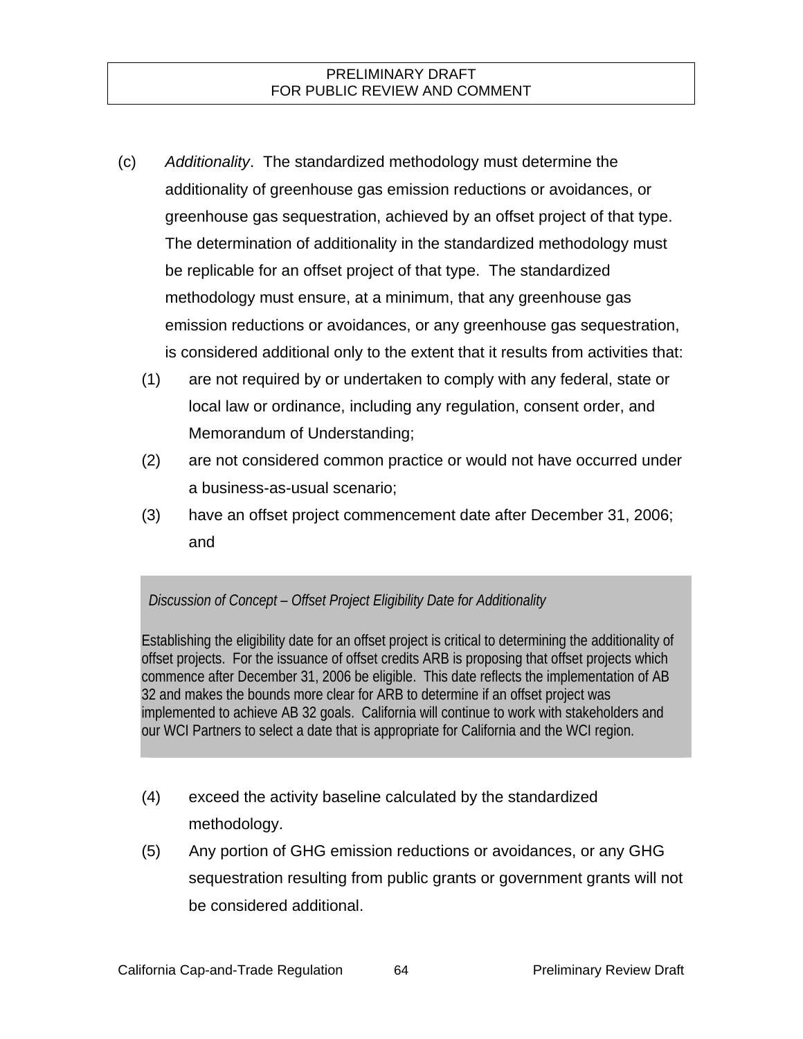(c) *Additionality*. The standardized methodology must determine the additionality of greenhouse gas emission reductions or avoidances, or greenhouse gas sequestration, achieved by an offset project of that type. The determination of additionality in the standardized methodology must be replicable for an offset project of that type. The standardized methodology must ensure, at a minimum, that any greenhouse gas emission reductions or avoidances, or any greenhouse gas sequestration, is considered additional only to the extent that it results from activities that:

(1) are not required by or undertaken to comply with any federal, state or local law or ordinance, including any regulation, consent order, and Memorandum of Understanding;

(2) are not considered common practice or would not have occurred under a business-as-usual scenario;

(3) have an offset project commencement date after December 31, 2006; and

> *Discussion of Concept – Offset Project Eligibility Date for Additionality*
>
> Establishing the eligibility date for an offset project is critical to determining the additionality of offset projects. For the issuance of offset credits ARB is proposing that offset projects which commence after December 31, 2006 be eligible. This date reflects the implementation of AB 32 and makes the bounds more clear for ARB to determine if an offset project was implemented to achieve AB 32 goals. California will continue to work with stakeholders and our WCI Partners to select a date that is appropriate for California and the WCI region.

(4) exceed the activity baseline calculated by the standardized methodology.

(5) Any portion of GHG emission reductions or avoidances, or any GHG sequestration resulting from public grants or government grants will not be considered additional.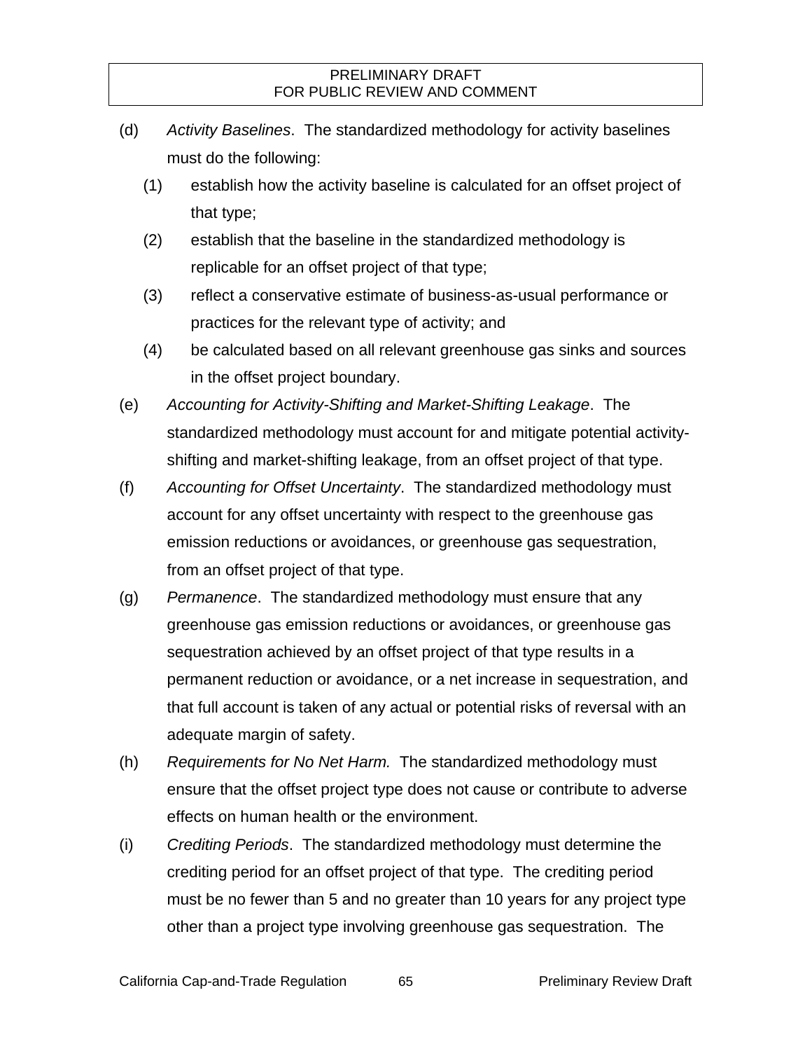(d) *Activity Baselines*. The standardized methodology for activity baselines must do the following:

(1) establish how the activity baseline is calculated for an offset project of that type;

(2) establish that the baseline in the standardized methodology is replicable for an offset project of that type;

(3) reflect a conservative estimate of business-as-usual performance or practices for the relevant type of activity; and

(4) be calculated based on all relevant greenhouse gas sinks and sources in the offset project boundary.

(e) *Accounting for Activity-Shifting and Market-Shifting Leakage*. The standardized methodology must account for and mitigate potential activity-shifting and market-shifting leakage, from an offset project of that type.

(f) *Accounting for Offset Uncertainty*. The standardized methodology must account for any offset uncertainty with respect to the greenhouse gas emission reductions or avoidances, or greenhouse gas sequestration, from an offset project of that type.

(g) *Permanence*. The standardized methodology must ensure that any greenhouse gas emission reductions or avoidances, or greenhouse gas sequestration achieved by an offset project of that type results in a permanent reduction or avoidance, or a net increase in sequestration, and that full account is taken of any actual or potential risks of reversal with an adequate margin of safety.

(h) *Requirements for No Net Harm.* The standardized methodology must ensure that the offset project type does not cause or contribute to adverse effects on human health or the environment.

(i) *Crediting Periods*. The standardized methodology must determine the crediting period for an offset project of that type. The crediting period must be no fewer than 5 and no greater than 10 years for any project type other than a project type involving greenhouse gas sequestration. The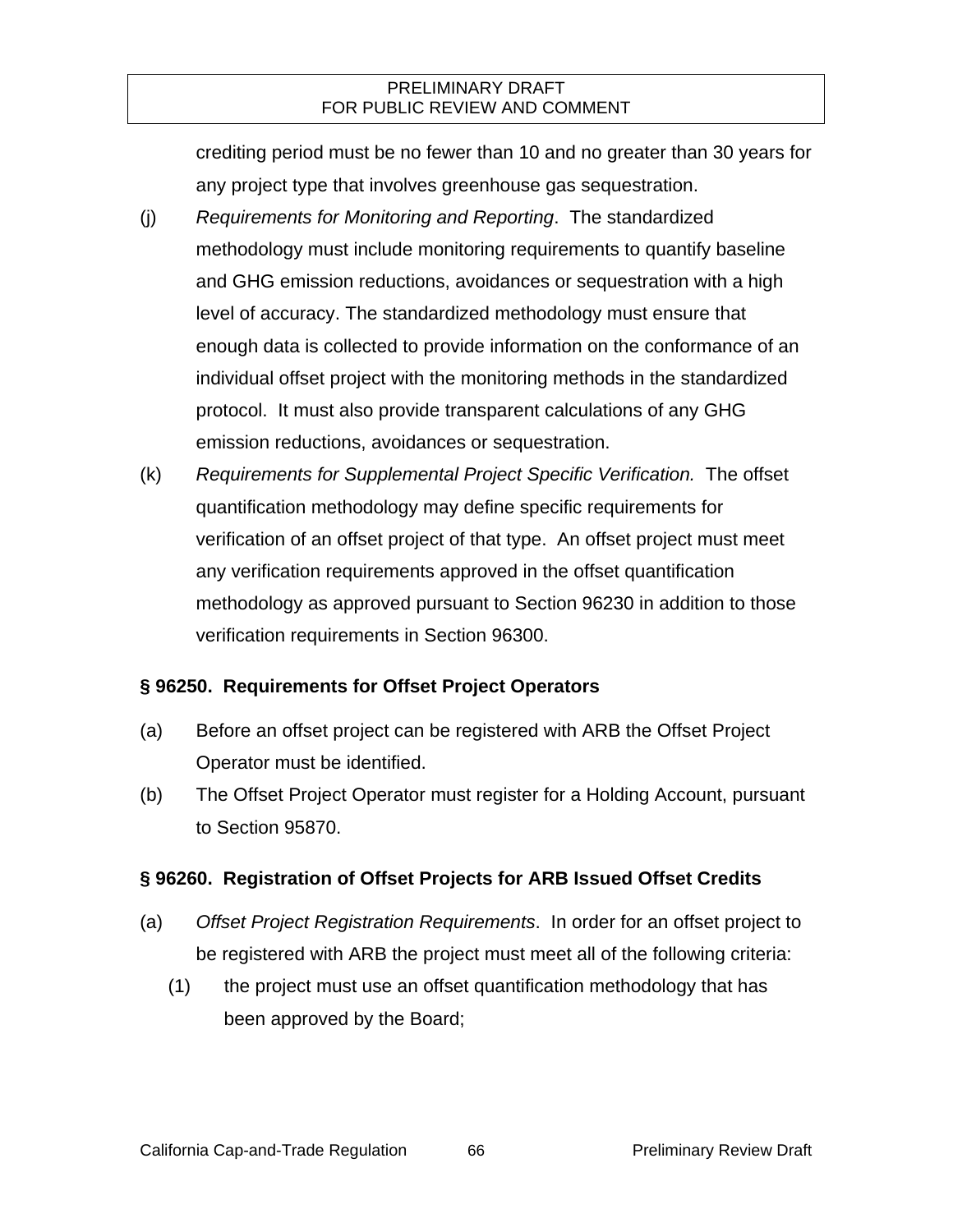crediting period must be no fewer than 10 and no greater than 30 years for any project type that involves greenhouse gas sequestration.

(j) *Requirements for Monitoring and Reporting*. The standardized methodology must include monitoring requirements to quantify baseline and GHG emission reductions, avoidances or sequestration with a high level of accuracy. The standardized methodology must ensure that enough data is collected to provide information on the conformance of an individual offset project with the monitoring methods in the standardized protocol. It must also provide transparent calculations of any GHG emission reductions, avoidances or sequestration.

(k) *Requirements for Supplemental Project Specific Verification.* The offset quantification methodology may define specific requirements for verification of an offset project of that type. An offset project must meet any verification requirements approved in the offset quantification methodology as approved pursuant to Section 96230 in addition to those verification requirements in Section 96300.

### § 96250. Requirements for Offset Project Operators

(a) Before an offset project can be registered with ARB the Offset Project Operator must be identified.

(b) The Offset Project Operator must register for a Holding Account, pursuant to Section 95870.

### § 96260. Registration of Offset Projects for ARB Issued Offset Credits

(a) *Offset Project Registration Requirements*. In order for an offset project to be registered with ARB the project must meet all of the following criteria:

(1) the project must use an offset quantification methodology that has been approved by the Board;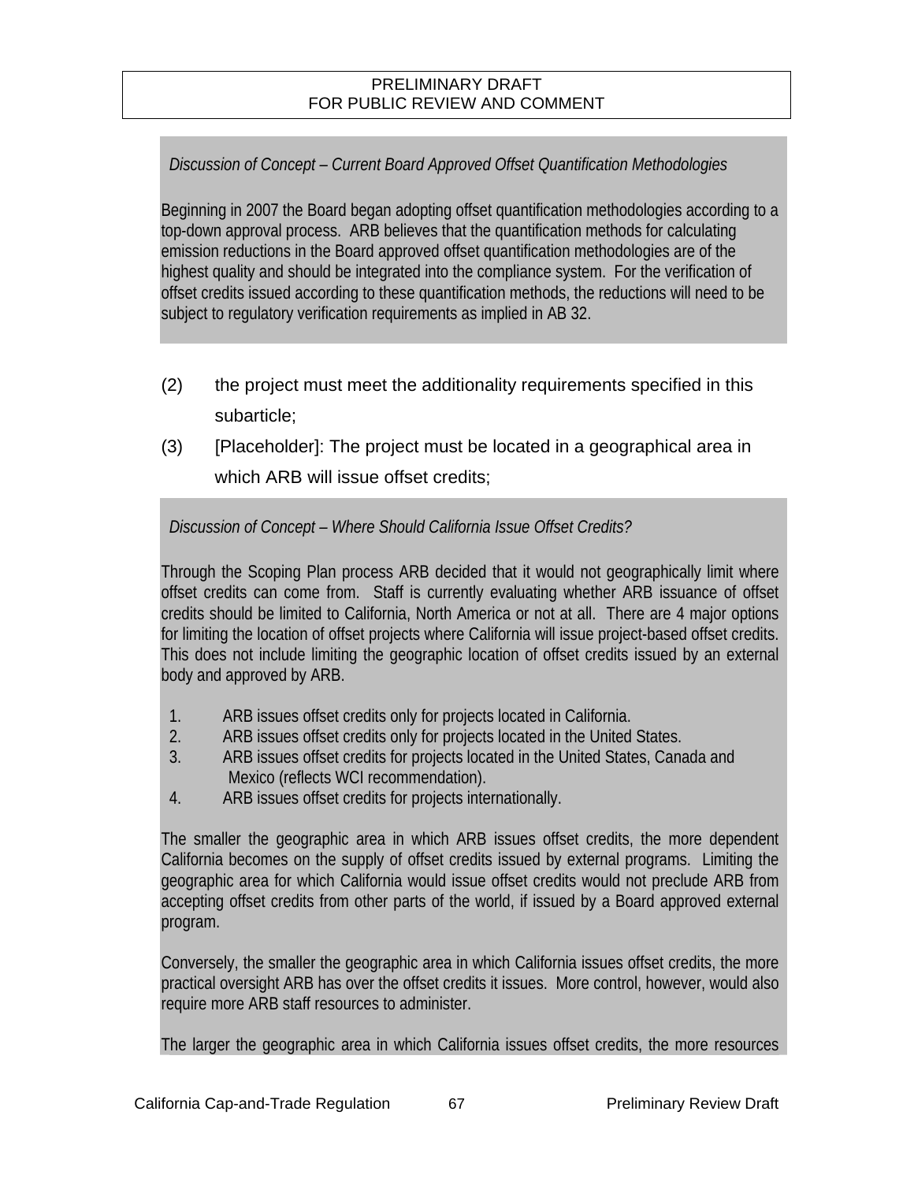*Discussion of Concept – Current Board Approved Offset Quantification Methodologies*

Beginning in 2007 the Board began adopting offset quantification methodologies according to a top-down approval process. ARB believes that the quantification methods for calculating emission reductions in the Board approved offset quantification methodologies are of the highest quality and should be integrated into the compliance system. For the verification of offset credits issued according to these quantification methods, the reductions will need to be subject to regulatory verification requirements as implied in AB 32.

(2) the project must meet the additionality requirements specified in this subarticle;

(3) [Placeholder]: The project must be located in a geographical area in which ARB will issue offset credits;

*Discussion of Concept – Where Should California Issue Offset Credits?*

Through the Scoping Plan process ARB decided that it would not geographically limit where offset credits can come from. Staff is currently evaluating whether ARB issuance of offset credits should be limited to California, North America or not at all. There are 4 major options for limiting the location of offset projects where California will issue project-based offset credits. This does not include limiting the geographic location of offset credits issued by an external body and approved by ARB.

1. ARB issues offset credits only for projects located in California.
2. ARB issues offset credits only for projects located in the United States.
3. ARB issues offset credits for projects located in the United States, Canada and Mexico (reflects WCI recommendation).
4. ARB issues offset credits for projects internationally.

The smaller the geographic area in which ARB issues offset credits, the more dependent California becomes on the supply of offset credits issued by external programs. Limiting the geographic area for which California would issue offset credits would not preclude ARB from accepting offset credits from other parts of the world, if issued by a Board approved external program.

Conversely, the smaller the geographic area in which California issues offset credits, the more practical oversight ARB has over the offset credits it issues. More control, however, would also require more ARB staff resources to administer.

The larger the geographic area in which California issues offset credits, the more resources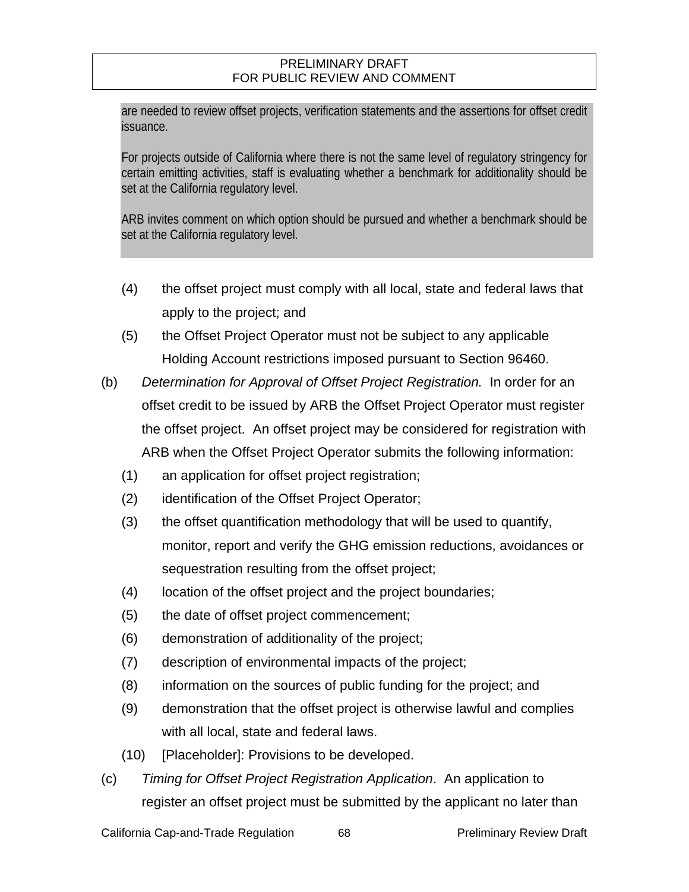are needed to review offset projects, verification statements and the assertions for offset credit issuance.

For projects outside of California where there is not the same level of regulatory stringency for certain emitting activities, staff is evaluating whether a benchmark for additionality should be set at the California regulatory level.

ARB invites comment on which option should be pursued and whether a benchmark should be set at the California regulatory level.

(4) the offset project must comply with all local, state and federal laws that apply to the project; and

(5) the Offset Project Operator must not be subject to any applicable Holding Account restrictions imposed pursuant to Section 96460.

(b) *Determination for Approval of Offset Project Registration.* In order for an offset credit to be issued by ARB the Offset Project Operator must register the offset project. An offset project may be considered for registration with ARB when the Offset Project Operator submits the following information:

(1) an application for offset project registration;

(2) identification of the Offset Project Operator;

(3) the offset quantification methodology that will be used to quantify, monitor, report and verify the GHG emission reductions, avoidances or sequestration resulting from the offset project;

(4) location of the offset project and the project boundaries;

(5) the date of offset project commencement;

(6) demonstration of additionality of the project;

(7) description of environmental impacts of the project;

(8) information on the sources of public funding for the project; and

(9) demonstration that the offset project is otherwise lawful and complies with all local, state and federal laws.

(10) [Placeholder]: Provisions to be developed.

(c) *Timing for Offset Project Registration Application*. An application to register an offset project must be submitted by the applicant no later than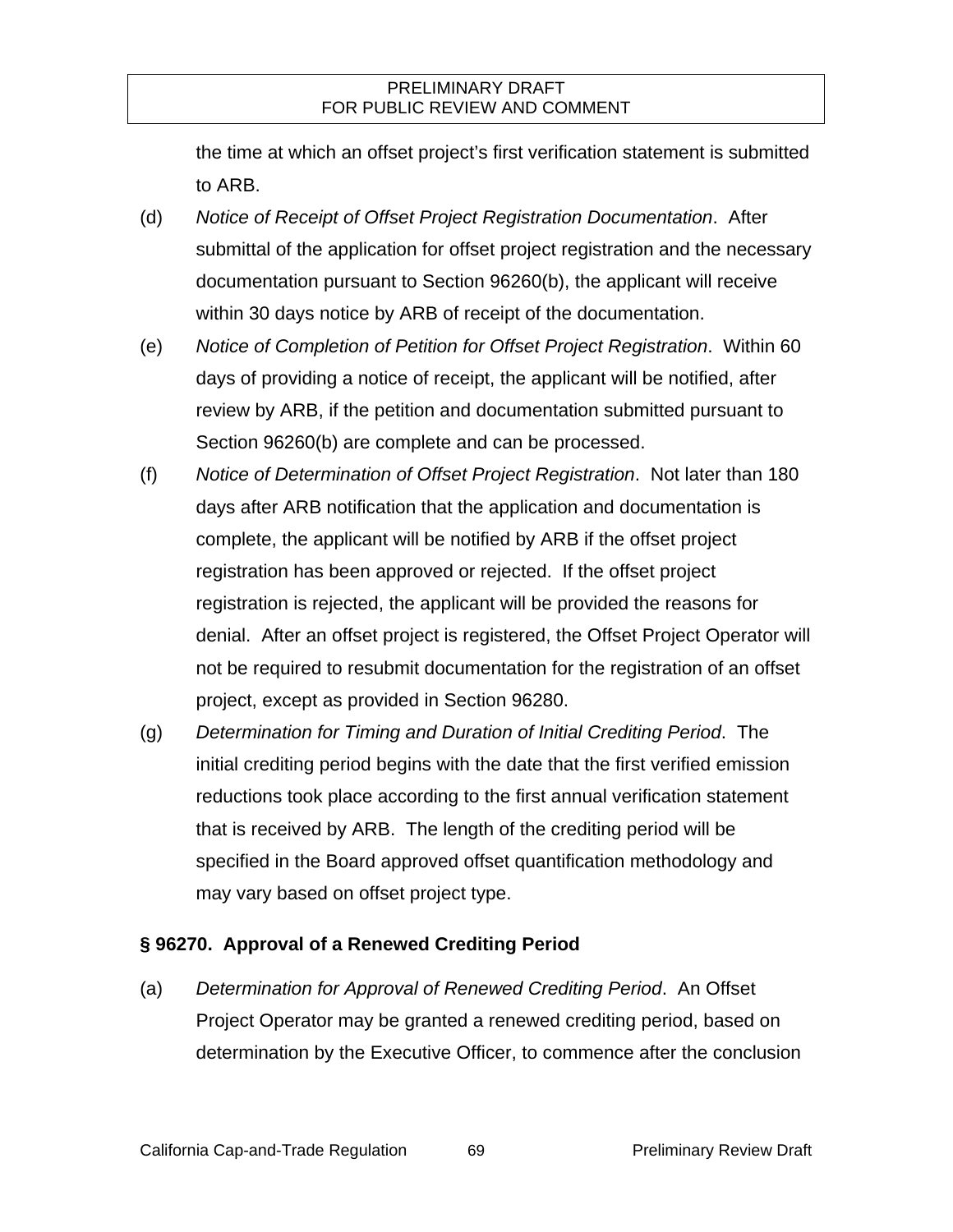the time at which an offset project's first verification statement is submitted to ARB.

(d) *Notice of Receipt of Offset Project Registration Documentation*. After submittal of the application for offset project registration and the necessary documentation pursuant to Section 96260(b), the applicant will receive within 30 days notice by ARB of receipt of the documentation.

(e) *Notice of Completion of Petition for Offset Project Registration*. Within 60 days of providing a notice of receipt, the applicant will be notified, after review by ARB, if the petition and documentation submitted pursuant to Section 96260(b) are complete and can be processed.

(f) *Notice of Determination of Offset Project Registration*. Not later than 180 days after ARB notification that the application and documentation is complete, the applicant will be notified by ARB if the offset project registration has been approved or rejected. If the offset project registration is rejected, the applicant will be provided the reasons for denial. After an offset project is registered, the Offset Project Operator will not be required to resubmit documentation for the registration of an offset project, except as provided in Section 96280.

(g) *Determination for Timing and Duration of Initial Crediting Period*. The initial crediting period begins with the date that the first verified emission reductions took place according to the first annual verification statement that is received by ARB. The length of the crediting period will be specified in the Board approved offset quantification methodology and may vary based on offset project type.

### § 96270. Approval of a Renewed Crediting Period

(a) *Determination for Approval of Renewed Crediting Period*. An Offset Project Operator may be granted a renewed crediting period, based on determination by the Executive Officer, to commence after the conclusion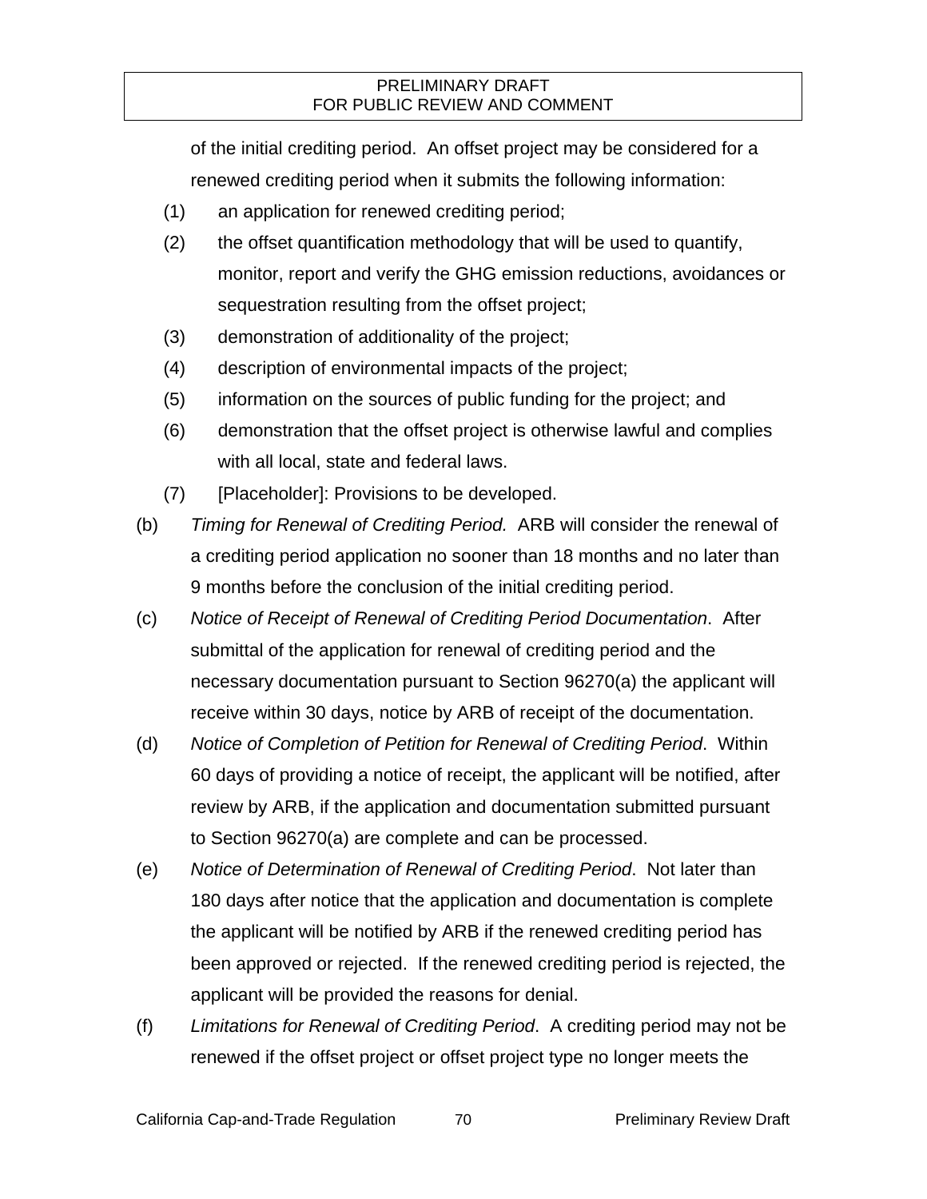of the initial crediting period. An offset project may be considered for a renewed crediting period when it submits the following information:

(1) an application for renewed crediting period;

(2) the offset quantification methodology that will be used to quantify, monitor, report and verify the GHG emission reductions, avoidances or sequestration resulting from the offset project;

(3) demonstration of additionality of the project;

(4) description of environmental impacts of the project;

(5) information on the sources of public funding for the project; and

(6) demonstration that the offset project is otherwise lawful and complies with all local, state and federal laws.

(7) [Placeholder]: Provisions to be developed.

(b) *Timing for Renewal of Crediting Period.* ARB will consider the renewal of a crediting period application no sooner than 18 months and no later than 9 months before the conclusion of the initial crediting period.

(c) *Notice of Receipt of Renewal of Crediting Period Documentation*. After submittal of the application for renewal of crediting period and the necessary documentation pursuant to Section 96270(a) the applicant will receive within 30 days, notice by ARB of receipt of the documentation.

(d) *Notice of Completion of Petition for Renewal of Crediting Period*. Within 60 days of providing a notice of receipt, the applicant will be notified, after review by ARB, if the application and documentation submitted pursuant to Section 96270(a) are complete and can be processed.

(e) *Notice of Determination of Renewal of Crediting Period*. Not later than 180 days after notice that the application and documentation is complete the applicant will be notified by ARB if the renewed crediting period has been approved or rejected. If the renewed crediting period is rejected, the applicant will be provided the reasons for denial.

(f) *Limitations for Renewal of Crediting Period*. A crediting period may not be renewed if the offset project or offset project type no longer meets the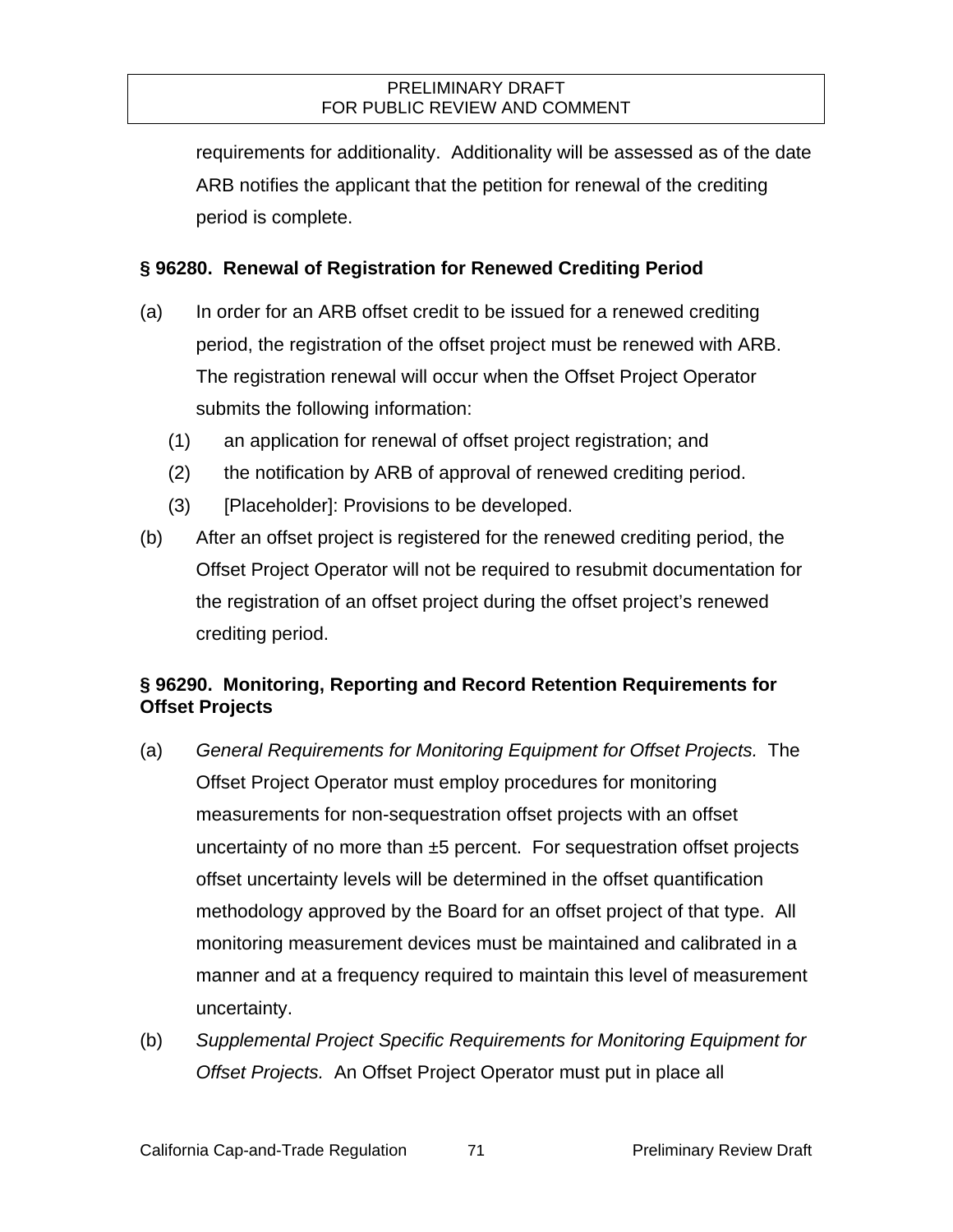requirements for additionality. Additionality will be assessed as of the date ARB notifies the applicant that the petition for renewal of the crediting period is complete.

### § 96280. Renewal of Registration for Renewed Crediting Period

(a) In order for an ARB offset credit to be issued for a renewed crediting period, the registration of the offset project must be renewed with ARB. The registration renewal will occur when the Offset Project Operator submits the following information:

  (1) an application for renewal of offset project registration; and

  (2) the notification by ARB of approval of renewed crediting period.

  (3) [Placeholder]: Provisions to be developed.

(b) After an offset project is registered for the renewed crediting period, the Offset Project Operator will not be required to resubmit documentation for the registration of an offset project during the offset project's renewed crediting period.

### § 96290. Monitoring, Reporting and Record Retention Requirements for Offset Projects

(a) *General Requirements for Monitoring Equipment for Offset Projects.* The Offset Project Operator must employ procedures for monitoring measurements for non-sequestration offset projects with an offset uncertainty of no more than ±5 percent. For sequestration offset projects offset uncertainty levels will be determined in the offset quantification methodology approved by the Board for an offset project of that type. All monitoring measurement devices must be maintained and calibrated in a manner and at a frequency required to maintain this level of measurement uncertainty.

(b) *Supplemental Project Specific Requirements for Monitoring Equipment for Offset Projects.* An Offset Project Operator must put in place all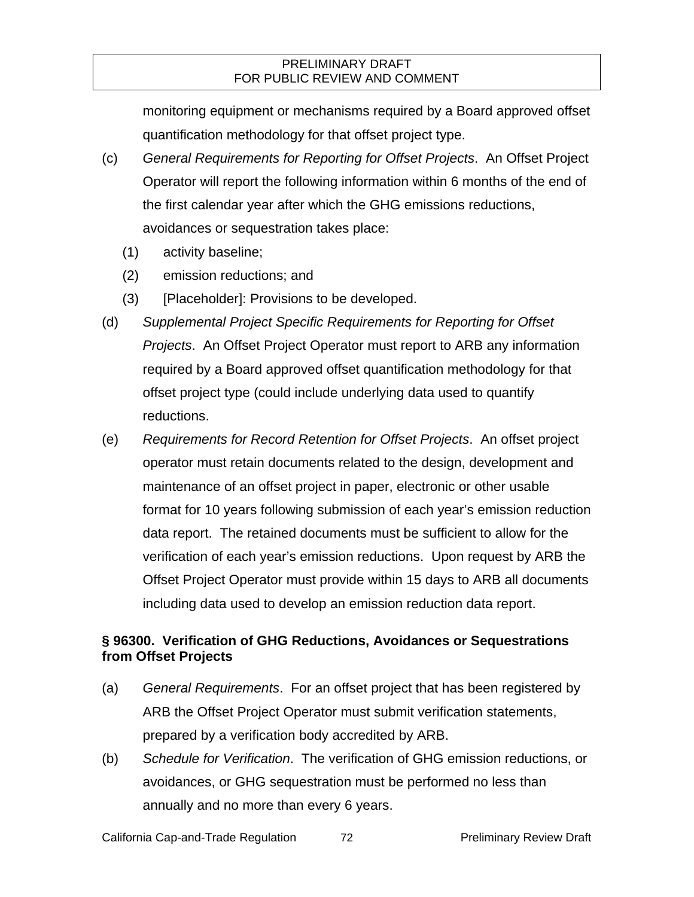monitoring equipment or mechanisms required by a Board approved offset quantification methodology for that offset project type.

(c) *General Requirements for Reporting for Offset Projects*. An Offset Project Operator will report the following information within 6 months of the end of the first calendar year after which the GHG emissions reductions, avoidances or sequestration takes place:

   (1) activity baseline;

   (2) emission reductions; and

   (3) [Placeholder]: Provisions to be developed.

(d) *Supplemental Project Specific Requirements for Reporting for Offset Projects*. An Offset Project Operator must report to ARB any information required by a Board approved offset quantification methodology for that offset project type (could include underlying data used to quantify reductions.

(e) *Requirements for Record Retention for Offset Projects*. An offset project operator must retain documents related to the design, development and maintenance of an offset project in paper, electronic or other usable format for 10 years following submission of each year's emission reduction data report. The retained documents must be sufficient to allow for the verification of each year's emission reductions. Upon request by ARB the Offset Project Operator must provide within 15 days to ARB all documents including data used to develop an emission reduction data report.

**§ 96300. Verification of GHG Reductions, Avoidances or Sequestrations from Offset Projects**

(a) *General Requirements*. For an offset project that has been registered by ARB the Offset Project Operator must submit verification statements, prepared by a verification body accredited by ARB.

(b) *Schedule for Verification*. The verification of GHG emission reductions, or avoidances, or GHG sequestration must be performed no less than annually and no more than every 6 years.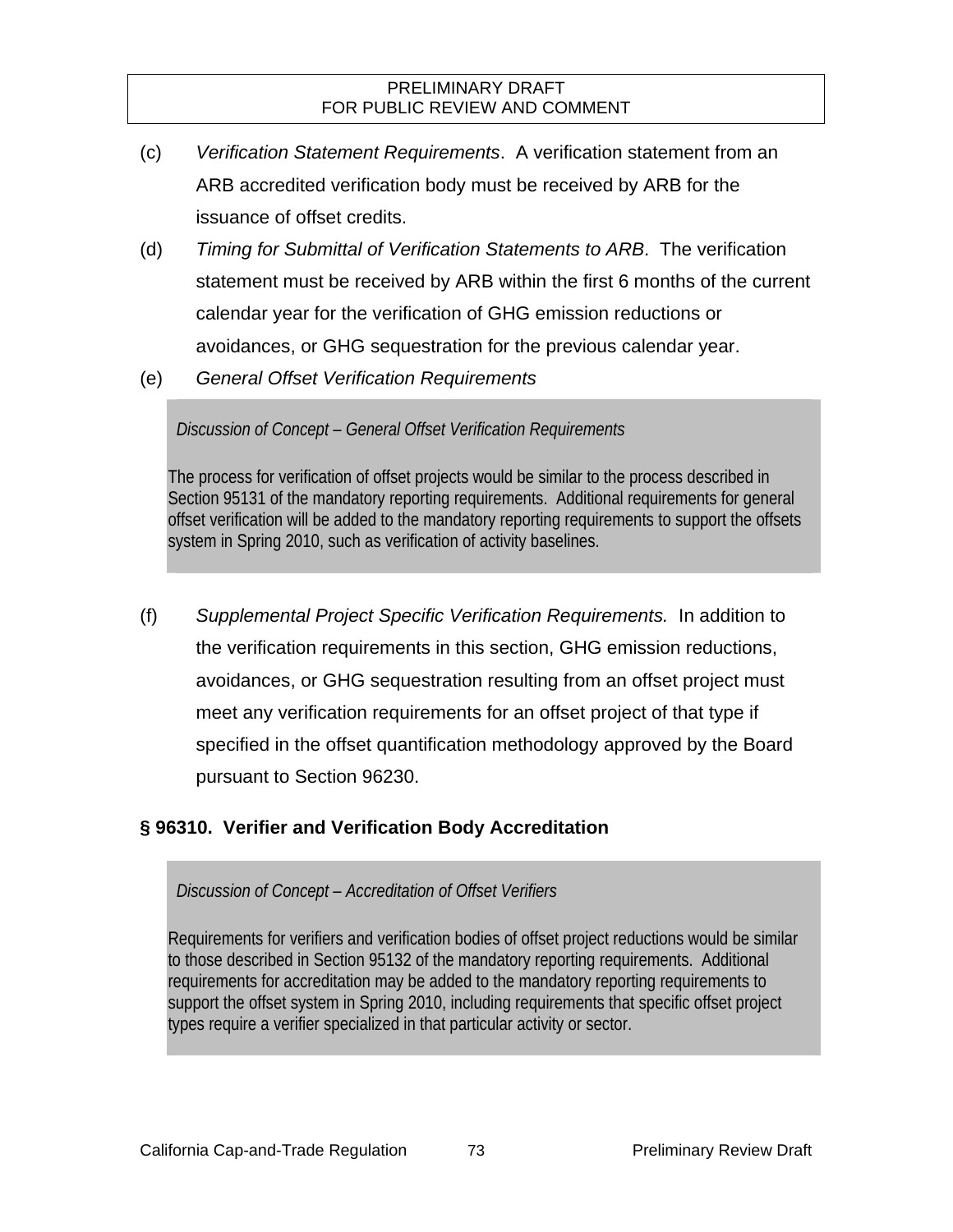(c) *Verification Statement Requirements*. A verification statement from an ARB accredited verification body must be received by ARB for the issuance of offset credits.

(d) *Timing for Submittal of Verification Statements to ARB*. The verification statement must be received by ARB within the first 6 months of the current calendar year for the verification of GHG emission reductions or avoidances, or GHG sequestration for the previous calendar year.

(e) *General Offset Verification Requirements*

> *Discussion of Concept – General Offset Verification Requirements*
>
> The process for verification of offset projects would be similar to the process described in Section 95131 of the mandatory reporting requirements. Additional requirements for general offset verification will be added to the mandatory reporting requirements to support the offsets system in Spring 2010, such as verification of activity baselines.

(f) *Supplemental Project Specific Verification Requirements.* In addition to the verification requirements in this section, GHG emission reductions, avoidances, or GHG sequestration resulting from an offset project must meet any verification requirements for an offset project of that type if specified in the offset quantification methodology approved by the Board pursuant to Section 96230.

## § 96310. Verifier and Verification Body Accreditation

> *Discussion of Concept – Accreditation of Offset Verifiers*
>
> Requirements for verifiers and verification bodies of offset project reductions would be similar to those described in Section 95132 of the mandatory reporting requirements. Additional requirements for accreditation may be added to the mandatory reporting requirements to support the offset system in Spring 2010, including requirements that specific offset project types require a verifier specialized in that particular activity or sector.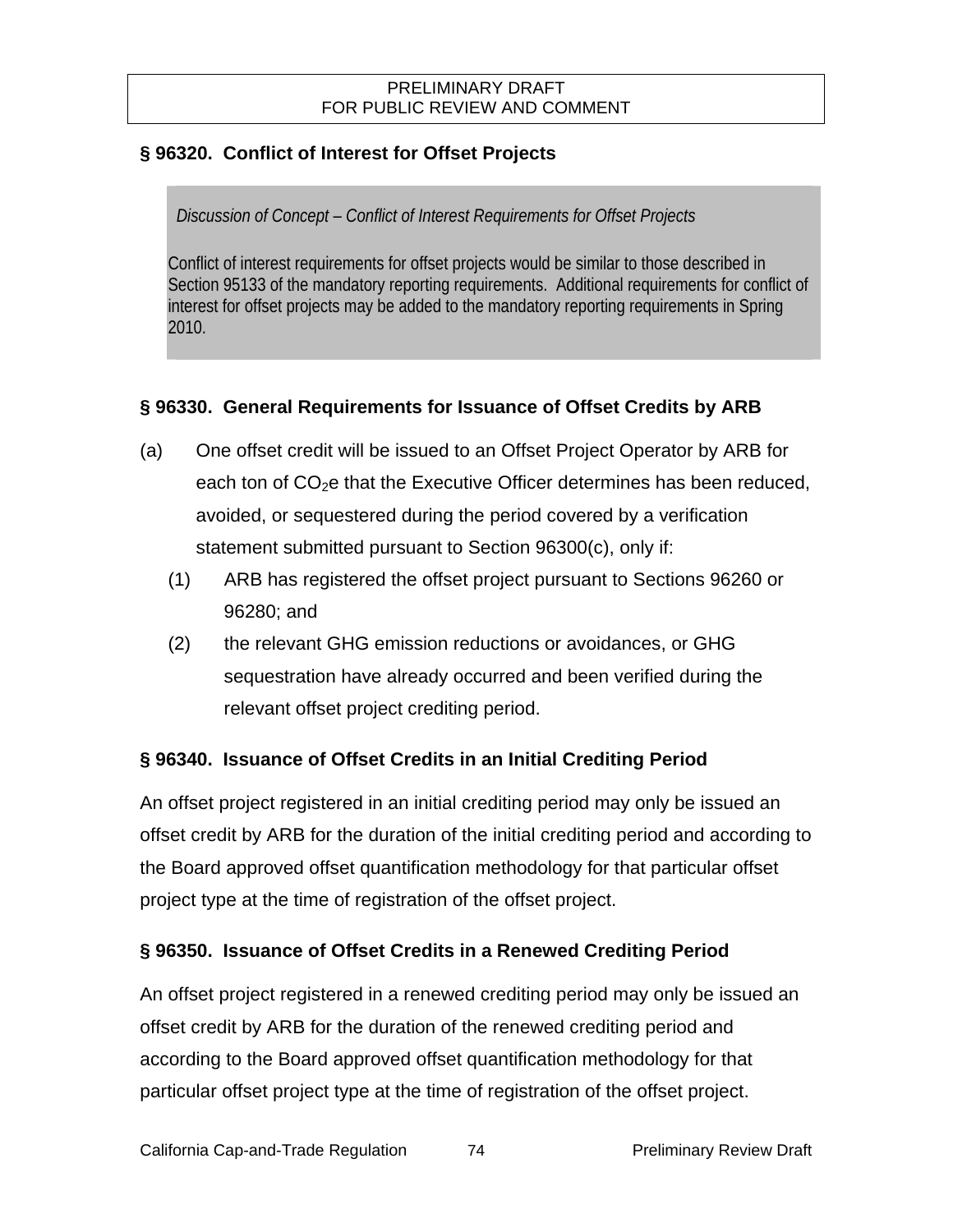### § 96320. Conflict of Interest for Offset Projects

> *Discussion of Concept – Conflict of Interest Requirements for Offset Projects*
>
> Conflict of interest requirements for offset projects would be similar to those described in Section 95133 of the mandatory reporting requirements. Additional requirements for conflict of interest for offset projects may be added to the mandatory reporting requirements in Spring 2010.

### § 96330. General Requirements for Issuance of Offset Credits by ARB

(a) One offset credit will be issued to an Offset Project Operator by ARB for each ton of $CO_2$e that the Executive Officer determines has been reduced, avoided, or sequestered during the period covered by a verification statement submitted pursuant to Section 96300(c), only if:

(1) ARB has registered the offset project pursuant to Sections 96260 or 96280; and

(2) the relevant GHG emission reductions or avoidances, or GHG sequestration have already occurred and been verified during the relevant offset project crediting period.

### § 96340. Issuance of Offset Credits in an Initial Crediting Period

An offset project registered in an initial crediting period may only be issued an offset credit by ARB for the duration of the initial crediting period and according to the Board approved offset quantification methodology for that particular offset project type at the time of registration of the offset project.

### § 96350. Issuance of Offset Credits in a Renewed Crediting Period

An offset project registered in a renewed crediting period may only be issued an offset credit by ARB for the duration of the renewed crediting period and according to the Board approved offset quantification methodology for that particular offset project type at the time of registration of the offset project.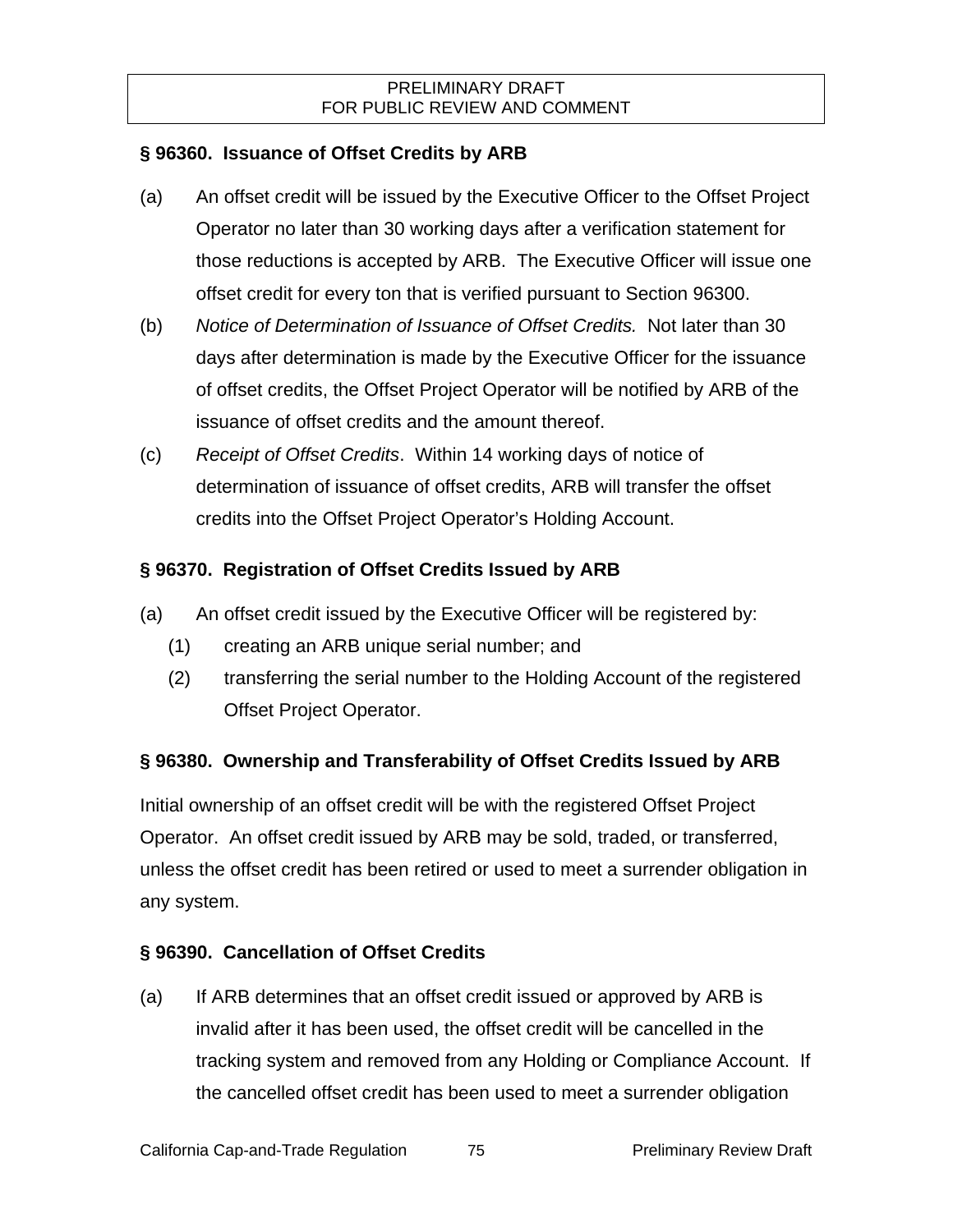## § 96360. Issuance of Offset Credits by ARB

(a) An offset credit will be issued by the Executive Officer to the Offset Project Operator no later than 30 working days after a verification statement for those reductions is accepted by ARB. The Executive Officer will issue one offset credit for every ton that is verified pursuant to Section 96300.

(b) *Notice of Determination of Issuance of Offset Credits.* Not later than 30 days after determination is made by the Executive Officer for the issuance of offset credits, the Offset Project Operator will be notified by ARB of the issuance of offset credits and the amount thereof.

(c) *Receipt of Offset Credits*. Within 14 working days of notice of determination of issuance of offset credits, ARB will transfer the offset credits into the Offset Project Operator's Holding Account.

## § 96370. Registration of Offset Credits Issued by ARB

(a) An offset credit issued by the Executive Officer will be registered by:

  (1) creating an ARB unique serial number; and

  (2) transferring the serial number to the Holding Account of the registered Offset Project Operator.

## § 96380. Ownership and Transferability of Offset Credits Issued by ARB

Initial ownership of an offset credit will be with the registered Offset Project Operator. An offset credit issued by ARB may be sold, traded, or transferred, unless the offset credit has been retired or used to meet a surrender obligation in any system.

## § 96390. Cancellation of Offset Credits

(a) If ARB determines that an offset credit issued or approved by ARB is invalid after it has been used, the offset credit will be cancelled in the tracking system and removed from any Holding or Compliance Account. If the cancelled offset credit has been used to meet a surrender obligation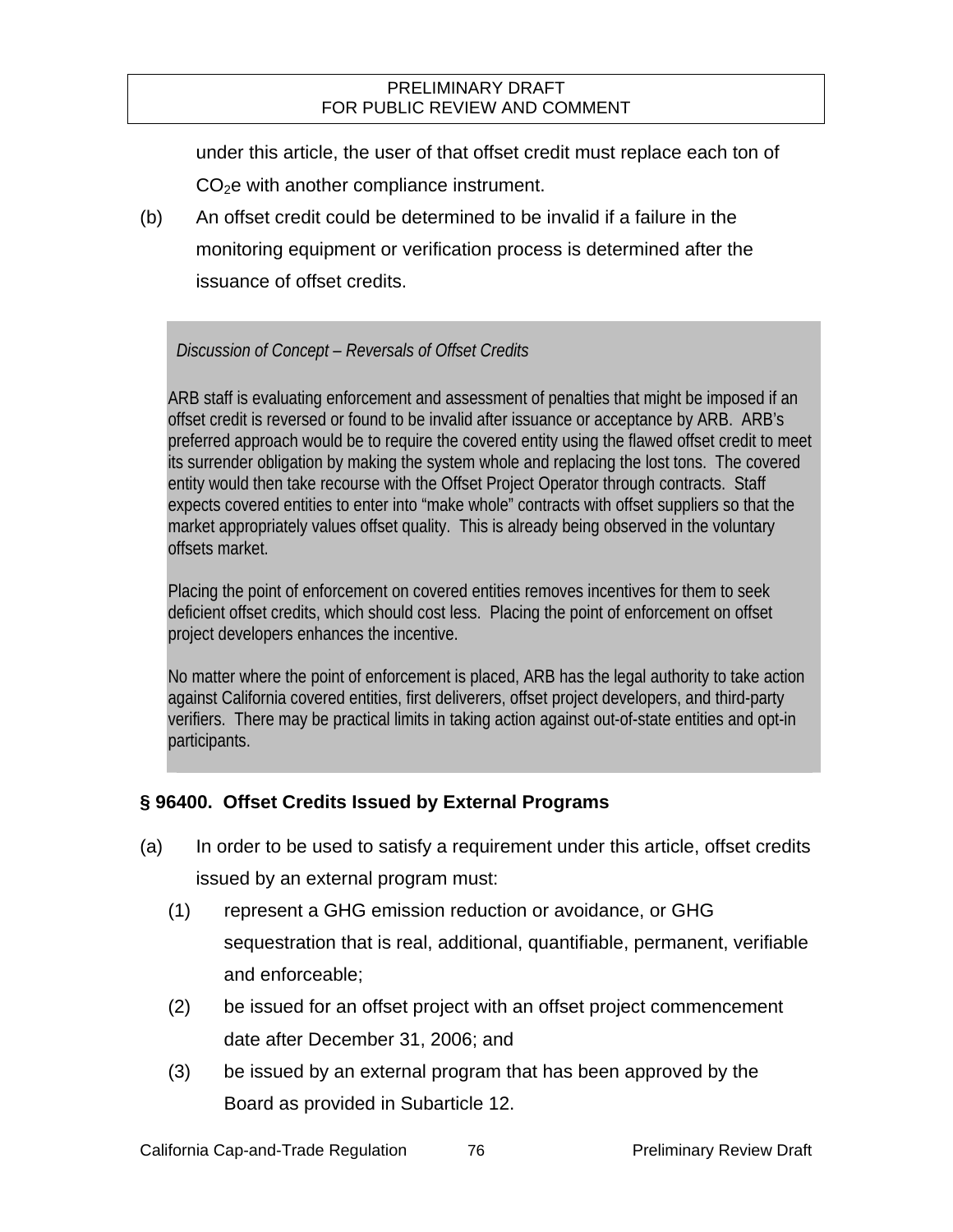under this article, the user of that offset credit must replace each ton of $CO_2e$ with another compliance instrument.

(b) An offset credit could be determined to be invalid if a failure in the monitoring equipment or verification process is determined after the issuance of offset credits.

> *Discussion of Concept – Reversals of Offset Credits*
>
> ARB staff is evaluating enforcement and assessment of penalties that might be imposed if an offset credit is reversed or found to be invalid after issuance or acceptance by ARB. ARB's preferred approach would be to require the covered entity using the flawed offset credit to meet its surrender obligation by making the system whole and replacing the lost tons. The covered entity would then take recourse with the Offset Project Operator through contracts. Staff expects covered entities to enter into "make whole" contracts with offset suppliers so that the market appropriately values offset quality. This is already being observed in the voluntary offsets market.
>
> Placing the point of enforcement on covered entities removes incentives for them to seek deficient offset credits, which should cost less. Placing the point of enforcement on offset project developers enhances the incentive.
>
> No matter where the point of enforcement is placed, ARB has the legal authority to take action against California covered entities, first deliverers, offset project developers, and third-party verifiers. There may be practical limits in taking action against out-of-state entities and opt-in participants.

**§ 96400. Offset Credits Issued by External Programs**

(a) In order to be used to satisfy a requirement under this article, offset credits issued by an external program must:

  (1) represent a GHG emission reduction or avoidance, or GHG sequestration that is real, additional, quantifiable, permanent, verifiable and enforceable;

  (2) be issued for an offset project with an offset project commencement date after December 31, 2006; and

  (3) be issued by an external program that has been approved by the Board as provided in Subarticle 12.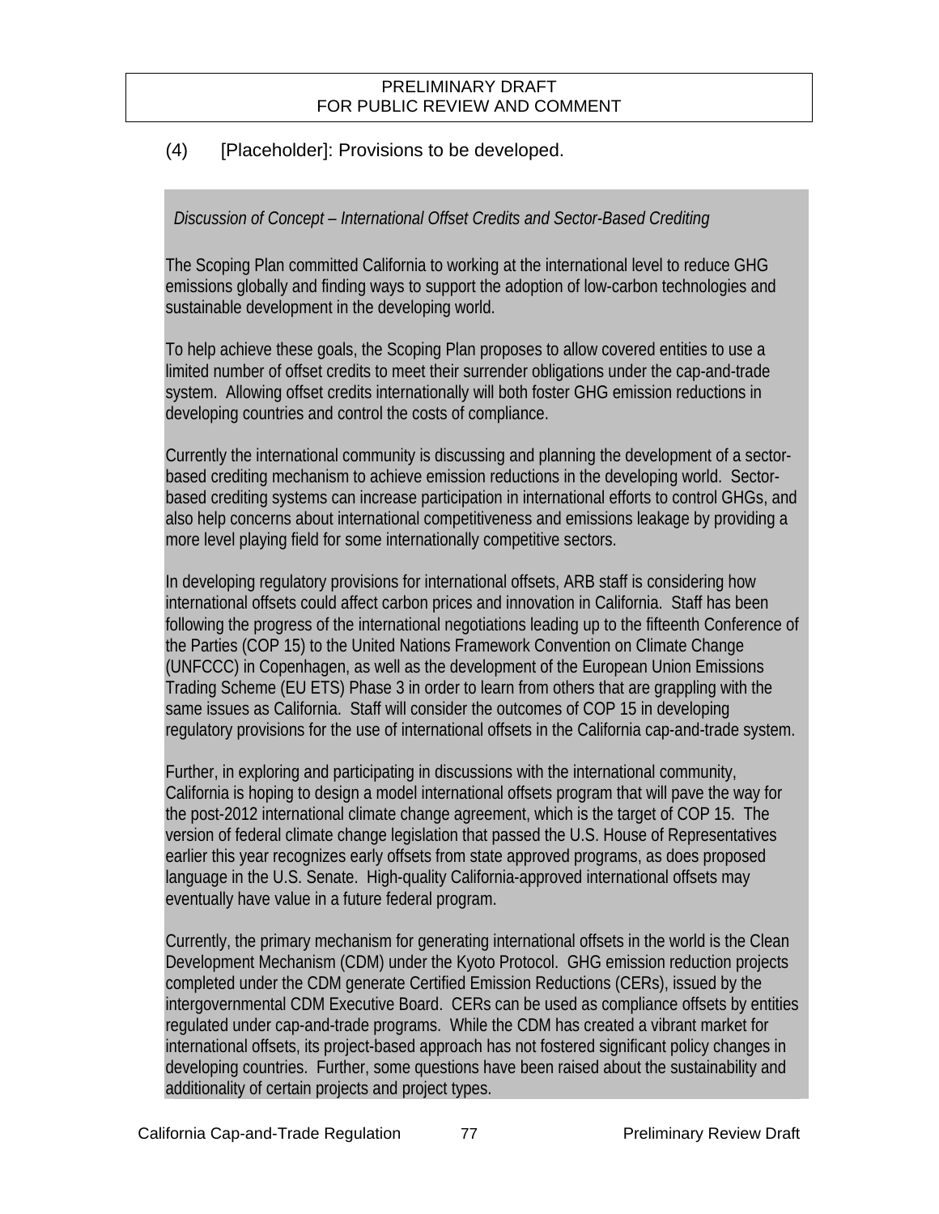(4) [Placeholder]: Provisions to be developed.

*Discussion of Concept – International Offset Credits and Sector-Based Crediting*

The Scoping Plan committed California to working at the international level to reduce GHG emissions globally and finding ways to support the adoption of low-carbon technologies and sustainable development in the developing world.

To help achieve these goals, the Scoping Plan proposes to allow covered entities to use a limited number of offset credits to meet their surrender obligations under the cap-and-trade system. Allowing offset credits internationally will both foster GHG emission reductions in developing countries and control the costs of compliance.

Currently the international community is discussing and planning the development of a sector-based crediting mechanism to achieve emission reductions in the developing world. Sector-based crediting systems can increase participation in international efforts to control GHGs, and also help concerns about international competitiveness and emissions leakage by providing a more level playing field for some internationally competitive sectors.

In developing regulatory provisions for international offsets, ARB staff is considering how international offsets could affect carbon prices and innovation in California. Staff has been following the progress of the international negotiations leading up to the fifteenth Conference of the Parties (COP 15) to the United Nations Framework Convention on Climate Change (UNFCCC) in Copenhagen, as well as the development of the European Union Emissions Trading Scheme (EU ETS) Phase 3 in order to learn from others that are grappling with the same issues as California. Staff will consider the outcomes of COP 15 in developing regulatory provisions for the use of international offsets in the California cap-and-trade system.

Further, in exploring and participating in discussions with the international community, California is hoping to design a model international offsets program that will pave the way for the post-2012 international climate change agreement, which is the target of COP 15. The version of federal climate change legislation that passed the U.S. House of Representatives earlier this year recognizes early offsets from state approved programs, as does proposed language in the U.S. Senate. High-quality California-approved international offsets may eventually have value in a future federal program.

Currently, the primary mechanism for generating international offsets in the world is the Clean Development Mechanism (CDM) under the Kyoto Protocol. GHG emission reduction projects completed under the CDM generate Certified Emission Reductions (CERs), issued by the intergovernmental CDM Executive Board. CERs can be used as compliance offsets by entities regulated under cap-and-trade programs. While the CDM has created a vibrant market for international offsets, its project-based approach has not fostered significant policy changes in developing countries. Further, some questions have been raised about the sustainability and additionality of certain projects and project types.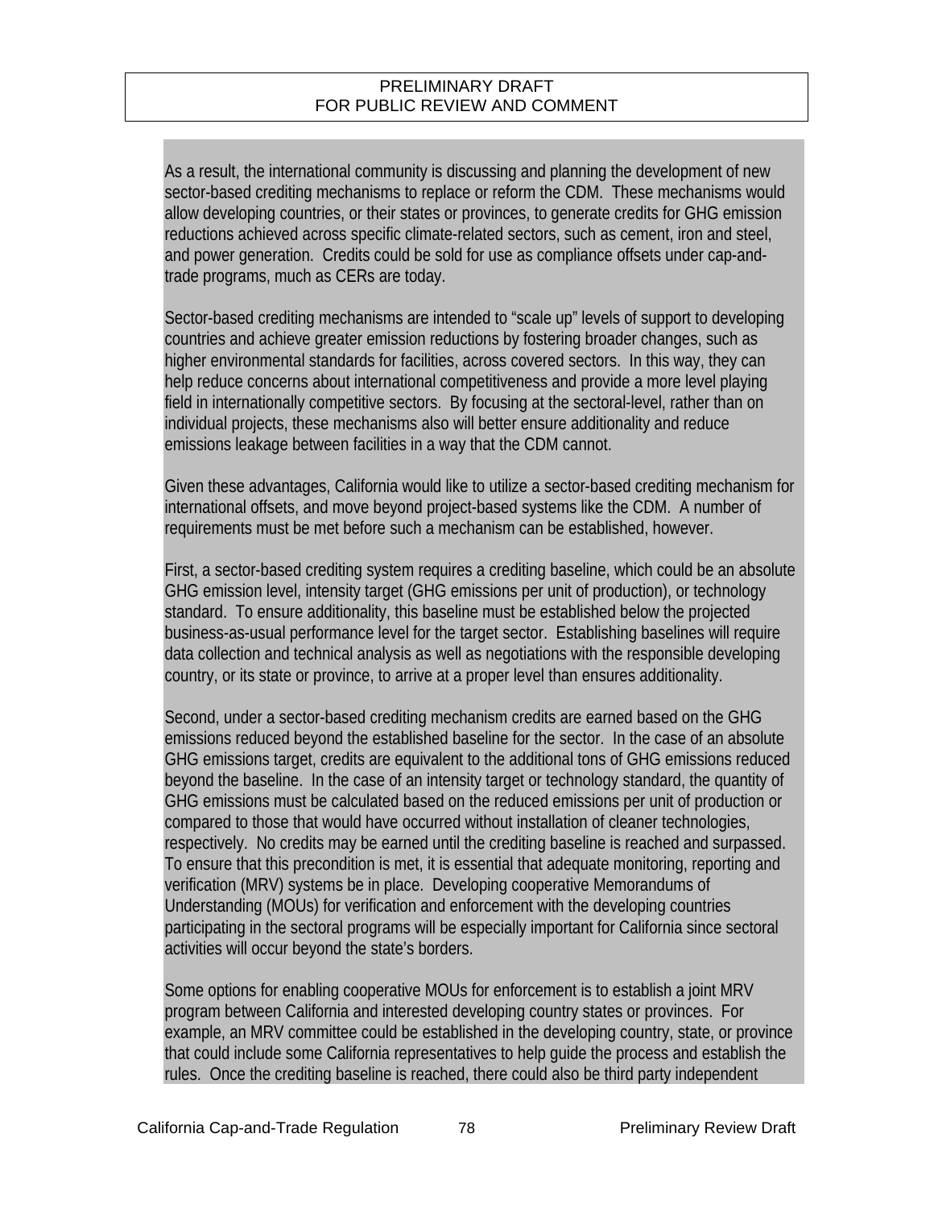As a result, the international community is discussing and planning the development of new sector-based crediting mechanisms to replace or reform the CDM. These mechanisms would allow developing countries, or their states or provinces, to generate credits for GHG emission reductions achieved across specific climate-related sectors, such as cement, iron and steel, and power generation. Credits could be sold for use as compliance offsets under cap-and-trade programs, much as CERs are today.

Sector-based crediting mechanisms are intended to "scale up" levels of support to developing countries and achieve greater emission reductions by fostering broader changes, such as higher environmental standards for facilities, across covered sectors. In this way, they can help reduce concerns about international competitiveness and provide a more level playing field in internationally competitive sectors. By focusing at the sectoral-level, rather than on individual projects, these mechanisms also will better ensure additionality and reduce emissions leakage between facilities in a way that the CDM cannot.

Given these advantages, California would like to utilize a sector-based crediting mechanism for international offsets, and move beyond project-based systems like the CDM. A number of requirements must be met before such a mechanism can be established, however.

First, a sector-based crediting system requires a crediting baseline, which could be an absolute GHG emission level, intensity target (GHG emissions per unit of production), or technology standard. To ensure additionality, this baseline must be established below the projected business-as-usual performance level for the target sector. Establishing baselines will require data collection and technical analysis as well as negotiations with the responsible developing country, or its state or province, to arrive at a proper level than ensures additionality.

Second, under a sector-based crediting mechanism credits are earned based on the GHG emissions reduced beyond the established baseline for the sector. In the case of an absolute GHG emissions target, credits are equivalent to the additional tons of GHG emissions reduced beyond the baseline. In the case of an intensity target or technology standard, the quantity of GHG emissions must be calculated based on the reduced emissions per unit of production or compared to those that would have occurred without installation of cleaner technologies, respectively. No credits may be earned until the crediting baseline is reached and surpassed. To ensure that this precondition is met, it is essential that adequate monitoring, reporting and verification (MRV) systems be in place. Developing cooperative Memorandums of Understanding (MOUs) for verification and enforcement with the developing countries participating in the sectoral programs will be especially important for California since sectoral activities will occur beyond the state's borders.

Some options for enabling cooperative MOUs for enforcement is to establish a joint MRV program between California and interested developing country states or provinces. For example, an MRV committee could be established in the developing country, state, or province that could include some California representatives to help guide the process and establish the rules. Once the crediting baseline is reached, there could also be third party independent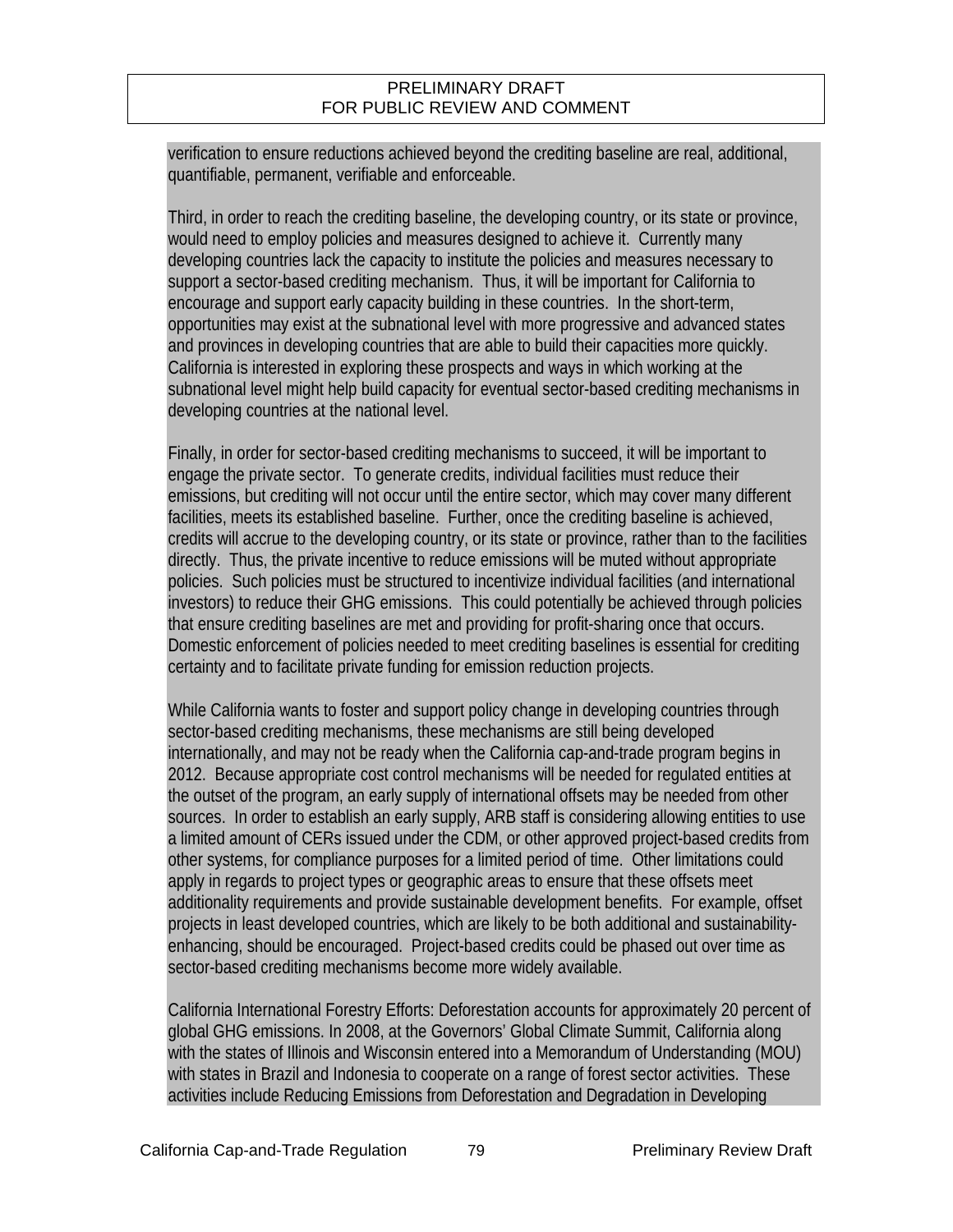verification to ensure reductions achieved beyond the crediting baseline are real, additional, quantifiable, permanent, verifiable and enforceable.

Third, in order to reach the crediting baseline, the developing country, or its state or province, would need to employ policies and measures designed to achieve it. Currently many developing countries lack the capacity to institute the policies and measures necessary to support a sector-based crediting mechanism. Thus, it will be important for California to encourage and support early capacity building in these countries. In the short-term, opportunities may exist at the subnational level with more progressive and advanced states and provinces in developing countries that are able to build their capacities more quickly. California is interested in exploring these prospects and ways in which working at the subnational level might help build capacity for eventual sector-based crediting mechanisms in developing countries at the national level.

Finally, in order for sector-based crediting mechanisms to succeed, it will be important to engage the private sector. To generate credits, individual facilities must reduce their emissions, but crediting will not occur until the entire sector, which may cover many different facilities, meets its established baseline. Further, once the crediting baseline is achieved, credits will accrue to the developing country, or its state or province, rather than to the facilities directly. Thus, the private incentive to reduce emissions will be muted without appropriate policies. Such policies must be structured to incentivize individual facilities (and international investors) to reduce their GHG emissions. This could potentially be achieved through policies that ensure crediting baselines are met and providing for profit-sharing once that occurs. Domestic enforcement of policies needed to meet crediting baselines is essential for crediting certainty and to facilitate private funding for emission reduction projects.

While California wants to foster and support policy change in developing countries through sector-based crediting mechanisms, these mechanisms are still being developed internationally, and may not be ready when the California cap-and-trade program begins in 2012. Because appropriate cost control mechanisms will be needed for regulated entities at the outset of the program, an early supply of international offsets may be needed from other sources. In order to establish an early supply, ARB staff is considering allowing entities to use a limited amount of CERs issued under the CDM, or other approved project-based credits from other systems, for compliance purposes for a limited period of time. Other limitations could apply in regards to project types or geographic areas to ensure that these offsets meet additionality requirements and provide sustainable development benefits. For example, offset projects in least developed countries, which are likely to be both additional and sustainability-enhancing, should be encouraged. Project-based credits could be phased out over time as sector-based crediting mechanisms become more widely available.

California International Forestry Efforts: Deforestation accounts for approximately 20 percent of global GHG emissions. In 2008, at the Governors' Global Climate Summit, California along with the states of Illinois and Wisconsin entered into a Memorandum of Understanding (MOU) with states in Brazil and Indonesia to cooperate on a range of forest sector activities. These activities include Reducing Emissions from Deforestation and Degradation in Developing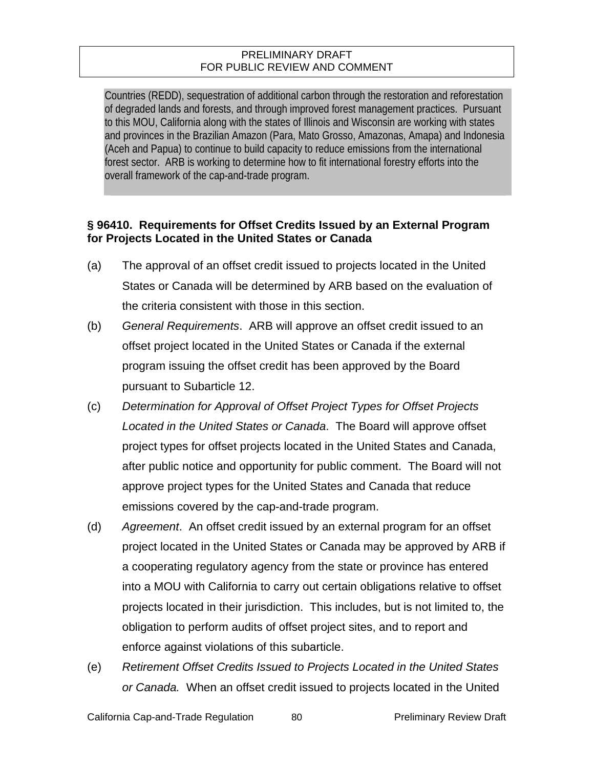Countries (REDD), sequestration of additional carbon through the restoration and reforestation of degraded lands and forests, and through improved forest management practices. Pursuant to this MOU, California along with the states of Illinois and Wisconsin are working with states and provinces in the Brazilian Amazon (Para, Mato Grosso, Amazonas, Amapa) and Indonesia (Aceh and Papua) to continue to build capacity to reduce emissions from the international forest sector. ARB is working to determine how to fit international forestry efforts into the overall framework of the cap-and-trade program.

**§ 96410. Requirements for Offset Credits Issued by an External Program for Projects Located in the United States or Canada**

(a) The approval of an offset credit issued to projects located in the United States or Canada will be determined by ARB based on the evaluation of the criteria consistent with those in this section.

(b) *General Requirements*. ARB will approve an offset credit issued to an offset project located in the United States or Canada if the external program issuing the offset credit has been approved by the Board pursuant to Subarticle 12.

(c) *Determination for Approval of Offset Project Types for Offset Projects Located in the United States or Canada*. The Board will approve offset project types for offset projects located in the United States and Canada, after public notice and opportunity for public comment. The Board will not approve project types for the United States and Canada that reduce emissions covered by the cap-and-trade program.

(d) *Agreement*. An offset credit issued by an external program for an offset project located in the United States or Canada may be approved by ARB if a cooperating regulatory agency from the state or province has entered into a MOU with California to carry out certain obligations relative to offset projects located in their jurisdiction. This includes, but is not limited to, the obligation to perform audits of offset project sites, and to report and enforce against violations of this subarticle.

(e) *Retirement Offset Credits Issued to Projects Located in the United States or Canada.* When an offset credit issued to projects located in the United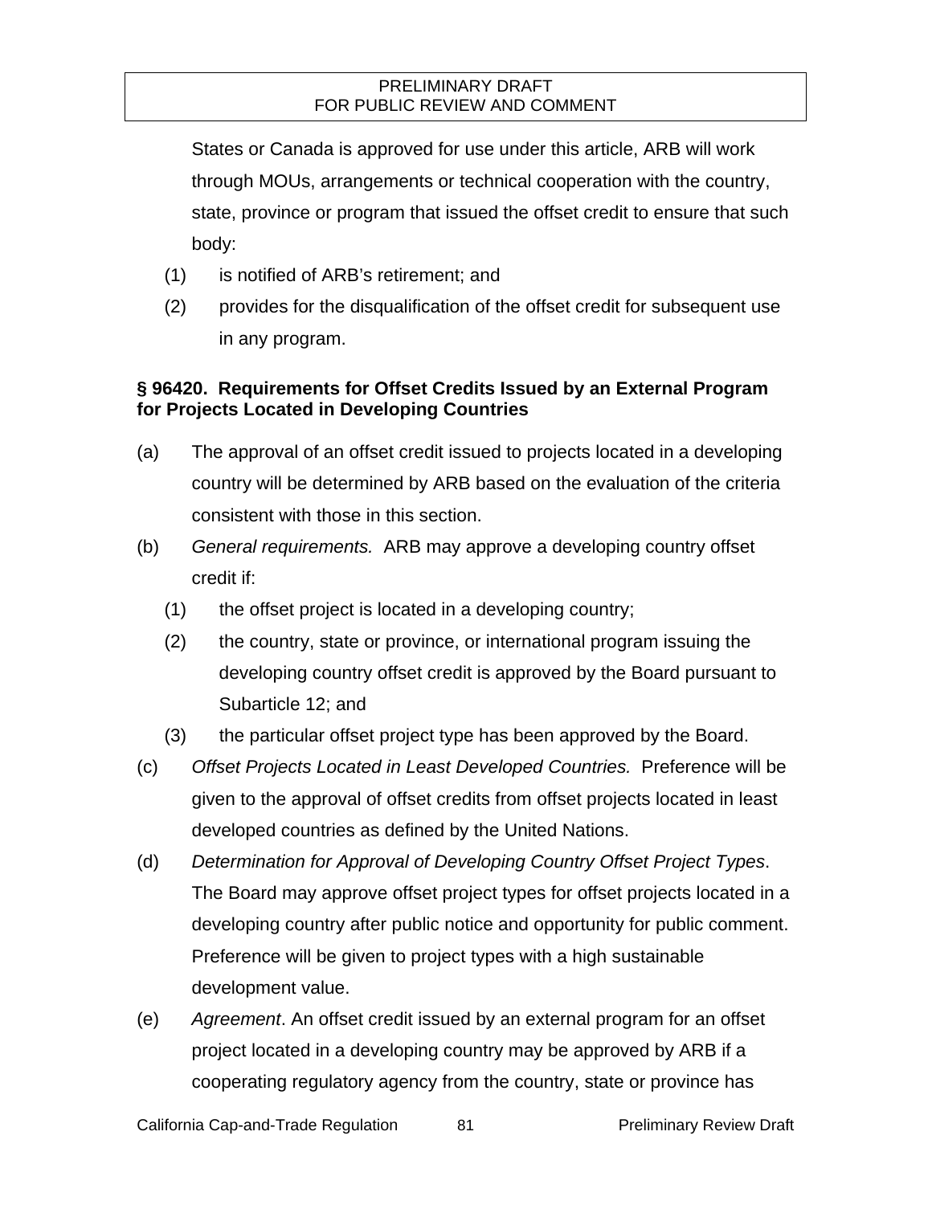States or Canada is approved for use under this article, ARB will work through MOUs, arrangements or technical cooperation with the country, state, province or program that issued the offset credit to ensure that such body:

(1) is notified of ARB's retirement; and

(2) provides for the disqualification of the offset credit for subsequent use in any program.

### § 96420. Requirements for Offset Credits Issued by an External Program for Projects Located in Developing Countries

(a) The approval of an offset credit issued to projects located in a developing country will be determined by ARB based on the evaluation of the criteria consistent with those in this section.

(b) *General requirements.* ARB may approve a developing country offset credit if:

(1) the offset project is located in a developing country;

(2) the country, state or province, or international program issuing the developing country offset credit is approved by the Board pursuant to Subarticle 12; and

(3) the particular offset project type has been approved by the Board.

(c) *Offset Projects Located in Least Developed Countries.* Preference will be given to the approval of offset credits from offset projects located in least developed countries as defined by the United Nations.

(d) *Determination for Approval of Developing Country Offset Project Types*. The Board may approve offset project types for offset projects located in a developing country after public notice and opportunity for public comment. Preference will be given to project types with a high sustainable development value.

(e) *Agreement*. An offset credit issued by an external program for an offset project located in a developing country may be approved by ARB if a cooperating regulatory agency from the country, state or province has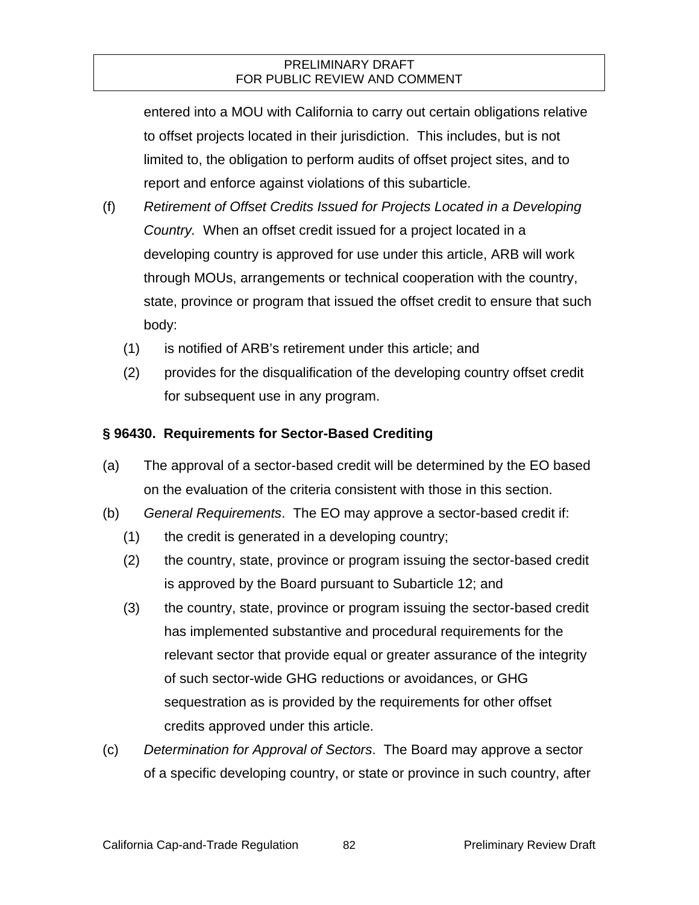entered into a MOU with California to carry out certain obligations relative to offset projects located in their jurisdiction. This includes, but is not limited to, the obligation to perform audits of offset project sites, and to report and enforce against violations of this subarticle.

(f) *Retirement of Offset Credits Issued for Projects Located in a Developing Country.* When an offset credit issued for a project located in a developing country is approved for use under this article, ARB will work through MOUs, arrangements or technical cooperation with the country, state, province or program that issued the offset credit to ensure that such body:

  (1) is notified of ARB's retirement under this article; and

  (2) provides for the disqualification of the developing country offset credit for subsequent use in any program.

### § 96430. Requirements for Sector-Based Crediting

(a) The approval of a sector-based credit will be determined by the EO based on the evaluation of the criteria consistent with those in this section.

(b) *General Requirements*. The EO may approve a sector-based credit if:

  (1) the credit is generated in a developing country;

  (2) the country, state, province or program issuing the sector-based credit is approved by the Board pursuant to Subarticle 12; and

  (3) the country, state, province or program issuing the sector-based credit has implemented substantive and procedural requirements for the relevant sector that provide equal or greater assurance of the integrity of such sector-wide GHG reductions or avoidances, or GHG sequestration as is provided by the requirements for other offset credits approved under this article.

(c) *Determination for Approval of Sectors*. The Board may approve a sector of a specific developing country, or state or province in such country, after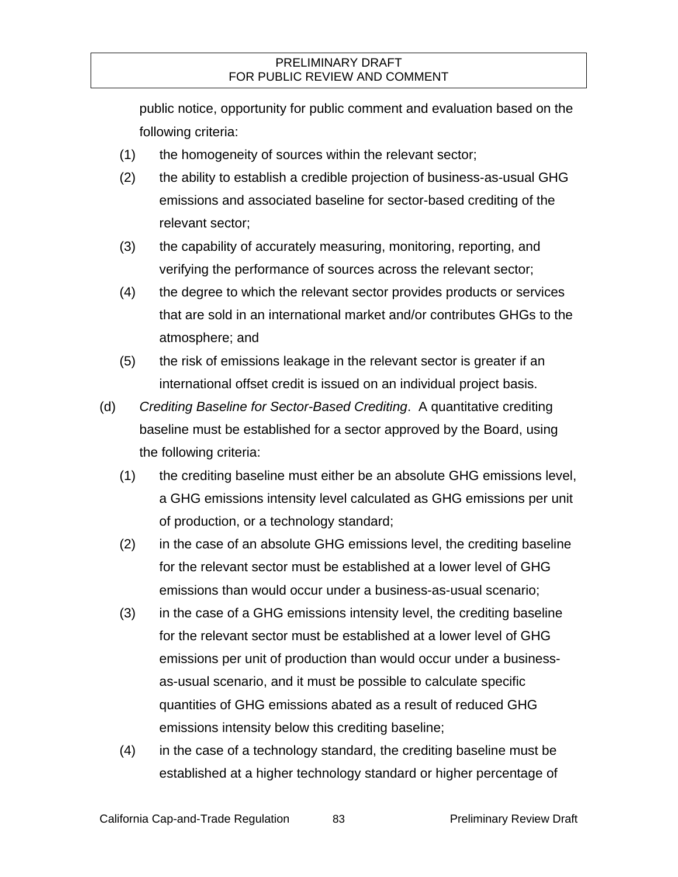public notice, opportunity for public comment and evaluation based on the following criteria:

(1) the homogeneity of sources within the relevant sector;

(2) the ability to establish a credible projection of business-as-usual GHG emissions and associated baseline for sector-based crediting of the relevant sector;

(3) the capability of accurately measuring, monitoring, reporting, and verifying the performance of sources across the relevant sector;

(4) the degree to which the relevant sector provides products or services that are sold in an international market and/or contributes GHGs to the atmosphere; and

(5) the risk of emissions leakage in the relevant sector is greater if an international offset credit is issued on an individual project basis.

(d) *Crediting Baseline for Sector-Based Crediting*. A quantitative crediting baseline must be established for a sector approved by the Board, using the following criteria:

(1) the crediting baseline must either be an absolute GHG emissions level, a GHG emissions intensity level calculated as GHG emissions per unit of production, or a technology standard;

(2) in the case of an absolute GHG emissions level, the crediting baseline for the relevant sector must be established at a lower level of GHG emissions than would occur under a business-as-usual scenario;

(3) in the case of a GHG emissions intensity level, the crediting baseline for the relevant sector must be established at a lower level of GHG emissions per unit of production than would occur under a business-as-usual scenario, and it must be possible to calculate specific quantities of GHG emissions abated as a result of reduced GHG emissions intensity below this crediting baseline;

(4) in the case of a technology standard, the crediting baseline must be established at a higher technology standard or higher percentage of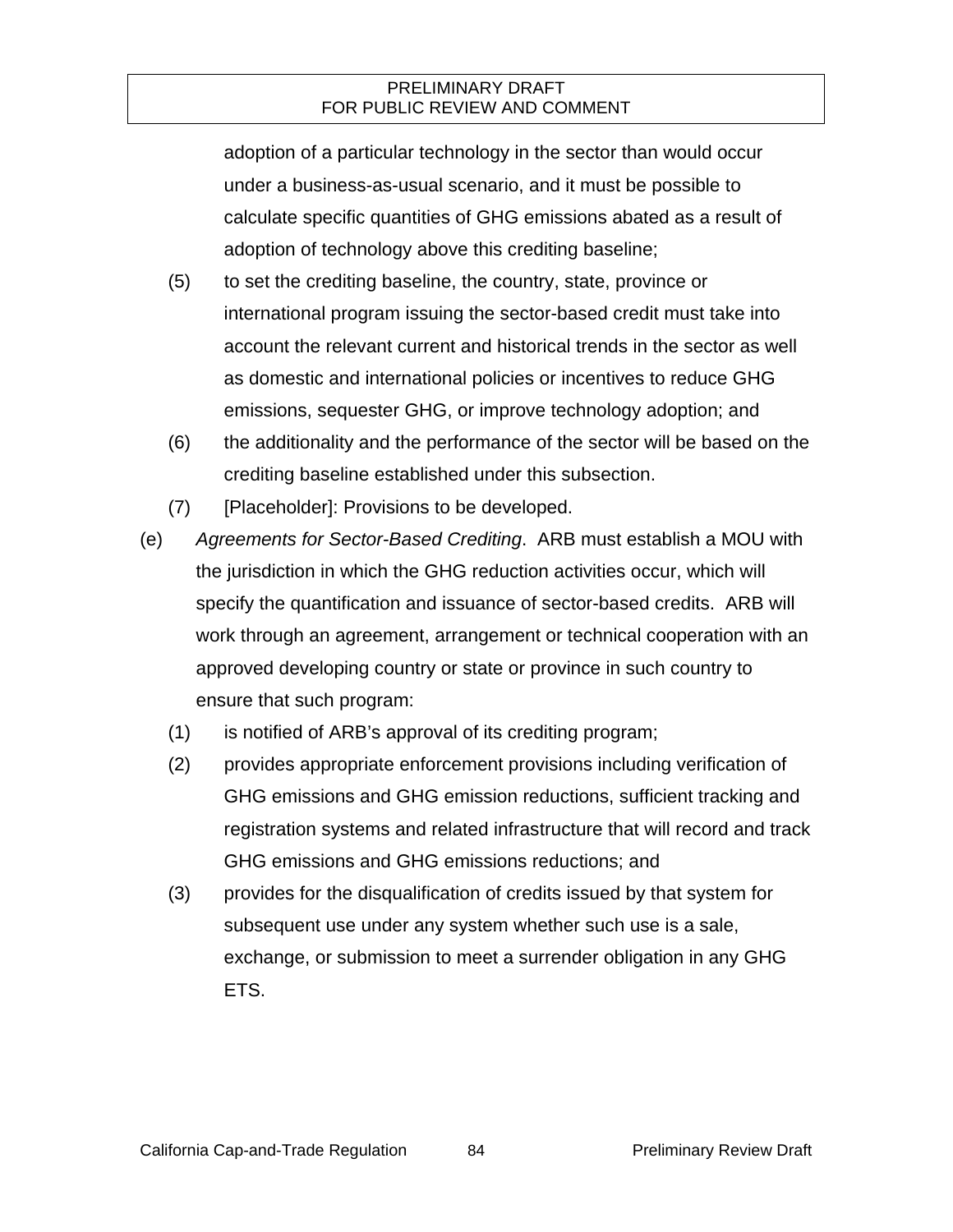adoption of a particular technology in the sector than would occur under a business-as-usual scenario, and it must be possible to calculate specific quantities of GHG emissions abated as a result of adoption of technology above this crediting baseline;

(5) to set the crediting baseline, the country, state, province or international program issuing the sector-based credit must take into account the relevant current and historical trends in the sector as well as domestic and international policies or incentives to reduce GHG emissions, sequester GHG, or improve technology adoption; and

(6) the additionality and the performance of the sector will be based on the crediting baseline established under this subsection.

(7) [Placeholder]: Provisions to be developed.

(e) *Agreements for Sector-Based Crediting*. ARB must establish a MOU with the jurisdiction in which the GHG reduction activities occur, which will specify the quantification and issuance of sector-based credits. ARB will work through an agreement, arrangement or technical cooperation with an approved developing country or state or province in such country to ensure that such program:

(1) is notified of ARB's approval of its crediting program;

(2) provides appropriate enforcement provisions including verification of GHG emissions and GHG emission reductions, sufficient tracking and registration systems and related infrastructure that will record and track GHG emissions and GHG emissions reductions; and

(3) provides for the disqualification of credits issued by that system for subsequent use under any system whether such use is a sale, exchange, or submission to meet a surrender obligation in any GHG ETS.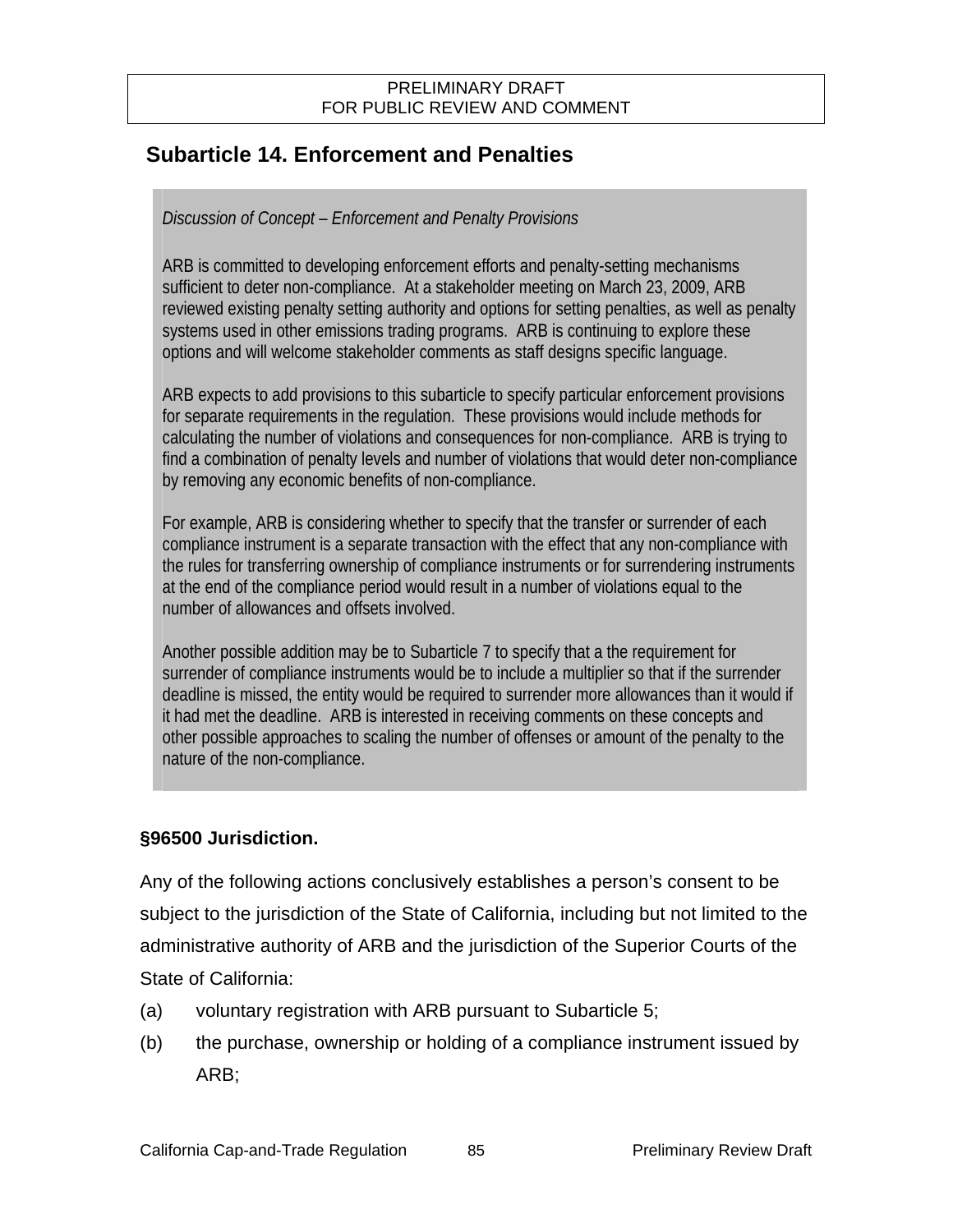## Subarticle 14. Enforcement and Penalties

> *Discussion of Concept – Enforcement and Penalty Provisions*
>
> ARB is committed to developing enforcement efforts and penalty-setting mechanisms sufficient to deter non-compliance. At a stakeholder meeting on March 23, 2009, ARB reviewed existing penalty setting authority and options for setting penalties, as well as penalty systems used in other emissions trading programs. ARB is continuing to explore these options and will welcome stakeholder comments as staff designs specific language.
>
> ARB expects to add provisions to this subarticle to specify particular enforcement provisions for separate requirements in the regulation. These provisions would include methods for calculating the number of violations and consequences for non-compliance. ARB is trying to find a combination of penalty levels and number of violations that would deter non-compliance by removing any economic benefits of non-compliance.
>
> For example, ARB is considering whether to specify that the transfer or surrender of each compliance instrument is a separate transaction with the effect that any non-compliance with the rules for transferring ownership of compliance instruments or for surrendering instruments at the end of the compliance period would result in a number of violations equal to the number of allowances and offsets involved.
>
> Another possible addition may be to Subarticle 7 to specify that a the requirement for surrender of compliance instruments would be to include a multiplier so that if the surrender deadline is missed, the entity would be required to surrender more allowances than it would if it had met the deadline. ARB is interested in receiving comments on these concepts and other possible approaches to scaling the number of offenses or amount of the penalty to the nature of the non-compliance.

**§96500 Jurisdiction.**

Any of the following actions conclusively establishes a person's consent to be subject to the jurisdiction of the State of California, including but not limited to the administrative authority of ARB and the jurisdiction of the Superior Courts of the State of California:

(a) voluntary registration with ARB pursuant to Subarticle 5;

(b) the purchase, ownership or holding of a compliance instrument issued by ARB;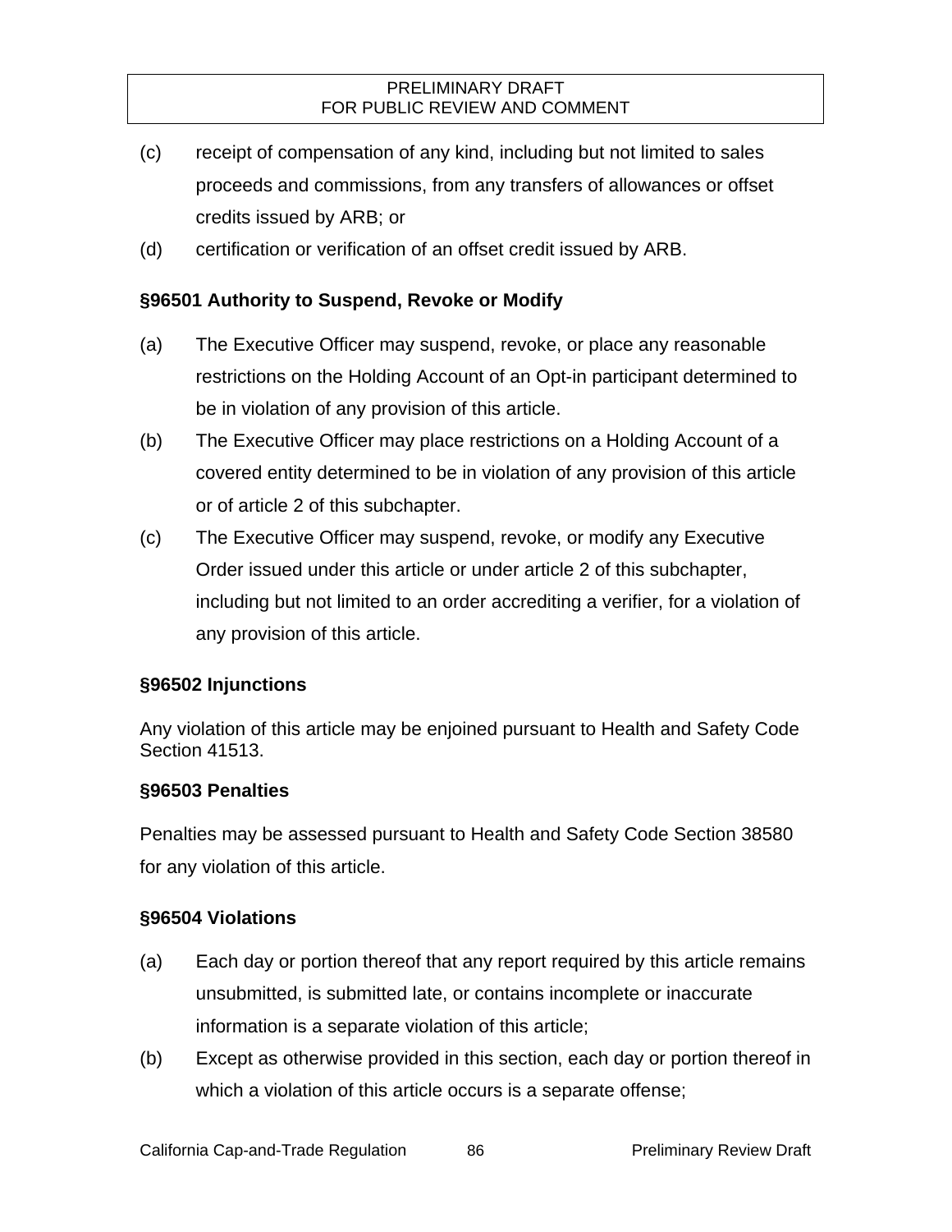(c) receipt of compensation of any kind, including but not limited to sales proceeds and commissions, from any transfers of allowances or offset credits issued by ARB; or

(d) certification or verification of an offset credit issued by ARB.

**§96501 Authority to Suspend, Revoke or Modify**

(a) The Executive Officer may suspend, revoke, or place any reasonable restrictions on the Holding Account of an Opt-in participant determined to be in violation of any provision of this article.

(b) The Executive Officer may place restrictions on a Holding Account of a covered entity determined to be in violation of any provision of this article or of article 2 of this subchapter.

(c) The Executive Officer may suspend, revoke, or modify any Executive Order issued under this article or under article 2 of this subchapter, including but not limited to an order accrediting a verifier, for a violation of any provision of this article.

**§96502 Injunctions**

Any violation of this article may be enjoined pursuant to Health and Safety Code Section 41513.

**§96503 Penalties**

Penalties may be assessed pursuant to Health and Safety Code Section 38580 for any violation of this article.

**§96504 Violations**

(a) Each day or portion thereof that any report required by this article remains unsubmitted, is submitted late, or contains incomplete or inaccurate information is a separate violation of this article;

(b) Except as otherwise provided in this section, each day or portion thereof in which a violation of this article occurs is a separate offense;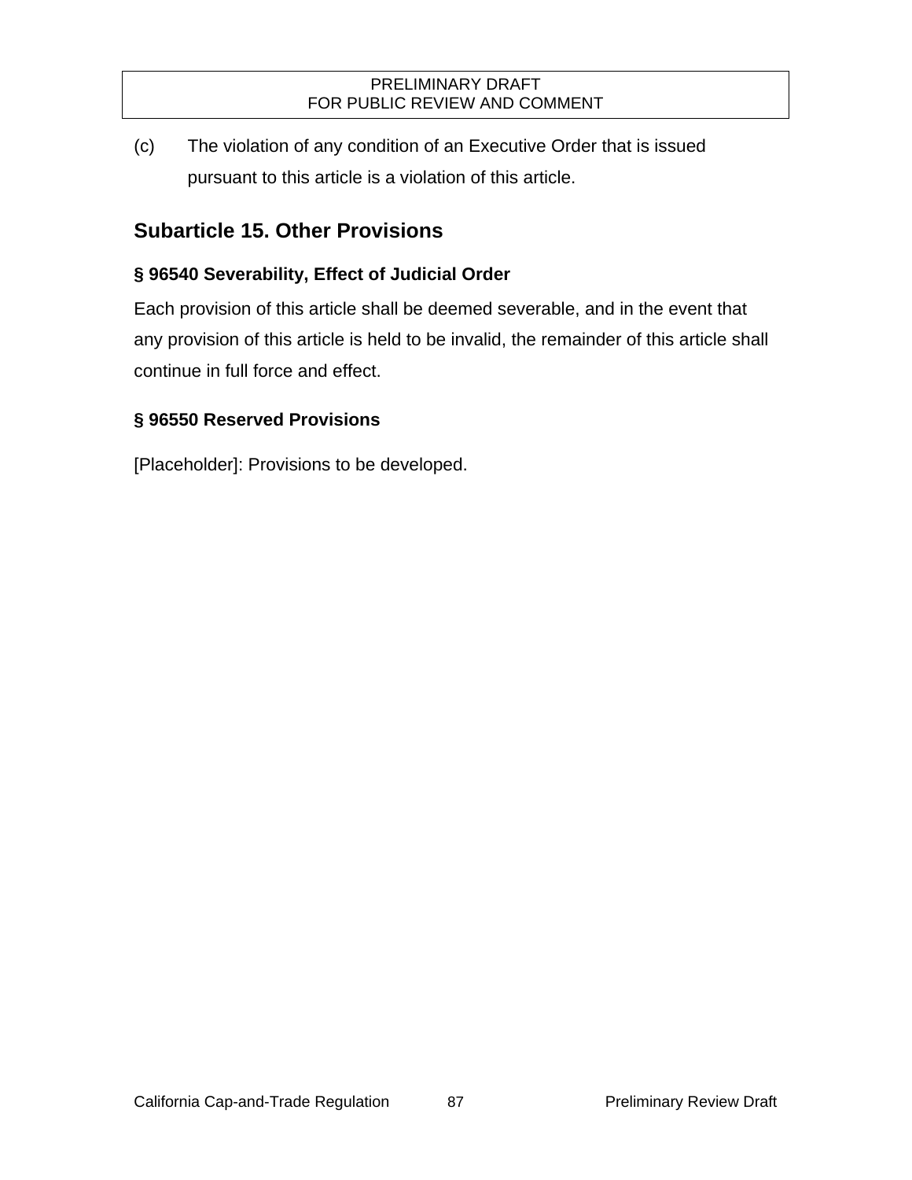(c) The violation of any condition of an Executive Order that is issued pursuant to this article is a violation of this article.

## Subarticle 15. Other Provisions

### § 96540 Severability, Effect of Judicial Order

Each provision of this article shall be deemed severable, and in the event that any provision of this article is held to be invalid, the remainder of this article shall continue in full force and effect.

### § 96550 Reserved Provisions

[Placeholder]: Provisions to be developed.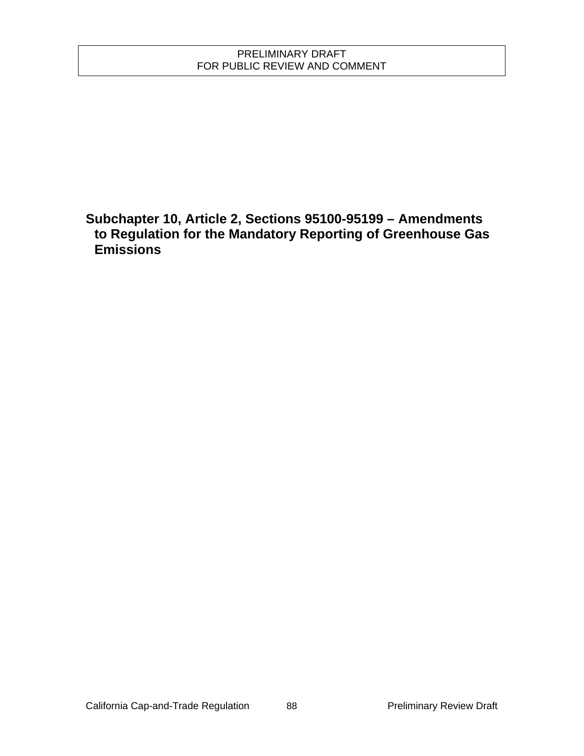# Subchapter 10, Article 2, Sections 95100-95199 – Amendments to Regulation for the Mandatory Reporting of Greenhouse Gas Emissions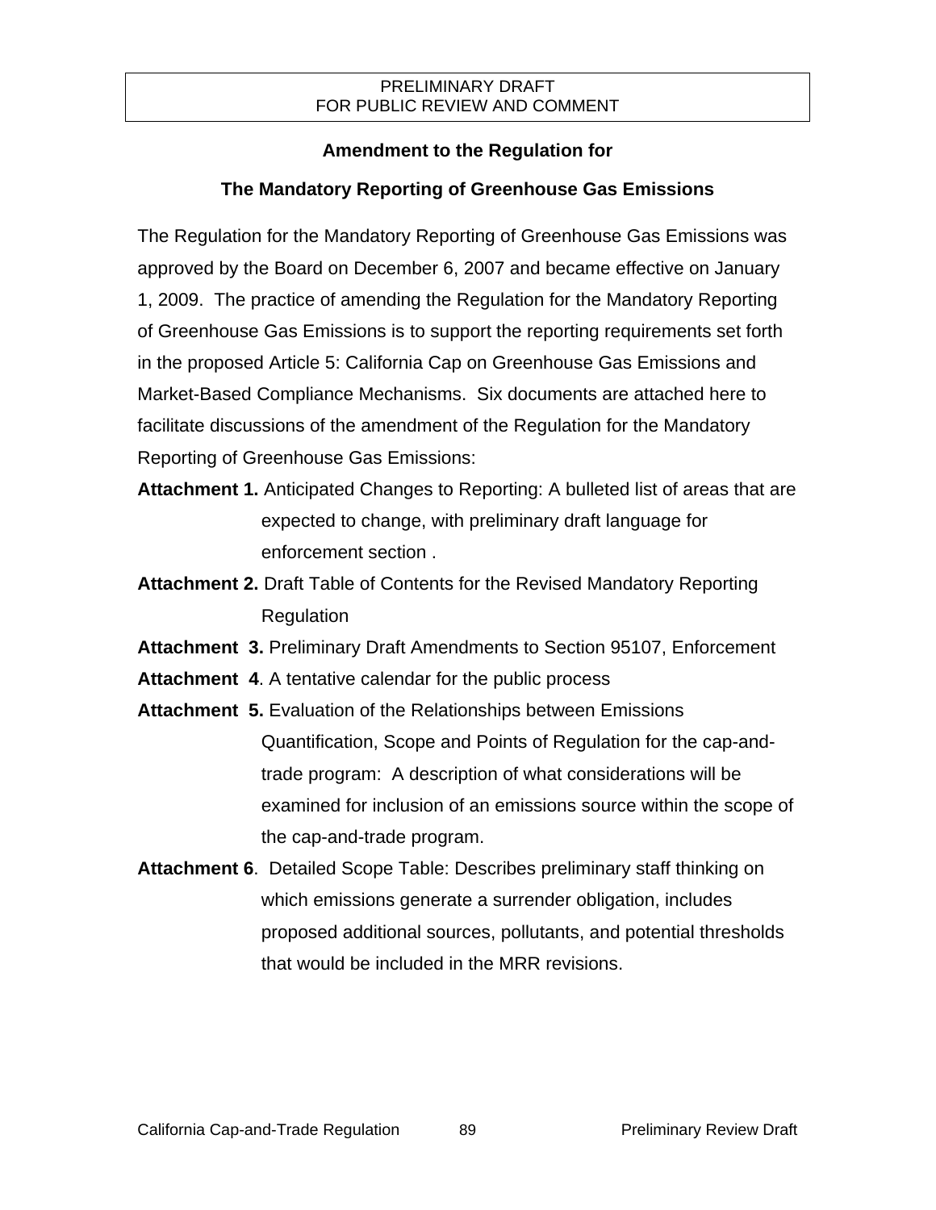PRELIMINARY DRAFT
FOR PUBLIC REVIEW AND COMMENT

## Amendment to the Regulation for

## The Mandatory Reporting of Greenhouse Gas Emissions

The Regulation for the Mandatory Reporting of Greenhouse Gas Emissions was approved by the Board on December 6, 2007 and became effective on January 1, 2009. The practice of amending the Regulation for the Mandatory Reporting of Greenhouse Gas Emissions is to support the reporting requirements set forth in the proposed Article 5: California Cap on Greenhouse Gas Emissions and Market-Based Compliance Mechanisms. Six documents are attached here to facilitate discussions of the amendment of the Regulation for the Mandatory Reporting of Greenhouse Gas Emissions:

**Attachment 1.** Anticipated Changes to Reporting: A bulleted list of areas that are expected to change, with preliminary draft language for enforcement section .

**Attachment 2.** Draft Table of Contents for the Revised Mandatory Reporting Regulation

**Attachment 3.** Preliminary Draft Amendments to Section 95107, Enforcement

**Attachment 4**. A tentative calendar for the public process

**Attachment 5.** Evaluation of the Relationships between Emissions Quantification, Scope and Points of Regulation for the cap-and-trade program: A description of what considerations will be examined for inclusion of an emissions source within the scope of the cap-and-trade program.

**Attachment 6**. Detailed Scope Table: Describes preliminary staff thinking on which emissions generate a surrender obligation, includes proposed additional sources, pollutants, and potential thresholds that would be included in the MRR revisions.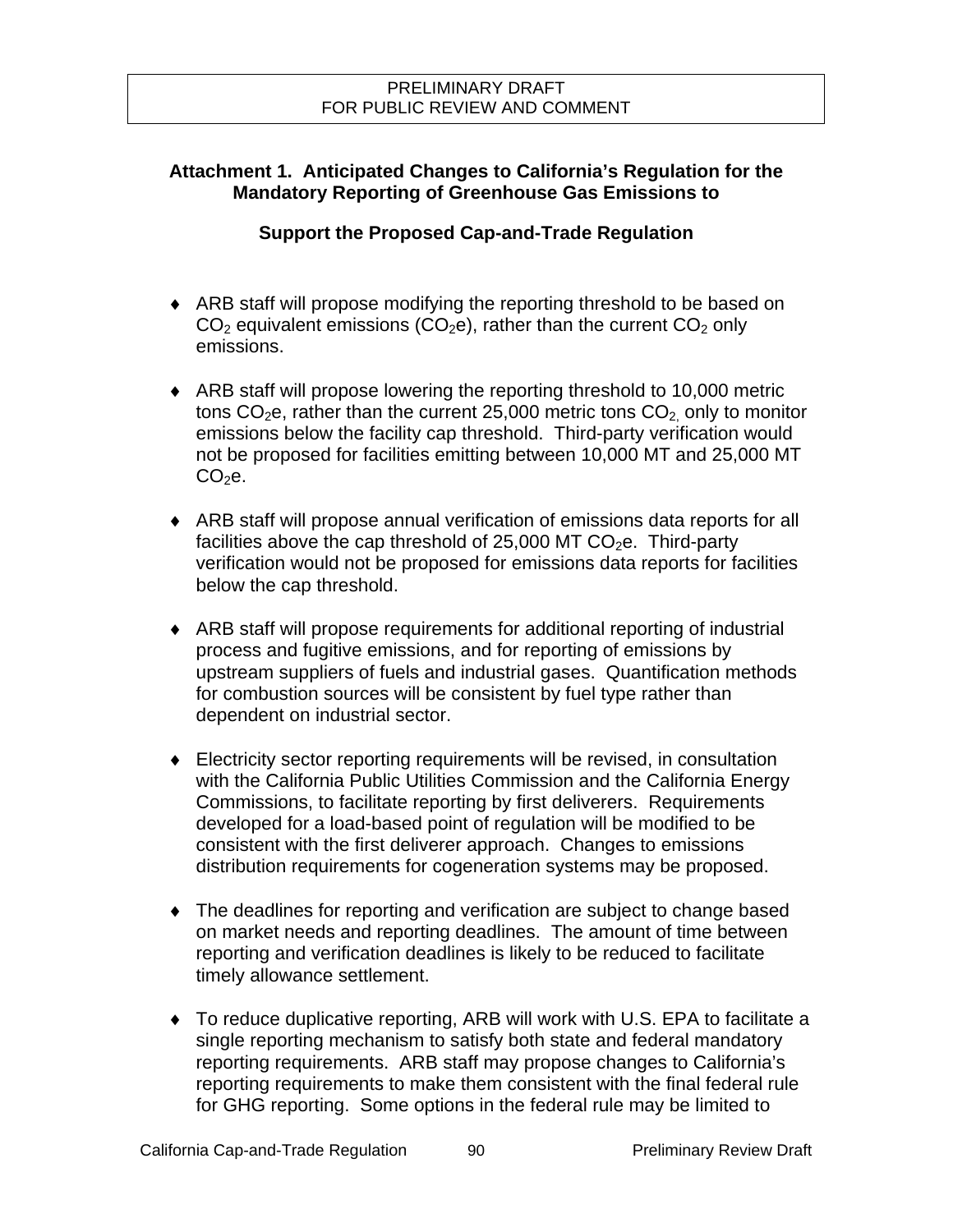PRELIMINARY DRAFT
FOR PUBLIC REVIEW AND COMMENT

## Attachment 1. Anticipated Changes to California's Regulation for the Mandatory Reporting of Greenhouse Gas Emissions to Support the Proposed Cap-and-Trade Regulation

- ARB staff will propose modifying the reporting threshold to be based on $CO_2$ equivalent emissions ($CO_2$e), rather than the current $CO_2$ only emissions.

- ARB staff will propose lowering the reporting threshold to 10,000 metric tons $CO_2$e, rather than the current 25,000 metric tons $CO_{2,}$ only to monitor emissions below the facility cap threshold. Third-party verification would not be proposed for facilities emitting between 10,000 MT and 25,000 MT $CO_2$e.

- ARB staff will propose annual verification of emissions data reports for all facilities above the cap threshold of 25,000 MT $CO_2$e. Third-party verification would not be proposed for emissions data reports for facilities below the cap threshold.

- ARB staff will propose requirements for additional reporting of industrial process and fugitive emissions, and for reporting of emissions by upstream suppliers of fuels and industrial gases. Quantification methods for combustion sources will be consistent by fuel type rather than dependent on industrial sector.

- Electricity sector reporting requirements will be revised, in consultation with the California Public Utilities Commission and the California Energy Commissions, to facilitate reporting by first deliverers. Requirements developed for a load-based point of regulation will be modified to be consistent with the first deliverer approach. Changes to emissions distribution requirements for cogeneration systems may be proposed.

- The deadlines for reporting and verification are subject to change based on market needs and reporting deadlines. The amount of time between reporting and verification deadlines is likely to be reduced to facilitate timely allowance settlement.

- To reduce duplicative reporting, ARB will work with U.S. EPA to facilitate a single reporting mechanism to satisfy both state and federal mandatory reporting requirements. ARB staff may propose changes to California's reporting requirements to make them consistent with the final federal rule for GHG reporting. Some options in the federal rule may be limited to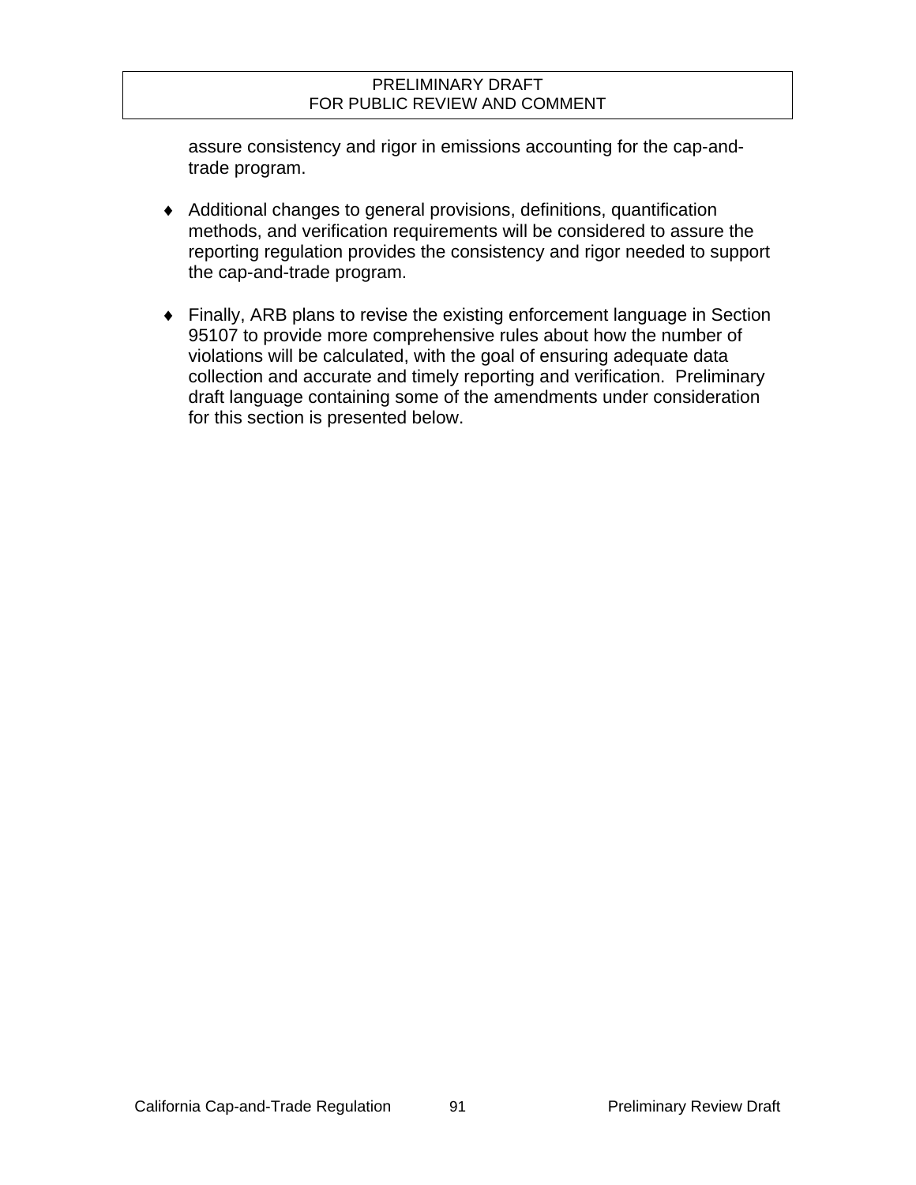assure consistency and rigor in emissions accounting for the cap-and-trade program.

- Additional changes to general provisions, definitions, quantification methods, and verification requirements will be considered to assure the reporting regulation provides the consistency and rigor needed to support the cap-and-trade program.

- Finally, ARB plans to revise the existing enforcement language in Section 95107 to provide more comprehensive rules about how the number of violations will be calculated, with the goal of ensuring adequate data collection and accurate and timely reporting and verification. Preliminary draft language containing some of the amendments under consideration for this section is presented below.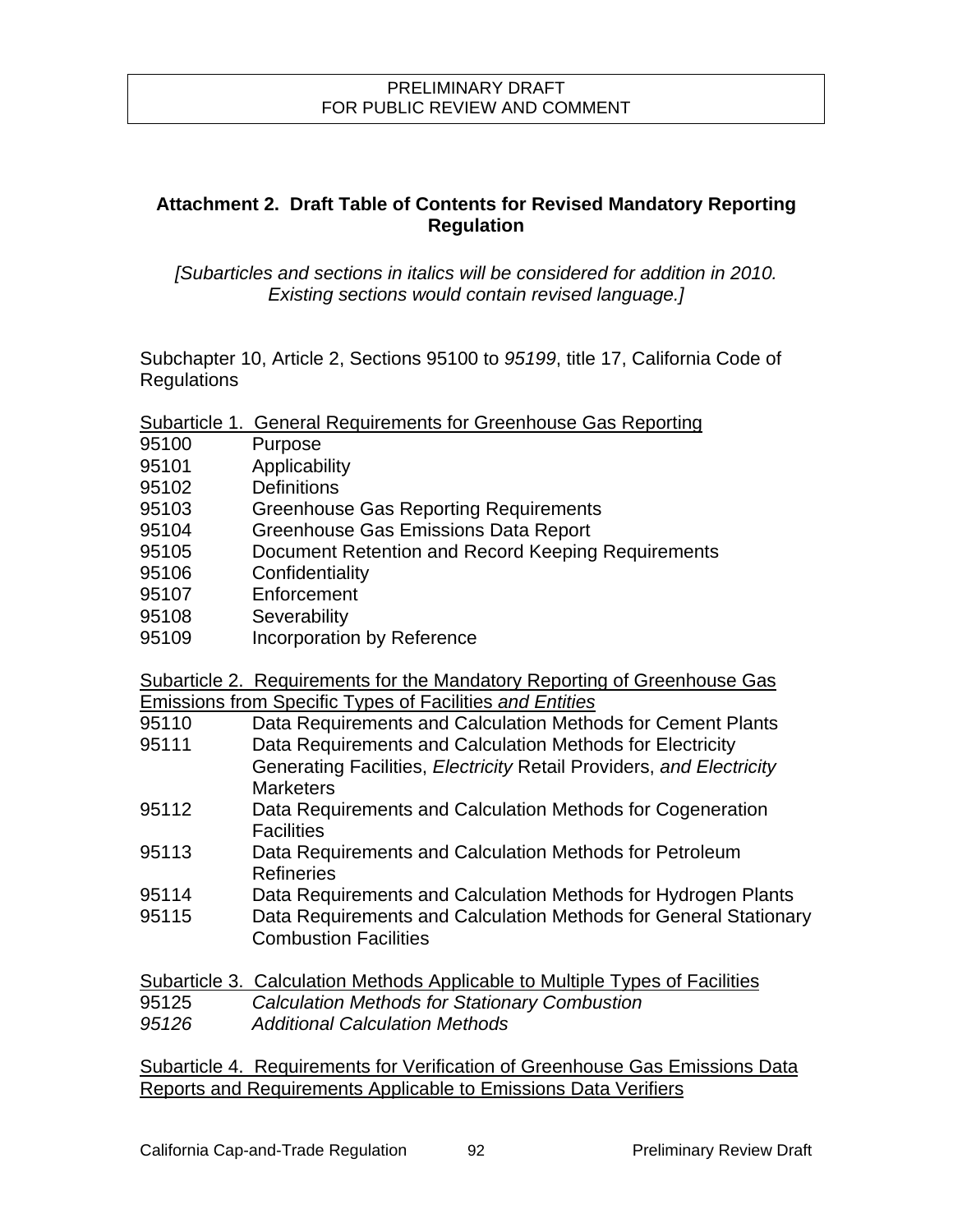PRELIMINARY DRAFT
FOR PUBLIC REVIEW AND COMMENT

## Attachment 2. Draft Table of Contents for Revised Mandatory Reporting Regulation

*[Subarticles and sections in italics will be considered for addition in 2010. Existing sections would contain revised language.]*

Subchapter 10, Article 2, Sections 95100 to *95199*, title 17, California Code of Regulations

Subarticle 1. General Requirements for Greenhouse Gas Reporting

95100 Purpose
95101 Applicability
95102 Definitions
95103 Greenhouse Gas Reporting Requirements
95104 Greenhouse Gas Emissions Data Report
95105 Document Retention and Record Keeping Requirements
95106 Confidentiality
95107 Enforcement
95108 Severability
95109 Incorporation by Reference

Subarticle 2. Requirements for the Mandatory Reporting of Greenhouse Gas Emissions from Specific Types of Facilities *and Entities*

95110 Data Requirements and Calculation Methods for Cement Plants
95111 Data Requirements and Calculation Methods for Electricity Generating Facilities, *Electricity* Retail Providers, *and Electricity* Marketers
95112 Data Requirements and Calculation Methods for Cogeneration Facilities
95113 Data Requirements and Calculation Methods for Petroleum Refineries
95114 Data Requirements and Calculation Methods for Hydrogen Plants
95115 Data Requirements and Calculation Methods for General Stationary Combustion Facilities

Subarticle 3. Calculation Methods Applicable to Multiple Types of Facilities

95125 *Calculation Methods for Stationary Combustion*
*95126 Additional Calculation Methods*

Subarticle 4. Requirements for Verification of Greenhouse Gas Emissions Data Reports and Requirements Applicable to Emissions Data Verifiers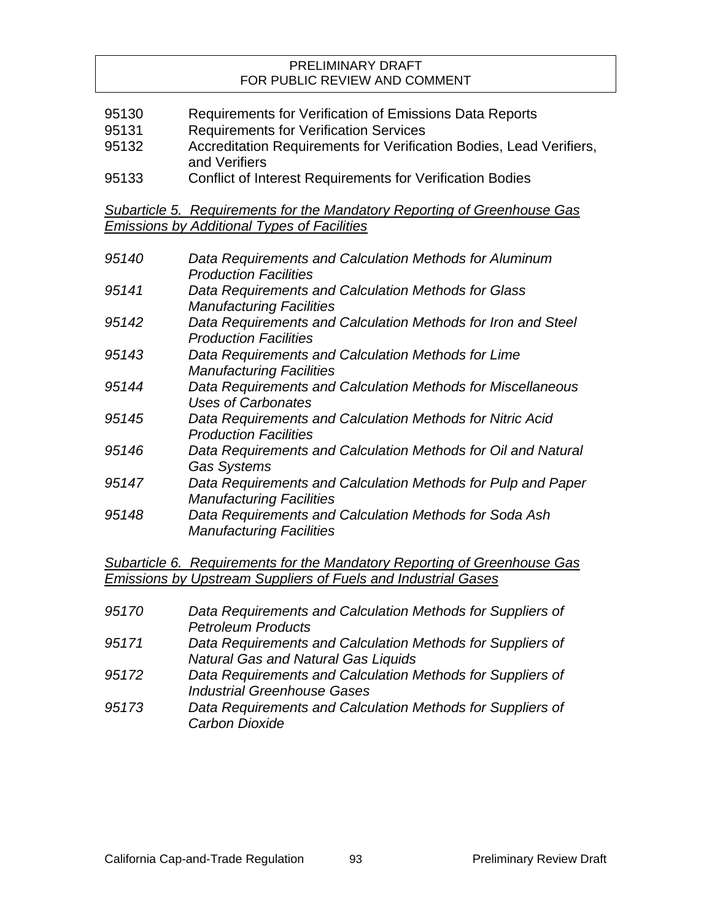PRELIMINARY DRAFT
FOR PUBLIC REVIEW AND COMMENT

95130 Requirements for Verification of Emissions Data Reports
95131 Requirements for Verification Services
95132 Accreditation Requirements for Verification Bodies, Lead Verifiers, and Verifiers
95133 Conflict of Interest Requirements for Verification Bodies

*Subarticle 5. Requirements for the Mandatory Reporting of Greenhouse Gas Emissions by Additional Types of Facilities*

*95140 Data Requirements and Calculation Methods for Aluminum Production Facilities*
*95141 Data Requirements and Calculation Methods for Glass Manufacturing Facilities*
*95142 Data Requirements and Calculation Methods for Iron and Steel Production Facilities*
*95143 Data Requirements and Calculation Methods for Lime Manufacturing Facilities*
*95144 Data Requirements and Calculation Methods for Miscellaneous Uses of Carbonates*
*95145 Data Requirements and Calculation Methods for Nitric Acid Production Facilities*
*95146 Data Requirements and Calculation Methods for Oil and Natural Gas Systems*
*95147 Data Requirements and Calculation Methods for Pulp and Paper Manufacturing Facilities*
*95148 Data Requirements and Calculation Methods for Soda Ash Manufacturing Facilities*

*Subarticle 6. Requirements for the Mandatory Reporting of Greenhouse Gas Emissions by Upstream Suppliers of Fuels and Industrial Gases*

*95170 Data Requirements and Calculation Methods for Suppliers of Petroleum Products*
*95171 Data Requirements and Calculation Methods for Suppliers of Natural Gas and Natural Gas Liquids*
*95172 Data Requirements and Calculation Methods for Suppliers of Industrial Greenhouse Gases*
*95173 Data Requirements and Calculation Methods for Suppliers of Carbon Dioxide*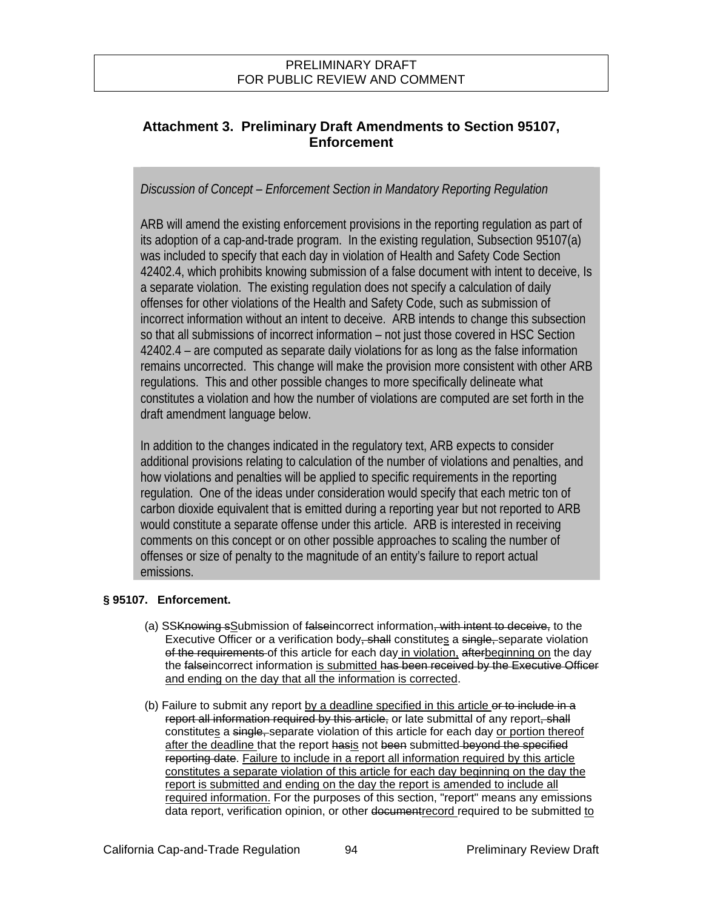PRELIMINARY DRAFT
FOR PUBLIC REVIEW AND COMMENT

## Attachment 3. Preliminary Draft Amendments to Section 95107, Enforcement

*Discussion of Concept – Enforcement Section in Mandatory Reporting Regulation*

ARB will amend the existing enforcement provisions in the reporting regulation as part of its adoption of a cap-and-trade program. In the existing regulation, Subsection 95107(a) was included to specify that each day in violation of Health and Safety Code Section 42402.4, which prohibits knowing submission of a false document with intent to deceive, Is a separate violation. The existing regulation does not specify a calculation of daily offenses for other violations of the Health and Safety Code, such as submission of incorrect information without an intent to deceive. ARB intends to change this subsection so that all submissions of incorrect information – not just those covered in HSC Section 42402.4 – are computed as separate daily violations for as long as the false information remains uncorrected. This change will make the provision more consistent with other ARB regulations. This and other possible changes to more specifically delineate what constitutes a violation and how the number of violations are computed are set forth in the draft amendment language below.

In addition to the changes indicated in the regulatory text, ARB expects to consider additional provisions relating to calculation of the number of violations and penalties, and how violations and penalties will be applied to specific requirements in the reporting regulation. One of the ideas under consideration would specify that each metric ton of carbon dioxide equivalent that is emitted during a reporting year but not reported to ARB would constitute a separate offense under this article. ARB is interested in receiving comments on this concept or on other possible approaches to scaling the number of offenses or size of penalty to the magnitude of an entity's failure to report actual emissions.

**§ 95107. Enforcement.**

(a) SS~~Knowing s~~<u>S</u>ubmission of ~~false~~incorrect information~~, with intent to deceive,~~ to the Executive Officer or a verification body~~, shall~~ constitute<u>s</u> a ~~single,~~ separate violation ~~of the requirements~~ of this article for each day<u> in violation,</u> ~~after~~<u>beginning on</u> the day the ~~false~~incorrect information <u>is submitted</u> ~~has been received by the Executive Officer~~ <u>and ending on the day that all the information is corrected</u>.

(b) Failure to submit any report <u>by a deadline specified in this article</u> ~~or to include in a report all information required by this article,~~ or late submittal of any report~~, shall~~ constitute<u>s</u> a ~~single,~~ separate violation of this article for each day <u>or portion thereof after the deadline</u> that the report ~~has~~<u>is</u> not ~~been~~ submitted ~~beyond the specified reporting date~~. <u>Failure to include in a report all information required by this article constitutes a separate violation of this article for each day beginning on the day the report is submitted and ending on the day the report is amended to include all required information.</u> For the purposes of this section, "report" means any emissions data report, verification opinion, or other ~~document~~<u>record</u> required to be submitted <u>to</u>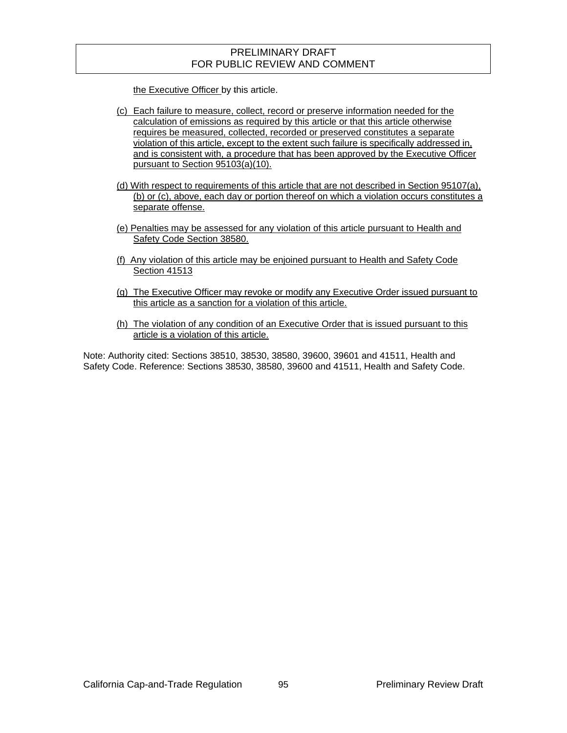the Executive Officer by this article.

(c) Each failure to measure, collect, record or preserve information needed for the calculation of emissions as required by this article or that this article otherwise requires be measured, collected, recorded or preserved constitutes a separate violation of this article, except to the extent such failure is specifically addressed in, and is consistent with, a procedure that has been approved by the Executive Officer pursuant to Section 95103(a)(10).

(d) With respect to requirements of this article that are not described in Section 95107(a), (b) or (c), above, each day or portion thereof on which a violation occurs constitutes a separate offense.

(e) Penalties may be assessed for any violation of this article pursuant to Health and Safety Code Section 38580.

(f) Any violation of this article may be enjoined pursuant to Health and Safety Code Section 41513

(g) The Executive Officer may revoke or modify any Executive Order issued pursuant to this article as a sanction for a violation of this article.

(h) The violation of any condition of an Executive Order that is issued pursuant to this article is a violation of this article.

Note: Authority cited: Sections 38510, 38530, 38580, 39600, 39601 and 41511, Health and Safety Code. Reference: Sections 38530, 38580, 39600 and 41511, Health and Safety Code.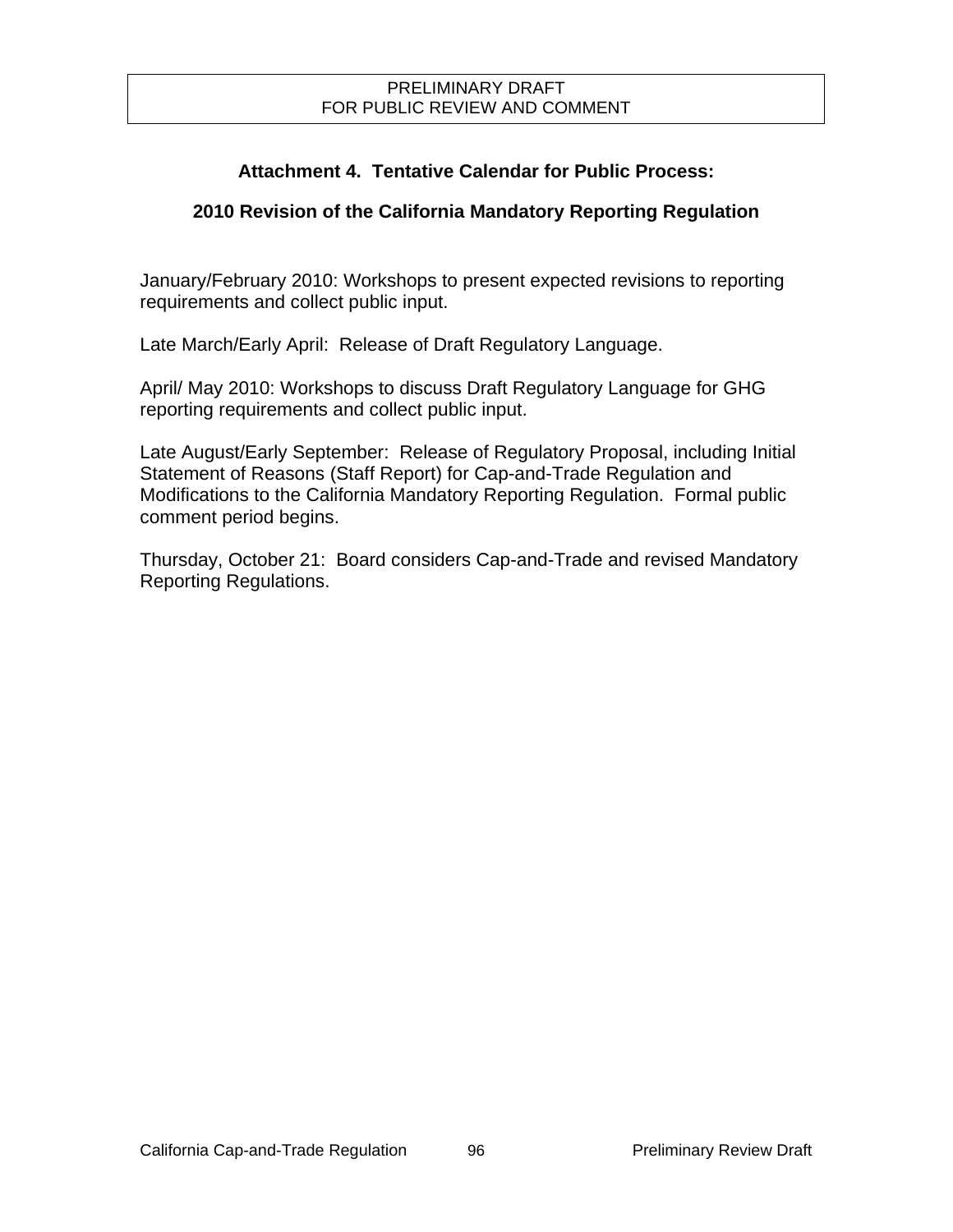PRELIMINARY DRAFT
FOR PUBLIC REVIEW AND COMMENT

## Attachment 4. Tentative Calendar for Public Process:

## 2010 Revision of the California Mandatory Reporting Regulation

January/February 2010: Workshops to present expected revisions to reporting requirements and collect public input.

Late March/Early April: Release of Draft Regulatory Language.

April/ May 2010: Workshops to discuss Draft Regulatory Language for GHG reporting requirements and collect public input.

Late August/Early September: Release of Regulatory Proposal, including Initial Statement of Reasons (Staff Report) for Cap-and-Trade Regulation and Modifications to the California Mandatory Reporting Regulation. Formal public comment period begins.

Thursday, October 21: Board considers Cap-and-Trade and revised Mandatory Reporting Regulations.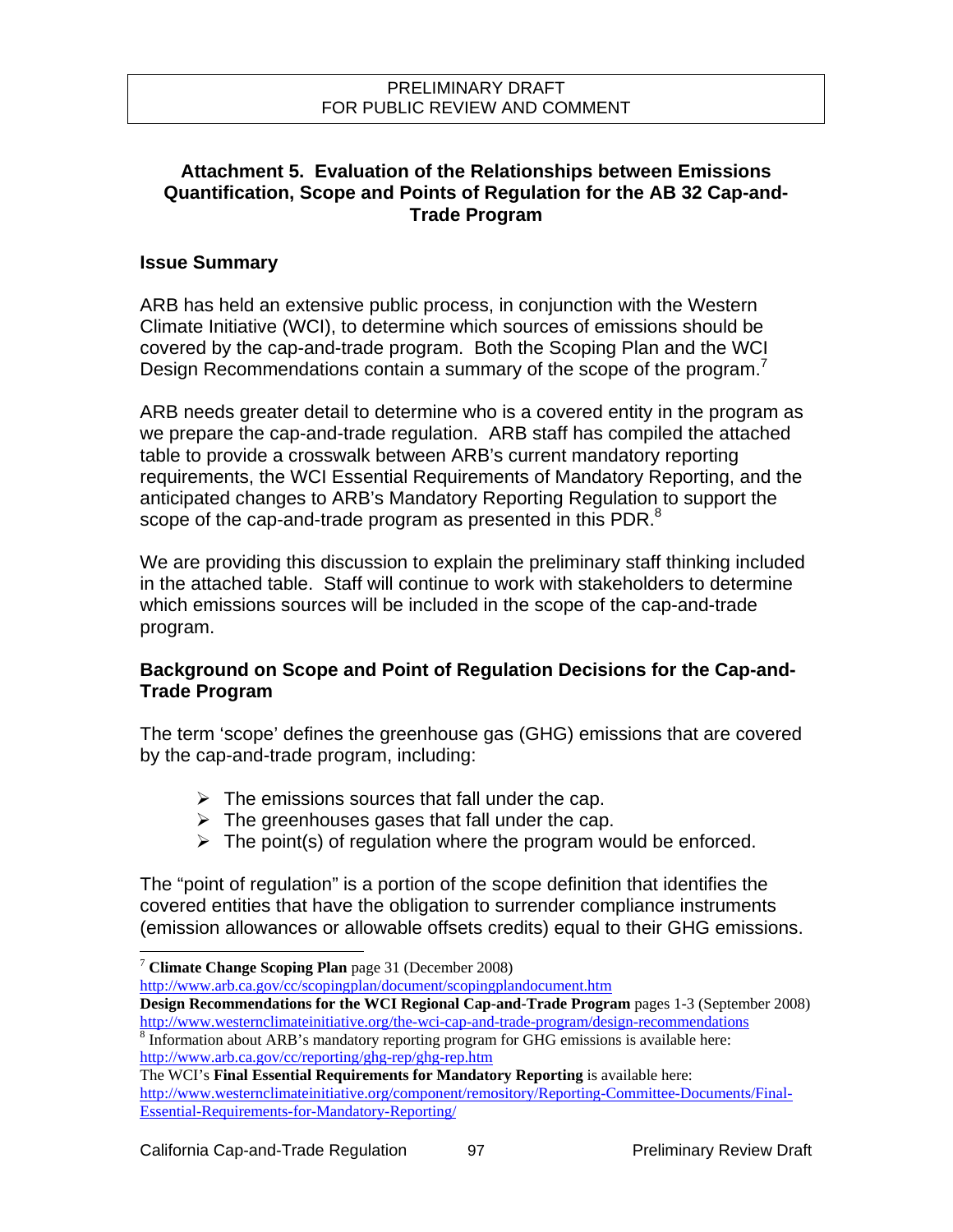PRELIMINARY DRAFT
FOR PUBLIC REVIEW AND COMMENT

## Attachment 5. Evaluation of the Relationships between Emissions Quantification, Scope and Points of Regulation for the AB 32 Cap-and-Trade Program

### Issue Summary

ARB has held an extensive public process, in conjunction with the Western Climate Initiative (WCI), to determine which sources of emissions should be covered by the cap-and-trade program. Both the Scoping Plan and the WCI Design Recommendations contain a summary of the scope of the program.[7]

ARB needs greater detail to determine who is a covered entity in the program as we prepare the cap-and-trade regulation. ARB staff has compiled the attached table to provide a crosswalk between ARB's current mandatory reporting requirements, the WCI Essential Requirements of Mandatory Reporting, and the anticipated changes to ARB's Mandatory Reporting Regulation to support the scope of the cap-and-trade program as presented in this PDR.[8]

We are providing this discussion to explain the preliminary staff thinking included in the attached table. Staff will continue to work with stakeholders to determine which emissions sources will be included in the scope of the cap-and-trade program.

### Background on Scope and Point of Regulation Decisions for the Cap-and-Trade Program

The term 'scope' defines the greenhouse gas (GHG) emissions that are covered by the cap-and-trade program, including:

- The emissions sources that fall under the cap.
- The greenhouses gases that fall under the cap.
- The point(s) of regulation where the program would be enforced.

The "point of regulation" is a portion of the scope definition that identifies the covered entities that have the obligation to surrender compliance instruments (emission allowances or allowable offsets credits) equal to their GHG emissions.

---

[7] **Climate Change Scoping Plan** page 31 (December 2008)
http://www.arb.ca.gov/cc/scopingplan/document/scopingplandocument.htm
**Design Recommendations for the WCI Regional Cap-and-Trade Program** pages 1-3 (September 2008)
http://www.westernclimateinitiative.org/the-wci-cap-and-trade-program/design-recommendations

[8] Information about ARB's mandatory reporting program for GHG emissions is available here:
http://www.arb.ca.gov/cc/reporting/ghg-rep/ghg-rep.htm
The WCI's **Final Essential Requirements for Mandatory Reporting** is available here:
http://www.westernclimateinitiative.org/component/remository/Reporting-Committee-Documents/Final-Essential-Requirements-for-Mandatory-Reporting/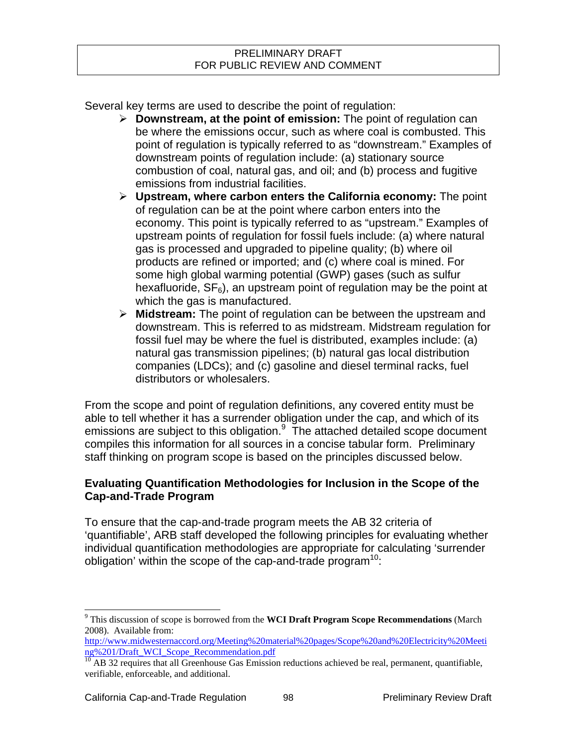Several key terms are used to describe the point of regulation:

- **Downstream, at the point of emission:** The point of regulation can be where the emissions occur, such as where coal is combusted. This point of regulation is typically referred to as "downstream." Examples of downstream points of regulation include: (a) stationary source combustion of coal, natural gas, and oil; and (b) process and fugitive emissions from industrial facilities.
- **Upstream, where carbon enters the California economy:** The point of regulation can be at the point where carbon enters into the economy. This point is typically referred to as "upstream." Examples of upstream points of regulation for fossil fuels include: (a) where natural gas is processed and upgraded to pipeline quality; (b) where oil products are refined or imported; and (c) where coal is mined. For some high global warming potential (GWP) gases (such as sulfur hexafluoride, $SF_6$), an upstream point of regulation may be the point at which the gas is manufactured.
- **Midstream:** The point of regulation can be between the upstream and downstream. This is referred to as midstream. Midstream regulation for fossil fuel may be where the fuel is distributed, examples include: (a) natural gas transmission pipelines; (b) natural gas local distribution companies (LDCs); and (c) gasoline and diesel terminal racks, fuel distributors or wholesalers.

From the scope and point of regulation definitions, any covered entity must be able to tell whether it has a surrender obligation under the cap, and which of its emissions are subject to this obligation.[9] The attached detailed scope document compiles this information for all sources in a concise tabular form. Preliminary staff thinking on program scope is based on the principles discussed below.

**Evaluating Quantification Methodologies for Inclusion in the Scope of the Cap-and-Trade Program**

To ensure that the cap-and-trade program meets the AB 32 criteria of 'quantifiable', ARB staff developed the following principles for evaluating whether individual quantification methodologies are appropriate for calculating 'surrender obligation' within the scope of the cap-and-trade program[10]:

---

[9] This discussion of scope is borrowed from the **WCI Draft Program Scope Recommendations** (March 2008). Available from: http://www.midwesternaccord.org/Meeting%20material%20pages/Scope%20and%20Electricity%20Meeting%201/Draft_WCI_Scope_Recommendation.pdf

[10] AB 32 requires that all Greenhouse Gas Emission reductions achieved be real, permanent, quantifiable, verifiable, enforceable, and additional.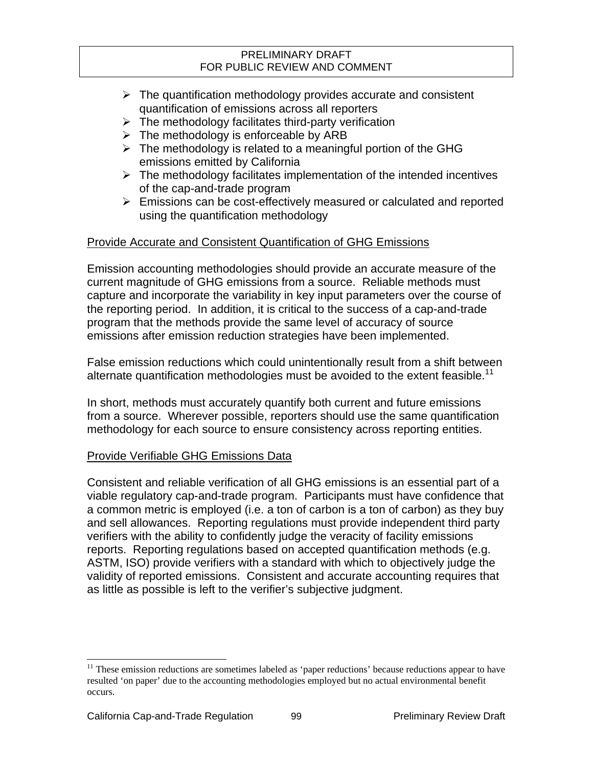- The quantification methodology provides accurate and consistent quantification of emissions across all reporters
- The methodology facilitates third-party verification
- The methodology is enforceable by ARB
- The methodology is related to a meaningful portion of the GHG emissions emitted by California
- The methodology facilitates implementation of the intended incentives of the cap-and-trade program
- Emissions can be cost-effectively measured or calculated and reported using the quantification methodology

<u>Provide Accurate and Consistent Quantification of GHG Emissions</u>

Emission accounting methodologies should provide an accurate measure of the current magnitude of GHG emissions from a source. Reliable methods must capture and incorporate the variability in key input parameters over the course of the reporting period. In addition, it is critical to the success of a cap-and-trade program that the methods provide the same level of accuracy of source emissions after emission reduction strategies have been implemented.

False emission reductions which could unintentionally result from a shift between alternate quantification methodologies must be avoided to the extent feasible.[11]

In short, methods must accurately quantify both current and future emissions from a source. Wherever possible, reporters should use the same quantification methodology for each source to ensure consistency across reporting entities.

<u>Provide Verifiable GHG Emissions Data</u>

Consistent and reliable verification of all GHG emissions is an essential part of a viable regulatory cap-and-trade program. Participants must have confidence that a common metric is employed (i.e. a ton of carbon is a ton of carbon) as they buy and sell allowances. Reporting regulations must provide independent third party verifiers with the ability to confidently judge the veracity of facility emissions reports. Reporting regulations based on accepted quantification methods (e.g. ASTM, ISO) provide verifiers with a standard with which to objectively judge the validity of reported emissions. Consistent and accurate accounting requires that as little as possible is left to the verifier's subjective judgment.

---

[11] These emission reductions are sometimes labeled as 'paper reductions' because reductions appear to have resulted 'on paper' due to the accounting methodologies employed but no actual environmental benefit occurs.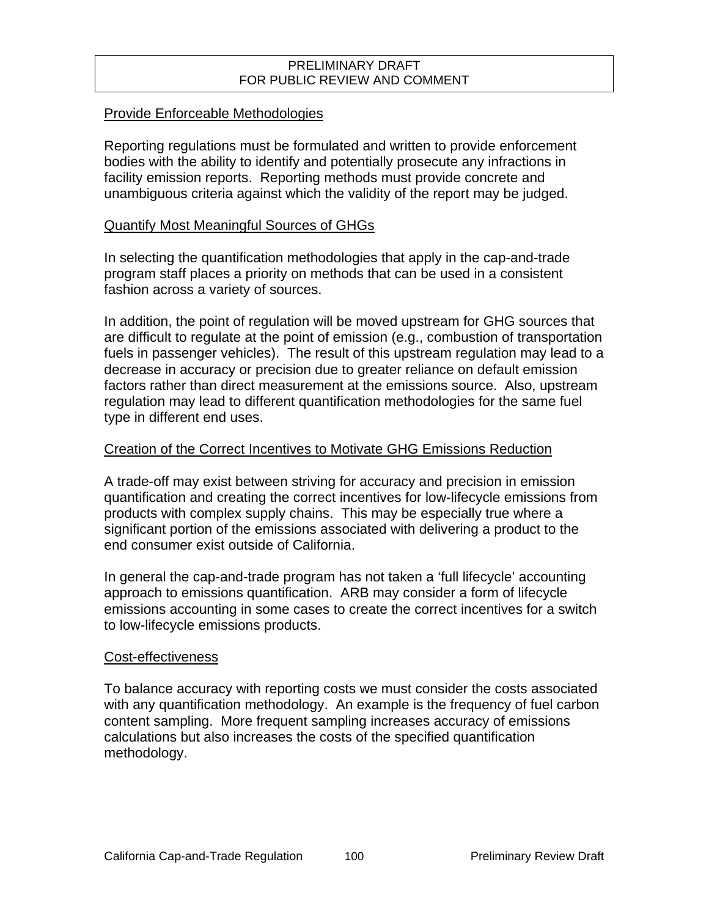### Provide Enforceable Methodologies

Reporting regulations must be formulated and written to provide enforcement bodies with the ability to identify and potentially prosecute any infractions in facility emission reports. Reporting methods must provide concrete and unambiguous criteria against which the validity of the report may be judged.

### Quantify Most Meaningful Sources of GHGs

In selecting the quantification methodologies that apply in the cap-and-trade program staff places a priority on methods that can be used in a consistent fashion across a variety of sources.

In addition, the point of regulation will be moved upstream for GHG sources that are difficult to regulate at the point of emission (e.g., combustion of transportation fuels in passenger vehicles). The result of this upstream regulation may lead to a decrease in accuracy or precision due to greater reliance on default emission factors rather than direct measurement at the emissions source. Also, upstream regulation may lead to different quantification methodologies for the same fuel type in different end uses.

### Creation of the Correct Incentives to Motivate GHG Emissions Reduction

A trade-off may exist between striving for accuracy and precision in emission quantification and creating the correct incentives for low-lifecycle emissions from products with complex supply chains. This may be especially true where a significant portion of the emissions associated with delivering a product to the end consumer exist outside of California.

In general the cap-and-trade program has not taken a 'full lifecycle' accounting approach to emissions quantification. ARB may consider a form of lifecycle emissions accounting in some cases to create the correct incentives for a switch to low-lifecycle emissions products.

### Cost-effectiveness

To balance accuracy with reporting costs we must consider the costs associated with any quantification methodology. An example is the frequency of fuel carbon content sampling. More frequent sampling increases accuracy of emissions calculations but also increases the costs of the specified quantification methodology.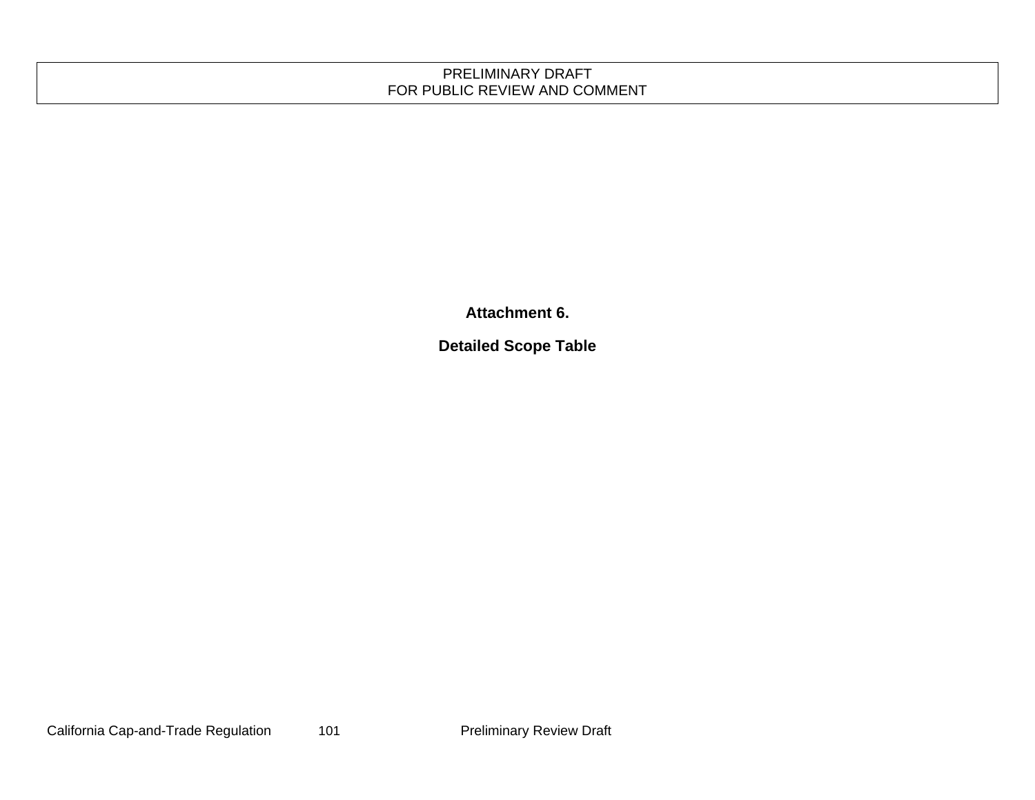**Attachment 6.**

**Detailed Scope Table**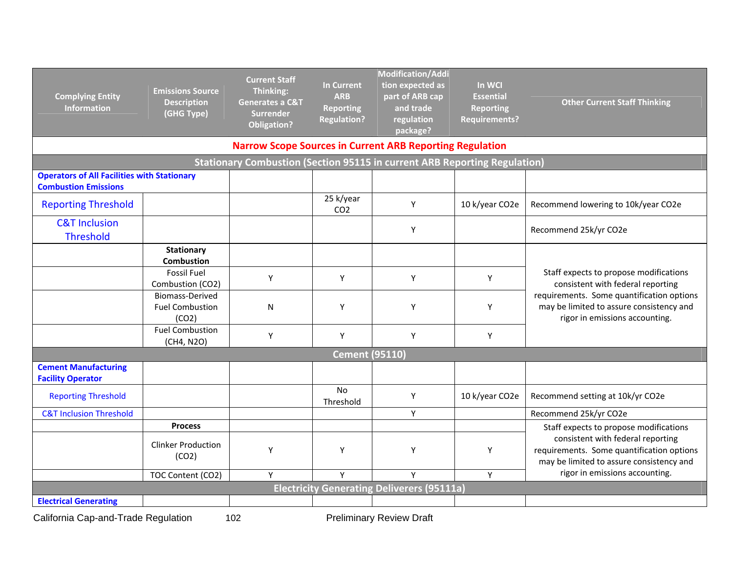| Complying Entity Information | Emissions Source Description (GHG Type) | Current Staff Thinking: Generates a C&T Surrender Obligation? | In Current ARB Reporting Regulation? | Modification/Addition expected as part of ARB cap and trade regulation package? | In WCI Essential Reporting Requirements? | Other Current Staff Thinking |
|---|---|---|---|---|---|---|
| **Narrow Scope Sources in Current ARB Reporting Regulation** | | | | | | |
| **Stationary Combustion (Section 95115 in current ARB Reporting Regulation)** | | | | | | |
| **Operators of All Facilities with Stationary Combustion Emissions** | | | | | | |
| Reporting Threshold | | | 25 k/year $CO_2$ | Y | 10 k/year CO2e | Recommend lowering to 10k/year CO2e |
| C&T Inclusion Threshold | | | | Y | | Recommend 25k/yr CO2e |
| | **Stationary Combustion** | | | | | Staff expects to propose modifications consistent with federal reporting requirements. Some quantification options may be limited to assure consistency and rigor in emissions accounting. |
| | Fossil Fuel Combustion ($CO_2$) | Y | Y | Y | Y | |
| | Biomass-Derived Fuel Combustion ($CO_2$) | N | Y | Y | Y | |
| | Fuel Combustion ($CH_4$, $N_2O$) | Y | Y | Y | Y | |
| **Cement (95110)** | | | | | | |
| **Cement Manufacturing Facility Operator** | | | | | | |
| Reporting Threshold | | | No Threshold | Y | 10 k/year CO2e | Recommend setting at 10k/yr CO2e |
| C&T Inclusion Threshold | | | | Y | | Recommend 25k/yr CO2e |
| | **Process** | | | | | Staff expects to propose modifications consistent with federal reporting requirements. Some quantification options may be limited to assure consistency and rigor in emissions accounting. |
| | Clinker Production ($CO_2$) | Y | Y | Y | Y | |
| | TOC Content ($CO_2$) | Y | Y | Y | Y | |
| **Electricity Generating Deliverers (95111a)** | | | | | | |
| **Electrical Generating** | | | | | | |

California Cap-and-Trade Regulation Preliminary Review Draft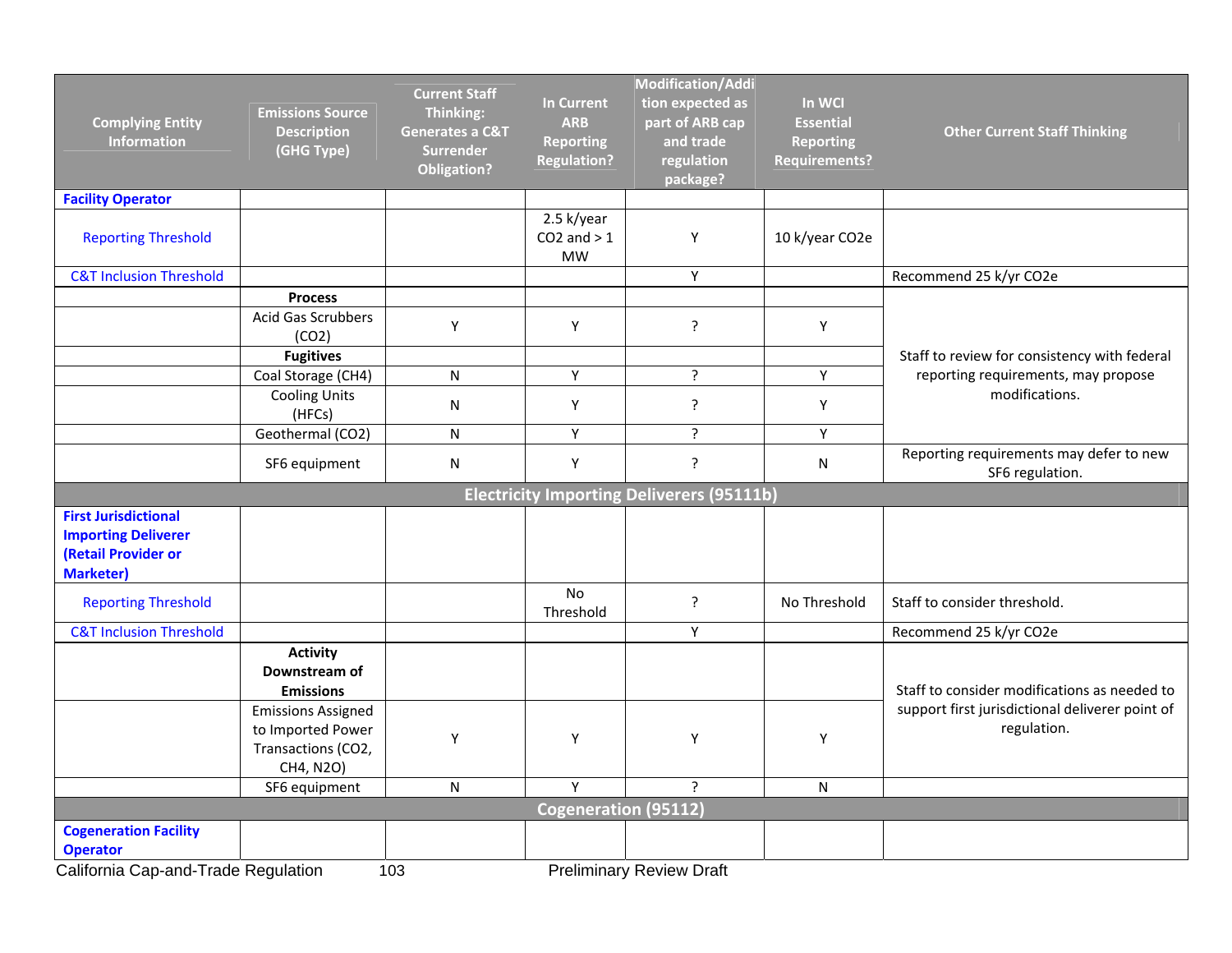| Complying Entity Information | Emissions Source Description (GHG Type) | Current Staff Thinking: Generates a C&T Surrender Obligation? | In Current ARB Reporting Regulation? | Modification/Addition expected as part of ARB cap and trade regulation package? | In WCI Essential Reporting Requirements? | Other Current Staff Thinking |
|---|---|---|---|---|---|---|
| **Facility Operator** | | | | | | |
| Reporting Threshold | | | 2.5 k/year $CO_2$ and > 1 MW | Y | 10 k/year $CO_2e$ | |
| C&T Inclusion Threshold | | | | Y | | Recommend 25 k/yr $CO_2e$ |
| | **Process** | | | | | |
| | Acid Gas Scrubbers ($CO_2$) | Y | Y | ? | Y | Staff to review for consistency with federal reporting requirements, may propose modifications. |
| | **Fugitives** | | | | | |
| | Coal Storage ($CH_4$) | N | Y | ? | Y | |
| | Cooling Units (HFCs) | N | Y | ? | Y | |
| | Geothermal ($CO_2$) | N | Y | ? | Y | |
| | SF6 equipment | N | Y | ? | N | Reporting requirements may defer to new SF6 regulation. |
| **Electricity Importing Deliverers (95111b)** | | | | | | |
| **First Jurisdictional Importing Deliverer (Retail Provider or Marketer)** | | | | | | |
| Reporting Threshold | | | No Threshold | ? | No Threshold | Staff to consider threshold. |
| C&T Inclusion Threshold | | | | Y | | Recommend 25 k/yr $CO_2e$ |
| | **Activity Downstream of Emissions** | | | | | Staff to consider modifications as needed to support first jurisdictional deliverer point of regulation. |
| | Emissions Assigned to Imported Power Transactions ($CO_2$, $CH_4$, $N_2O$) | Y | Y | Y | Y | |
| | SF6 equipment | N | Y | ? | N | |
| **Cogeneration (95112)** | | | | | | |
| **Cogeneration Facility Operator** | | | | | | |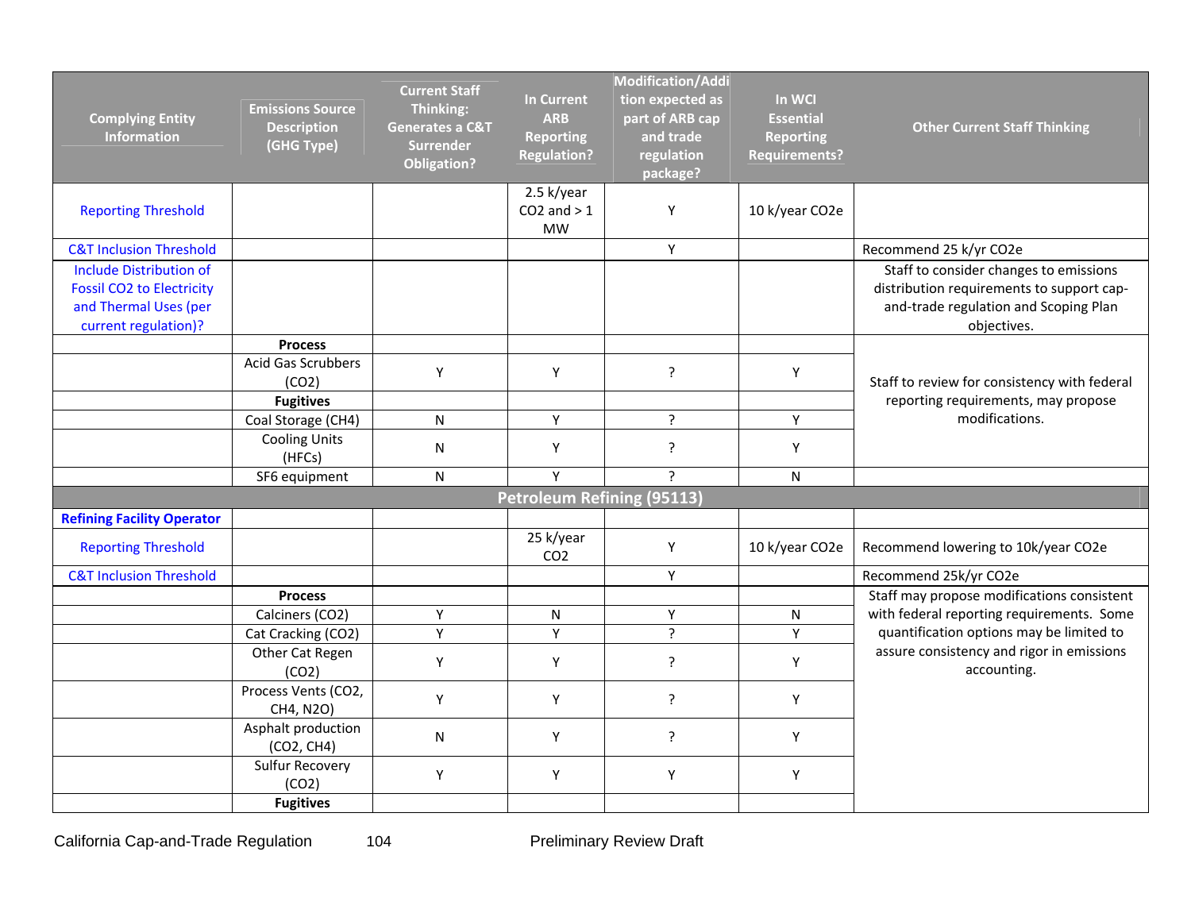| Complying Entity Information | Emissions Source Description (GHG Type) | Current Staff Thinking: Generates a C&T Surrender Obligation? | In Current ARB Reporting Regulation? | Modification/Addition expected as part of ARB cap and trade regulation package? | In WCI Essential Reporting Requirements? | Other Current Staff Thinking |
|---|---|---|---|---|---|---|
| Reporting Threshold | | | 2.5 k/year $CO_2$ and > 1 MW | Y | 10 k/year $CO_2e$ | |
| C&T Inclusion Threshold | | | | Y | | Recommend 25 k/yr $CO_2e$ |
| Include Distribution of Fossil $CO_2$ to Electricity and Thermal Uses (per current regulation)? | | | | | | Staff to consider changes to emissions distribution requirements to support cap-and-trade regulation and Scoping Plan objectives. |
| | **Process** | | | | | Staff to review for consistency with federal reporting requirements, may propose modifications. |
| | Acid Gas Scrubbers ($CO_2$) | Y | Y | ? | Y | |
| | **Fugitives** | | | | | |
| | Coal Storage ($CH_4$) | N | Y | ? | Y | |
| | Cooling Units (HFCs) | N | Y | ? | Y | |
| | SF6 equipment | N | Y | ? | N | |
| **Petroleum Refining (95113)** | | | | | | |
| **Refining Facility Operator** | | | | | | |
| Reporting Threshold | | | 25 k/year $CO_2$ | Y | 10 k/year $CO_2e$ | Recommend lowering to 10k/year $CO_2e$ |
| C&T Inclusion Threshold | | | | Y | | Recommend 25k/yr $CO_2e$ |
| | **Process** | | | | | Staff may propose modifications consistent with federal reporting requirements. Some quantification options may be limited to assure consistency and rigor in emissions accounting. |
| | Calciners ($CO_2$) | Y | N | Y | N | |
| | Cat Cracking ($CO_2$) | Y | Y | ? | Y | |
| | Other Cat Regen ($CO_2$) | Y | Y | ? | Y | |
| | Process Vents ($CO_2$, $CH_4$, $N_2O$) | Y | Y | ? | Y | |
| | Asphalt production ($CO_2$, $CH_4$) | N | Y | ? | Y | |
| | Sulfur Recovery ($CO_2$) | Y | Y | Y | Y | |
| | **Fugitives** | | | | | |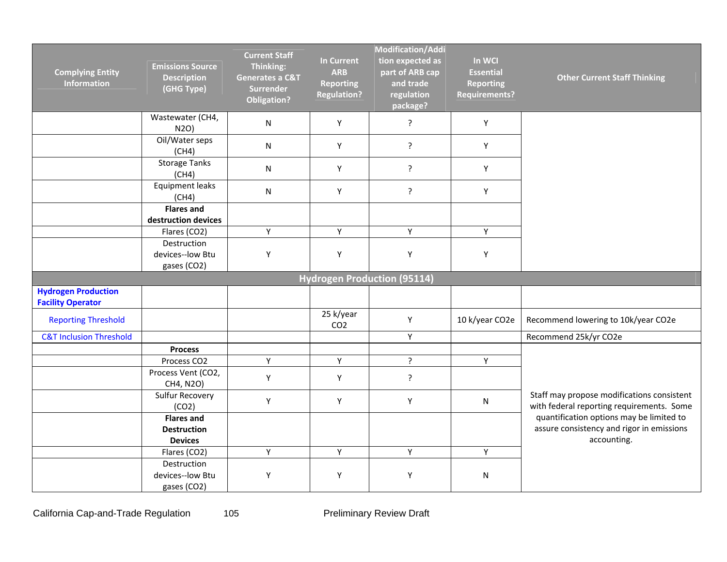| Complying Entity Information | Emissions Source Description (GHG Type) | Current Staff Thinking: Generates a C&T Surrender Obligation? | In Current ARB Reporting Regulation? | Modification/Addition expected as part of ARB cap and trade regulation package? | In WCI Essential Reporting Requirements? | Other Current Staff Thinking |
|---|---|---|---|---|---|---|
| | Wastewater ($CH_4$, $N_2O$) | N | Y | ? | Y | |
| | Oil/Water seps ($CH_4$) | N | Y | ? | Y | |
| | Storage Tanks ($CH_4$) | N | Y | ? | Y | |
| | Equipment leaks ($CH_4$) | N | Y | ? | Y | |
| | **Flares and destruction devices** | | | | | |
| | Flares ($CO_2$) | Y | Y | Y | Y | |
| | Destruction devices--low Btu gases ($CO_2$) | Y | Y | Y | Y | |
| **Hydrogen Production (95114)** | | | | | | |
| **Hydrogen Production Facility Operator** | | | | | | |
| Reporting Threshold | | | 25 k/year $CO_2$ | Y | 10 k/year $CO_2$e | Recommend lowering to 10k/year $CO_2$e |
| C&T Inclusion Threshold | | | | Y | | Recommend 25k/yr $CO_2$e |
| | **Process** | | | | | Staff may propose modifications consistent with federal reporting requirements. Some quantification options may be limited to assure consistency and rigor in emissions accounting. |
| | Process $CO_2$ | Y | Y | ? | Y | |
| | Process Vent ($CO_2$, $CH_4$, $N_2O$) | Y | Y | ? | | |
| | Sulfur Recovery ($CO_2$) | Y | Y | Y | N | |
| | **Flares and Destruction Devices** | | | | | |
| | Flares ($CO_2$) | Y | Y | Y | Y | |
| | Destruction devices--low Btu gases ($CO_2$) | Y | Y | Y | N | |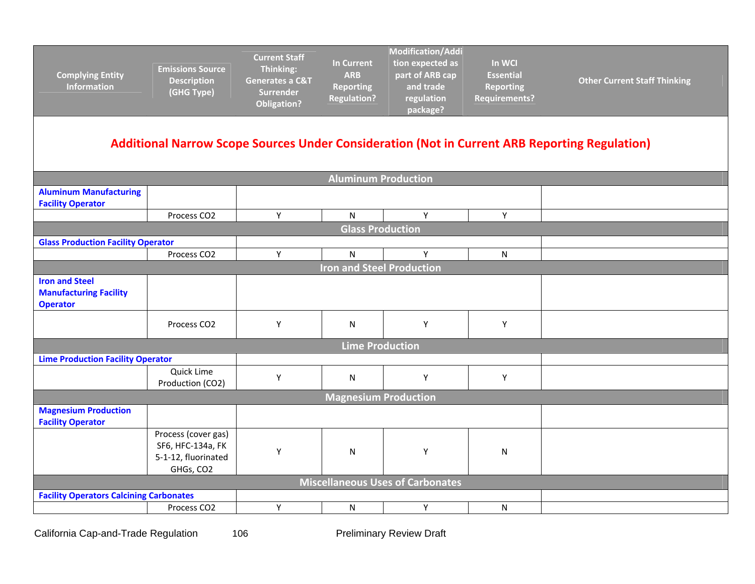| Complying Entity Information | Emissions Source Description (GHG Type) | Current Staff Thinking: Generates a C&T Surrender Obligation? | In Current ARB Reporting Regulation? | Modification/Addition expected as part of ARB cap and trade regulation package? | In WCI Essential Reporting Requirements? | Other Current Staff Thinking |
|---|---|---|---|---|---|---|
| **Additional Narrow Scope Sources Under Consideration (Not in Current ARB Reporting Regulation)** | | | | | | |
| **Aluminum Production** | | | | | | |
| **Aluminum Manufacturing Facility Operator** | | | | | | |
| | Process CO2 | Y | N | Y | Y | |
| **Glass Production** | | | | | | |
| **Glass Production Facility Operator** | | | | | | |
| | Process CO2 | Y | N | Y | N | |
| **Iron and Steel Production** | | | | | | |
| **Iron and Steel Manufacturing Facility Operator** | | | | | | |
| | Process CO2 | Y | N | Y | Y | |
| **Lime Production** | | | | | | |
| **Lime Production Facility Operator** | | | | | | |
| | Quick Lime Production (CO2) | Y | N | Y | Y | |
| **Magnesium Production** | | | | | | |
| **Magnesium Production Facility Operator** | | | | | | |
| | Process (cover gas) SF6, HFC-134a, FK 5-1-12, fluorinated GHGs, CO2 | Y | N | Y | N | |
| **Miscellaneous Uses of Carbonates** | | | | | | |
| **Facility Operators Calcining Carbonates** | | | | | | |
| | Process CO2 | Y | N | Y | N | |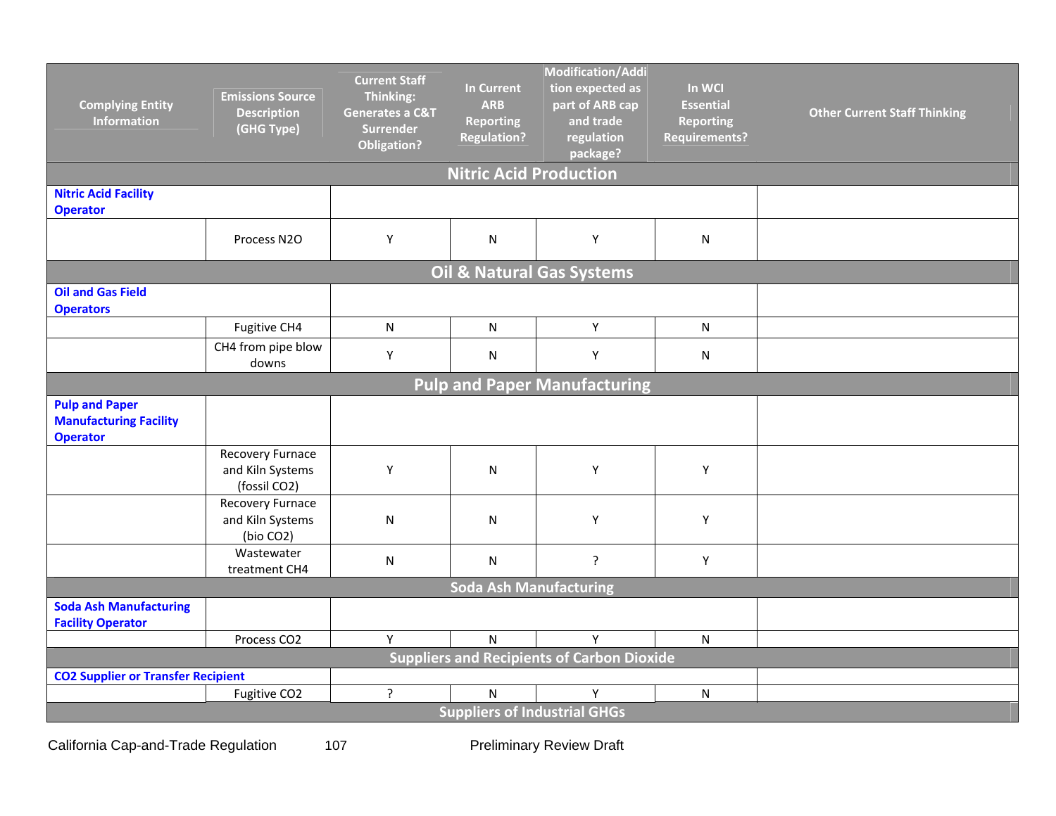| Complying Entity Information | Emissions Source Description (GHG Type) | Current Staff Thinking: Generates a C&T Surrender Obligation? | In Current ARB Reporting Regulation? | Modification/Addition expected as part of ARB cap and trade regulation package? | In WCI Essential Reporting Requirements? | Other Current Staff Thinking |
|---|---|---|---|---|---|---|
| **Nitric Acid Production** | | | | | | |
| **Nitric Acid Facility Operator** | | | | | | |
| | Process $N_2O$ | Y | N | Y | N | |
| **Oil & Natural Gas Systems** | | | | | | |
| **Oil and Gas Field Operators** | | | | | | |
| | Fugitive $CH_4$ | N | N | Y | N | |
| | $CH_4$ from pipe blow downs | Y | N | Y | N | |
| **Pulp and Paper Manufacturing** | | | | | | |
| **Pulp and Paper Manufacturing Facility Operator** | | | | | | |
| | Recovery Furnace and Kiln Systems (fossil $CO_2$) | Y | N | Y | Y | |
| | Recovery Furnace and Kiln Systems (bio $CO_2$) | N | N | Y | Y | |
| | Wastewater treatment $CH_4$ | N | N | ? | Y | |
| **Soda Ash Manufacturing** | | | | | | |
| **Soda Ash Manufacturing Facility Operator** | | | | | | |
| | Process $CO_2$ | Y | N | Y | N | |
| **Suppliers and Recipients of Carbon Dioxide** | | | | | | |
| **CO2 Supplier or Transfer Recipient** | | | | | | |
| | Fugitive $CO_2$ | ? | N | Y | N | |
| **Suppliers of Industrial GHGs** | | | | | | |

California Cap-and-Trade Regulation 107 Preliminary Review Draft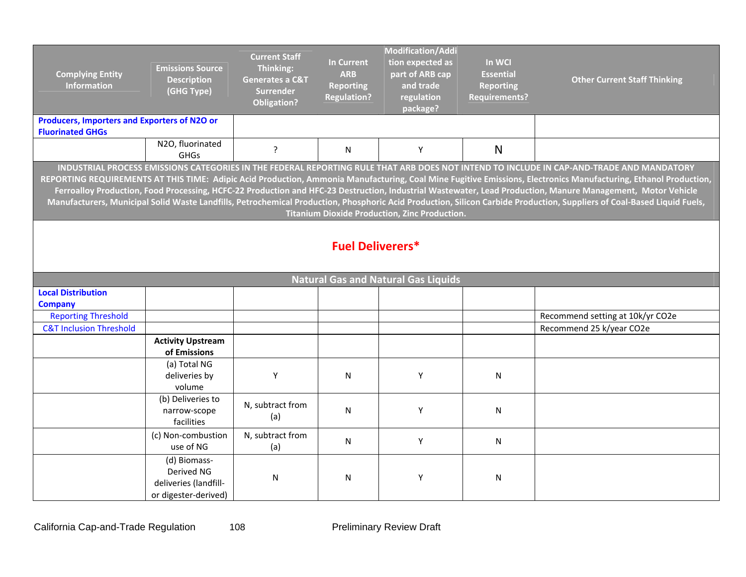| Complying Entity Information | Emissions Source Description (GHG Type) | Current Staff Thinking: Generates a C&T Surrender Obligation? | In Current ARB Reporting Regulation? | Modification/Addition expected as part of ARB cap and trade regulation package? | In WCI Essential Reporting Requirements? | Other Current Staff Thinking |
|---|---|---|---|---|---|---|
| **Producers, Importers and Exporters of $N_2O$ or Fluorinated GHGs** | | | | | | |
| | $N_2O$, fluorinated GHGs | ? | N | Y | N | |
| **INDUSTRIAL PROCESS EMISSIONS CATEGORIES IN THE FEDERAL REPORTING RULE THAT ARB DOES NOT INTEND TO INCLUDE IN CAP-AND-TRADE AND MANDATORY REPORTING REQUIREMENTS AT THIS TIME: Adipic Acid Production, Ammonia Manufacturing, Coal Mine Fugitive Emissions, Electronics Manufacturing, Ethanol Production, Ferroalloy Production, Food Processing, HCFC-22 Production and HFC-23 Destruction, Industrial Wastewater, Lead Production, Manure Management, Motor Vehicle Manufacturers, Municipal Solid Waste Landfills, Petrochemical Production, Phosphoric Acid Production, Silicon Carbide Production, Suppliers of Coal-Based Liquid Fuels, Titanium Dioxide Production, Zinc Production.** | | | | | | |
| **Fuel Deliverers*** | | | | | | |
| **Natural Gas and Natural Gas Liquids** | | | | | | |
| **Local Distribution Company** | | | | | | |
| Reporting Threshold | | | | | | Recommend setting at 10k/yr $CO_2e$ |
| C&T Inclusion Threshold | | | | | | Recommend 25 k/year $CO_2e$ |
| | **Activity Upstream of Emissions** | | | | | |
| | (a) Total NG deliveries by volume | Y | N | Y | N | |
| | (b) Deliveries to narrow-scope facilities | N, subtract from (a) | N | Y | N | |
| | (c) Non-combustion use of NG | N, subtract from (a) | N | Y | N | |
| | (d) Biomass-Derived NG deliveries (landfill- or digester-derived) | N | N | Y | N | |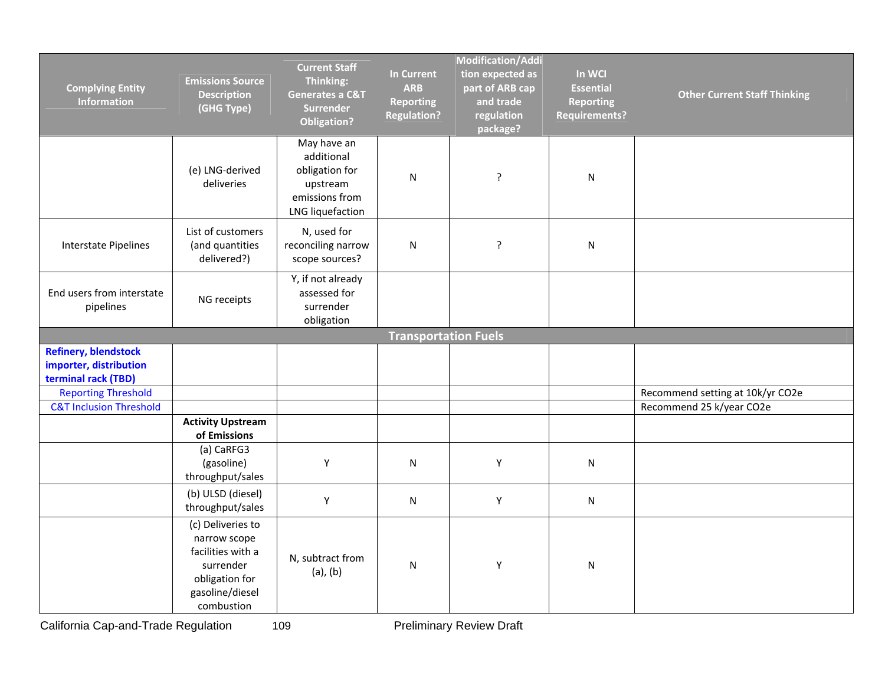| Complying Entity Information | Emissions Source Description (GHG Type) | Current Staff Thinking: Generates a C&T Surrender Obligation? | In Current ARB Reporting Regulation? | Modification/Addition expected as part of ARB cap and trade regulation package? | In WCI Essential Reporting Requirements? | Other Current Staff Thinking |
|---|---|---|---|---|---|---|
| | (e) LNG-derived deliveries | May have an additional obligation for upstream emissions from LNG liquefaction | N | ? | N | |
| Interstate Pipelines | List of customers (and quantities delivered?) | N, used for reconciling narrow scope sources? | N | ? | N | |
| End users from interstate pipelines | NG receipts | Y, if not already assessed for surrender obligation | | | | |
| **Transportation Fuels** | | | | | | |
| **Refinery, blendstock importer, distribution terminal rack (TBD)** | | | | | | |
| Reporting Threshold | | | | | | Recommend setting at 10k/yr CO2e |
| C&T Inclusion Threshold | | | | | | Recommend 25 k/year CO2e |
| | **Activity Upstream of Emissions** | | | | | |
| | (a) CaRFG3 (gasoline) throughput/sales | Y | N | Y | N | |
| | (b) ULSD (diesel) throughput/sales | Y | N | Y | N | |
| | (c) Deliveries to narrow scope facilities with a surrender obligation for gasoline/diesel combustion | N, subtract from (a), (b) | N | Y | N | |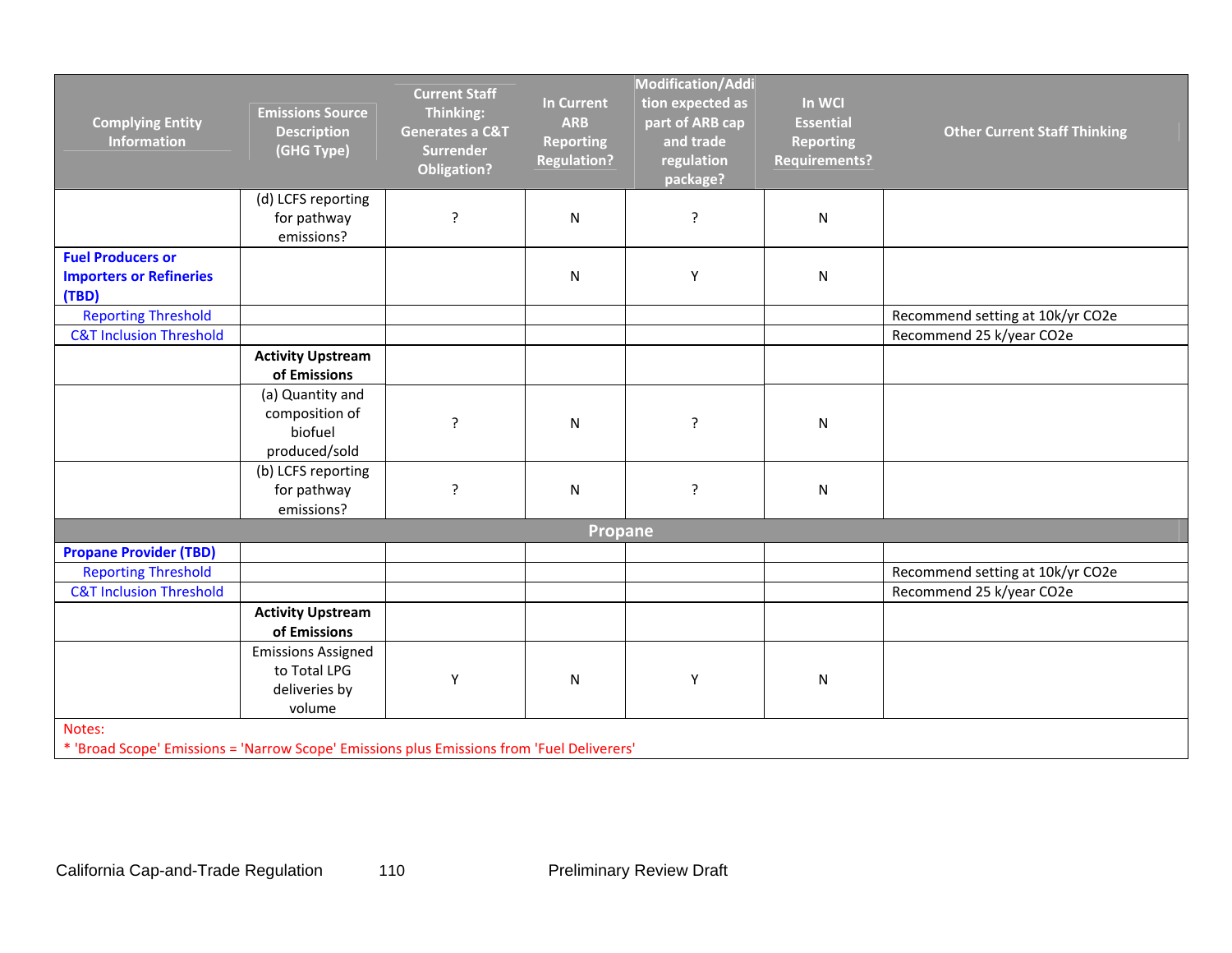| Complying Entity Information | Emissions Source Description (GHG Type) | Current Staff Thinking: Generates a C&T Surrender Obligation? | In Current ARB Reporting Regulation? | Modification/Addition expected as part of ARB cap and trade regulation package? | In WCI Essential Reporting Requirements? | Other Current Staff Thinking |
|---|---|---|---|---|---|---|
| | (d) LCFS reporting for pathway emissions? | ? | N | ? | N | |
| **Fuel Producers or Importers or Refineries (TBD)** | | | N | Y | N | |
| Reporting Threshold | | | | | | Recommend setting at 10k/yr CO2e |
| C&T Inclusion Threshold | | | | | | Recommend 25 k/year CO2e |
| | **Activity Upstream of Emissions** | | | | | |
| | (a) Quantity and composition of biofuel produced/sold | ? | N | ? | N | |
| | (b) LCFS reporting for pathway emissions? | ? | N | ? | N | |
| **Propane** | | | | | | |
| **Propane Provider (TBD)** | | | | | | |
| Reporting Threshold | | | | | | Recommend setting at 10k/yr CO2e |
| C&T Inclusion Threshold | | | | | | Recommend 25 k/year CO2e |
| | **Activity Upstream of Emissions** | | | | | |
| | Emissions Assigned to Total LPG deliveries by volume | Y | N | Y | N | |

Notes:

* 'Broad Scope' Emissions = 'Narrow Scope' Emissions plus Emissions from 'Fuel Deliverers'